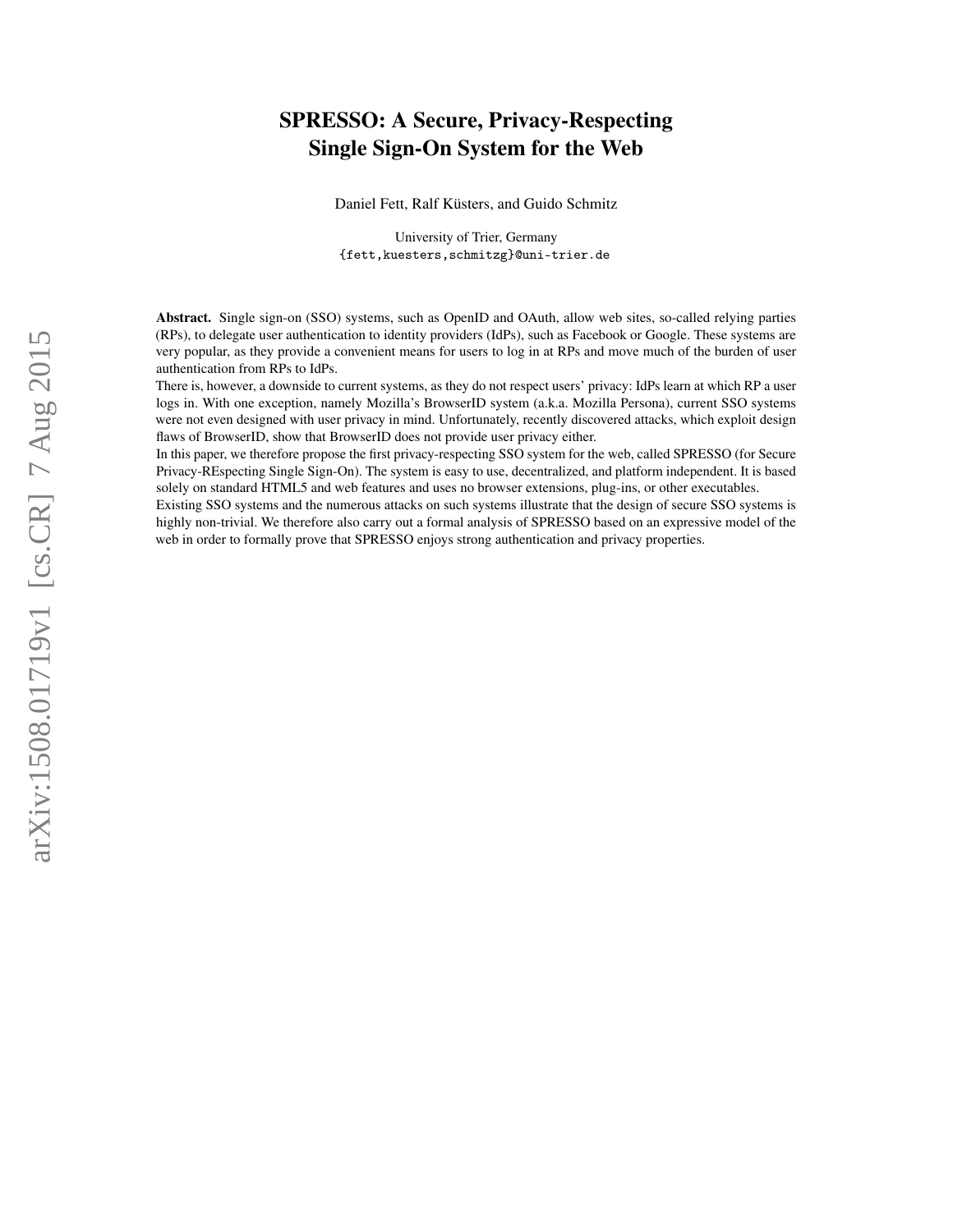# SPRESSO: A Secure, Privacy-Respecting Single Sign-On System for the Web

Daniel Fett, Ralf Küsters, and Guido Schmitz

University of Trier, Germany
{fett,kuesters,schmitzg}@uni-trier.de

**Abstract.** Single sign-on (SSO) systems, such as OpenID and OAuth, allow web sites, so-called relying parties (RPs), to delegate user authentication to identity providers (IdPs), such as Facebook or Google. These systems are very popular, as they provide a convenient means for users to log in at RPs and move much of the burden of user authentication from RPs to IdPs.

There is, however, a downside to current systems, as they do not respect users' privacy: IdPs learn at which RP a user logs in. With one exception, namely Mozilla's BrowserID system (a.k.a. Mozilla Persona), current SSO systems were not even designed with user privacy in mind. Unfortunately, recently discovered attacks, which exploit design flaws of BrowserID, show that BrowserID does not provide user privacy either.

In this paper, we therefore propose the first privacy-respecting SSO system for the web, called SPRESSO (for Secure Privacy-REspecting Single Sign-On). The system is easy to use, decentralized, and platform independent. It is based solely on standard HTML5 and web features and uses no browser extensions, plug-ins, or other executables.

Existing SSO systems and the numerous attacks on such systems illustrate that the design of secure SSO systems is highly non-trivial. We therefore also carry out a formal analysis of SPRESSO based on an expressive model of the web in order to formally prove that SPRESSO enjoys strong authentication and privacy properties.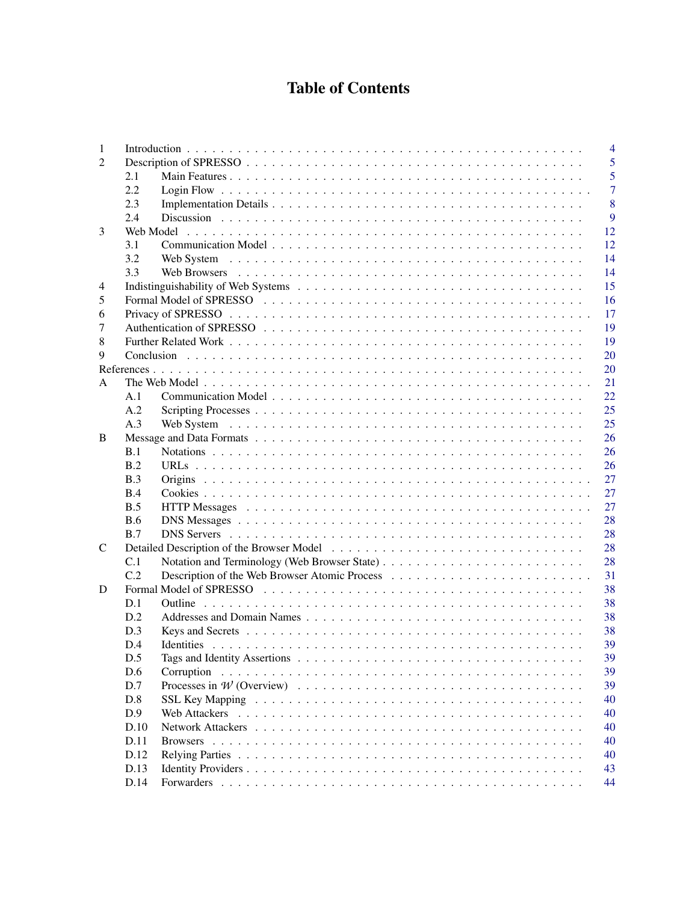# Table of Contents

| | | | |
|---|---|---|---|
| 1 | Introduction | | 4 |
| 2 | Description of SPRESSO | | 5 |
| | 2.1 | Main Features | 5 |
| | 2.2 | Login Flow | 7 |
| | 2.3 | Implementation Details | 8 |
| | 2.4 | Discussion | 9 |
| 3 | Web Model | | 12 |
| | 3.1 | Communication Model | 12 |
| | 3.2 | Web System | 14 |
| | 3.3 | Web Browsers | 14 |
| 4 | Indistinguishability of Web Systems | | 15 |
| 5 | Formal Model of SPRESSO | | 16 |
| 6 | Privacy of SPRESSO | | 17 |
| 7 | Authentication of SPRESSO | | 19 |
| 8 | Further Related Work | | 19 |
| 9 | Conclusion | | 20 |
| References | | | 20 |
| A | The Web Model | | 21 |
| | A.1 | Communication Model | 22 |
| | A.2 | Scripting Processes | 25 |
| | A.3 | Web System | 25 |
| B | Message and Data Formats | | 26 |
| | B.1 | Notations | 26 |
| | B.2 | URLs | 26 |
| | B.3 | Origins | 27 |
| | B.4 | Cookies | 27 |
| | B.5 | HTTP Messages | 27 |
| | B.6 | DNS Messages | 28 |
| | B.7 | DNS Servers | 28 |
| C | Detailed Description of the Browser Model | | 28 |
| | C.1 | Notation and Terminology (Web Browser State) | 28 |
| | C.2 | Description of the Web Browser Atomic Process | 31 |
| D | Formal Model of SPRESSO | | 38 |
| | D.1 | Outline | 38 |
| | D.2 | Addresses and Domain Names | 38 |
| | D.3 | Keys and Secrets | 38 |
| | D.4 | Identities | 39 |
| | D.5 | Tags and Identity Assertions | 39 |
| | D.6 | Corruption | 39 |
| | D.7 | Processes in $\mathcal{W}$ (Overview) | 39 |
| | D.8 | SSL Key Mapping | 40 |
| | D.9 | Web Attackers | 40 |
| | D.10 | Network Attackers | 40 |
| | D.11 | Browsers | 40 |
| | D.12 | Relying Parties | 40 |
| | D.13 | Identity Providers | 43 |
| | D.14 | Forwarders | 44 |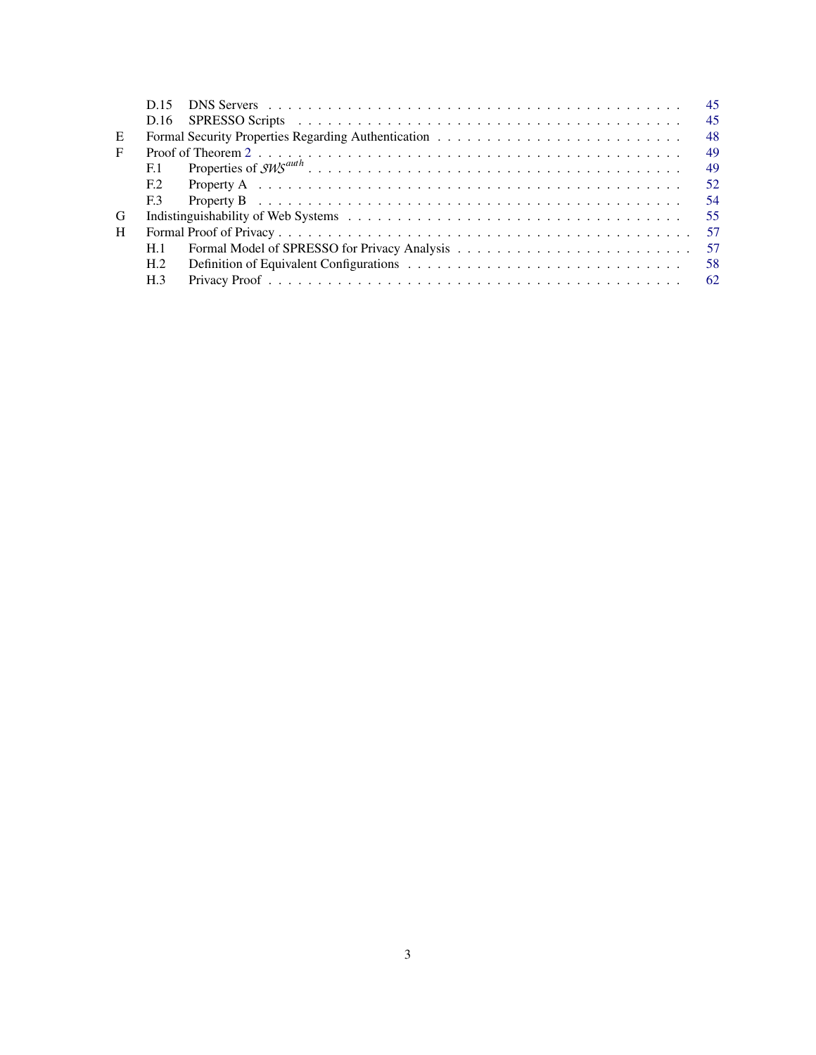| | | | |
|---|---|---|---|
| | D.15 | DNS Servers | 45 |
| | D.16 | SPRESSO Scripts | 45 |
| E | | Formal Security Properties Regarding Authentication | 48 |
| F | | Proof of Theorem 2 | 49 |
| | F.1 | Properties of $\mathcal{SWS}^{auth}$ | 49 |
| | F.2 | Property A | 52 |
| | F.3 | Property B | 54 |
| G | | Indistinguishability of Web Systems | 55 |
| H | | Formal Proof of Privacy | 57 |
| | H.1 | Formal Model of SPRESSO for Privacy Analysis | 57 |
| | H.2 | Definition of Equivalent Configurations | 58 |
| | H.3 | Privacy Proof | 62 |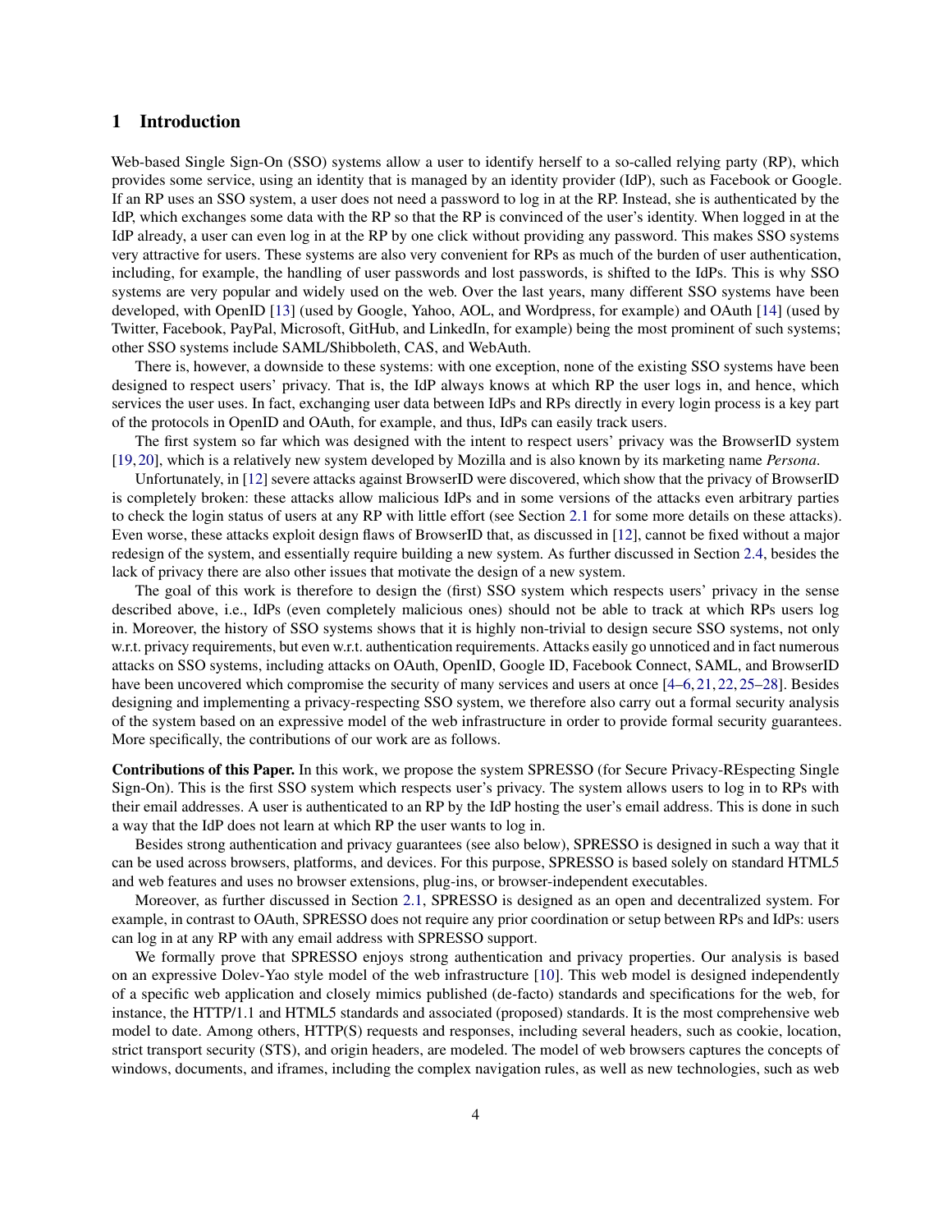## 1 Introduction

Web-based Single Sign-On (SSO) systems allow a user to identify herself to a so-called relying party (RP), which provides some service, using an identity that is managed by an identity provider (IdP), such as Facebook or Google. If an RP uses an SSO system, a user does not need a password to log in at the RP. Instead, she is authenticated by the IdP, which exchanges some data with the RP so that the RP is convinced of the user's identity. When logged in at the IdP already, a user can even log in at the RP by one click without providing any password. This makes SSO systems very attractive for users. These systems are also very convenient for RPs as much of the burden of user authentication, including, for example, the handling of user passwords and lost passwords, is shifted to the IdPs. This is why SSO systems are very popular and widely used on the web. Over the last years, many different SSO systems have been developed, with OpenID [13] (used by Google, Yahoo, AOL, and Wordpress, for example) and OAuth [14] (used by Twitter, Facebook, PayPal, Microsoft, GitHub, and LinkedIn, for example) being the most prominent of such systems; other SSO systems include SAML/Shibboleth, CAS, and WebAuth.

There is, however, a downside to these systems: with one exception, none of the existing SSO systems have been designed to respect users' privacy. That is, the IdP always knows at which RP the user logs in, and hence, which services the user uses. In fact, exchanging user data between IdPs and RPs directly in every login process is a key part of the protocols in OpenID and OAuth, for example, and thus, IdPs can easily track users.

The first system so far which was designed with the intent to respect users' privacy was the BrowserID system [19, 20], which is a relatively new system developed by Mozilla and is also known by its marketing name *Persona*.

Unfortunately, in [12] severe attacks against BrowserID were discovered, which show that the privacy of BrowserID is completely broken: these attacks allow malicious IdPs and in some versions of the attacks even arbitrary parties to check the login status of users at any RP with little effort (see Section 2.1 for some more details on these attacks). Even worse, these attacks exploit design flaws of BrowserID that, as discussed in [12], cannot be fixed without a major redesign of the system, and essentially require building a new system. As further discussed in Section 2.4, besides the lack of privacy there are also other issues that motivate the design of a new system.

The goal of this work is therefore to design the (first) SSO system which respects users' privacy in the sense described above, i.e., IdPs (even completely malicious ones) should not be able to track at which RPs users log in. Moreover, the history of SSO systems shows that it is highly non-trivial to design secure SSO systems, not only w.r.t. privacy requirements, but even w.r.t. authentication requirements. Attacks easily go unnoticed and in fact numerous attacks on SSO systems, including attacks on OAuth, OpenID, Google ID, Facebook Connect, SAML, and BrowserID have been uncovered which compromise the security of many services and users at once [4–6, 21, 22, 25–28]. Besides designing and implementing a privacy-respecting SSO system, we therefore also carry out a formal security analysis of the system based on an expressive model of the web infrastructure in order to provide formal security guarantees. More specifically, the contributions of our work are as follows.

**Contributions of this Paper.** In this work, we propose the system SPRESSO (for Secure Privacy-REspecting Single Sign-On). This is the first SSO system which respects user's privacy. The system allows users to log in to RPs with their email addresses. A user is authenticated to an RP by the IdP hosting the user's email address. This is done in such a way that the IdP does not learn at which RP the user wants to log in.

Besides strong authentication and privacy guarantees (see also below), SPRESSO is designed in such a way that it can be used across browsers, platforms, and devices. For this purpose, SPRESSO is based solely on standard HTML5 and web features and uses no browser extensions, plug-ins, or browser-independent executables.

Moreover, as further discussed in Section 2.1, SPRESSO is designed as an open and decentralized system. For example, in contrast to OAuth, SPRESSO does not require any prior coordination or setup between RPs and IdPs: users can log in at any RP with any email address with SPRESSO support.

We formally prove that SPRESSO enjoys strong authentication and privacy properties. Our analysis is based on an expressive Dolev-Yao style model of the web infrastructure [10]. This web model is designed independently of a specific web application and closely mimics published (de-facto) standards and specifications for the web, for instance, the HTTP/1.1 and HTML5 standards and associated (proposed) standards. It is the most comprehensive web model to date. Among others, HTTP(S) requests and responses, including several headers, such as cookie, location, strict transport security (STS), and origin headers, are modeled. The model of web browsers captures the concepts of windows, documents, and iframes, including the complex navigation rules, as well as new technologies, such as web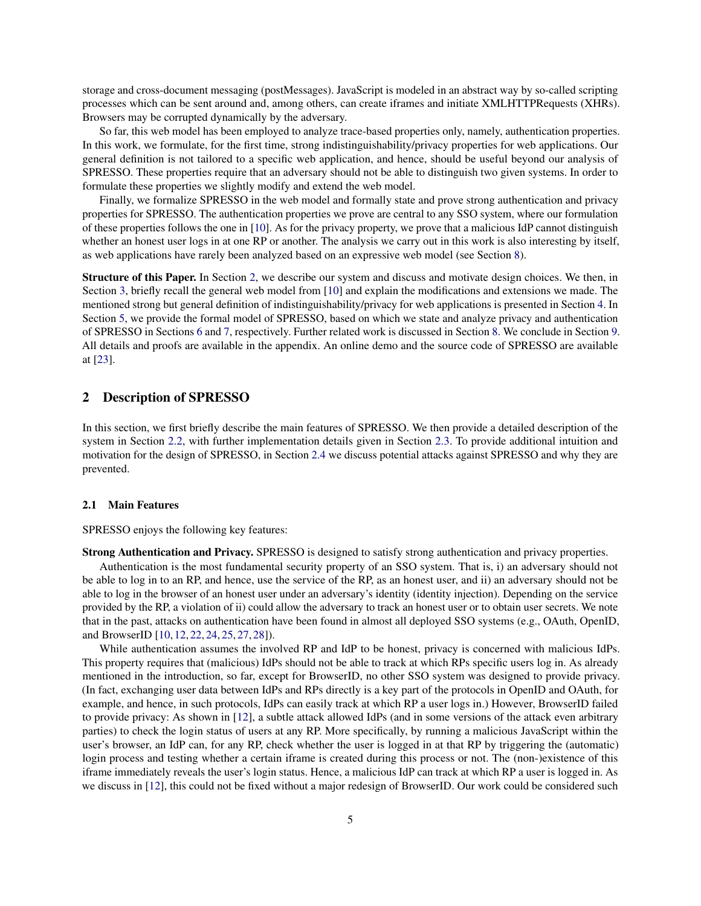storage and cross-document messaging (postMessages). JavaScript is modeled in an abstract way by so-called scripting processes which can be sent around and, among others, can create iframes and initiate XMLHTTPRequests (XHRs). Browsers may be corrupted dynamically by the adversary.

So far, this web model has been employed to analyze trace-based properties only, namely, authentication properties. In this work, we formulate, for the first time, strong indistinguishability/privacy properties for web applications. Our general definition is not tailored to a specific web application, and hence, should be useful beyond our analysis of SPRESSO. These properties require that an adversary should not be able to distinguish two given systems. In order to formulate these properties we slightly modify and extend the web model.

Finally, we formalize SPRESSO in the web model and formally state and prove strong authentication and privacy properties for SPRESSO. The authentication properties we prove are central to any SSO system, where our formulation of these properties follows the one in [10]. As for the privacy property, we prove that a malicious IdP cannot distinguish whether an honest user logs in at one RP or another. The analysis we carry out in this work is also interesting by itself, as web applications have rarely been analyzed based on an expressive web model (see Section 8).

**Structure of this Paper.** In Section 2, we describe our system and discuss and motivate design choices. We then, in Section 3, briefly recall the general web model from [10] and explain the modifications and extensions we made. The mentioned strong but general definition of indistinguishability/privacy for web applications is presented in Section 4. In Section 5, we provide the formal model of SPRESSO, based on which we state and analyze privacy and authentication of SPRESSO in Sections 6 and 7, respectively. Further related work is discussed in Section 8. We conclude in Section 9. All details and proofs are available in the appendix. An online demo and the source code of SPRESSO are available at [23].

# 2 Description of SPRESSO

In this section, we first briefly describe the main features of SPRESSO. We then provide a detailed description of the system in Section 2.2, with further implementation details given in Section 2.3. To provide additional intuition and motivation for the design of SPRESSO, in Section 2.4 we discuss potential attacks against SPRESSO and why they are prevented.

## 2.1 Main Features

SPRESSO enjoys the following key features:

**Strong Authentication and Privacy.** SPRESSO is designed to satisfy strong authentication and privacy properties.

Authentication is the most fundamental security property of an SSO system. That is, i) an adversary should not be able to log in to an RP, and hence, use the service of the RP, as an honest user, and ii) an adversary should not be able to log in the browser of an honest user under an adversary's identity (identity injection). Depending on the service provided by the RP, a violation of ii) could allow the adversary to track an honest user or to obtain user secrets. We note that in the past, attacks on authentication have been found in almost all deployed SSO systems (e.g., OAuth, OpenID, and BrowserID [10, 12, 22, 24, 25, 27, 28]).

While authentication assumes the involved RP and IdP to be honest, privacy is concerned with malicious IdPs. This property requires that (malicious) IdPs should not be able to track at which RPs specific users log in. As already mentioned in the introduction, so far, except for BrowserID, no other SSO system was designed to provide privacy. (In fact, exchanging user data between IdPs and RPs directly is a key part of the protocols in OpenID and OAuth, for example, and hence, in such protocols, IdPs can easily track at which RP a user logs in.) However, BrowserID failed to provide privacy: As shown in [12], a subtle attack allowed IdPs (and in some versions of the attack even arbitrary parties) to check the login status of users at any RP. More specifically, by running a malicious JavaScript within the user's browser, an IdP can, for any RP, check whether the user is logged in at that RP by triggering the (automatic) login process and testing whether a certain iframe is created during this process or not. The (non-)existence of this iframe immediately reveals the user's login status. Hence, a malicious IdP can track at which RP a user is logged in. As we discuss in [12], this could not be fixed without a major redesign of BrowserID. Our work could be considered such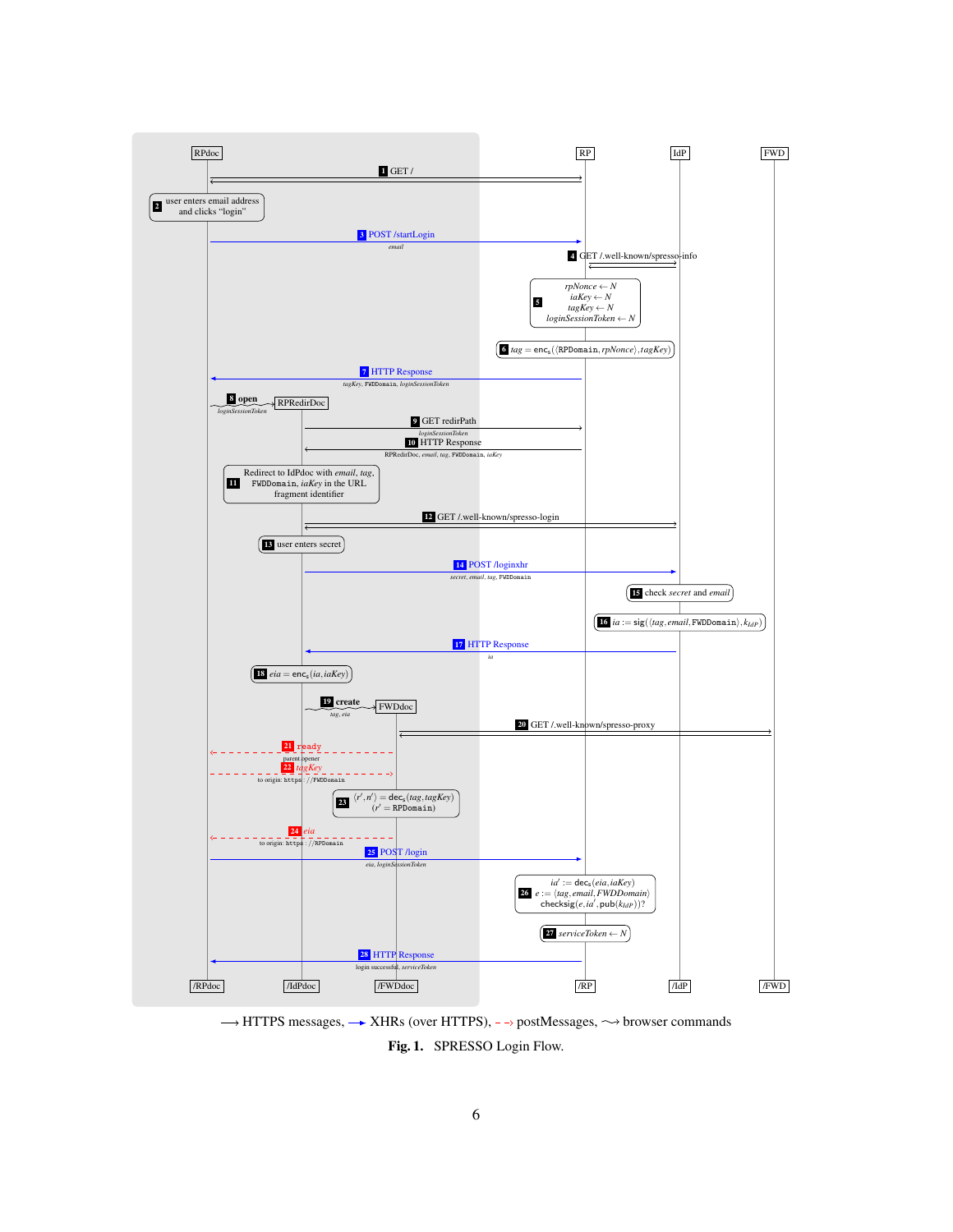RPdoc | RP | IdP | FWD

1. GET /
2. user enters email address and clicks "login"
3. POST /startLogin — *email*
4. GET /.well-known/spresso-info
5. $rpNonce \leftarrow N$, $iaKey \leftarrow N$, $tagKey \leftarrow N$, $loginSessionToken \leftarrow N$
6. $tag = \mathsf{enc_s}(\langle \mathtt{RPDomain}, rpNonce \rangle, tagKey)$
7. HTTP Response — *tagKey*, FWDDomain, *loginSessionToken*
8. **open** RPRedirDoc — *loginSessionToken*
9. GET redirPath — *loginSessionToken*
10. HTTP Response — RPRedirDoc, *email*, *tag*, FWDDomain, *iaKey*
11. Redirect to IdPdoc with *email*, *tag*, FWDDomain, *iaKey* in the URL fragment identifier
12. GET /.well-known/spresso-login
13. user enters secret
14. POST /loginxhr — *secret*, *email*, *tag*, FWDDomain
15. check *secret* and *email*
16. $ia := \mathsf{sig}(\langle tag, email, \mathtt{FWDDomain} \rangle, k_{IdP})$
17. HTTP Response — *ia*
18. $eia = \mathsf{enc_s}(ia, iaKey)$
19. **create** FWDdoc — *tag*, *eia*
20. GET /.well-known/spresso-proxy
21. ready — parent.opener
22. *tagKey* — to origin: https://FWDDomain
23. $\langle r', n' \rangle = \mathsf{dec_s}(tag, tagKey)$, $(r' = \mathtt{RPDomain})$
24. *eia* — to origin: https://RPDomain
25. POST /login — *eia*, *loginSessionToken*
26. $ia' := \mathsf{dec_s}(eia, iaKey)$, $e := \langle tag, email, FWDDomain \rangle$, $\mathsf{checksig}(e, ia', \mathsf{pub}(k_{IdP}))$?
27. $serviceToken \leftarrow N$
28. HTTP Response — login successful, *serviceToken*

/RPdoc | /IdPdoc | /FWDdoc | /RP | /IdP | /FWD

⟶ HTTPS messages, ⟶ XHRs (over HTTPS), - -› postMessages, ⤳ browser commands

**Fig. 1.** SPRESSO Login Flow.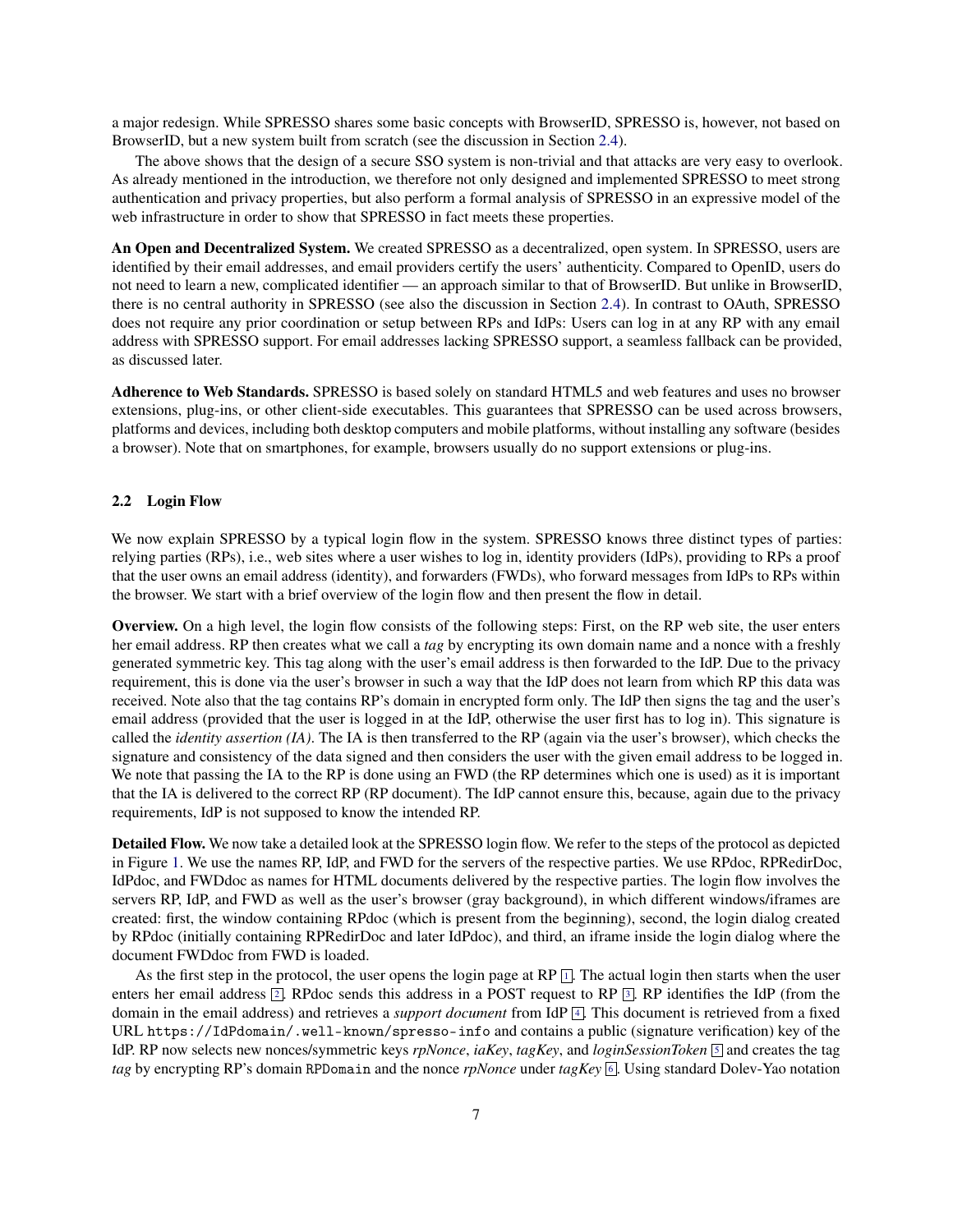a major redesign. While SPRESSO shares some basic concepts with BrowserID, SPRESSO is, however, not based on BrowserID, but a new system built from scratch (see the discussion in Section 2.4).

The above shows that the design of a secure SSO system is non-trivial and that attacks are very easy to overlook. As already mentioned in the introduction, we therefore not only designed and implemented SPRESSO to meet strong authentication and privacy properties, but also perform a formal analysis of SPRESSO in an expressive model of the web infrastructure in order to show that SPRESSO in fact meets these properties.

**An Open and Decentralized System.** We created SPRESSO as a decentralized, open system. In SPRESSO, users are identified by their email addresses, and email providers certify the users' authenticity. Compared to OpenID, users do not need to learn a new, complicated identifier — an approach similar to that of BrowserID. But unlike in BrowserID, there is no central authority in SPRESSO (see also the discussion in Section 2.4). In contrast to OAuth, SPRESSO does not require any prior coordination or setup between RPs and IdPs: Users can log in at any RP with any email address with SPRESSO support. For email addresses lacking SPRESSO support, a seamless fallback can be provided, as discussed later.

**Adherence to Web Standards.** SPRESSO is based solely on standard HTML5 and web features and uses no browser extensions, plug-ins, or other client-side executables. This guarantees that SPRESSO can be used across browsers, platforms and devices, including both desktop computers and mobile platforms, without installing any software (besides a browser). Note that on smartphones, for example, browsers usually do no support extensions or plug-ins.

### 2.2 Login Flow

We now explain SPRESSO by a typical login flow in the system. SPRESSO knows three distinct types of parties: relying parties (RPs), i.e., web sites where a user wishes to log in, identity providers (IdPs), providing to RPs a proof that the user owns an email address (identity), and forwarders (FWDs), who forward messages from IdPs to RPs within the browser. We start with a brief overview of the login flow and then present the flow in detail.

**Overview.** On a high level, the login flow consists of the following steps: First, on the RP web site, the user enters her email address. RP then creates what we call a *tag* by encrypting its own domain name and a nonce with a freshly generated symmetric key. This tag along with the user's email address is then forwarded to the IdP. Due to the privacy requirement, this is done via the user's browser in such a way that the IdP does not learn from which RP this data was received. Note also that the tag contains RP's domain in encrypted form only. The IdP then signs the tag and the user's email address (provided that the user is logged in at the IdP, otherwise the user first has to log in). This signature is called the *identity assertion (IA)*. The IA is then transferred to the RP (again via the user's browser), which checks the signature and consistency of the data signed and then considers the user with the given email address to be logged in. We note that passing the IA to the RP is done using an FWD (the RP determines which one is used) as it is important that the IA is delivered to the correct RP (RP document). The IdP cannot ensure this, because, again due to the privacy requirements, IdP is not supposed to know the intended RP.

**Detailed Flow.** We now take a detailed look at the SPRESSO login flow. We refer to the steps of the protocol as depicted in Figure 1. We use the names RP, IdP, and FWD for the servers of the respective parties. We use RPdoc, RPRedirDoc, IdPdoc, and FWDdoc as names for HTML documents delivered by the respective parties. The login flow involves the servers RP, IdP, and FWD as well as the user's browser (gray background), in which different windows/iframes are created: first, the window containing RPdoc (which is present from the beginning), second, the login dialog created by RPdoc (initially containing RPRedirDoc and later IdPdoc), and third, an iframe inside the login dialog where the document FWDdoc from FWD is loaded.

As the first step in the protocol, the user opens the login page at RP [1]. The actual login then starts when the user enters her email address [2]. RPdoc sends this address in a POST request to RP [3]. RP identifies the IdP (from the domain in the email address) and retrieves a *support document* from IdP [4]. This document is retrieved from a fixed URL `https://IdPdomain/.well-known/spresso-info` and contains a public (signature verification) key of the IdP. RP now selects new nonces/symmetric keys *rpNonce*, *iaKey*, *tagKey*, and *loginSessionToken* [5] and creates the tag *tag* by encrypting RP's domain `RPDomain` and the nonce *rpNonce* under *tagKey* [6]. Using standard Dolev-Yao notation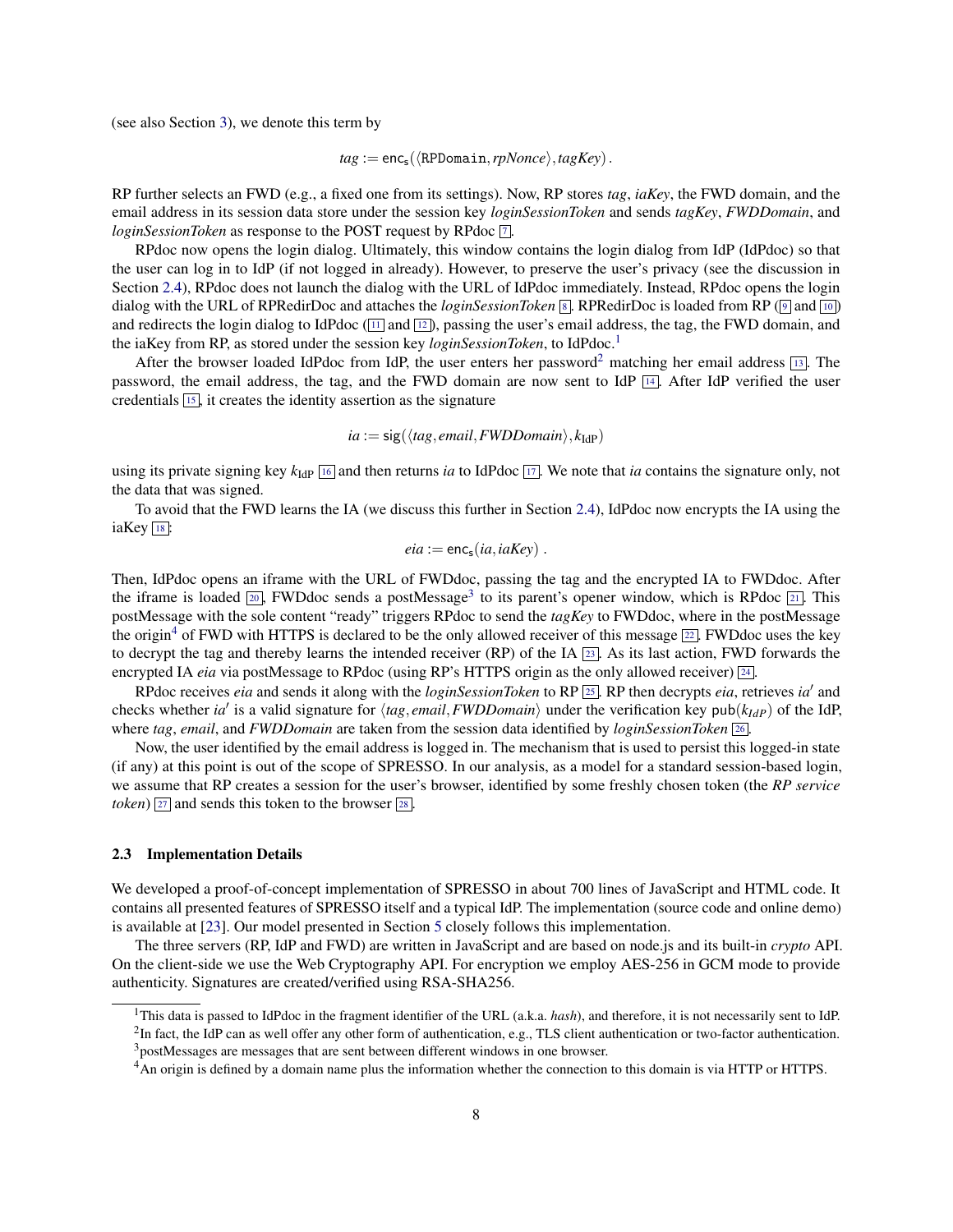(see also Section 3), we denote this term by

$$tag := \mathsf{enc_s}(\langle \texttt{RPDomain}, rpNonce\rangle, tagKey)\,.$$

RP further selects an FWD (e.g., a fixed one from its settings). Now, RP stores *tag*, *iaKey*, the FWD domain, and the email address in its session data store under the session key *loginSessionToken* and sends *tagKey*, *FWDDomain*, and *loginSessionToken* as response to the POST request by RPdoc [7].

RPdoc now opens the login dialog. Ultimately, this window contains the login dialog from IdP (IdPdoc) so that the user can log in to IdP (if not logged in already). However, to preserve the user's privacy (see the discussion in Section 2.4), RPdoc does not launch the dialog with the URL of IdPdoc immediately. Instead, RPdoc opens the login dialog with the URL of RPRedirDoc and attaches the *loginSessionToken* [8]. RPRedirDoc is loaded from RP ([9] and [10]) and redirects the login dialog to IdPdoc ([11] and [12]), passing the user's email address, the tag, the FWD domain, and the iaKey from RP, as stored under the session key *loginSessionToken*, to IdPdoc.[1]

After the browser loaded IdPdoc from IdP, the user enters her password[2] matching her email address [13]. The password, the email address, the tag, and the FWD domain are now sent to IdP [14]. After IdP verified the user credentials [15], it creates the identity assertion as the signature

$$ia := \mathsf{sig}(\langle tag, email, FWDDomain\rangle, k_{\text{IdP}})$$

using its private signing key $k_{\text{IdP}}$ [16] and then returns *ia* to IdPdoc [17]. We note that *ia* contains the signature only, not the data that was signed.

To avoid that the FWD learns the IA (we discuss this further in Section 2.4), IdPdoc now encrypts the IA using the iaKey [18]:

$$eia := \mathsf{enc_s}(ia, iaKey)\ .$$

Then, IdPdoc opens an iframe with the URL of FWDdoc, passing the tag and the encrypted IA to FWDdoc. After the iframe is loaded [20], FWDdoc sends a postMessage[3] to its parent's opener window, which is RPdoc [21]. This postMessage with the sole content "ready" triggers RPdoc to send the *tagKey* to FWDdoc, where in the postMessage the origin[4] of FWD with HTTPS is declared to be the only allowed receiver of this message [22]. FWDdoc uses the key to decrypt the tag and thereby learns the intended receiver (RP) of the IA [23]. As its last action, FWD forwards the encrypted IA *eia* via postMessage to RPdoc (using RP's HTTPS origin as the only allowed receiver) [24].

RPdoc receives *eia* and sends it along with the *loginSessionToken* to RP [25]. RP then decrypts *eia*, retrieves $ia'$ and checks whether $ia'$ is a valid signature for $\langle tag, email, FWDDomain\rangle$ under the verification key $\mathsf{pub}(k_{IdP})$ of the IdP, where *tag*, *email*, and *FWDDomain* are taken from the session data identified by *loginSessionToken* [26].

Now, the user identified by the email address is logged in. The mechanism that is used to persist this logged-in state (if any) at this point is out of the scope of SPRESSO. In our analysis, as a model for a standard session-based login, we assume that RP creates a session for the user's browser, identified by some freshly chosen token (the *RP service token*) [27] and sends this token to the browser [28].

### 2.3 Implementation Details

We developed a proof-of-concept implementation of SPRESSO in about 700 lines of JavaScript and HTML code. It contains all presented features of SPRESSO itself and a typical IdP. The implementation (source code and online demo) is available at [23]. Our model presented in Section 5 closely follows this implementation.

The three servers (RP, IdP and FWD) are written in JavaScript and are based on node.js and its built-in *crypto* API. On the client-side we use the Web Cryptography API. For encryption we employ AES-256 in GCM mode to provide authenticity. Signatures are created/verified using RSA-SHA256.

---

[1] This data is passed to IdPdoc in the fragment identifier of the URL (a.k.a. *hash*), and therefore, it is not necessarily sent to IdP.

[2] In fact, the IdP can as well offer any other form of authentication, e.g., TLS client authentication or two-factor authentication.

[3] postMessages are messages that are sent between different windows in one browser.

[4] An origin is defined by a domain name plus the information whether the connection to this domain is via HTTP or HTTPS.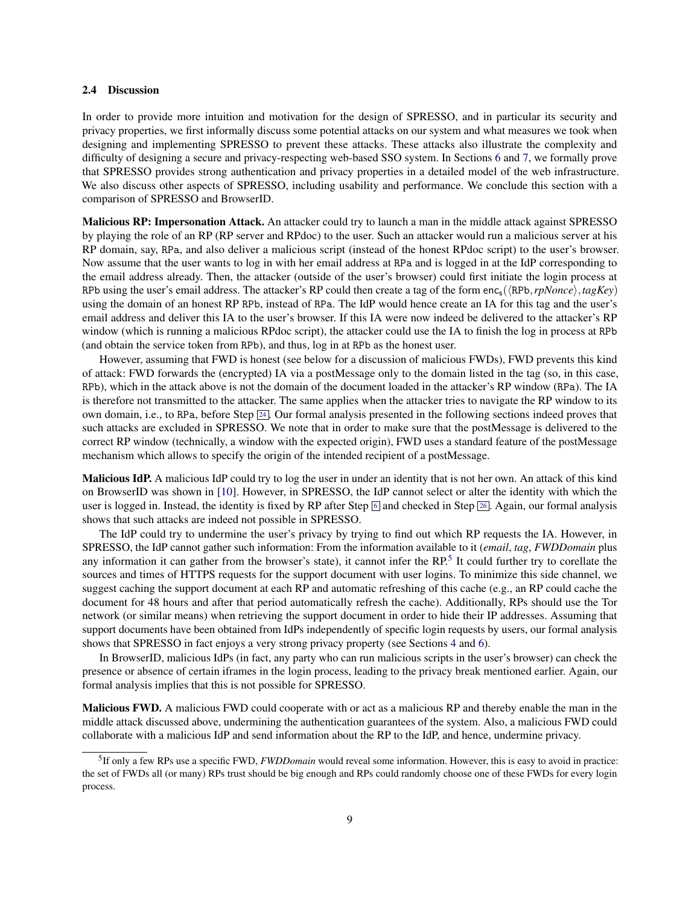### 2.4 Discussion

In order to provide more intuition and motivation for the design of SPRESSO, and in particular its security and privacy properties, we first informally discuss some potential attacks on our system and what measures we took when designing and implementing SPRESSO to prevent these attacks. These attacks also illustrate the complexity and difficulty of designing a secure and privacy-respecting web-based SSO system. In Sections 6 and 7, we formally prove that SPRESSO provides strong authentication and privacy properties in a detailed model of the web infrastructure. We also discuss other aspects of SPRESSO, including usability and performance. We conclude this section with a comparison of SPRESSO and BrowserID.

**Malicious RP: Impersonation Attack.** An attacker could try to launch a man in the middle attack against SPRESSO by playing the role of an RP (RP server and RPdoc) to the user. Such an attacker would run a malicious server at his RP domain, say, RPa, and also deliver a malicious script (instead of the honest RPdoc script) to the user's browser. Now assume that the user wants to log in with her email address at RPa and is logged in at the IdP corresponding to the email address already. Then, the attacker (outside of the user's browser) could first initiate the login process at RPb using the user's email address. The attacker's RP could then create a tag of the form $\mathsf{enc_s}(\langle \mathtt{RPb}, \mathit{rpNonce}\rangle, \mathit{tagKey})$ using the domain of an honest RP RPb, instead of RPa. The IdP would hence create an IA for this tag and the user's email address and deliver this IA to the user's browser. If this IA were now indeed be delivered to the attacker's RP window (which is running a malicious RPdoc script), the attacker could use the IA to finish the log in process at RPb (and obtain the service token from RPb), and thus, log in at RPb as the honest user.

However, assuming that FWD is honest (see below for a discussion of malicious FWDs), FWD prevents this kind of attack: FWD forwards the (encrypted) IA via a postMessage only to the domain listed in the tag (so, in this case, RPb), which in the attack above is not the domain of the document loaded in the attacker's RP window (RPa). The IA is therefore not transmitted to the attacker. The same applies when the attacker tries to navigate the RP window to its own domain, i.e., to RPa, before Step 24. Our formal analysis presented in the following sections indeed proves that such attacks are excluded in SPRESSO. We note that in order to make sure that the postMessage is delivered to the correct RP window (technically, a window with the expected origin), FWD uses a standard feature of the postMessage mechanism which allows to specify the origin of the intended recipient of a postMessage.

**Malicious IdP.** A malicious IdP could try to log the user in under an identity that is not her own. An attack of this kind on BrowserID was shown in [10]. However, in SPRESSO, the IdP cannot select or alter the identity with which the user is logged in. Instead, the identity is fixed by RP after Step 6 and checked in Step 26. Again, our formal analysis shows that such attacks are indeed not possible in SPRESSO.

The IdP could try to undermine the user's privacy by trying to find out which RP requests the IA. However, in SPRESSO, the IdP cannot gather such information: From the information available to it (*email*, *tag*, *FWDDomain* plus any information it can gather from the browser's state), it cannot infer the RP.[5] It could further try to corellate the sources and times of HTTPS requests for the support document with user logins. To minimize this side channel, we suggest caching the support document at each RP and automatic refreshing of this cache (e.g., an RP could cache the document for 48 hours and after that period automatically refresh the cache). Additionally, RPs should use the Tor network (or similar means) when retrieving the support document in order to hide their IP addresses. Assuming that support documents have been obtained from IdPs independently of specific login requests by users, our formal analysis shows that SPRESSO in fact enjoys a very strong privacy property (see Sections 4 and 6).

In BrowserID, malicious IdPs (in fact, any party who can run malicious scripts in the user's browser) can check the presence or absence of certain iframes in the login process, leading to the privacy break mentioned earlier. Again, our formal analysis implies that this is not possible for SPRESSO.

**Malicious FWD.** A malicious FWD could cooperate with or act as a malicious RP and thereby enable the man in the middle attack discussed above, undermining the authentication guarantees of the system. Also, a malicious FWD could collaborate with a malicious IdP and send information about the RP to the IdP, and hence, undermine privacy.

[5] If only a few RPs use a specific FWD, *FWDDomain* would reveal some information. However, this is easy to avoid in practice: the set of FWDs all (or many) RPs trust should be big enough and RPs could randomly choose one of these FWDs for every login process.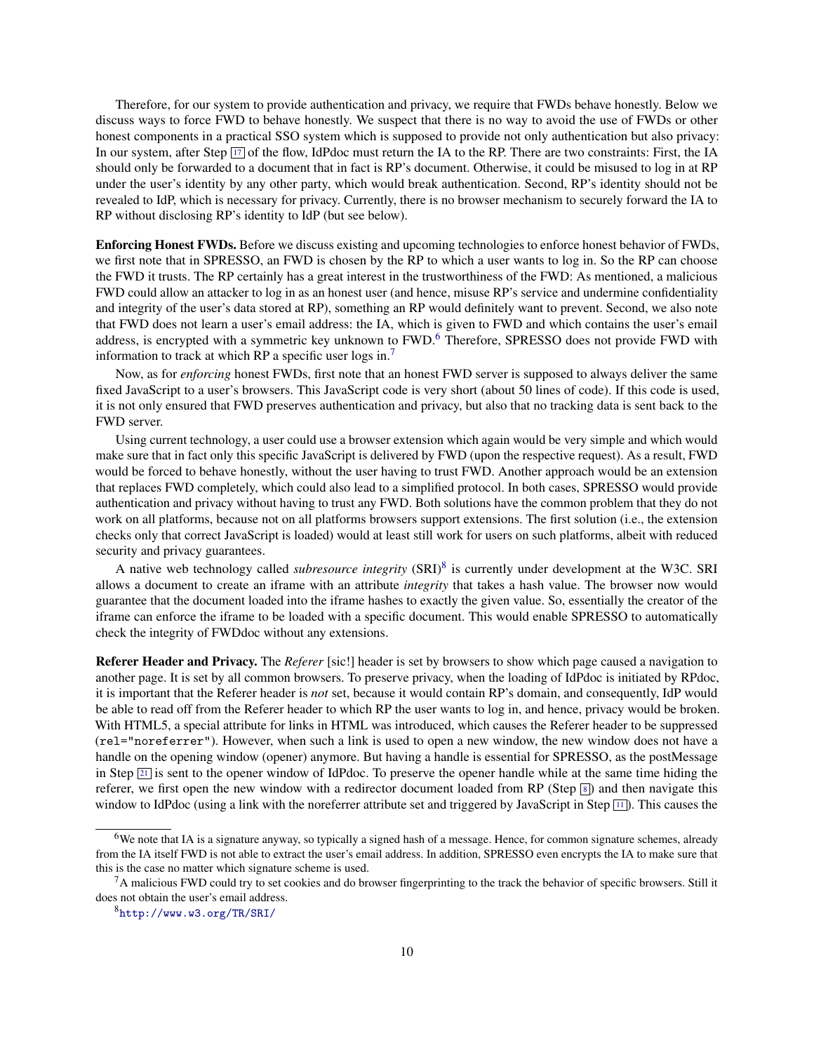Therefore, for our system to provide authentication and privacy, we require that FWDs behave honestly. Below we discuss ways to force FWD to behave honestly. We suspect that there is no way to avoid the use of FWDs or other honest components in a practical SSO system which is supposed to provide not only authentication but also privacy: In our system, after Step 17 of the flow, IdPdoc must return the IA to the RP. There are two constraints: First, the IA should only be forwarded to a document that in fact is RP's document. Otherwise, it could be misused to log in at RP under the user's identity by any other party, which would break authentication. Second, RP's identity should not be revealed to IdP, which is necessary for privacy. Currently, there is no browser mechanism to securely forward the IA to RP without disclosing RP's identity to IdP (but see below).

**Enforcing Honest FWDs.** Before we discuss existing and upcoming technologies to enforce honest behavior of FWDs, we first note that in SPRESSO, an FWD is chosen by the RP to which a user wants to log in. So the RP can choose the FWD it trusts. The RP certainly has a great interest in the trustworthiness of the FWD: As mentioned, a malicious FWD could allow an attacker to log in as an honest user (and hence, misuse RP's service and undermine confidentiality and integrity of the user's data stored at RP), something an RP would definitely want to prevent. Second, we also note that FWD does not learn a user's email address: the IA, which is given to FWD and which contains the user's email address, is encrypted with a symmetric key unknown to FWD.[6] Therefore, SPRESSO does not provide FWD with information to track at which RP a specific user logs in.[7]

Now, as for *enforcing* honest FWDs, first note that an honest FWD server is supposed to always deliver the same fixed JavaScript to a user's browsers. This JavaScript code is very short (about 50 lines of code). If this code is used, it is not only ensured that FWD preserves authentication and privacy, but also that no tracking data is sent back to the FWD server.

Using current technology, a user could use a browser extension which again would be very simple and which would make sure that in fact only this specific JavaScript is delivered by FWD (upon the respective request). As a result, FWD would be forced to behave honestly, without the user having to trust FWD. Another approach would be an extension that replaces FWD completely, which could also lead to a simplified protocol. In both cases, SPRESSO would provide authentication and privacy without having to trust any FWD. Both solutions have the common problem that they do not work on all platforms, because not on all platforms browsers support extensions. The first solution (i.e., the extension checks only that correct JavaScript is loaded) would at least still work for users on such platforms, albeit with reduced security and privacy guarantees.

A native web technology called *subresource integrity* (SRI)[8] is currently under development at the W3C. SRI allows a document to create an iframe with an attribute *integrity* that takes a hash value. The browser now would guarantee that the document loaded into the iframe hashes to exactly the given value. So, essentially the creator of the iframe can enforce the iframe to be loaded with a specific document. This would enable SPRESSO to automatically check the integrity of FWDdoc without any extensions.

**Referer Header and Privacy.** The *Referer* [sic!] header is set by browsers to show which page caused a navigation to another page. It is set by all common browsers. To preserve privacy, when the loading of IdPdoc is initiated by RPdoc, it is important that the Referer header is *not* set, because it would contain RP's domain, and consequently, IdP would be able to read off from the Referer header to which RP the user wants to log in, and hence, privacy would be broken. With HTML5, a special attribute for links in HTML was introduced, which causes the Referer header to be suppressed (`rel="noreferrer"`). However, when such a link is used to open a new window, the new window does not have a handle on the opening window (opener) anymore. But having a handle is essential for SPRESSO, as the postMessage in Step 21 is sent to the opener window of IdPdoc. To preserve the opener handle while at the same time hiding the referer, we first open the new window with a redirector document loaded from RP (Step 8) and then navigate this window to IdPdoc (using a link with the noreferrer attribute set and triggered by JavaScript in Step 11). This causes the

---

[6] We note that IA is a signature anyway, so typically a signed hash of a message. Hence, for common signature schemes, already from the IA itself FWD is not able to extract the user's email address. In addition, SPRESSO even encrypts the IA to make sure that this is the case no matter which signature scheme is used.

[7] A malicious FWD could try to set cookies and do browser fingerprinting to the track the behavior of specific browsers. Still it does not obtain the user's email address.

[8] http://www.w3.org/TR/SRI/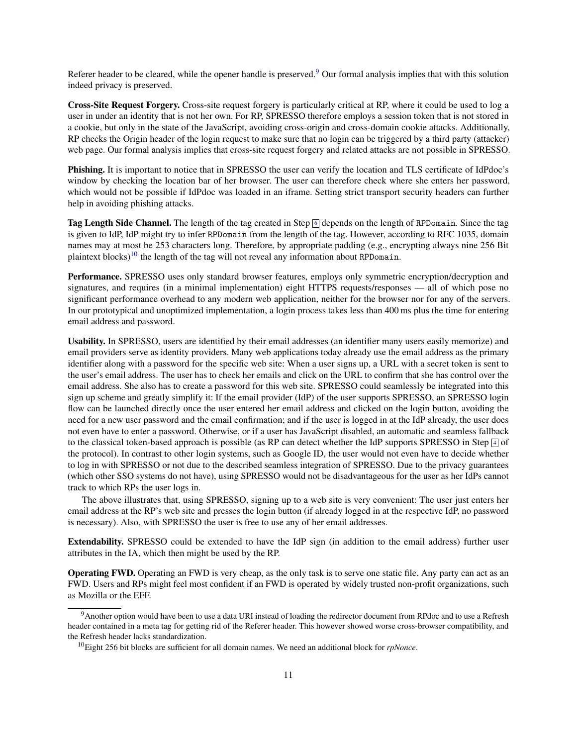Referer header to be cleared, while the opener handle is preserved.[9] Our formal analysis implies that with this solution indeed privacy is preserved.

**Cross-Site Request Forgery.** Cross-site request forgery is particularly critical at RP, where it could be used to log a user in under an identity that is not her own. For RP, SPRESSO therefore employs a session token that is not stored in a cookie, but only in the state of the JavaScript, avoiding cross-origin and cross-domain cookie attacks. Additionally, RP checks the Origin header of the login request to make sure that no login can be triggered by a third party (attacker) web page. Our formal analysis implies that cross-site request forgery and related attacks are not possible in SPRESSO.

**Phishing.** It is important to notice that in SPRESSO the user can verify the location and TLS certificate of IdPdoc's window by checking the location bar of her browser. The user can therefore check where she enters her password, which would not be possible if IdPdoc was loaded in an iframe. Setting strict transport security headers can further help in avoiding phishing attacks.

**Tag Length Side Channel.** The length of the tag created in Step 6 depends on the length of `RPDomain`. Since the tag is given to IdP, IdP might try to infer `RPDomain` from the length of the tag. However, according to RFC 1035, domain names may at most be 253 characters long. Therefore, by appropriate padding (e.g., encrypting always nine 256 Bit plaintext blocks)[10] the length of the tag will not reveal any information about `RPDomain`.

**Performance.** SPRESSO uses only standard browser features, employs only symmetric encryption/decryption and signatures, and requires (in a minimal implementation) eight HTTPS requests/responses — all of which pose no significant performance overhead to any modern web application, neither for the browser nor for any of the servers. In our prototypical and unoptimized implementation, a login process takes less than 400 ms plus the time for entering email address and password.

**Usability.** In SPRESSO, users are identified by their email addresses (an identifier many users easily memorize) and email providers serve as identity providers. Many web applications today already use the email address as the primary identifier along with a password for the specific web site: When a user signs up, a URL with a secret token is sent to the user's email address. The user has to check her emails and click on the URL to confirm that she has control over the email address. She also has to create a password for this web site. SPRESSO could seamlessly be integrated into this sign up scheme and greatly simplify it: If the email provider (IdP) of the user supports SPRESSO, an SPRESSO login flow can be launched directly once the user entered her email address and clicked on the login button, avoiding the need for a new user password and the email confirmation; and if the user is logged in at the IdP already, the user does not even have to enter a password. Otherwise, or if a user has JavaScript disabled, an automatic and seamless fallback to the classical token-based approach is possible (as RP can detect whether the IdP supports SPRESSO in Step 4 of the protocol). In contrast to other login systems, such as Google ID, the user would not even have to decide whether to log in with SPRESSO or not due to the described seamless integration of SPRESSO. Due to the privacy guarantees (which other SSO systems do not have), using SPRESSO would not be disadvantageous for the user as her IdPs cannot track to which RPs the user logs in.

The above illustrates that, using SPRESSO, signing up to a web site is very convenient: The user just enters her email address at the RP's web site and presses the login button (if already logged in at the respective IdP, no password is necessary). Also, with SPRESSO the user is free to use any of her email addresses.

**Extendability.** SPRESSO could be extended to have the IdP sign (in addition to the email address) further user attributes in the IA, which then might be used by the RP.

**Operating FWD.** Operating an FWD is very cheap, as the only task is to serve one static file. Any party can act as an FWD. Users and RPs might feel most confident if an FWD is operated by widely trusted non-profit organizations, such as Mozilla or the EFF.

---

[9] Another option would have been to use a data URI instead of loading the redirector document from RPdoc and to use a Refresh header contained in a meta tag for getting rid of the Referer header. This however showed worse cross-browser compatibility, and the Refresh header lacks standardization.

[10] Eight 256 bit blocks are sufficient for all domain names. We need an additional block for *rpNonce*.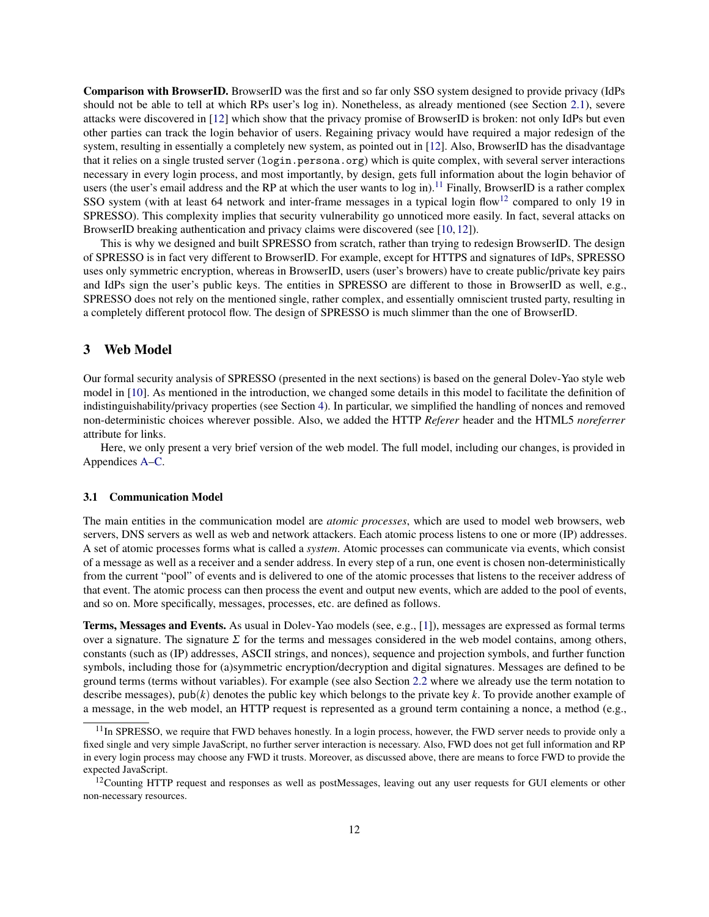**Comparison with BrowserID.** BrowserID was the first and so far only SSO system designed to provide privacy (IdPs should not be able to tell at which RPs user's log in). Nonetheless, as already mentioned (see Section 2.1), severe attacks were discovered in [12] which show that the privacy promise of BrowserID is broken: not only IdPs but even other parties can track the login behavior of users. Regaining privacy would have required a major redesign of the system, resulting in essentially a completely new system, as pointed out in [12]. Also, BrowserID has the disadvantage that it relies on a single trusted server (`login.persona.org`) which is quite complex, with several server interactions necessary in every login process, and most importantly, by design, gets full information about the login behavior of users (the user's email address and the RP at which the user wants to log in).[11] Finally, BrowserID is a rather complex SSO system (with at least 64 network and inter-frame messages in a typical login flow[12] compared to only 19 in SPRESSO). This complexity implies that security vulnerability go unnoticed more easily. In fact, several attacks on BrowserID breaking authentication and privacy claims were discovered (see [10, 12]).

This is why we designed and built SPRESSO from scratch, rather than trying to redesign BrowserID. The design of SPRESSO is in fact very different to BrowserID. For example, except for HTTPS and signatures of IdPs, SPRESSO uses only symmetric encryption, whereas in BrowserID, users (user's browers) have to create public/private key pairs and IdPs sign the user's public keys. The entities in SPRESSO are different to those in BrowserID as well, e.g., SPRESSO does not rely on the mentioned single, rather complex, and essentially omniscient trusted party, resulting in a completely different protocol flow. The design of SPRESSO is much slimmer than the one of BrowserID.

## 3 Web Model

Our formal security analysis of SPRESSO (presented in the next sections) is based on the general Dolev-Yao style web model in [10]. As mentioned in the introduction, we changed some details in this model to facilitate the definition of indistinguishability/privacy properties (see Section 4). In particular, we simplified the handling of nonces and removed non-deterministic choices wherever possible. Also, we added the HTTP *Referer* header and the HTML5 *noreferrer* attribute for links.

Here, we only present a very brief version of the web model. The full model, including our changes, is provided in Appendices A–C.

### 3.1 Communication Model

The main entities in the communication model are *atomic processes*, which are used to model web browsers, web servers, DNS servers as well as web and network attackers. Each atomic process listens to one or more (IP) addresses. A set of atomic processes forms what is called a *system*. Atomic processes can communicate via events, which consist of a message as well as a receiver and a sender address. In every step of a run, one event is chosen non-deterministically from the current "pool" of events and is delivered to one of the atomic processes that listens to the receiver address of that event. The atomic process can then process the event and output new events, which are added to the pool of events, and so on. More specifically, messages, processes, etc. are defined as follows.

**Terms, Messages and Events.** As usual in Dolev-Yao models (see, e.g., [1]), messages are expressed as formal terms over a signature. The signature $\Sigma$ for the terms and messages considered in the web model contains, among others, constants (such as (IP) addresses, ASCII strings, and nonces), sequence and projection symbols, and further function symbols, including those for (a)symmetric encryption/decryption and digital signatures. Messages are defined to be ground terms (terms without variables). For example (see also Section 2.2 where we already use the term notation to describe messages), $\mathsf{pub}(k)$ denotes the public key which belongs to the private key $k$. To provide another example of a message, in the web model, an HTTP request is represented as a ground term containing a nonce, a method (e.g.,

---

[11] In SPRESSO, we require that FWD behaves honestly. In a login process, however, the FWD server needs to provide only a fixed single and very simple JavaScript, no further server interaction is necessary. Also, FWD does not get full information and RP in every login process may choose any FWD it trusts. Moreover, as discussed above, there are means to force FWD to provide the expected JavaScript.

[12] Counting HTTP request and responses as well as postMessages, leaving out any user requests for GUI elements or other non-necessary resources.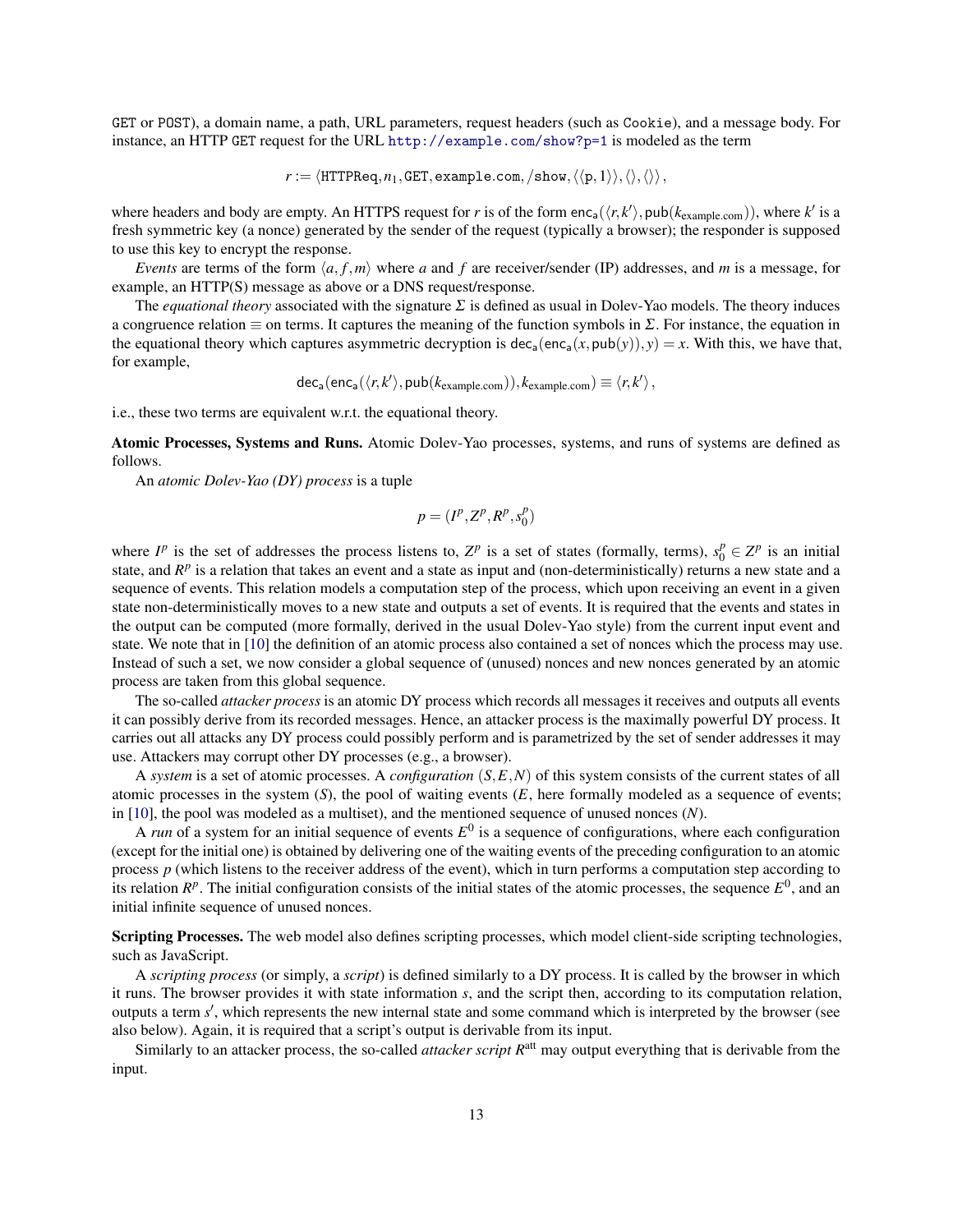GET or POST), a domain name, a path, URL parameters, request headers (such as Cookie), and a message body. For instance, an HTTP GET request for the URL http://example.com/show?p=1 is modeled as the term

$$r := \langle \mathtt{HTTPReq}, n_1, \mathtt{GET}, \mathtt{example.com}, \mathtt{/show}, \langle\langle \mathtt{p}, 1\rangle\rangle, \langle\rangle, \langle\rangle\rangle\,,$$

where headers and body are empty. An HTTPS request for $r$ is of the form $\mathsf{enc_a}(\langle r, k'\rangle, \mathsf{pub}(k_{\text{example.com}}))$, where $k'$ is a fresh symmetric key (a nonce) generated by the sender of the request (typically a browser); the responder is supposed to use this key to encrypt the response.

*Events* are terms of the form $\langle a, f, m\rangle$ where $a$ and $f$ are receiver/sender (IP) addresses, and $m$ is a message, for example, an HTTP(S) message as above or a DNS request/response.

The *equational theory* associated with the signature $\Sigma$ is defined as usual in Dolev-Yao models. The theory induces a congruence relation $\equiv$ on terms. It captures the meaning of the function symbols in $\Sigma$. For instance, the equation in the equational theory which captures asymmetric decryption is $\mathsf{dec_a}(\mathsf{enc_a}(x, \mathsf{pub}(y)), y) = x$. With this, we have that, for example,

$$\mathsf{dec_a}(\mathsf{enc_a}(\langle r, k'\rangle, \mathsf{pub}(k_{\text{example.com}})), k_{\text{example.com}}) \equiv \langle r, k'\rangle\,,$$

i.e., these two terms are equivalent w.r.t. the equational theory.

**Atomic Processes, Systems and Runs.** Atomic Dolev-Yao processes, systems, and runs of systems are defined as follows.

An *atomic Dolev-Yao (DY) process* is a tuple

$$p = (I^p, Z^p, R^p, s_0^p)$$

where $I^p$ is the set of addresses the process listens to, $Z^p$ is a set of states (formally, terms), $s_0^p \in Z^p$ is an initial state, and $R^p$ is a relation that takes an event and a state as input and (non-deterministically) returns a new state and a sequence of events. This relation models a computation step of the process, which upon receiving an event in a given state non-deterministically moves to a new state and outputs a set of events. It is required that the events and states in the output can be computed (more formally, derived in the usual Dolev-Yao style) from the current input event and state. We note that in [10] the definition of an atomic process also contained a set of nonces which the process may use. Instead of such a set, we now consider a global sequence of (unused) nonces and new nonces generated by an atomic process are taken from this global sequence.

The so-called *attacker process* is an atomic DY process which records all messages it receives and outputs all events it can possibly derive from its recorded messages. Hence, an attacker process is the maximally powerful DY process. It carries out all attacks any DY process could possibly perform and is parametrized by the set of sender addresses it may use. Attackers may corrupt other DY processes (e.g., a browser).

A *system* is a set of atomic processes. A *configuration* $(S, E, N)$ of this system consists of the current states of all atomic processes in the system ($S$), the pool of waiting events ($E$, here formally modeled as a sequence of events; in [10], the pool was modeled as a multiset), and the mentioned sequence of unused nonces ($N$).

A *run* of a system for an initial sequence of events $E^0$ is a sequence of configurations, where each configuration (except for the initial one) is obtained by delivering one of the waiting events of the preceding configuration to an atomic process $p$ (which listens to the receiver address of the event), which in turn performs a computation step according to its relation $R^p$. The initial configuration consists of the initial states of the atomic processes, the sequence $E^0$, and an initial infinite sequence of unused nonces.

**Scripting Processes.** The web model also defines scripting processes, which model client-side scripting technologies, such as JavaScript.

A *scripting process* (or simply, a *script*) is defined similarly to a DY process. It is called by the browser in which it runs. The browser provides it with state information $s$, and the script then, according to its computation relation, outputs a term $s'$, which represents the new internal state and some command which is interpreted by the browser (see also below). Again, it is required that a script's output is derivable from its input.

Similarly to an attacker process, the so-called *attacker script* $R^{\text{att}}$ may output everything that is derivable from the input.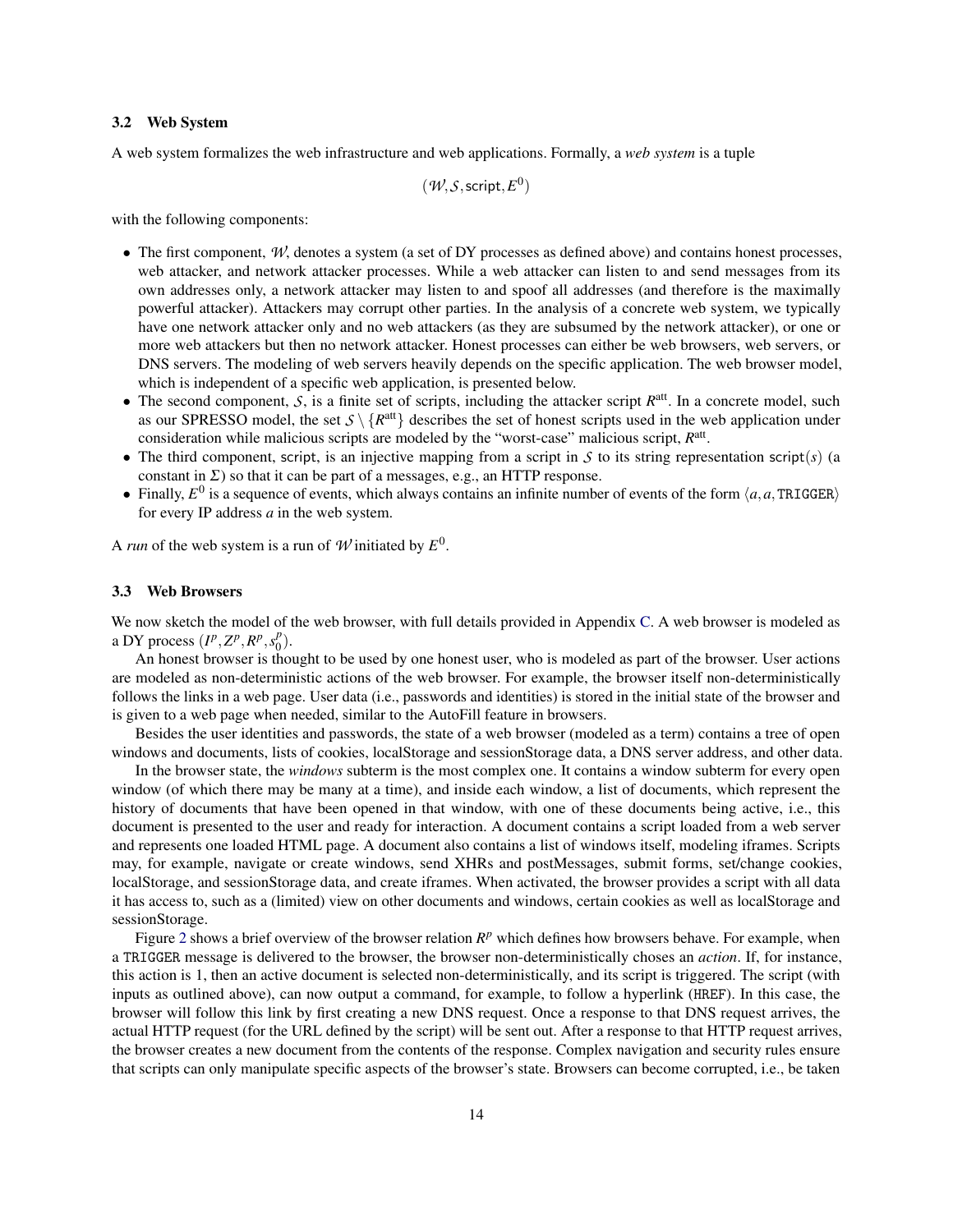### 3.2 Web System

A web system formalizes the web infrastructure and web applications. Formally, a *web system* is a tuple

$$(\mathcal{W}, \mathcal{S}, \mathsf{script}, E^0)$$

with the following components:

- The first component, $\mathcal{W}$, denotes a system (a set of DY processes as defined above) and contains honest processes, web attacker, and network attacker processes. While a web attacker can listen to and send messages from its own addresses only, a network attacker may listen to and spoof all addresses (and therefore is the maximally powerful attacker). Attackers may corrupt other parties. In the analysis of a concrete web system, we typically have one network attacker only and no web attackers (as they are subsumed by the network attacker), or one or more web attackers but then no network attacker. Honest processes can either be web browsers, web servers, or DNS servers. The modeling of web servers heavily depends on the specific application. The web browser model, which is independent of a specific web application, is presented below.
- The second component, $\mathcal{S}$, is a finite set of scripts, including the attacker script $R^{\text{att}}$. In a concrete model, such as our SPRESSO model, the set $\mathcal{S} \setminus \{R^{\text{att}}\}$ describes the set of honest scripts used in the web application under consideration while malicious scripts are modeled by the "worst-case" malicious script, $R^{\text{att}}$.
- The third component, $\mathsf{script}$, is an injective mapping from a script in $\mathcal{S}$ to its string representation $\mathsf{script}(s)$ (a constant in $\Sigma$) so that it can be part of a messages, e.g., an HTTP response.
- Finally, $E^0$ is a sequence of events, which always contains an infinite number of events of the form $\langle a, a, \mathtt{TRIGGER} \rangle$ for every IP address $a$ in the web system.

A *run* of the web system is a run of $\mathcal{W}$ initiated by $E^0$.

### 3.3 Web Browsers

We now sketch the model of the web browser, with full details provided in Appendix C. A web browser is modeled as a DY process $(I^p, Z^p, R^p, s_0^p)$.

An honest browser is thought to be used by one honest user, who is modeled as part of the browser. User actions are modeled as non-deterministic actions of the web browser. For example, the browser itself non-deterministically follows the links in a web page. User data (i.e., passwords and identities) is stored in the initial state of the browser and is given to a web page when needed, similar to the AutoFill feature in browsers.

Besides the user identities and passwords, the state of a web browser (modeled as a term) contains a tree of open windows and documents, lists of cookies, localStorage and sessionStorage data, a DNS server address, and other data.

In the browser state, the *windows* subterm is the most complex one. It contains a window subterm for every open window (of which there may be many at a time), and inside each window, a list of documents, which represent the history of documents that have been opened in that window, with one of these documents being active, i.e., this document is presented to the user and ready for interaction. A document contains a script loaded from a web server and represents one loaded HTML page. A document also contains a list of windows itself, modeling iframes. Scripts may, for example, navigate or create windows, send XHRs and postMessages, submit forms, set/change cookies, localStorage, and sessionStorage data, and create iframes. When activated, the browser provides a script with all data it has access to, such as a (limited) view on other documents and windows, certain cookies as well as localStorage and sessionStorage.

Figure 2 shows a brief overview of the browser relation $R^p$ which defines how browsers behave. For example, when a TRIGGER message is delivered to the browser, the browser non-deterministically choses an *action*. If, for instance, this action is 1, then an active document is selected non-deterministically, and its script is triggered. The script (with inputs as outlined above), can now output a command, for example, to follow a hyperlink (HREF). In this case, the browser will follow this link by first creating a new DNS request. Once a response to that DNS request arrives, the actual HTTP request (for the URL defined by the script) will be sent out. After a response to that HTTP request arrives, the browser creates a new document from the contents of the response. Complex navigation and security rules ensure that scripts can only manipulate specific aspects of the browser's state. Browsers can become corrupted, i.e., be taken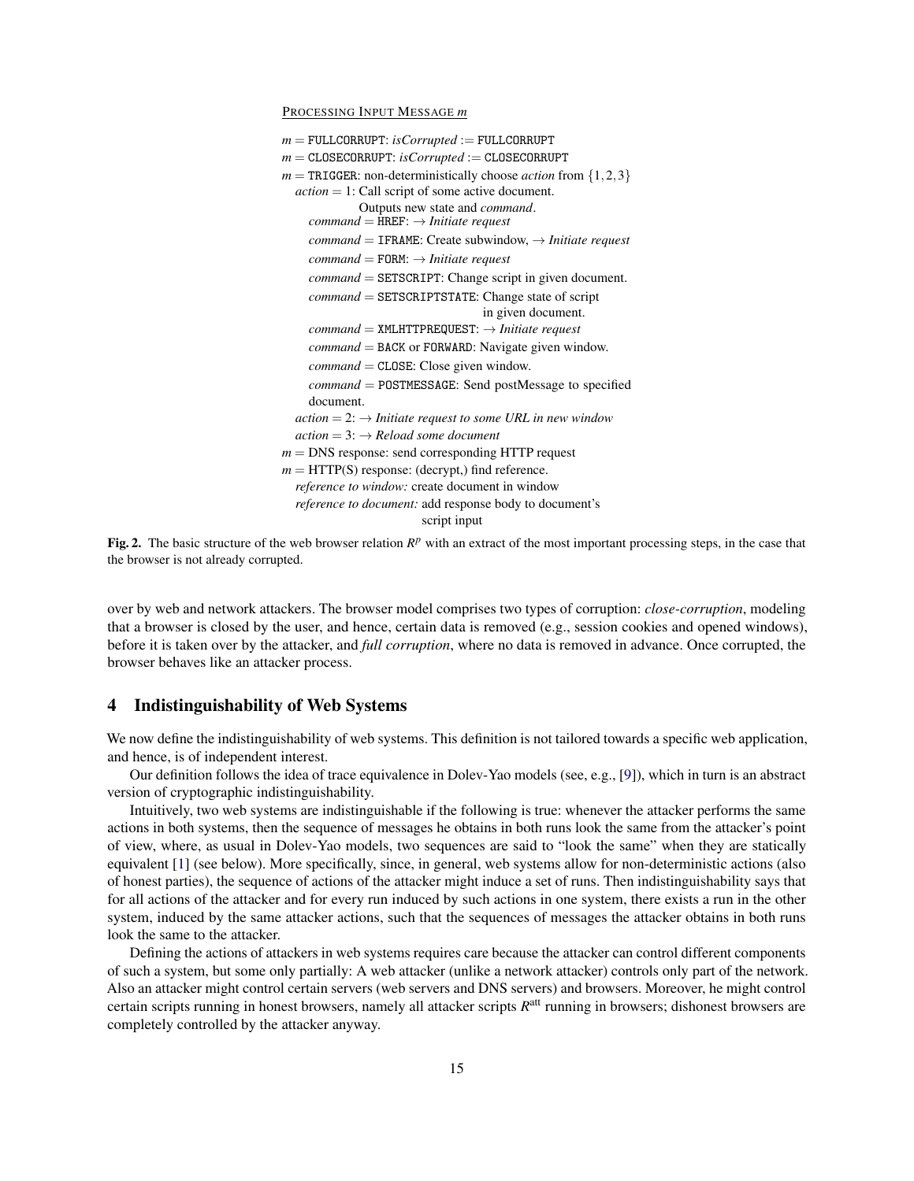PROCESSING INPUT MESSAGE *m*

```
m = FULLCORRUPT: isCorrupted := FULLCORRUPT
m = CLOSECORRUPT: isCorrupted := CLOSECORRUPT
m = TRIGGER: non-deterministically choose action from {1,2,3}
  action = 1: Call script of some active document.
              Outputs new state and command.
    command = HREF: → Initiate request
    command = IFRAME: Create subwindow, → Initiate request
    command = FORM: → Initiate request
    command = SETSCRIPT: Change script in given document.
    command = SETSCRIPTSTATE: Change state of script
                              in given document.
    command = XMLHTTPREQUEST: → Initiate request
    command = BACK or FORWARD: Navigate given window.
    command = CLOSE: Close given window.
    command = POSTMESSAGE: Send postMessage to specified
    document.
  action = 2: → Initiate request to some URL in new window
  action = 3: → Reload some document
m = DNS response: send corresponding HTTP request
m = HTTP(S) response: (decrypt,) find reference.
  reference to window: create document in window
  reference to document: add response body to document's
                         script input
```

**Fig. 2.** The basic structure of the web browser relation $R^p$ with an extract of the most important processing steps, in the case that the browser is not already corrupted.

over by web and network attackers. The browser model comprises two types of corruption: *close-corruption*, modeling that a browser is closed by the user, and hence, certain data is removed (e.g., session cookies and opened windows), before it is taken over by the attacker, and *full corruption*, where no data is removed in advance. Once corrupted, the browser behaves like an attacker process.

## 4 Indistinguishability of Web Systems

We now define the indistinguishability of web systems. This definition is not tailored towards a specific web application, and hence, is of independent interest.

Our definition follows the idea of trace equivalence in Dolev-Yao models (see, e.g., [9]), which in turn is an abstract version of cryptographic indistinguishability.

Intuitively, two web systems are indistinguishable if the following is true: whenever the attacker performs the same actions in both systems, then the sequence of messages he obtains in both runs look the same from the attacker's point of view, where, as usual in Dolev-Yao models, two sequences are said to "look the same" when they are statically equivalent [1] (see below). More specifically, since, in general, web systems allow for non-deterministic actions (also of honest parties), the sequence of actions of the attacker might induce a set of runs. Then indistinguishability says that for all actions of the attacker and for every run induced by such actions in one system, there exists a run in the other system, induced by the same attacker actions, such that the sequences of messages the attacker obtains in both runs look the same to the attacker.

Defining the actions of attackers in web systems requires care because the attacker can control different components of such a system, but some only partially: A web attacker (unlike a network attacker) controls only part of the network. Also an attacker might control certain servers (web servers and DNS servers) and browsers. Moreover, he might control certain scripts running in honest browsers, namely all attacker scripts $R^{\text{att}}$ running in browsers; dishonest browsers are completely controlled by the attacker anyway.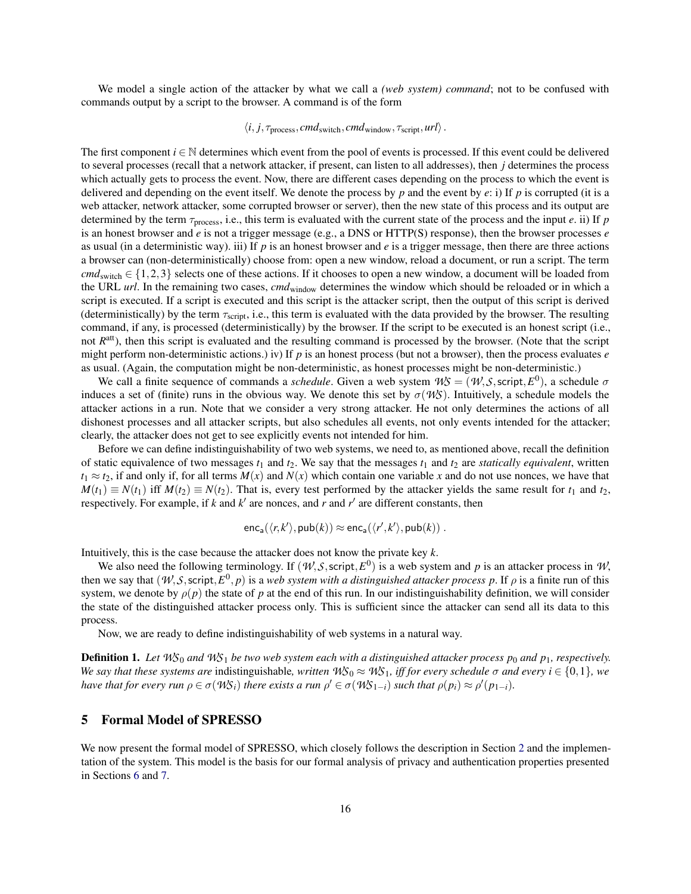We model a single action of the attacker by what we call a *(web system) command*; not to be confused with commands output by a script to the browser. A command is of the form

$$\langle i, j, \tau_{\text{process}}, cmd_{\text{switch}}, cmd_{\text{window}}, \tau_{\text{script}}, url \rangle .$$

The first component $i \in \mathbb{N}$ determines which event from the pool of events is processed. If this event could be delivered to several processes (recall that a network attacker, if present, can listen to all addresses), then $j$ determines the process which actually gets to process the event. Now, there are different cases depending on the process to which the event is delivered and depending on the event itself. We denote the process by $p$ and the event by $e$: i) If $p$ is corrupted (it is a web attacker, network attacker, some corrupted browser or server), then the new state of this process and its output are determined by the term $\tau_{\text{process}}$, i.e., this term is evaluated with the current state of the process and the input $e$. ii) If $p$ is an honest browser and $e$ is not a trigger message (e.g., a DNS or HTTP(S) response), then the browser processes $e$ as usual (in a deterministic way). iii) If $p$ is an honest browser and $e$ is a trigger message, then there are three actions a browser can (non-deterministically) choose from: open a new window, reload a document, or run a script. The term $cmd_{\text{switch}} \in \{1,2,3\}$ selects one of these actions. If it chooses to open a new window, a document will be loaded from the URL *url*. In the remaining two cases, $cmd_{\text{window}}$ determines the window which should be reloaded or in which a script is executed. If a script is executed and this script is the attacker script, then the output of this script is derived (deterministically) by the term $\tau_{\text{script}}$, i.e., this term is evaluated with the data provided by the browser. The resulting command, if any, is processed (deterministically) by the browser. If the script to be executed is an honest script (i.e., not $R^{\text{att}}$), then this script is evaluated and the resulting command is processed by the browser. (Note that the script might perform non-deterministic actions.) iv) If $p$ is an honest process (but not a browser), then the process evaluates $e$ as usual. (Again, the computation might be non-deterministic, as honest processes might be non-deterministic.)

We call a finite sequence of commands a *schedule*. Given a web system $\mathcal{WS} = (\mathcal{W}, \mathcal{S}, \mathsf{script}, E^0)$, a schedule $\sigma$ induces a set of (finite) runs in the obvious way. We denote this set by $\sigma(\mathcal{WS})$. Intuitively, a schedule models the attacker actions in a run. Note that we consider a very strong attacker. He not only determines the actions of all dishonest processes and all attacker scripts, but also schedules all events, not only events intended for the attacker; clearly, the attacker does not get to see explicitly events not intended for him.

Before we can define indistinguishability of two web systems, we need to, as mentioned above, recall the definition of static equivalence of two messages $t_1$ and $t_2$. We say that the messages $t_1$ and $t_2$ are *statically equivalent*, written $t_1 \approx t_2$, if and only if, for all terms $M(x)$ and $N(x)$ which contain one variable $x$ and do not use nonces, we have that $M(t_1) \equiv N(t_1)$ iff $M(t_2) \equiv N(t_2)$. That is, every test performed by the attacker yields the same result for $t_1$ and $t_2$, respectively. For example, if $k$ and $k'$ are nonces, and $r$ and $r'$ are different constants, then

$$\mathsf{enc_a}(\langle r, k' \rangle, \mathsf{pub}(k)) \approx \mathsf{enc_a}(\langle r', k' \rangle, \mathsf{pub}(k)) .$$

Intuitively, this is the case because the attacker does not know the private key $k$.

We also need the following terminology. If $(\mathcal{W}, \mathcal{S}, \mathsf{script}, E^0)$ is a web system and $p$ is an attacker process in $\mathcal{W}$, then we say that $(\mathcal{W}, \mathcal{S}, \mathsf{script}, E^0, p)$ is a *web system with a distinguished attacker process p*. If $\rho$ is a finite run of this system, we denote by $\rho(p)$ the state of $p$ at the end of this run. In our indistinguishability definition, we will consider the state of the distinguished attacker process only. This is sufficient since the attacker can send all its data to this process.

Now, we are ready to define indistinguishability of web systems in a natural way.

**Definition 1.** *Let $\mathcal{WS}_0$ and $\mathcal{WS}_1$ be two web system each with a distinguished attacker process $p_0$ and $p_1$, respectively. We say that these systems are* indistinguishable*, written $\mathcal{WS}_0 \approx \mathcal{WS}_1$, iff for every schedule $\sigma$ and every $i \in \{0,1\}$, we have that for every run $\rho \in \sigma(\mathcal{WS}_i)$ there exists a run $\rho' \in \sigma(\mathcal{WS}_{1-i})$ such that $\rho(p_i) \approx \rho'(p_{1-i})$.*

## 5 Formal Model of SPRESSO

We now present the formal model of SPRESSO, which closely follows the description in Section 2 and the implementation of the system. This model is the basis for our formal analysis of privacy and authentication properties presented in Sections 6 and 7.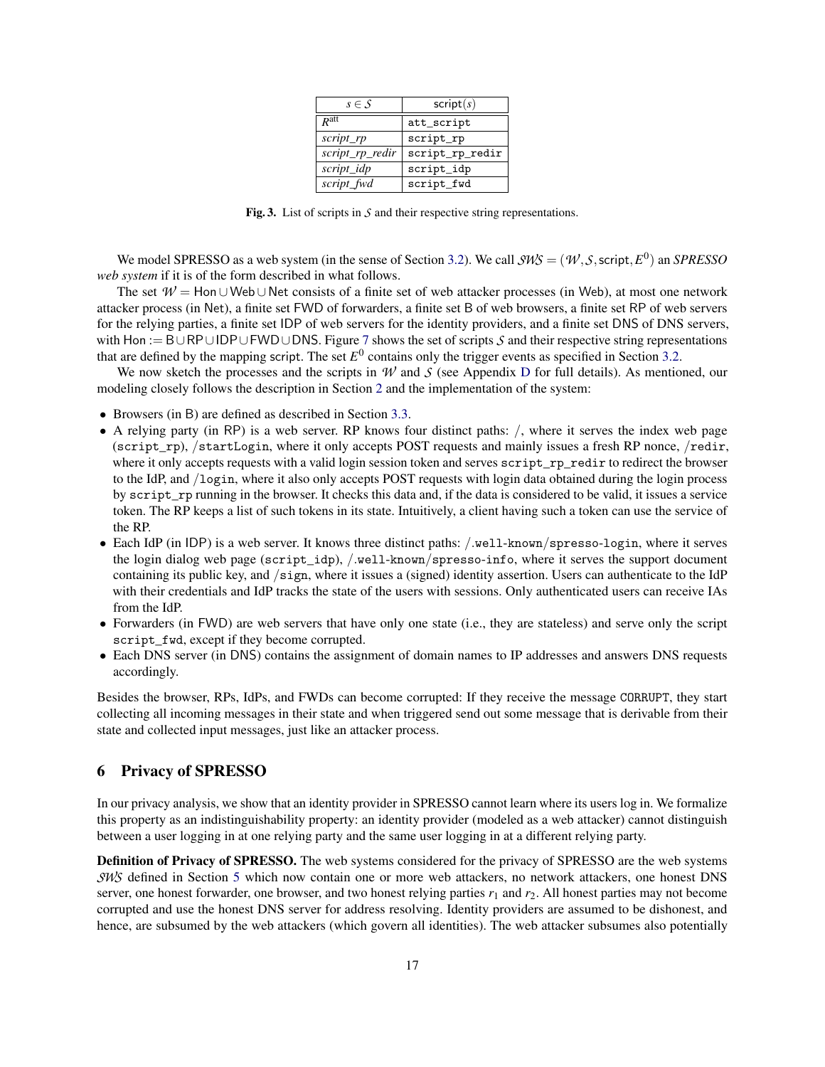| $s \in \mathcal{S}$ | $\mathsf{script}(s)$ |
| --- | --- |
| $R^{\text{att}}$ | `att_script` |
| *script_rp* | `script_rp` |
| *script_rp_redir* | `script_rp_redir` |
| *script_idp* | `script_idp` |
| *script_fwd* | `script_fwd` |

**Fig. 3.** List of scripts in $\mathcal{S}$ and their respective string representations.

We model SPRESSO as a web system (in the sense of Section 3.2). We call $\mathcal{SWS} = (\mathcal{W}, \mathcal{S}, \mathsf{script}, E^0)$ an *SPRESSO web system* if it is of the form described in what follows.

The set $\mathcal{W} = \mathsf{Hon} \cup \mathsf{Web} \cup \mathsf{Net}$ consists of a finite set of web attacker processes (in Web), at most one network attacker process (in Net), a finite set FWD of forwarders, a finite set B of web browsers, a finite set RP of web servers for the relying parties, a finite set IDP of web servers for the identity providers, and a finite set DNS of DNS servers, with $\mathsf{Hon} := \mathsf{B} \cup \mathsf{RP} \cup \mathsf{IDP} \cup \mathsf{FWD} \cup \mathsf{DNS}$. Figure 7 shows the set of scripts $\mathcal{S}$ and their respective string representations that are defined by the mapping script. The set $E^0$ contains only the trigger events as specified in Section 3.2.

We now sketch the processes and the scripts in $\mathcal{W}$ and $\mathcal{S}$ (see Appendix D for full details). As mentioned, our modeling closely follows the description in Section 2 and the implementation of the system:

- Browsers (in B) are defined as described in Section 3.3.
- A relying party (in RP) is a web server. RP knows four distinct paths: /, where it serves the index web page (`script_rp`), /`startLogin`, where it only accepts POST requests and mainly issues a fresh RP nonce, /`redir`, where it only accepts requests with a valid login session token and serves `script_rp_redir` to redirect the browser to the IdP, and /`login`, where it also only accepts POST requests with login data obtained during the login process by `script_rp` running in the browser. It checks this data and, if the data is considered to be valid, it issues a service token. The RP keeps a list of such tokens in its state. Intuitively, a client having such a token can use the service of the RP.
- Each IdP (in IDP) is a web server. It knows three distinct paths: /`.well-known`/`spresso-login`, where it serves the login dialog web page (`script_idp`), /`.well-known`/`spresso-info`, where it serves the support document containing its public key, and /`sign`, where it issues a (signed) identity assertion. Users can authenticate to the IdP with their credentials and IdP tracks the state of the users with sessions. Only authenticated users can receive IAs from the IdP.
- Forwarders (in FWD) are web servers that have only one state (i.e., they are stateless) and serve only the script `script_fwd`, except if they become corrupted.
- Each DNS server (in DNS) contains the assignment of domain names to IP addresses and answers DNS requests accordingly.

Besides the browser, RPs, IdPs, and FWDs can become corrupted: If they receive the message `CORRUPT`, they start collecting all incoming messages in their state and when triggered send out some message that is derivable from their state and collected input messages, just like an attacker process.

## 6 Privacy of SPRESSO

In our privacy analysis, we show that an identity provider in SPRESSO cannot learn where its users log in. We formalize this property as an indistinguishability property: an identity provider (modeled as a web attacker) cannot distinguish between a user logging in at one relying party and the same user logging in at a different relying party.

**Definition of Privacy of SPRESSO.** The web systems considered for the privacy of SPRESSO are the web systems $\mathcal{SWS}$ defined in Section 5 which now contain one or more web attackers, no network attackers, one honest DNS server, one honest forwarder, one browser, and two honest relying parties $r_1$ and $r_2$. All honest parties may not become corrupted and use the honest DNS server for address resolving. Identity providers are assumed to be dishonest, and hence, are subsumed by the web attackers (which govern all identities). The web attacker subsumes also potentially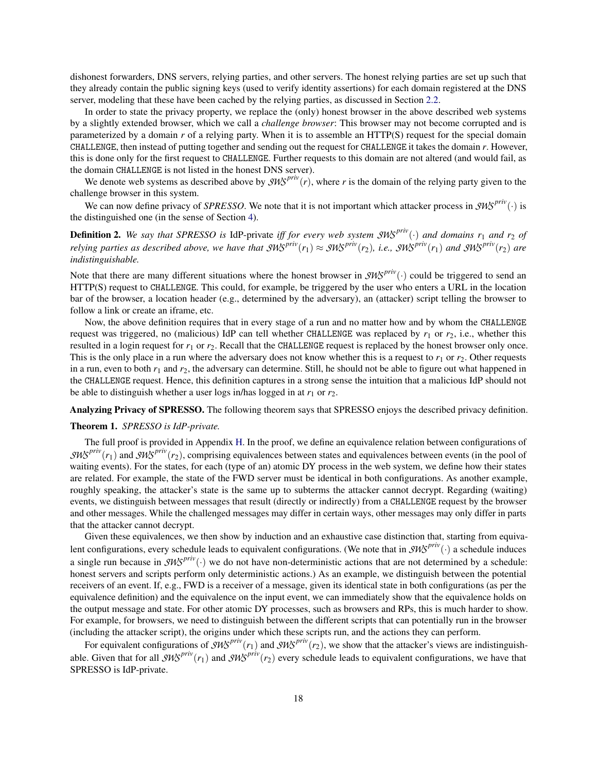dishonest forwarders, DNS servers, relying parties, and other servers. The honest relying parties are set up such that they already contain the public signing keys (used to verify identity assertions) for each domain registered at the DNS server, modeling that these have been cached by the relying parties, as discussed in Section 2.2.

In order to state the privacy property, we replace the (only) honest browser in the above described web systems by a slightly extended browser, which we call a *challenge browser*: This browser may not become corrupted and is parameterized by a domain $r$ of a relying party. When it is to assemble an HTTP(S) request for the special domain `CHALLENGE`, then instead of putting together and sending out the request for `CHALLENGE` it takes the domain $r$. However, this is done only for the first request to `CHALLENGE`. Further requests to this domain are not altered (and would fail, as the domain `CHALLENGE` is not listed in the honest DNS server).

We denote web systems as described above by $\mathcal{SWS}^{priv}(r)$, where $r$ is the domain of the relying party given to the challenge browser in this system.

We can now define privacy of *SPRESSO*. We note that it is not important which attacker process in $\mathcal{SWS}^{priv}(\cdot)$ is the distinguished one (in the sense of Section 4).

**Definition 2.** *We say that SPRESSO is* IdP-private *iff for every web system $\mathcal{SWS}^{priv}(\cdot)$ and domains $r_1$ and $r_2$ of relying parties as described above, we have that $\mathcal{SWS}^{priv}(r_1) \approx \mathcal{SWS}^{priv}(r_2)$, i.e., $\mathcal{SWS}^{priv}(r_1)$ and $\mathcal{SWS}^{priv}(r_2)$ are indistinguishable.*

Note that there are many different situations where the honest browser in $\mathcal{SWS}^{priv}(\cdot)$ could be triggered to send an HTTP(S) request to `CHALLENGE`. This could, for example, be triggered by the user who enters a URL in the location bar of the browser, a location header (e.g., determined by the adversary), an (attacker) script telling the browser to follow a link or create an iframe, etc.

Now, the above definition requires that in every stage of a run and no matter how and by whom the `CHALLENGE` request was triggered, no (malicious) IdP can tell whether `CHALLENGE` was replaced by $r_1$ or $r_2$, i.e., whether this resulted in a login request for $r_1$ or $r_2$. Recall that the `CHALLENGE` request is replaced by the honest browser only once. This is the only place in a run where the adversary does not know whether this is a request to $r_1$ or $r_2$. Other requests in a run, even to both $r_1$ and $r_2$, the adversary can determine. Still, he should not be able to figure out what happened in the `CHALLENGE` request. Hence, this definition captures in a strong sense the intuition that a malicious IdP should not be able to distinguish whether a user logs in/has logged in at $r_1$ or $r_2$.

**Analyzing Privacy of SPRESSO.** The following theorem says that SPRESSO enjoys the described privacy definition.

**Theorem 1.** *SPRESSO is IdP-private.*

The full proof is provided in Appendix H. In the proof, we define an equivalence relation between configurations of $\mathcal{SWS}^{priv}(r_1)$ and $\mathcal{SWS}^{priv}(r_2)$, comprising equivalences between states and equivalences between events (in the pool of waiting events). For the states, for each (type of an) atomic DY process in the web system, we define how their states are related. For example, the state of the FWD server must be identical in both configurations. As another example, roughly speaking, the attacker's state is the same up to subterms the attacker cannot decrypt. Regarding (waiting) events, we distinguish between messages that result (directly or indirectly) from a `CHALLENGE` request by the browser and other messages. While the challenged messages may differ in certain ways, other messages may only differ in parts that the attacker cannot decrypt.

Given these equivalences, we then show by induction and an exhaustive case distinction that, starting from equivalent configurations, every schedule leads to equivalent configurations. (We note that in $\mathcal{SWS}^{priv}(\cdot)$ a schedule induces a single run because in $\mathcal{SWS}^{priv}(\cdot)$ we do not have non-deterministic actions that are not determined by a schedule: honest servers and scripts perform only deterministic actions.) As an example, we distinguish between the potential receivers of an event. If, e.g., FWD is a receiver of a message, given its identical state in both configurations (as per the equivalence definition) and the equivalence on the input event, we can immediately show that the equivalence holds on the output message and state. For other atomic DY processes, such as browsers and RPs, this is much harder to show. For example, for browsers, we need to distinguish between the different scripts that can potentially run in the browser (including the attacker script), the origins under which these scripts run, and the actions they can perform.

For equivalent configurations of $\mathcal{SWS}^{priv}(r_1)$ and $\mathcal{SWS}^{priv}(r_2)$, we show that the attacker's views are indistinguishable. Given that for all $\mathcal{SWS}^{priv}(r_1)$ and $\mathcal{SWS}^{priv}(r_2)$ every schedule leads to equivalent configurations, we have that SPRESSO is IdP-private.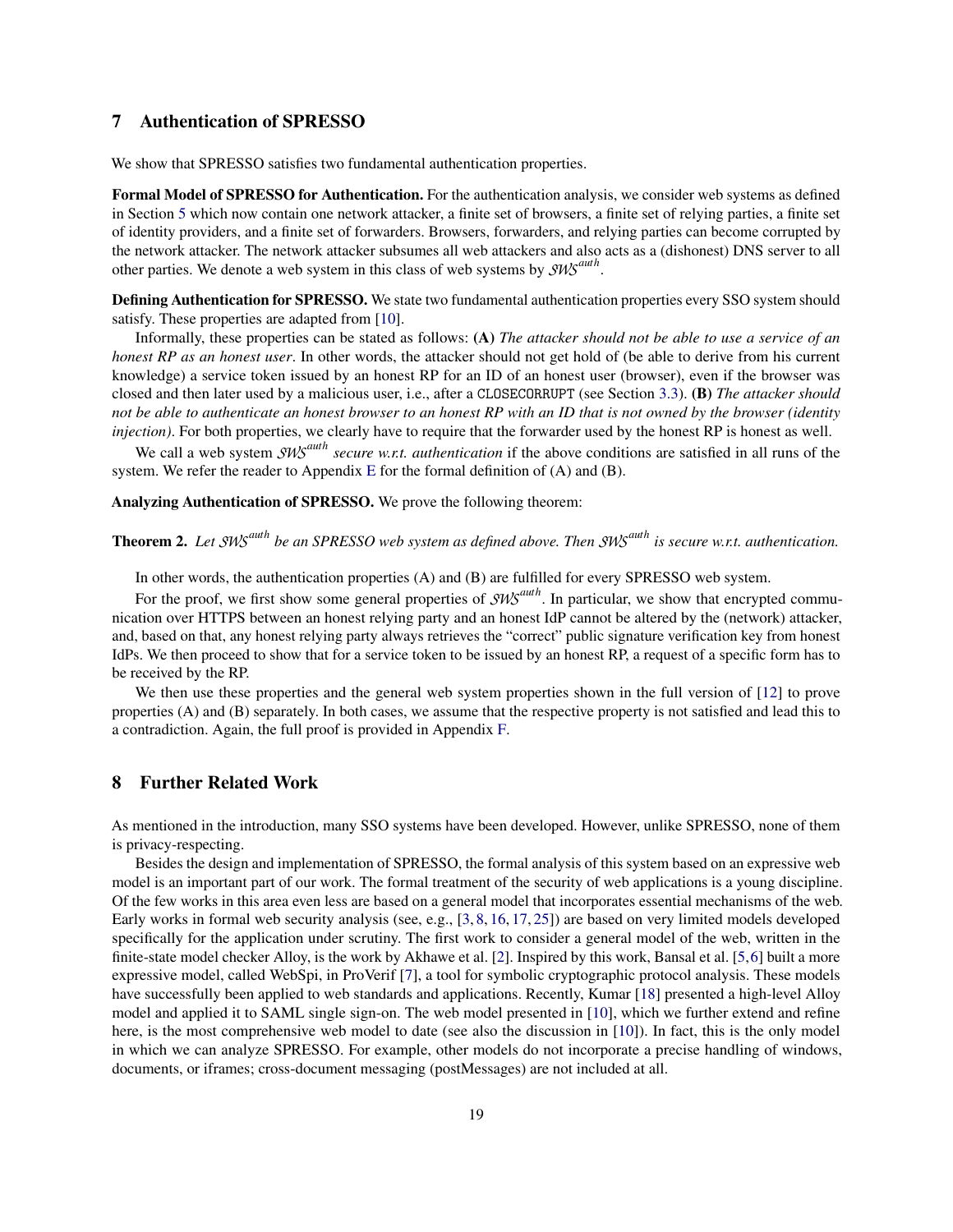# 7 Authentication of SPRESSO

We show that SPRESSO satisfies two fundamental authentication properties.

**Formal Model of SPRESSO for Authentication.** For the authentication analysis, we consider web systems as defined in Section 5 which now contain one network attacker, a finite set of browsers, a finite set of relying parties, a finite set of identity providers, and a finite set of forwarders. Browsers, forwarders, and relying parties can become corrupted by the network attacker. The network attacker subsumes all web attackers and also acts as a (dishonest) DNS server to all other parties. We denote a web system in this class of web systems by $\mathcal{SWS}^{auth}$.

**Defining Authentication for SPRESSO.** We state two fundamental authentication properties every SSO system should satisfy. These properties are adapted from [10].

Informally, these properties can be stated as follows: **(A)** *The attacker should not be able to use a service of an honest RP as an honest user*. In other words, the attacker should not get hold of (be able to derive from his current knowledge) a service token issued by an honest RP for an ID of an honest user (browser), even if the browser was closed and then later used by a malicious user, i.e., after a CLOSECORRUPT (see Section 3.3). **(B)** *The attacker should not be able to authenticate an honest browser to an honest RP with an ID that is not owned by the browser (identity injection)*. For both properties, we clearly have to require that the forwarder used by the honest RP is honest as well.

We call a web system $\mathcal{SWS}^{auth}$ *secure w.r.t. authentication* if the above conditions are satisfied in all runs of the system. We refer the reader to Appendix E for the formal definition of (A) and (B).

**Analyzing Authentication of SPRESSO.** We prove the following theorem:

**Theorem 2.** *Let $\mathcal{SWS}^{auth}$ be an SPRESSO web system as defined above. Then $\mathcal{SWS}^{auth}$ is secure w.r.t. authentication.*

In other words, the authentication properties (A) and (B) are fulfilled for every SPRESSO web system.

For the proof, we first show some general properties of $\mathcal{SWS}^{auth}$. In particular, we show that encrypted communication over HTTPS between an honest relying party and an honest IdP cannot be altered by the (network) attacker, and, based on that, any honest relying party always retrieves the "correct" public signature verification key from honest IdPs. We then proceed to show that for a service token to be issued by an honest RP, a request of a specific form has to be received by the RP.

We then use these properties and the general web system properties shown in the full version of [12] to prove properties (A) and (B) separately. In both cases, we assume that the respective property is not satisfied and lead this to a contradiction. Again, the full proof is provided in Appendix F.

# 8 Further Related Work

As mentioned in the introduction, many SSO systems have been developed. However, unlike SPRESSO, none of them is privacy-respecting.

Besides the design and implementation of SPRESSO, the formal analysis of this system based on an expressive web model is an important part of our work. The formal treatment of the security of web applications is a young discipline. Of the few works in this area even less are based on a general model that incorporates essential mechanisms of the web. Early works in formal web security analysis (see, e.g., [3, 8, 16, 17, 25]) are based on very limited models developed specifically for the application under scrutiny. The first work to consider a general model of the web, written in the finite-state model checker Alloy, is the work by Akhawe et al. [2]. Inspired by this work, Bansal et al. [5, 6] built a more expressive model, called WebSpi, in ProVerif [7], a tool for symbolic cryptographic protocol analysis. These models have successfully been applied to web standards and applications. Recently, Kumar [18] presented a high-level Alloy model and applied it to SAML single sign-on. The web model presented in [10], which we further extend and refine here, is the most comprehensive web model to date (see also the discussion in [10]). In fact, this is the only model in which we can analyze SPRESSO. For example, other models do not incorporate a precise handling of windows, documents, or iframes; cross-document messaging (postMessages) are not included at all.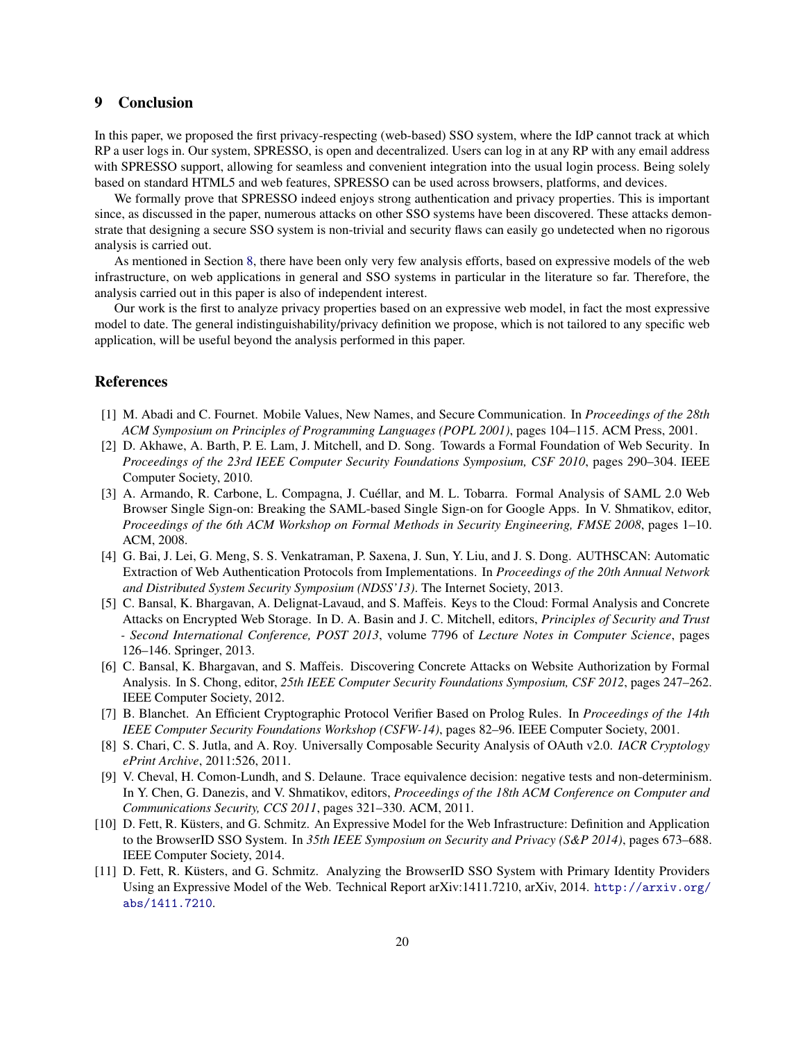## 9 Conclusion

In this paper, we proposed the first privacy-respecting (web-based) SSO system, where the IdP cannot track at which RP a user logs in. Our system, SPRESSO, is open and decentralized. Users can log in at any RP with any email address with SPRESSO support, allowing for seamless and convenient integration into the usual login process. Being solely based on standard HTML5 and web features, SPRESSO can be used across browsers, platforms, and devices.

We formally prove that SPRESSO indeed enjoys strong authentication and privacy properties. This is important since, as discussed in the paper, numerous attacks on other SSO systems have been discovered. These attacks demonstrate that designing a secure SSO system is non-trivial and security flaws can easily go undetected when no rigorous analysis is carried out.

As mentioned in Section 8, there have been only very few analysis efforts, based on expressive models of the web infrastructure, on web applications in general and SSO systems in particular in the literature so far. Therefore, the analysis carried out in this paper is also of independent interest.

Our work is the first to analyze privacy properties based on an expressive web model, in fact the most expressive model to date. The general indistinguishability/privacy definition we propose, which is not tailored to any specific web application, will be useful beyond the analysis performed in this paper.

## References

[1] M. Abadi and C. Fournet. Mobile Values, New Names, and Secure Communication. In *Proceedings of the 28th ACM Symposium on Principles of Programming Languages (POPL 2001)*, pages 104–115. ACM Press, 2001.

[2] D. Akhawe, A. Barth, P. E. Lam, J. Mitchell, and D. Song. Towards a Formal Foundation of Web Security. In *Proceedings of the 23rd IEEE Computer Security Foundations Symposium, CSF 2010*, pages 290–304. IEEE Computer Society, 2010.

[3] A. Armando, R. Carbone, L. Compagna, J. Cuéllar, and M. L. Tobarra. Formal Analysis of SAML 2.0 Web Browser Single Sign-on: Breaking the SAML-based Single Sign-on for Google Apps. In V. Shmatikov, editor, *Proceedings of the 6th ACM Workshop on Formal Methods in Security Engineering, FMSE 2008*, pages 1–10. ACM, 2008.

[4] G. Bai, J. Lei, G. Meng, S. S. Venkatraman, P. Saxena, J. Sun, Y. Liu, and J. S. Dong. AUTHSCAN: Automatic Extraction of Web Authentication Protocols from Implementations. In *Proceedings of the 20th Annual Network and Distributed System Security Symposium (NDSS'13)*. The Internet Society, 2013.

[5] C. Bansal, K. Bhargavan, A. Delignat-Lavaud, and S. Maffeis. Keys to the Cloud: Formal Analysis and Concrete Attacks on Encrypted Web Storage. In D. A. Basin and J. C. Mitchell, editors, *Principles of Security and Trust - Second International Conference, POST 2013*, volume 7796 of *Lecture Notes in Computer Science*, pages 126–146. Springer, 2013.

[6] C. Bansal, K. Bhargavan, and S. Maffeis. Discovering Concrete Attacks on Website Authorization by Formal Analysis. In S. Chong, editor, *25th IEEE Computer Security Foundations Symposium, CSF 2012*, pages 247–262. IEEE Computer Society, 2012.

[7] B. Blanchet. An Efficient Cryptographic Protocol Verifier Based on Prolog Rules. In *Proceedings of the 14th IEEE Computer Security Foundations Workshop (CSFW-14)*, pages 82–96. IEEE Computer Society, 2001.

[8] S. Chari, C. S. Jutla, and A. Roy. Universally Composable Security Analysis of OAuth v2.0. *IACR Cryptology ePrint Archive*, 2011:526, 2011.

[9] V. Cheval, H. Comon-Lundh, and S. Delaune. Trace equivalence decision: negative tests and non-determinism. In Y. Chen, G. Danezis, and V. Shmatikov, editors, *Proceedings of the 18th ACM Conference on Computer and Communications Security, CCS 2011*, pages 321–330. ACM, 2011.

[10] D. Fett, R. Küsters, and G. Schmitz. An Expressive Model for the Web Infrastructure: Definition and Application to the BrowserID SSO System. In *35th IEEE Symposium on Security and Privacy (S&P 2014)*, pages 673–688. IEEE Computer Society, 2014.

[11] D. Fett, R. Küsters, and G. Schmitz. Analyzing the BrowserID SSO System with Primary Identity Providers Using an Expressive Model of the Web. Technical Report arXiv:1411.7210, arXiv, 2014. http://arxiv.org/abs/1411.7210.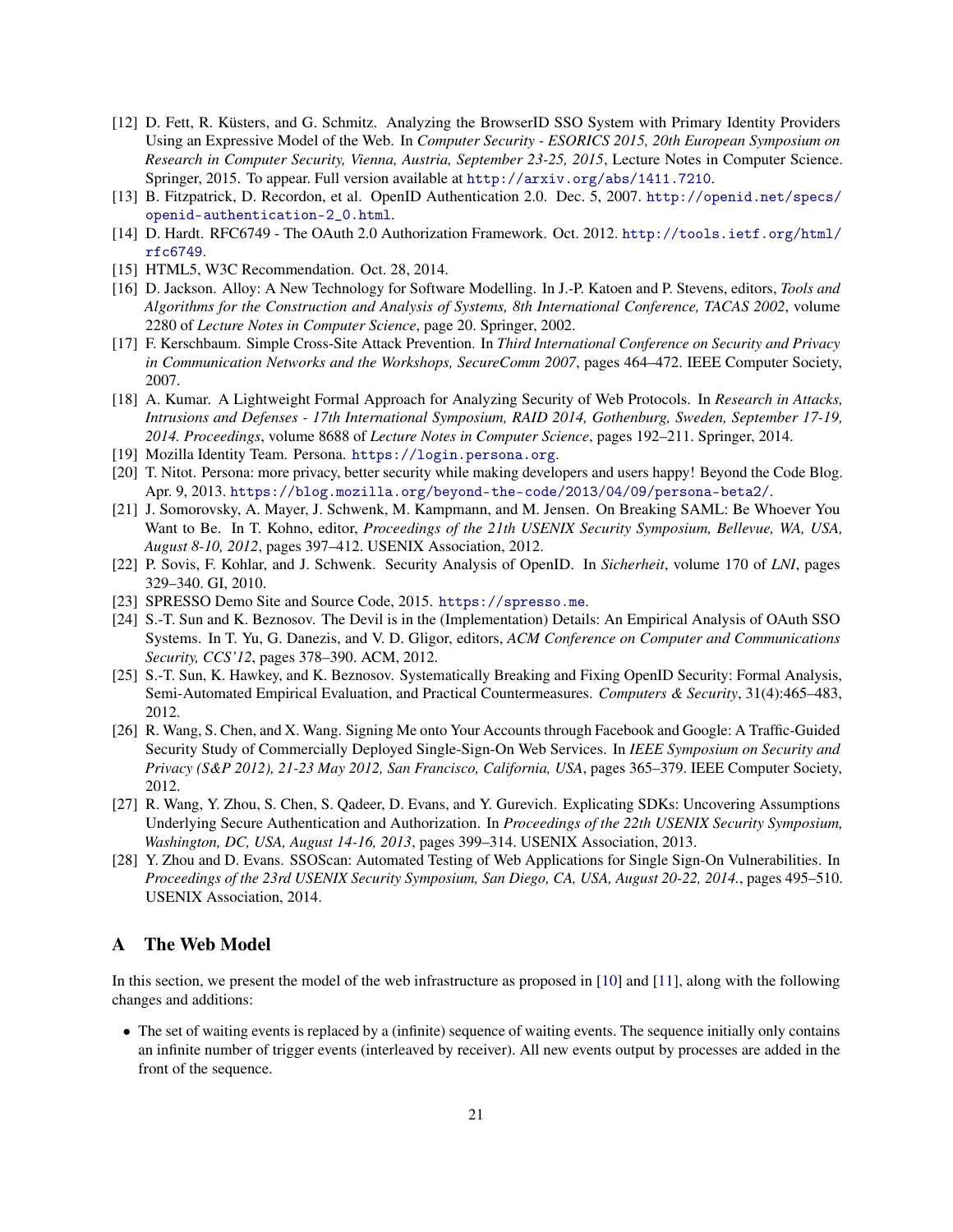[12] D. Fett, R. Küsters, and G. Schmitz. Analyzing the BrowserID SSO System with Primary Identity Providers Using an Expressive Model of the Web. In *Computer Security - ESORICS 2015, 20th European Symposium on Research in Computer Security, Vienna, Austria, September 23-25, 2015*, Lecture Notes in Computer Science. Springer, 2015. To appear. Full version available at http://arxiv.org/abs/1411.7210.

[13] B. Fitzpatrick, D. Recordon, et al. OpenID Authentication 2.0. Dec. 5, 2007. http://openid.net/specs/openid-authentication-2_0.html.

[14] D. Hardt. RFC6749 - The OAuth 2.0 Authorization Framework. Oct. 2012. http://tools.ietf.org/html/rfc6749.

[15] HTML5, W3C Recommendation. Oct. 28, 2014.

[16] D. Jackson. Alloy: A New Technology for Software Modelling. In J.-P. Katoen and P. Stevens, editors, *Tools and Algorithms for the Construction and Analysis of Systems, 8th International Conference, TACAS 2002*, volume 2280 of *Lecture Notes in Computer Science*, page 20. Springer, 2002.

[17] F. Kerschbaum. Simple Cross-Site Attack Prevention. In *Third International Conference on Security and Privacy in Communication Networks and the Workshops, SecureComm 2007*, pages 464–472. IEEE Computer Society, 2007.

[18] A. Kumar. A Lightweight Formal Approach for Analyzing Security of Web Protocols. In *Research in Attacks, Intrusions and Defenses - 17th International Symposium, RAID 2014, Gothenburg, Sweden, September 17-19, 2014. Proceedings*, volume 8688 of *Lecture Notes in Computer Science*, pages 192–211. Springer, 2014.

[19] Mozilla Identity Team. Persona. https://login.persona.org.

[20] T. Nitot. Persona: more privacy, better security while making developers and users happy! Beyond the Code Blog. Apr. 9, 2013. https://blog.mozilla.org/beyond-the-code/2013/04/09/persona-beta2/.

[21] J. Somorovsky, A. Mayer, J. Schwenk, M. Kampmann, and M. Jensen. On Breaking SAML: Be Whoever You Want to Be. In T. Kohno, editor, *Proceedings of the 21th USENIX Security Symposium, Bellevue, WA, USA, August 8-10, 2012*, pages 397–412. USENIX Association, 2012.

[22] P. Sovis, F. Kohlar, and J. Schwenk. Security Analysis of OpenID. In *Sicherheit*, volume 170 of *LNI*, pages 329–340. GI, 2010.

[23] SPRESSO Demo Site and Source Code, 2015. https://spresso.me.

[24] S.-T. Sun and K. Beznosov. The Devil is in the (Implementation) Details: An Empirical Analysis of OAuth SSO Systems. In T. Yu, G. Danezis, and V. D. Gligor, editors, *ACM Conference on Computer and Communications Security, CCS'12*, pages 378–390. ACM, 2012.

[25] S.-T. Sun, K. Hawkey, and K. Beznosov. Systematically Breaking and Fixing OpenID Security: Formal Analysis, Semi-Automated Empirical Evaluation, and Practical Countermeasures. *Computers & Security*, 31(4):465–483, 2012.

[26] R. Wang, S. Chen, and X. Wang. Signing Me onto Your Accounts through Facebook and Google: A Traffic-Guided Security Study of Commercially Deployed Single-Sign-On Web Services. In *IEEE Symposium on Security and Privacy (S&P 2012), 21-23 May 2012, San Francisco, California, USA*, pages 365–379. IEEE Computer Society, 2012.

[27] R. Wang, Y. Zhou, S. Chen, S. Qadeer, D. Evans, and Y. Gurevich. Explicating SDKs: Uncovering Assumptions Underlying Secure Authentication and Authorization. In *Proceedings of the 22th USENIX Security Symposium, Washington, DC, USA, August 14-16, 2013*, pages 399–314. USENIX Association, 2013.

[28] Y. Zhou and D. Evans. SSOScan: Automated Testing of Web Applications for Single Sign-On Vulnerabilities. In *Proceedings of the 23rd USENIX Security Symposium, San Diego, CA, USA, August 20-22, 2014.*, pages 495–510. USENIX Association, 2014.

# A The Web Model

In this section, we present the model of the web infrastructure as proposed in [10] and [11], along with the following changes and additions:

- The set of waiting events is replaced by a (infinite) sequence of waiting events. The sequence initially only contains an infinite number of trigger events (interleaved by receiver). All new events output by processes are added in the front of the sequence.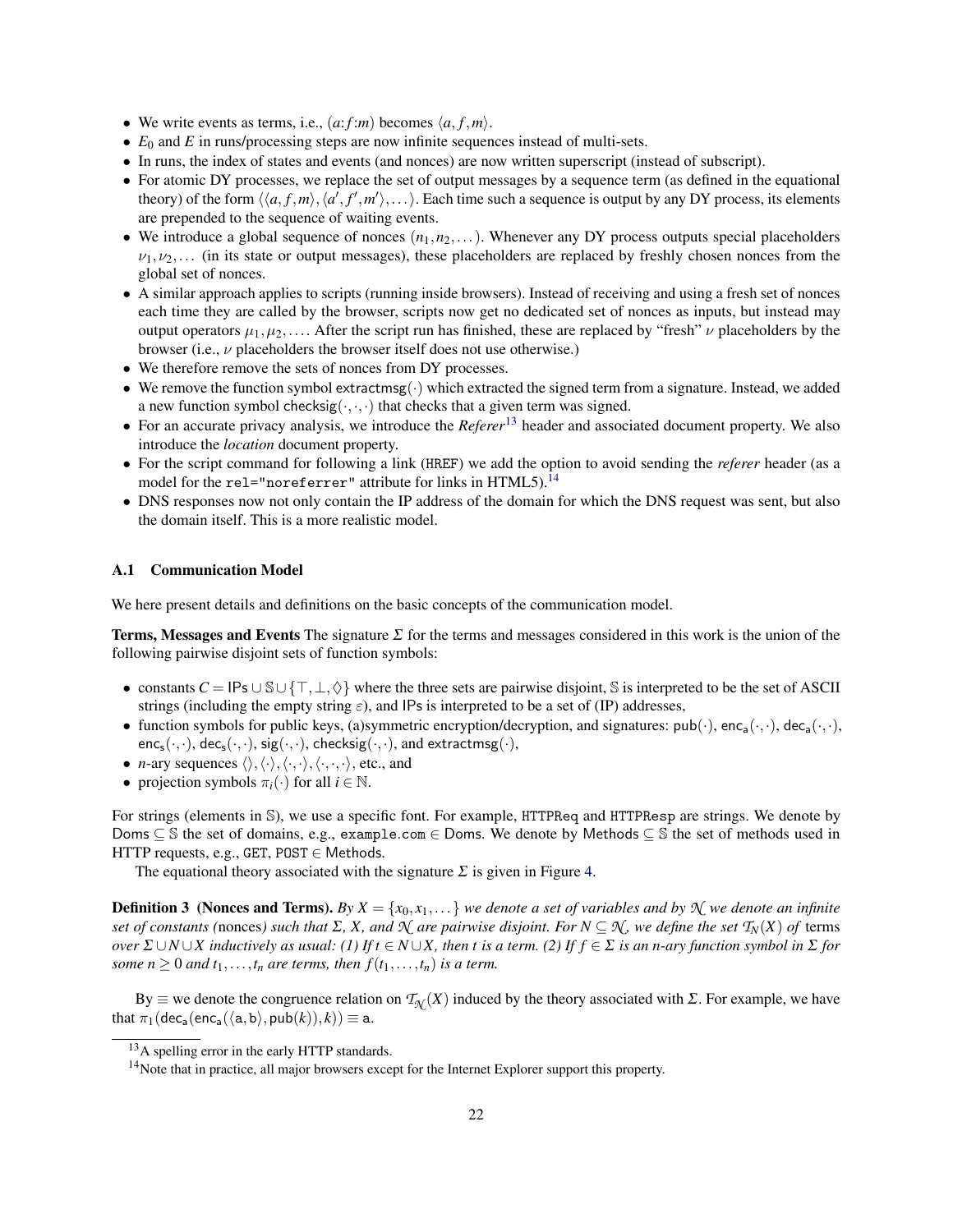- We write events as terms, i.e., $(a{:}f{:}m)$ becomes $\langle a, f, m\rangle$.
- $E_0$ and $E$ in runs/processing steps are now infinite sequences instead of multi-sets.
- In runs, the index of states and events (and nonces) are now written superscript (instead of subscript).
- For atomic DY processes, we replace the set of output messages by a sequence term (as defined in the equational theory) of the form $\langle\langle a, f, m\rangle, \langle a', f', m'\rangle, \dots\rangle$. Each time such a sequence is output by any DY process, its elements are prepended to the sequence of waiting events.
- We introduce a global sequence of nonces $(n_1, n_2, \dots)$. Whenever any DY process outputs special placeholders $\nu_1, \nu_2, \dots$ (in its state or output messages), these placeholders are replaced by freshly chosen nonces from the global set of nonces.
- A similar approach applies to scripts (running inside browsers). Instead of receiving and using a fresh set of nonces each time they are called by the browser, scripts now get no dedicated set of nonces as inputs, but instead may output operators $\mu_1, \mu_2, \dots$. After the script run has finished, these are replaced by "fresh" $\nu$ placeholders by the browser (i.e., $\nu$ placeholders the browser itself does not use otherwise.)
- We therefore remove the sets of nonces from DY processes.
- We remove the function symbol $\mathsf{extractmsg}(\cdot)$ which extracted the signed term from a signature. Instead, we added a new function symbol $\mathsf{checksig}(\cdot,\cdot)$ that checks that a given term was signed.
- For an accurate privacy analysis, we introduce the *Referer*[13] header and associated document property. We also introduce the *location* document property.
- For the script command for following a link (HREF) we add the option to avoid sending the *referer* header (as a model for the rel="noreferrer" attribute for links in HTML5).[14]
- DNS responses now not only contain the IP address of the domain for which the DNS request was sent, but also the domain itself. This is a more realistic model.

### A.1 Communication Model

We here present details and definitions on the basic concepts of the communication model.

**Terms, Messages and Events** The signature $\Sigma$ for the terms and messages considered in this work is the union of the following pairwise disjoint sets of function symbols:

- constants $C = \mathsf{IPs} \cup \mathbb{S} \cup \{\top, \bot, \Diamond\}$ where the three sets are pairwise disjoint, $\mathbb{S}$ is interpreted to be the set of ASCII strings (including the empty string $\varepsilon$), and $\mathsf{IPs}$ is interpreted to be a set of (IP) addresses,
- function symbols for public keys, (a)symmetric encryption/decryption, and signatures: $\mathsf{pub}(\cdot)$, $\mathsf{enc_a}(\cdot,\cdot)$, $\mathsf{dec_a}(\cdot,\cdot)$, $\mathsf{enc_s}(\cdot,\cdot)$, $\mathsf{dec_s}(\cdot,\cdot)$, $\mathsf{sig}(\cdot,\cdot)$, $\mathsf{checksig}(\cdot,\cdot)$, and $\mathsf{extractmsg}(\cdot)$,
- $n$-ary sequences $\langle\rangle, \langle\cdot\rangle, \langle\cdot,\cdot\rangle, \langle\cdot,\cdot,\cdot\rangle$, etc., and
- projection symbols $\pi_i(\cdot)$ for all $i \in \mathbb{N}$.

For strings (elements in $\mathbb{S}$), we use a specific font. For example, HTTPReq and HTTPResp are strings. We denote by $\mathsf{Doms} \subseteq \mathbb{S}$ the set of domains, e.g., example.com $\in \mathsf{Doms}$. We denote by $\mathsf{Methods} \subseteq \mathbb{S}$ the set of methods used in HTTP requests, e.g., GET, POST $\in \mathsf{Methods}$.

The equational theory associated with the signature $\Sigma$ is given in Figure 4.

**Definition 3 (Nonces and Terms).** *By $X = \{x_0, x_1, \dots\}$ we denote a set of variables and by $\mathcal{N}$ we denote an infinite set of constants (*nonces*) such that $\Sigma$, $X$, and $\mathcal{N}$ are pairwise disjoint. For $N \subseteq \mathcal{N}$, we define the set $\mathcal{T}_N(X)$ of* terms *over $\Sigma \cup N \cup X$ inductively as usual: (1) If $t \in N \cup X$, then $t$ is a term. (2) If $f \in \Sigma$ is an $n$-ary function symbol in $\Sigma$ for some $n \geq 0$ and $t_1, \dots, t_n$ are terms, then $f(t_1, \dots, t_n)$ is a term.*

By $\equiv$ we denote the congruence relation on $\mathcal{T}_{\mathcal{N}}(X)$ induced by the theory associated with $\Sigma$. For example, we have that $\pi_1(\mathsf{dec_a}(\mathsf{enc_a}(\langle \mathsf{a}, \mathsf{b}\rangle, \mathsf{pub}(k)), k)) \equiv \mathsf{a}$.

[13] A spelling error in the early HTTP standards.

[14] Note that in practice, all major browsers except for the Internet Explorer support this property.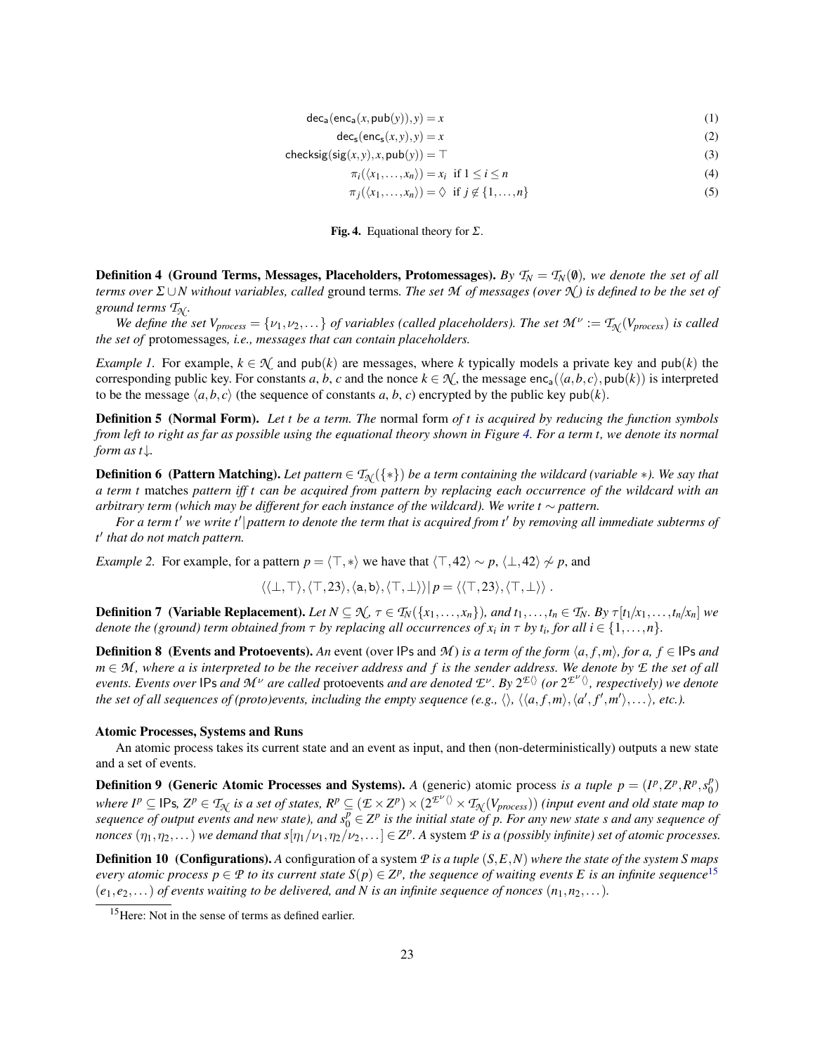$$\mathsf{dec_a}(\mathsf{enc_a}(x,\mathsf{pub}(y)),y) = x \tag{1}$$

$$\mathsf{dec_s}(\mathsf{enc_s}(x,y),y) = x \tag{2}$$

$$\mathsf{checksig}(\mathsf{sig}(x,y),x,\mathsf{pub}(y)) = \top \tag{3}$$

$$\pi_i(\langle x_1,\dots,x_n\rangle) = x_i \ \text{ if } 1 \le i \le n \tag{4}$$

$$\pi_j(\langle x_1,\dots,x_n\rangle) = \Diamond \ \text{ if } j \notin \{1,\dots,n\} \tag{5}$$

**Fig. 4.** Equational theory for $\Sigma$.

**Definition 4 (Ground Terms, Messages, Placeholders, Protomessages).** *By $\mathcal{T}_N = \mathcal{T}_N(\emptyset)$, we denote the set of all terms over $\Sigma \cup N$ without variables, called* ground terms*. The set $\mathcal{M}$ of messages (over $\mathcal{N}$) is defined to be the set of ground terms $\mathcal{T}_{\mathcal{N}}$.*

*We define the set $V_{process} = \{\nu_1, \nu_2, \dots\}$ of variables (called placeholders). The set $\mathcal{M}^\nu := \mathcal{T}_{\mathcal{N}}(V_{process})$ is called the set of* protomessages*, i.e., messages that can contain placeholders.*

*Example 1.* For example, $k \in \mathcal{N}$ and $\mathsf{pub}(k)$ are messages, where $k$ typically models a private key and $\mathsf{pub}(k)$ the corresponding public key. For constants $a$, $b$, $c$ and the nonce $k \in \mathcal{N}$, the message $\mathsf{enc_a}(\langle a,b,c\rangle,\mathsf{pub}(k))$ is interpreted to be the message $\langle a,b,c\rangle$ (the sequence of constants $a$, $b$, $c$) encrypted by the public key $\mathsf{pub}(k)$.

**Definition 5 (Normal Form).** *Let $t$ be a term. The* normal form *of $t$ is acquired by reducing the function symbols from left to right as far as possible using the equational theory shown in Figure 4. For a term $t$, we denote its normal form as $t{\downarrow}$.*

**Definition 6 (Pattern Matching).** *Let pattern $\in \mathcal{T}_{\mathcal{N}}(\{*\})$ be a term containing the wildcard (variable $*$). We say that a term $t$* matches *pattern iff $t$ can be acquired from pattern by replacing each occurrence of the wildcard with an arbitrary term (which may be different for each instance of the wildcard). We write $t \sim$ pattern.*

*For a term $t'$ we write $t'|$pattern to denote the term that is acquired from $t'$ by removing all immediate subterms of $t'$ that do not match pattern.*

*Example 2.* For example, for a pattern $p = \langle \top, * \rangle$ we have that $\langle \top, 42\rangle \sim p$, $\langle \bot, 42\rangle \not\sim p$, and

$$\langle\langle \bot,\top\rangle,\langle \top,23\rangle,\langle \mathsf{a},\mathsf{b}\rangle,\langle \top,\bot\rangle\rangle\,|\,p = \langle\langle \top,23\rangle,\langle \top,\bot\rangle\rangle\ .$$

**Definition 7 (Variable Replacement).** *Let $N \subseteq \mathcal{N}$, $\tau \in \mathcal{T}_N(\{x_1,\dots,x_n\})$, and $t_1,\dots,t_n \in \mathcal{T}_N$. By $\tau[t_1/x_1,\dots,t_n/x_n]$ we denote the (ground) term obtained from $\tau$ by replacing all occurrences of $x_i$ in $\tau$ by $t_i$, for all $i \in \{1,\dots,n\}$.*

**Definition 8 (Events and Protoevents).** *An* event *(over* $\mathsf{IPs}$ *and $\mathcal{M}$) is a term of the form $\langle a, f, m\rangle$, for $a$, $f \in \mathsf{IPs}$ and $m \in \mathcal{M}$, where $a$ is interpreted to be the receiver address and $f$ is the sender address. We denote by $\mathcal{E}$ the set of all events. Events over* $\mathsf{IPs}$ *and $\mathcal{M}^\nu$ are called* protoevents *and are denoted $\mathcal{E}^\nu$. By $2^{\mathcal{E}\langle\rangle}$ (or $2^{\mathcal{E}^\nu\langle\rangle}$, respectively) we denote the set of all sequences of (proto)events, including the empty sequence (e.g., $\langle\rangle$, $\langle\langle a,f,m\rangle,\langle a',f',m'\rangle,\dots\rangle$, etc.).*

### Atomic Processes, Systems and Runs

An atomic process takes its current state and an event as input, and then (non-deterministically) outputs a new state and a set of events.

**Definition 9 (Generic Atomic Processes and Systems).** *A* (generic) atomic process *is a tuple $p = (I^p, Z^p, R^p, s_0^p)$ where $I^p \subseteq \mathsf{IPs}$, $Z^p \in \mathcal{T}_{\mathcal{N}}$ is a set of states, $R^p \subseteq (\mathcal{E} \times Z^p) \times (2^{\mathcal{E}^\nu\langle\rangle} \times \mathcal{T}_{\mathcal{N}}(V_{process}))$ (input event and old state map to sequence of output events and new state), and $s_0^p \in Z^p$ is the initial state of $p$. For any new state $s$ and any sequence of nonces $(\eta_1,\eta_2,\dots)$ we demand that $s[\eta_1/\nu_1,\eta_2/\nu_2,\dots] \in Z^p$. A* system *$\mathcal{P}$ is a (possibly infinite) set of atomic processes.*

**Definition 10 (Configurations).** *A* configuration *of a system $\mathcal{P}$ is a tuple $(S,E,N)$ where the state of the system $S$ maps every atomic process $p \in \mathcal{P}$ to its current state $S(p) \in Z^p$, the sequence of waiting events $E$ is an infinite sequence*[15] *$(e_1,e_2,\dots)$ of events waiting to be delivered, and $N$ is an infinite sequence of nonces $(n_1,n_2,\dots)$.*

[15] Here: Not in the sense of terms as defined earlier.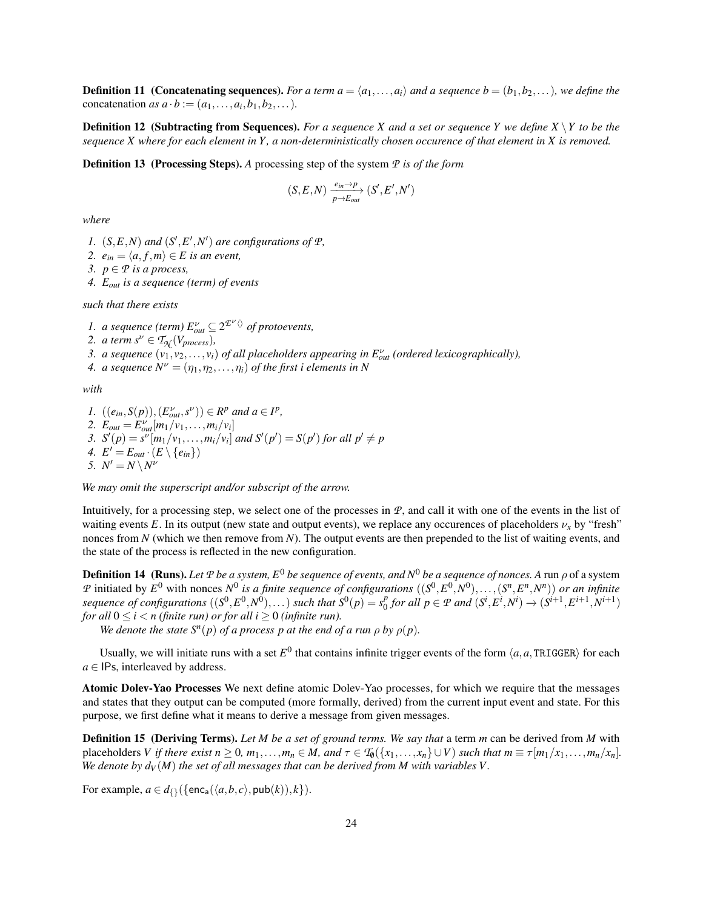**Definition 11 (Concatenating sequences).** *For a term $a = \langle a_1, \dots, a_i \rangle$ and a sequence $b = (b_1, b_2, \dots)$, we define the* concatenation *as $a \cdot b := (a_1, \dots, a_i, b_1, b_2, \dots)$.*

**Definition 12 (Subtracting from Sequences).** *For a sequence $X$ and a set or sequence $Y$ we define $X \setminus Y$ to be the sequence $X$ where for each element in $Y$, a non-deterministically chosen occurence of that element in $X$ is removed.*

**Definition 13 (Processing Steps).** *A* processing step of the system $\mathcal{P}$ *is of the form*

$$(S, E, N) \xrightarrow[p \to E_{out}]{e_{in} \to p} (S', E', N')$$

*where*

1. *$(S, E, N)$ and $(S', E', N')$ are configurations of $\mathcal{P}$,*
2. *$e_{in} = \langle a, f, m \rangle \in E$ is an event,*
3. *$p \in \mathcal{P}$ is a process,*
4. *$E_{out}$ is a sequence (term) of events*

*such that there exists*

1. *a sequence (term) $E^\nu_{out} \subseteq 2^{\mathcal{E}^\nu \langle\rangle}$ of protoevents,*
2. *a term $s^\nu \in \mathcal{T}_{\mathcal{N}}(V_{process})$,*
3. *a sequence $(v_1, v_2, \dots, v_i)$ of all placeholders appearing in $E^\nu_{out}$ (ordered lexicographically),*
4. *a sequence $N^\nu = (\eta_1, \eta_2, \dots, \eta_i)$ of the first $i$ elements in $N$*

*with*

1. *$((e_{in}, S(p)), (E^\nu_{out}, s^\nu)) \in R^p$ and $a \in I^p$,*
2. *$E_{out} = E^\nu_{out}[m_1/v_1, \dots, m_i/v_i]$*
3. *$S'(p) = s^\nu[m_1/v_1, \dots, m_i/v_i]$ and $S'(p') = S(p')$ for all $p' \neq p$*
4. *$E' = E_{out} \cdot (E \setminus \{e_{in}\})$*
5. *$N' = N \setminus N^\nu$*

*We may omit the superscript and/or subscript of the arrow.*

Intuitively, for a processing step, we select one of the processes in $\mathcal{P}$, and call it with one of the events in the list of waiting events $E$. In its output (new state and output events), we replace any occurences of placeholders $\nu_x$ by "fresh" nonces from $N$ (which we then remove from $N$). The output events are then prepended to the list of waiting events, and the state of the process is reflected in the new configuration.

**Definition 14 (Runs).** *Let $\mathcal{P}$ be a system, $E^0$ be sequence of events, and $N^0$ be a sequence of nonces. A* run $\rho$ of a system $\mathcal{P}$ initiated by $E^0$ with nonces $N^0$ *is a finite sequence of configurations $((S^0, E^0, N^0), \dots, (S^n, E^n, N^n))$ or an infinite sequence of configurations $((S^0, E^0, N^0), \dots)$ such that $S^0(p) = s^p_0$ for all $p \in \mathcal{P}$ and $(S^i, E^i, N^i) \to (S^{i+1}, E^{i+1}, N^{i+1})$ for all $0 \leq i < n$ (finite run) or for all $i \geq 0$ (infinite run).*

*We denote the state $S^n(p)$ of a process $p$ at the end of a run $\rho$ by $\rho(p)$.*

Usually, we will initiate runs with a set $E^0$ that contains infinite trigger events of the form $\langle a, a, \texttt{TRIGGER} \rangle$ for each $a \in \mathsf{IPs}$, interleaved by address.

**Atomic Dolev-Yao Processes** We next define atomic Dolev-Yao processes, for which we require that the messages and states that they output can be computed (more formally, derived) from the current input event and state. For this purpose, we first define what it means to derive a message from given messages.

**Definition 15 (Deriving Terms).** *Let $M$ be a set of ground terms. We say that* a term $m$ can be derived from $M$ with placeholders $V$ *if there exist $n \geq 0$, $m_1, \dots, m_n \in M$, and $\tau \in \mathcal{T}_\emptyset(\{x_1, \dots, x_n\} \cup V)$ such that $m \equiv \tau[m_1/x_1, \dots, m_n/x_n]$. We denote by $d_V(M)$ the set of all messages that can be derived from $M$ with variables $V$.*

For example, $a \in d_{\{\}}(\{\mathsf{enc_a}(\langle a, b, c \rangle, \mathsf{pub}(k)), k\})$.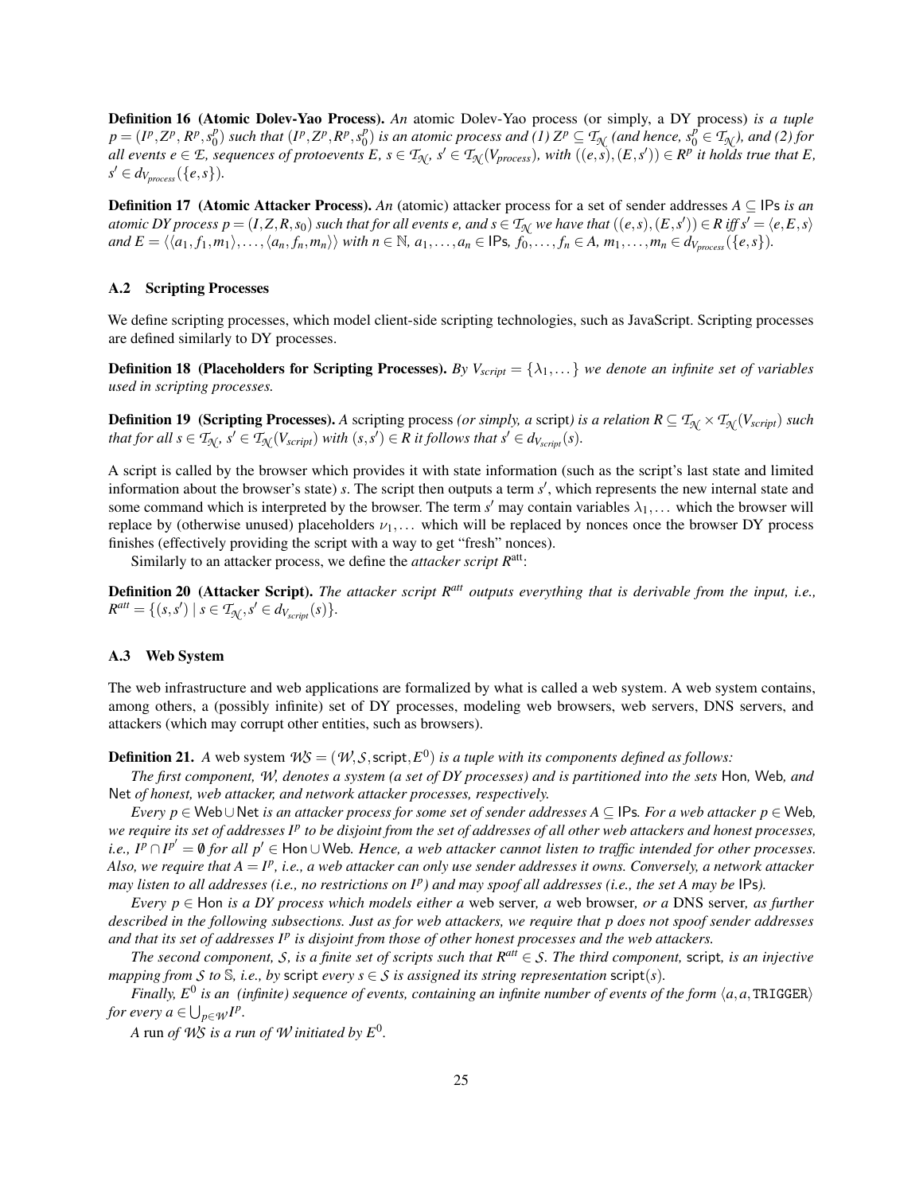**Definition 16 (Atomic Dolev-Yao Process).** *An* atomic Dolev-Yao process (or simply, a DY process) *is a tuple $p = (I^p, Z^p, R^p, s_0^p)$ such that $(I^p, Z^p, R^p, s_0^p)$ is an atomic process and (1) $Z^p \subseteq \mathcal{T}_{\mathcal{N}}$ (and hence, $s_0^p \in \mathcal{T}_{\mathcal{N}}$), and (2) for all events $e \in \mathcal{E}$, sequences of protoevents $E$, $s \in \mathcal{T}_{\mathcal{N}}$, $s' \in \mathcal{T}_{\mathcal{N}}(V_{process})$, with $((e,s),(E,s')) \in R^p$ it holds true that $E$, $s' \in d_{V_{process}}(\{e,s\})$.*

**Definition 17 (Atomic Attacker Process).** *An* (atomic) attacker process for a set of sender addresses $A \subseteq \mathsf{IPs}$ *is an atomic DY process $p = (I, Z, R, s_0)$ such that for all events $e$, and $s \in \mathcal{T}_{\mathcal{N}}$ we have that $((e,s),(E,s')) \in R$ iff $s' = \langle e, E, s\rangle$ and $E = \langle\langle a_1, f_1, m_1\rangle, \dots, \langle a_n, f_n, m_n\rangle\rangle$ with $n \in \mathbb{N}$, $a_1, \dots, a_n \in \mathsf{IPs}$, $f_0, \dots, f_n \in A$, $m_1, \dots, m_n \in d_{V_{process}}(\{e,s\})$.*

### A.2 Scripting Processes

We define scripting processes, which model client-side scripting technologies, such as JavaScript. Scripting processes are defined similarly to DY processes.

**Definition 18 (Placeholders for Scripting Processes).** *By $V_{script} = \{\lambda_1, \dots\}$ we denote an infinite set of variables used in scripting processes.*

**Definition 19 (Scripting Processes).** *A* scripting process *(or simply, a* script*) is a relation $R \subseteq \mathcal{T}_{\mathcal{N}} \times \mathcal{T}_{\mathcal{N}}(V_{script})$ such that for all $s \in \mathcal{T}_{\mathcal{N}}$, $s' \in \mathcal{T}_{\mathcal{N}}(V_{script})$ with $(s,s') \in R$ it follows that $s' \in d_{V_{script}}(s)$.*

A script is called by the browser which provides it with state information (such as the script's last state and limited information about the browser's state) $s$. The script then outputs a term $s'$, which represents the new internal state and some command which is interpreted by the browser. The term $s'$ may contain variables $\lambda_1, \dots$ which the browser will replace by (otherwise unused) placeholders $\nu_1, \dots$ which will be replaced by nonces once the browser DY process finishes (effectively providing the script with a way to get "fresh" nonces).

Similarly to an attacker process, we define the *attacker script* $R^{\text{att}}$:

**Definition 20 (Attacker Script).** *The attacker script $R^{att}$ outputs everything that is derivable from the input, i.e., $R^{att} = \{(s,s') \mid s \in \mathcal{T}_{\mathcal{N}}, s' \in d_{V_{script}}(s)\}$.*

### A.3 Web System

The web infrastructure and web applications are formalized by what is called a web system. A web system contains, among others, a (possibly infinite) set of DY processes, modeling web browsers, web servers, DNS servers, and attackers (which may corrupt other entities, such as browsers).

**Definition 21.** *A* web system $\mathcal{WS} = (\mathcal{W}, \mathcal{S}, \mathsf{script}, E^0)$ *is a tuple with its components defined as follows:*

*The first component, $\mathcal{W}$, denotes a system (a set of DY processes) and is partitioned into the sets* Hon*,* Web*, and* Net *of honest, web attacker, and network attacker processes, respectively.*

*Every $p \in \mathsf{Web} \cup \mathsf{Net}$ is an attacker process for some set of sender addresses $A \subseteq \mathsf{IPs}$. For a web attacker $p \in \mathsf{Web}$, we require its set of addresses $I^p$ to be disjoint from the set of addresses of all other web attackers and honest processes, i.e., $I^p \cap I^{p'} = \emptyset$ for all $p' \in \mathsf{Hon} \cup \mathsf{Web}$. Hence, a web attacker cannot listen to traffic intended for other processes. Also, we require that $A = I^p$, i.e., a web attacker can only use sender addresses it owns. Conversely, a network attacker may listen to all addresses (i.e., no restrictions on $I^p$) and may spoof all addresses (i.e., the set $A$ may be* IPs*).*

*Every $p \in \mathsf{Hon}$ is a DY process which models either a* web server*, a* web browser*, or a* DNS server*, as further described in the following subsections. Just as for web attackers, we require that $p$ does not spoof sender addresses and that its set of addresses $I^p$ is disjoint from those of other honest processes and the web attackers.*

*The second component, $\mathcal{S}$, is a finite set of scripts such that $R^{att} \in \mathcal{S}$. The third component,* script*, is an injective mapping from $\mathcal{S}$ to $\mathbb{S}$, i.e., by* script *every $s \in \mathcal{S}$ is assigned its string representation* $\mathsf{script}(s)$.

*Finally, $E^0$ is an (infinite) sequence of events, containing an infinite number of events of the form $\langle a, a, \mathtt{TRIGGER}\rangle$ for every $a \in \bigcup_{p \in \mathcal{W}} I^p$.*

*A* run *of $\mathcal{WS}$ is a run of $\mathcal{W}$ initiated by $E^0$.*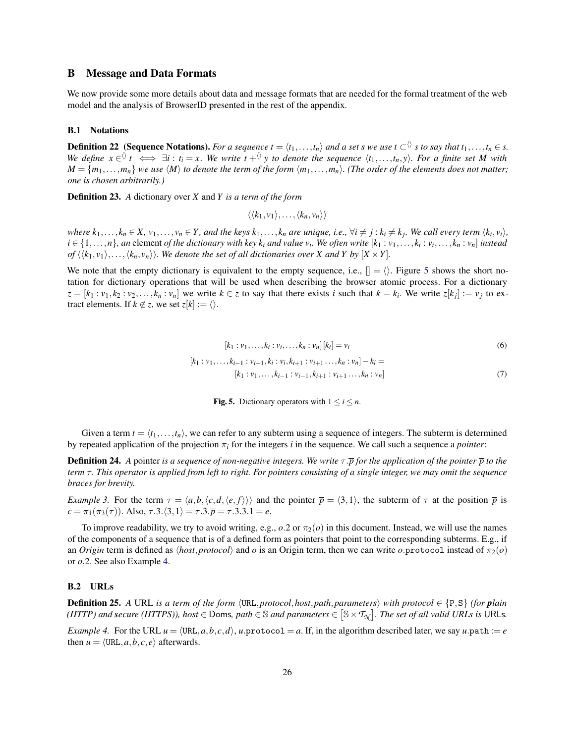## B Message and Data Formats

We now provide some more details about data and message formats that are needed for the formal treatment of the web model and the analysis of BrowserID presented in the rest of the appendix.

### B.1 Notations

**Definition 22 (Sequence Notations).** *For a sequence $t = \langle t_1, \ldots, t_n \rangle$ and a set $s$ we use $t \subset^{\langle\rangle} s$ to say that $t_1, \ldots, t_n \in s$. We define $x \in^{\langle\rangle} t \iff \exists i : t_i = x$. We write $t +^{\langle\rangle} y$ to denote the sequence $\langle t_1, \ldots, t_n, y \rangle$. For a finite set $M$ with $M = \{m_1, \ldots, m_n\}$ we use $\langle M \rangle$ to denote the term of the form $\langle m_1, \ldots, m_n \rangle$. (The order of the elements does not matter; one is chosen arbitrarily.)*

**Definition 23.** *A* dictionary over $X$ and $Y$ *is a term of the form*

$$\langle \langle k_1, v_1 \rangle, \ldots, \langle k_n, v_n \rangle \rangle$$

*where $k_1, \ldots, k_n \in X$, $v_1, \ldots, v_n \in Y$, and the keys $k_1, \ldots, k_n$ are unique, i.e., $\forall i \neq j : k_i \neq k_j$. We call every term $\langle k_i, v_i \rangle$, $i \in \{1, \ldots, n\}$, an* element *of the dictionary with key $k_i$ and value $v_i$. We often write $[k_1 : v_1, \ldots, k_i : v_i, \ldots, k_n : v_n]$ instead of $\langle \langle k_1, v_1 \rangle, \ldots, \langle k_n, v_n \rangle \rangle$. We denote the set of all dictionaries over $X$ and $Y$ by $[X \times Y]$.*

We note that the empty dictionary is equivalent to the empty sequence, i.e., $[] = \langle\rangle$. Figure 5 shows the short notation for dictionary operations that will be used when describing the browser atomic process. For a dictionary $z = [k_1 : v_1, k_2 : v_2, \ldots, k_n : v_n]$ we write $k \in z$ to say that there exists $i$ such that $k = k_i$. We write $z[k_j] := v_j$ to extract elements. If $k \notin z$, we set $z[k] := \langle\rangle$.

$$[k_1 : v_1, \ldots, k_i : v_i, \ldots, k_n : v_n][k_i] = v_i \tag{6}$$

$$\begin{aligned} [k_1 : v_1, \ldots, k_{i-1} : v_{i-1}, k_i : v_i, k_{i+1} : v_{i+1} \ldots, k_n : v_n] - k_i = \\ [k_1 : v_1, \ldots, k_{i-1} : v_{i-1}, k_{i+1} : v_{i+1} \ldots, k_n : v_n] \end{aligned} \tag{7}$$

**Fig. 5.** Dictionary operators with $1 \leq i \leq n$.

Given a term $t = \langle t_1, \ldots, t_n \rangle$, we can refer to any subterm using a sequence of integers. The subterm is determined by repeated application of the projection $\pi_i$ for the integers $i$ in the sequence. We call such a sequence a *pointer*:

**Definition 24.** *A* pointer *is a sequence of non-negative integers. We write $\tau.\overline{p}$ for the application of the pointer $\overline{p}$ to the term $\tau$. This operator is applied from left to right. For pointers consisting of a single integer, we may omit the sequence braces for brevity.*

*Example 3.* For the term $\tau = \langle a, b, \langle c, d, \langle e, f \rangle \rangle \rangle$ and the pointer $\overline{p} = \langle 3, 1 \rangle$, the subterm of $\tau$ at the position $\overline{p}$ is $c = \pi_1(\pi_3(\tau))$. Also, $\tau.3.\langle 3, 1 \rangle = \tau.3.\overline{p} = \tau.3.3.1 = e$.

To improve readability, we try to avoid writing, e.g., $o.2$ or $\pi_2(o)$ in this document. Instead, we will use the names of the components of a sequence that is of a defined form as pointers that point to the corresponding subterms. E.g., if an *Origin* term is defined as $\langle host, protocol \rangle$ and $o$ is an Origin term, then we can write $o.\mathtt{protocol}$ instead of $\pi_2(o)$ or $o.2$. See also Example 4.

### B.2 URLs

**Definition 25.** *A* URL *is a term of the form $\langle \mathtt{URL}, protocol, host, path, parameters \rangle$ with $protocol \in \{\mathtt{P}, \mathtt{S}\}$ (for **p**lain (HTTP) and **s**ecure (HTTPS)), $host \in \mathsf{Doms}$, $path \in \mathbb{S}$ and $parameters \in [\mathbb{S} \times \mathcal{T}_{\mathcal{N}}]$. The set of all valid URLs is $\mathsf{URLs}$.*

*Example 4.* For the URL $u = \langle \mathtt{URL}, a, b, c, d \rangle$, $u.\mathtt{protocol} = a$. If, in the algorithm described later, we say $u.\mathtt{path} := e$ then $u = \langle \mathtt{URL}, a, b, c, e \rangle$ afterwards.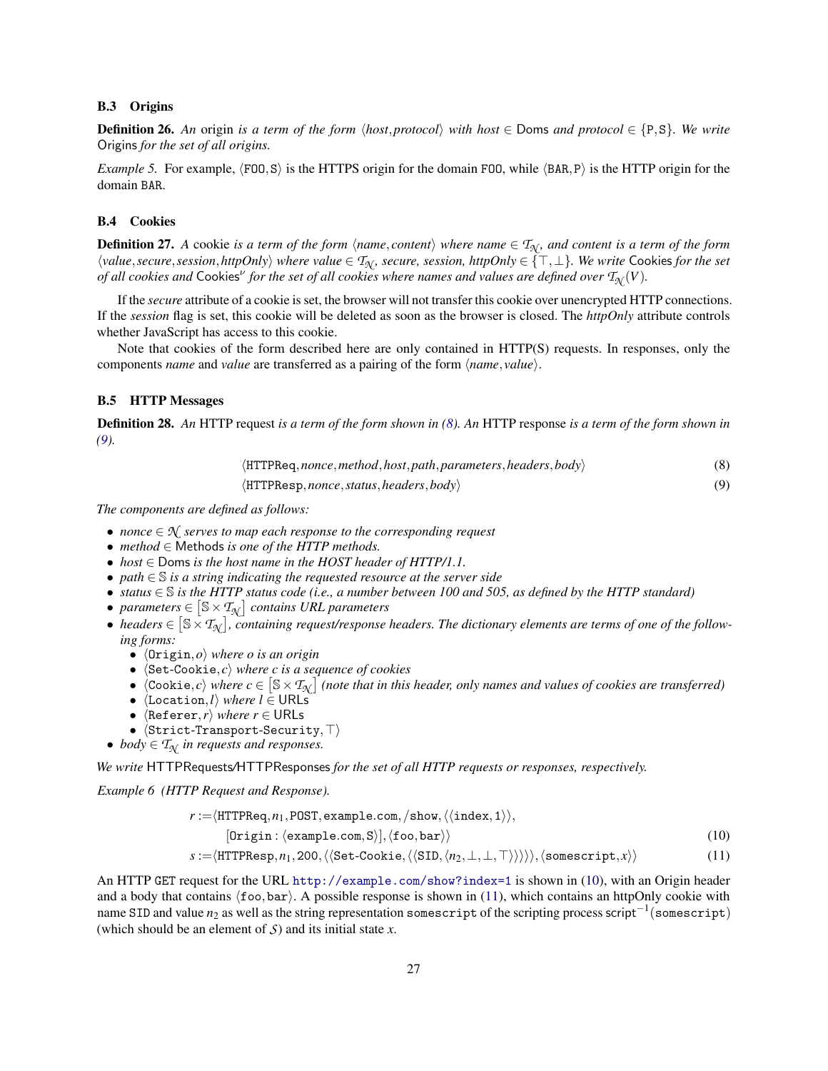### B.3 Origins

**Definition 26.** *An* origin *is a term of the form* $\langle host, protocol\rangle$ *with host* $\in$ Doms *and protocol* $\in \{\mathtt{P},\mathtt{S}\}$. *We write* Origins *for the set of all origins.*

*Example 5.* For example, $\langle\mathtt{FOO},\mathtt{S}\rangle$ is the HTTPS origin for the domain FOO, while $\langle\mathtt{BAR},\mathtt{P}\rangle$ is the HTTP origin for the domain BAR.

### B.4 Cookies

**Definition 27.** *A* cookie *is a term of the form* $\langle name, content\rangle$ *where name* $\in \mathcal{T}_{\mathcal{N}}$, *and content is a term of the form* $\langle value, secure, session, httpOnly\rangle$ *where value* $\in \mathcal{T}_{\mathcal{N}}$, *secure, session, httpOnly* $\in \{\top,\bot\}$. *We write* Cookies *for the set of all cookies and* $\mathsf{Cookies}^{\nu}$ *for the set of all cookies where names and values are defined over* $\mathcal{T}_{\mathcal{N}}(V)$.

If the *secure* attribute of a cookie is set, the browser will not transfer this cookie over unencrypted HTTP connections. If the *session* flag is set, this cookie will be deleted as soon as the browser is closed. The *httpOnly* attribute controls whether JavaScript has access to this cookie.

Note that cookies of the form described here are only contained in HTTP(S) requests. In responses, only the components *name* and *value* are transferred as a pairing of the form $\langle name, value\rangle$.

### B.5 HTTP Messages

**Definition 28.** *An* HTTP request *is a term of the form shown in (8). An* HTTP response *is a term of the form shown in (9).*

$$\langle\mathtt{HTTPReq}, nonce, method, host, path, parameters, headers, body\rangle \tag{8}$$

$$\langle\mathtt{HTTPResp}, nonce, status, headers, body\rangle \tag{9}$$

*The components are defined as follows:*

- *nonce* $\in \mathcal{N}$ *serves to map each response to the corresponding request*
- *method* $\in$ Methods *is one of the HTTP methods.*
- *host* $\in$ Doms *is the host name in the HOST header of HTTP/1.1.*
- *path* $\in \mathbb{S}$ *is a string indicating the requested resource at the server side*
- *status* $\in \mathbb{S}$ *is the HTTP status code (i.e., a number between 100 and 505, as defined by the HTTP standard)*
- *parameters* $\in \left[\mathbb{S}\times\mathcal{T}_{\mathcal{N}}\right]$ *contains URL parameters*
- *headers* $\in \left[\mathbb{S}\times\mathcal{T}_{\mathcal{N}}\right]$, *containing request/response headers. The dictionary elements are terms of one of the following forms:*
  - $\langle\mathtt{Origin}, o\rangle$ *where o is an origin*
  - $\langle\mathtt{Set\text{-}Cookie}, c\rangle$ *where c is a sequence of cookies*
  - $\langle\mathtt{Cookie}, c\rangle$ *where* $c \in \left[\mathbb{S}\times\mathcal{T}_{\mathcal{N}}\right]$ *(note that in this header, only names and values of cookies are transferred)*
  - $\langle\mathtt{Location}, l\rangle$ *where* $l \in$ URLs
  - $\langle\mathtt{Referer}, r\rangle$ *where* $r \in$ URLs
  - $\langle\mathtt{Strict\text{-}Transport\text{-}Security}, \top\rangle$
- *body* $\in \mathcal{T}_{\mathcal{N}}$ *in requests and responses.*

*We write* HTTPRequests/HTTPResponses *for the set of all HTTP requests or responses, respectively.*

*Example 6 (HTTP Request and Response).*

$$\begin{aligned} r := &\langle\mathtt{HTTPReq}, n_1, \mathtt{POST}, \mathtt{example.com}, \mathtt{/show}, \langle\langle\mathtt{index}, 1\rangle\rangle, \\ &[\mathtt{Origin}: \langle\mathtt{example.com}, \mathtt{S}\rangle], \langle\mathtt{foo}, \mathtt{bar}\rangle\rangle \end{aligned} \tag{10}$$

$$s := \langle\mathtt{HTTPResp}, n_1, 200, \langle\langle\mathtt{Set\text{-}Cookie}, \langle\langle\mathtt{SID}, \langle n_2, \bot, \bot, \top\rangle\rangle\rangle\rangle\rangle, \langle\mathtt{somescript}, x\rangle\rangle \tag{11}$$

An HTTP GET request for the URL http://example.com/show?index=1 is shown in (10), with an Origin header and a body that contains $\langle\mathtt{foo},\mathtt{bar}\rangle$. A possible response is shown in (11), which contains an httpOnly cookie with name SID and value $n_2$ as well as the string representation somescript of the scripting process $\mathsf{script}^{-1}(\mathtt{somescript})$ (which should be an element of $\mathcal{S}$) and its initial state $x$.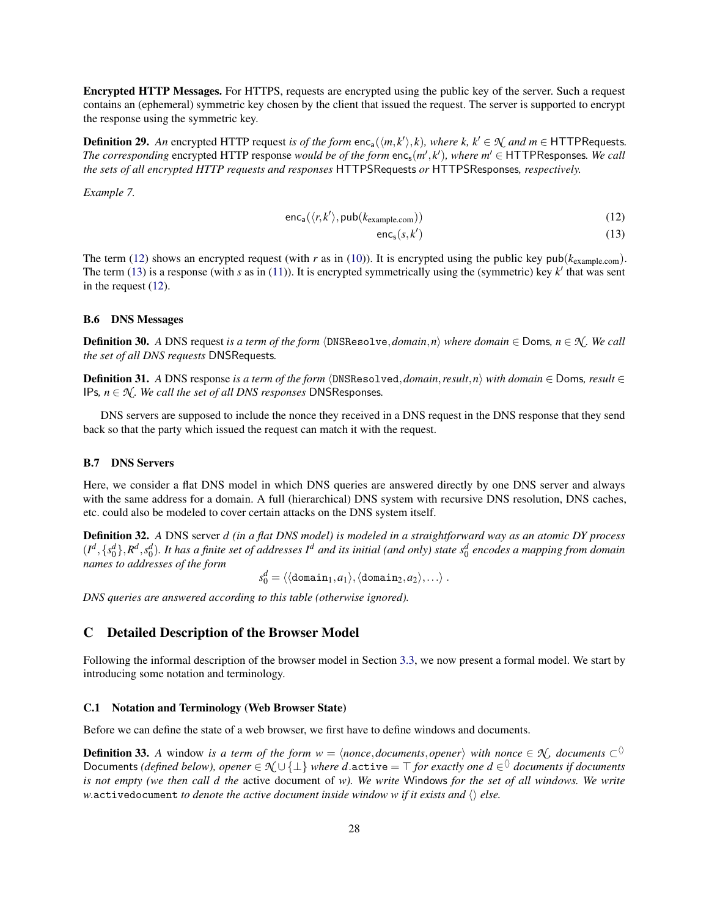**Encrypted HTTP Messages.** For HTTPS, requests are encrypted using the public key of the server. Such a request contains an (ephemeral) symmetric key chosen by the client that issued the request. The server is supported to encrypt the response using the symmetric key.

**Definition 29.** *An* encrypted HTTP request *is of the form* $\mathsf{enc_a}(\langle m, k' \rangle, k)$*, where* $k$*,* $k' \in \mathcal{N}$ *and* $m \in \mathsf{HTTPRequests}$*. The corresponding* encrypted HTTP response *would be of the form* $\mathsf{enc_s}(m', k')$*, where* $m' \in \mathsf{HTTPResponses}$*. We call the sets of all encrypted HTTP requests and responses* $\mathsf{HTTPSRequests}$ *or* $\mathsf{HTTPSResponses}$*, respectively.*

*Example 7.*

$$\mathsf{enc_a}(\langle r, k' \rangle, \mathsf{pub}(k_{\text{example.com}})) \tag{12}$$

$$\mathsf{enc_s}(s, k') \tag{13}$$

The term (12) shows an encrypted request (with $r$ as in (10)). It is encrypted using the public key $\mathsf{pub}(k_{\text{example.com}})$. The term (13) is a response (with $s$ as in (11)). It is encrypted symmetrically using the (symmetric) key $k'$ that was sent in the request (12).

### B.6 DNS Messages

**Definition 30.** *A* DNS request *is a term of the form* $\langle \mathtt{DNSResolve}, domain, n \rangle$ *where* $domain \in \mathsf{Doms}$*,* $n \in \mathcal{N}$*. We call the set of all DNS requests* $\mathsf{DNSRequests}$*.*

**Definition 31.** *A* DNS response *is a term of the form* $\langle \mathtt{DNSResolved}, domain, result, n \rangle$ *with* $domain \in \mathsf{Doms}$*,* $result \in \mathsf{IPs}$*,* $n \in \mathcal{N}$*. We call the set of all DNS responses* $\mathsf{DNSResponses}$*.*

DNS servers are supposed to include the nonce they received in a DNS request in the DNS response that they send back so that the party which issued the request can match it with the request.

### B.7 DNS Servers

Here, we consider a flat DNS model in which DNS queries are answered directly by one DNS server and always with the same address for a domain. A full (hierarchical) DNS system with recursive DNS resolution, DNS caches, etc. could also be modeled to cover certain attacks on the DNS system itself.

**Definition 32.** *A* DNS server $d$ *(in a flat DNS model) is modeled in a straightforward way as an atomic DY process* $(I^d, \{s_0^d\}, R^d, s_0^d)$*. It has a finite set of addresses* $I^d$ *and its initial (and only) state* $s_0^d$ *encodes a mapping from domain names to addresses of the form*

$$s_0^d = \langle \langle \mathtt{domain}_1, a_1 \rangle, \langle \mathtt{domain}_2, a_2 \rangle, \ldots \rangle \ .$$

*DNS queries are answered according to this table (otherwise ignored).*

## C Detailed Description of the Browser Model

Following the informal description of the browser model in Section 3.3, we now present a formal model. We start by introducing some notation and terminology.

### C.1 Notation and Terminology (Web Browser State)

Before we can define the state of a web browser, we first have to define windows and documents.

**Definition 33.** *A* window *is a term of the form* $w = \langle nonce, documents, opener \rangle$ *with* $nonce \in \mathcal{N}$*,* $documents \subset^{\langle\rangle}$ $\mathsf{Documents}$ *(defined below),* $opener \in \mathcal{N} \cup \{\bot\}$ *where* $d.\mathtt{active} = \top$ *for exactly one* $d \in^{\langle\rangle} documents$ *if documents is not empty (we then call* $d$ *the* active document *of* $w$*). We write* $\mathsf{Windows}$ *for the set of all windows. We write* $w.\mathtt{activedocument}$ *to denote the active document inside window* $w$ *if it exists and* $\langle\rangle$ *else.*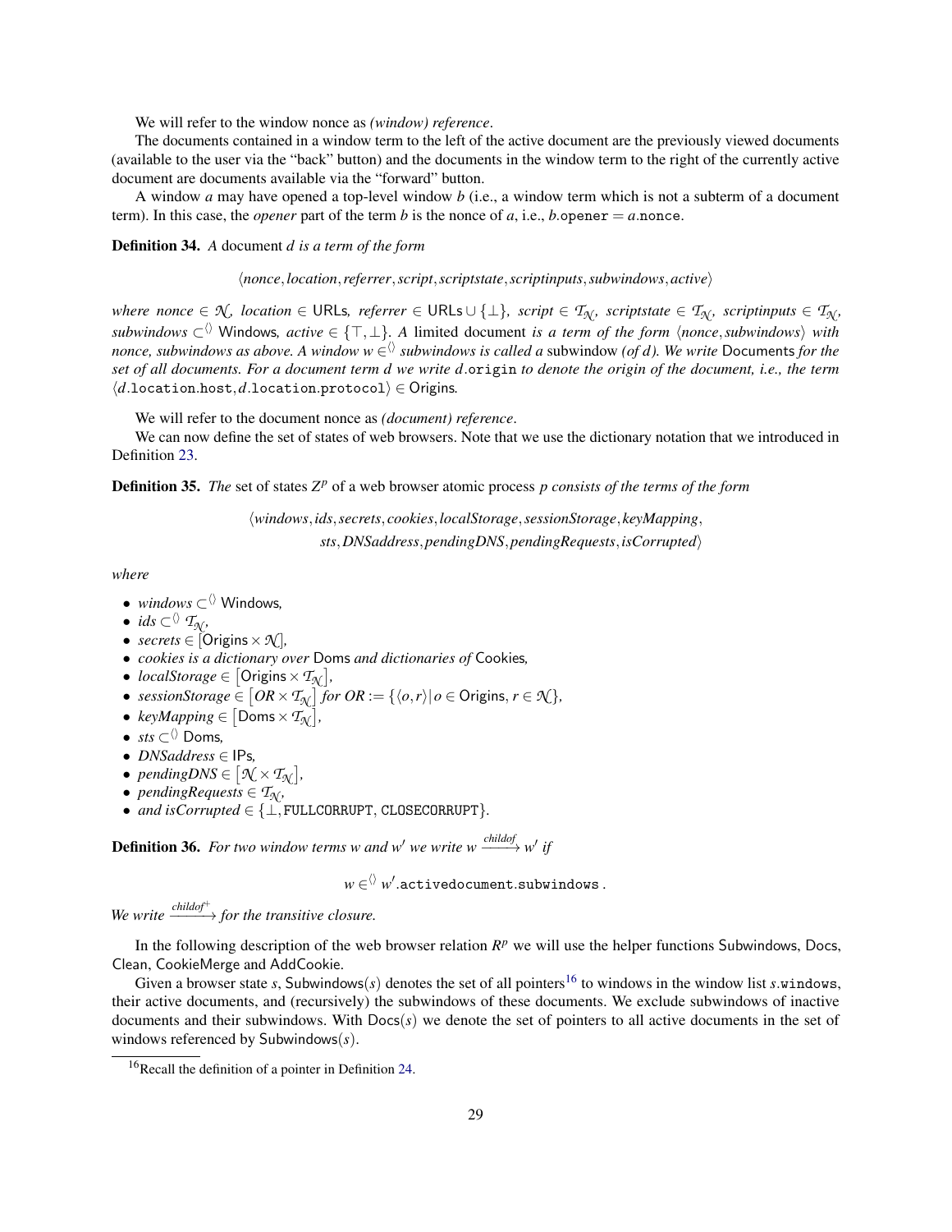We will refer to the window nonce as *(window) reference*.

The documents contained in a window term to the left of the active document are the previously viewed documents (available to the user via the "back" button) and the documents in the window term to the right of the currently active document are documents available via the "forward" button.

A window $a$ may have opened a top-level window $b$ (i.e., a window term which is not a subterm of a document term). In this case, the *opener* part of the term $b$ is the nonce of $a$, i.e., $b.\mathtt{opener} = a.\mathtt{nonce}$.

**Definition 34.** *A* document $d$ *is a term of the form*

$$\langle nonce, location, referrer, script, scriptstate, scriptinputs, subwindows, active\rangle$$

*where* $nonce \in \mathcal{N}$*,* $location \in \mathsf{URLs}$*,* $referrer \in \mathsf{URLs} \cup \{\bot\}$*,* $script \in \mathcal{T}_{\mathcal{N}}$*,* $scriptstate \in \mathcal{T}_{\mathcal{N}}$*,* $scriptinputs \in \mathcal{T}_{\mathcal{N}}$*,* $subwindows \subset^{\langle\rangle} \mathsf{Windows}$*,* $active \in \{\top, \bot\}$*. A* limited document *is a term of the form* $\langle nonce, subwindows\rangle$ *with nonce, subwindows as above. A window* $w \in^{\langle\rangle}$ *subwindows is called a* subwindow *(of* $d$*). We write* $\mathsf{Documents}$ *for the set of all documents. For a document term* $d$ *we write* $d.\mathtt{origin}$ *to denote the origin of the document, i.e., the term* $\langle d.\mathtt{location}.\mathtt{host}, d.\mathtt{location}.\mathtt{protocol}\rangle \in \mathsf{Origins}$*.*

We will refer to the document nonce as *(document) reference*.

We can now define the set of states of web browsers. Note that we use the dictionary notation that we introduced in Definition 23.

**Definition 35.** *The* set of states $Z^p$ of a web browser atomic process $p$ *consists of the terms of the form*

$$\langle windows, ids, secrets, cookies, localStorage, sessionStorage, keyMapping,$$
$$sts, DNSaddress, pendingDNS, pendingRequests, isCorrupted\rangle$$

*where*

- $windows \subset^{\langle\rangle} \mathsf{Windows}$*,*
- $ids \subset^{\langle\rangle} \mathcal{T}_{\mathcal{N}}$*,*
- $secrets \in [\mathsf{Origins} \times \mathcal{N}]$*,*
- *cookies is a dictionary over* $\mathsf{Doms}$ *and dictionaries of* $\mathsf{Cookies}$*,*
- $localStorage \in [\mathsf{Origins} \times \mathcal{T}_{\mathcal{N}}]$*,*
- $sessionStorage \in [OR \times \mathcal{T}_{\mathcal{N}}]$ *for* $OR := \{\langle o, r\rangle \mid o \in \mathsf{Origins}, r \in \mathcal{N}\}$*,*
- $keyMapping \in [\mathsf{Doms} \times \mathcal{T}_{\mathcal{N}}]$*,*
- $sts \subset^{\langle\rangle} \mathsf{Doms}$*,*
- $DNSaddress \in \mathsf{IPs}$*,*
- $pendingDNS \in [\mathcal{N} \times \mathcal{T}_{\mathcal{N}}]$*,*
- $pendingRequests \in \mathcal{T}_{\mathcal{N}}$*,*
- *and* $isCorrupted \in \{\bot, \mathtt{FULLCORRUPT}, \mathtt{CLOSECORRUPT}\}$*.*

**Definition 36.** *For two window terms* $w$ *and* $w'$ *we write* $w \xrightarrow{childof} w'$ *if*

$$w \in^{\langle\rangle} w'.\mathtt{activedocument}.\mathtt{subwindows}\,.$$

*We write* $\xrightarrow{childof^+}$ *for the transitive closure.*

In the following description of the web browser relation $R^p$ we will use the helper functions Subwindows, Docs, Clean, CookieMerge and AddCookie.

Given a browser state $s$, $\mathsf{Subwindows}(s)$ denotes the set of all pointers[16] to windows in the window list $s.\mathtt{windows}$, their active documents, and (recursively) the subwindows of these documents. We exclude subwindows of inactive documents and their subwindows. With $\mathsf{Docs}(s)$ we denote the set of pointers to all active documents in the set of windows referenced by $\mathsf{Subwindows}(s)$.

[16] Recall the definition of a pointer in Definition 24.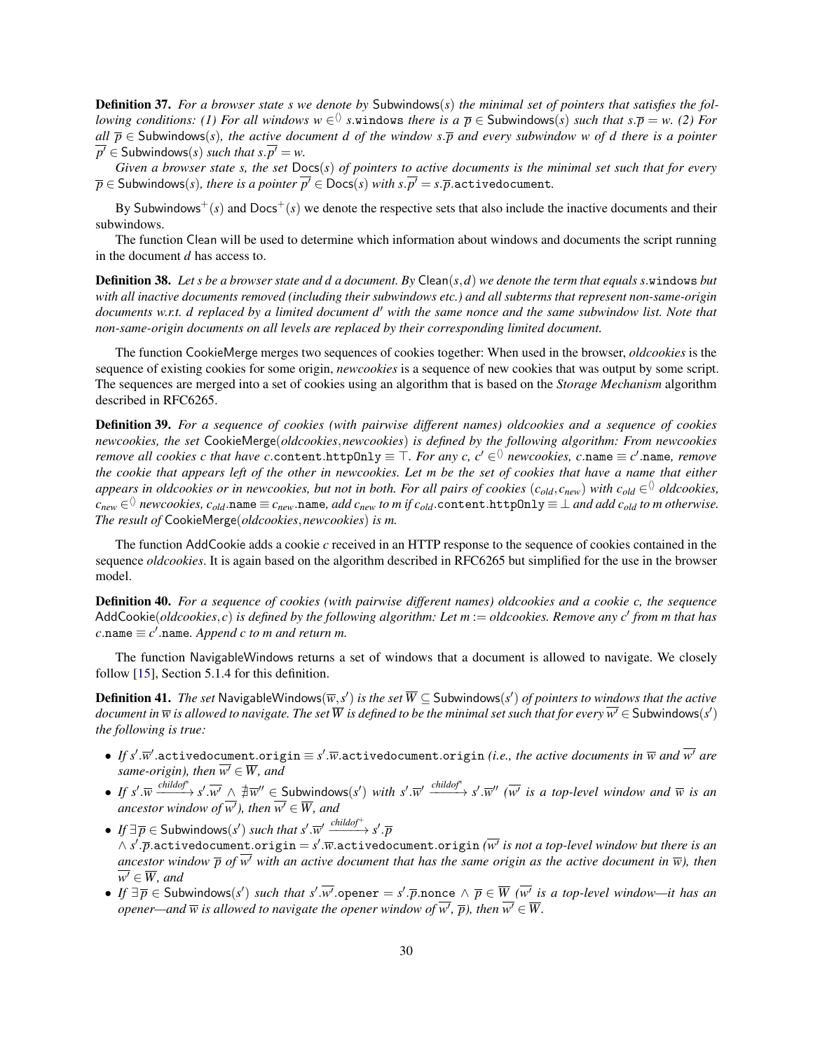**Definition 37.** *For a browser state $s$ we denote by* $\mathsf{Subwindows}(s)$ *the minimal set of pointers that satisfies the following conditions: (1) For all windows $w \in^{\langle\rangle} s.\mathtt{windows}$ there is a $\overline{p} \in \mathsf{Subwindows}(s)$ such that $s.\overline{p} = w$. (2) For all $\overline{p} \in \mathsf{Subwindows}(s)$, the active document $d$ of the window $s.\overline{p}$ and every subwindow $w$ of $d$ there is a pointer $\overline{p'} \in \mathsf{Subwindows}(s)$ such that $s.\overline{p'} = w$.*

*Given a browser state $s$, the set $\mathsf{Docs}(s)$ of pointers to active documents is the minimal set such that for every $\overline{p} \in \mathsf{Subwindows}(s)$, there is a pointer $\overline{p'} \in \mathsf{Docs}(s)$ with $s.\overline{p'} = s.\overline{p}.\mathtt{activedocument}$.*

By $\mathsf{Subwindows}^+(s)$ and $\mathsf{Docs}^+(s)$ we denote the respective sets that also include the inactive documents and their subwindows.

The function Clean will be used to determine which information about windows and documents the script running in the document $d$ has access to.

**Definition 38.** *Let $s$ be a browser state and $d$ a document. By $\mathsf{Clean}(s,d)$ we denote the term that equals $s.\mathtt{windows}$ but with all inactive documents removed (including their subwindows etc.) and all subterms that represent non-same-origin documents w.r.t. $d$ replaced by a limited document $d'$ with the same nonce and the same subwindow list. Note that non-same-origin documents on all levels are replaced by their corresponding limited document.*

The function CookieMerge merges two sequences of cookies together: When used in the browser, *oldcookies* is the sequence of existing cookies for some origin, *newcookies* is a sequence of new cookies that was output by some script. The sequences are merged into a set of cookies using an algorithm that is based on the *Storage Mechanism* algorithm described in RFC6265.

**Definition 39.** *For a sequence of cookies (with pairwise different names) oldcookies and a sequence of cookies newcookies, the set $\mathsf{CookieMerge}(\mathit{oldcookies}, \mathit{newcookies})$ is defined by the following algorithm: From newcookies remove all cookies $c$ that have $c.\mathtt{content}.\mathtt{httpOnly} \equiv \top$. For any $c$, $c' \in^{\langle\rangle}$ newcookies, $c.\mathtt{name} \equiv c'.\mathtt{name}$, remove the cookie that appears left of the other in newcookies. Let $m$ be the set of cookies that have a name that either appears in oldcookies or in newcookies, but not in both. For all pairs of cookies $(c_{old}, c_{new})$ with $c_{old} \in^{\langle\rangle}$ oldcookies, $c_{new} \in^{\langle\rangle}$ newcookies, $c_{old}.\mathtt{name} \equiv c_{new}.\mathtt{name}$, add $c_{new}$ to $m$ if $c_{old}.\mathtt{content}.\mathtt{httpOnly} \equiv \bot$ and add $c_{old}$ to $m$ otherwise. The result of $\mathsf{CookieMerge}(\mathit{oldcookies}, \mathit{newcookies})$ is $m$.*

The function AddCookie adds a cookie $c$ received in an HTTP response to the sequence of cookies contained in the sequence *oldcookies*. It is again based on the algorithm described in RFC6265 but simplified for the use in the browser model.

**Definition 40.** *For a sequence of cookies (with pairwise different names) oldcookies and a cookie $c$, the sequence $\mathsf{AddCookie}(\mathit{oldcookies}, c)$ is defined by the following algorithm: Let $m :=$ oldcookies. Remove any $c'$ from $m$ that has $c.\mathtt{name} \equiv c'.\mathtt{name}$. Append $c$ to $m$ and return $m$.*

The function NavigableWindows returns a set of windows that a document is allowed to navigate. We closely follow [15], Section 5.1.4 for this definition.

**Definition 41.** *The set $\mathsf{NavigableWindows}(\overline{w}, s')$ is the set $\overline{W} \subseteq \mathsf{Subwindows}(s')$ of pointers to windows that the active document in $\overline{w}$ is allowed to navigate. The set $\overline{W}$ is defined to be the minimal set such that for every $\overline{w'} \in \mathsf{Subwindows}(s')$ the following is true:*

- *If $s'.\overline{w}'.\mathtt{activedocument}.\mathtt{origin} \equiv s'.\overline{w}.\mathtt{activedocument}.\mathtt{origin}$ (i.e., the active documents in $\overline{w}$ and $\overline{w'}$ are same-origin), then $\overline{w'} \in \overline{W}$, and*
- *If $s'.\overline{w} \xrightarrow{\mathit{childof}^*} s'.\overline{w'} \wedge \nexists \overline{w}'' \in \mathsf{Subwindows}(s')$ with $s'.\overline{w}' \xrightarrow{\mathit{childof}^*} s'.\overline{w}''$ ($\overline{w'}$ is a top-level window and $\overline{w}$ is an ancestor window of $\overline{w'}$), then $\overline{w'} \in \overline{W}$, and*
- *If $\exists \overline{p} \in \mathsf{Subwindows}(s')$ such that $s'.\overline{w}' \xrightarrow{\mathit{childof}^+} s'.\overline{p}$ $\wedge\, s'.\overline{p}.\mathtt{activedocument}.\mathtt{origin} = s'.\overline{w}.\mathtt{activedocument}.\mathtt{origin}$ ($\overline{w'}$ is not a top-level window but there is an ancestor window $\overline{p}$ of $\overline{w'}$ with an active document that has the same origin as the active document in $\overline{w}$), then $\overline{w'} \in \overline{W}$, and*
- *If $\exists \overline{p} \in \mathsf{Subwindows}(s')$ such that $s'.\overline{w'}.\mathtt{opener} = s'.\overline{p}.\mathtt{nonce} \wedge \overline{p} \in \overline{W}$ ($\overline{w'}$ is a top-level window—it has an opener—and $\overline{w}$ is allowed to navigate the opener window of $\overline{w'}$, $\overline{p}$), then $\overline{w'} \in \overline{W}$.*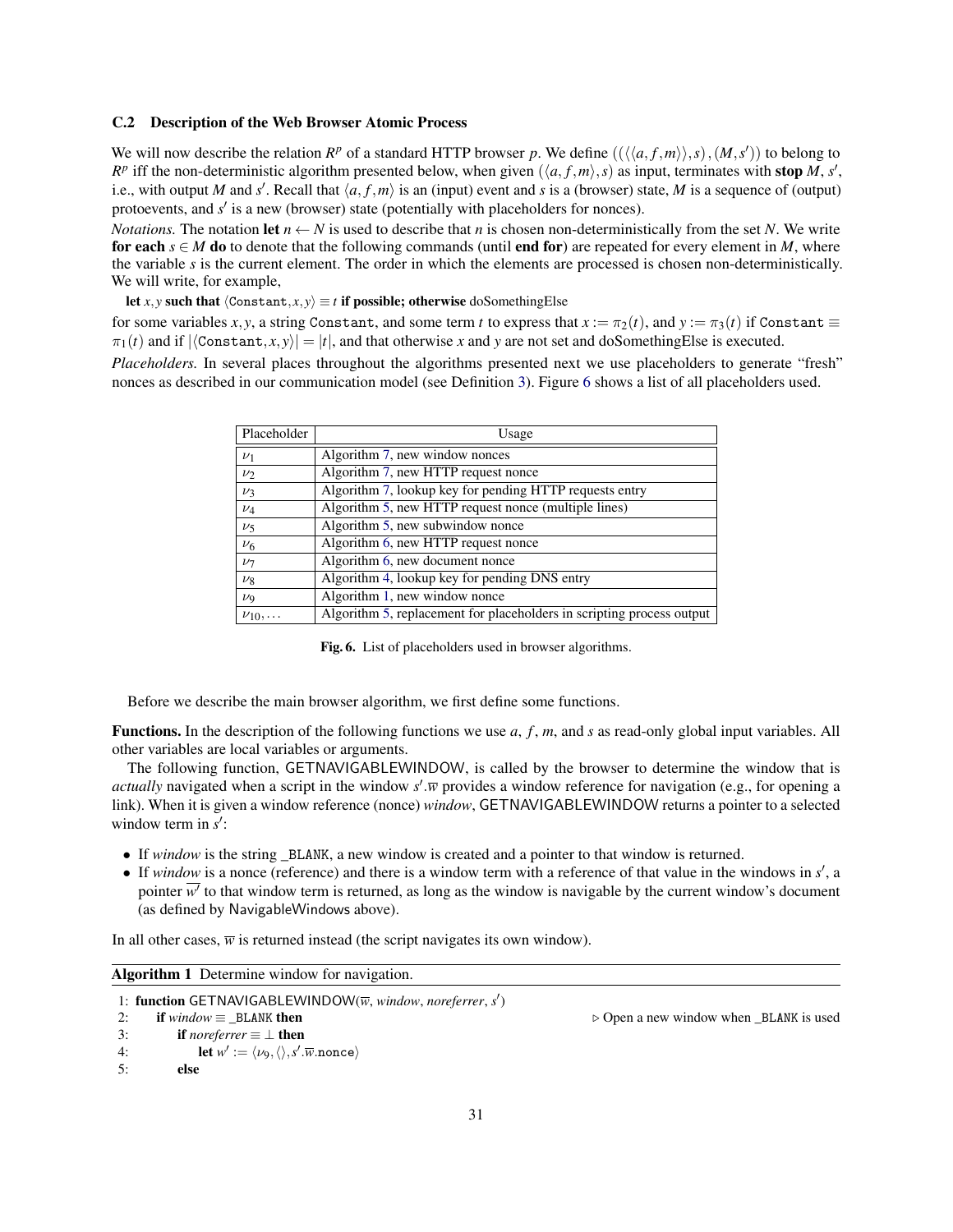### C.2 Description of the Web Browser Atomic Process

We will now describe the relation $R^p$ of a standard HTTP browser $p$. We define $(((\langle\langle a,f,m\rangle\rangle,s),(M,s'))$ to belong to $R^p$ iff the non-deterministic algorithm presented below, when given $(\langle a,f,m\rangle,s)$ as input, terminates with **stop** $M$, $s'$, i.e., with output $M$ and $s'$. Recall that $\langle a,f,m\rangle$ is an (input) event and $s$ is a (browser) state, $M$ is a sequence of (output) protoevents, and $s'$ is a new (browser) state (potentially with placeholders for nonces).

*Notations.* The notation **let** $n \leftarrow N$ is used to describe that $n$ is chosen non-deterministically from the set $N$. We write **for each** $s \in M$ **do** to denote that the following commands (until **end for**) are repeated for every element in $M$, where the variable $s$ is the current element. The order in which the elements are processed is chosen non-deterministically. We will write, for example,

**let** $x,y$ **such that** $\langle \mathtt{Constant},x,y\rangle \equiv t$ **if possible; otherwise** doSomethingElse

for some variables $x,y$, a string Constant, and some term $t$ to express that $x := \pi_2(t)$, and $y := \pi_3(t)$ if $\mathtt{Constant} \equiv \pi_1(t)$ and if $|\langle \mathtt{Constant},x,y\rangle| = |t|$, and that otherwise $x$ and $y$ are not set and doSomethingElse is executed.

*Placeholders.* In several places throughout the algorithms presented next we use placeholders to generate "fresh" nonces as described in our communication model (see Definition 3). Figure 6 shows a list of all placeholders used.

| Placeholder | Usage |
|---|---|
| $\nu_1$ | Algorithm 7, new window nonces |
| $\nu_2$ | Algorithm 7, new HTTP request nonce |
| $\nu_3$ | Algorithm 7, lookup key for pending HTTP requests entry |
| $\nu_4$ | Algorithm 5, new HTTP request nonce (multiple lines) |
| $\nu_5$ | Algorithm 5, new subwindow nonce |
| $\nu_6$ | Algorithm 6, new HTTP request nonce |
| $\nu_7$ | Algorithm 6, new document nonce |
| $\nu_8$ | Algorithm 4, lookup key for pending DNS entry |
| $\nu_9$ | Algorithm 1, new window nonce |
| $\nu_{10},\dots$ | Algorithm 5, replacement for placeholders in scripting process output |

**Fig. 6.** List of placeholders used in browser algorithms.

Before we describe the main browser algorithm, we first define some functions.

**Functions.** In the description of the following functions we use $a$, $f$, $m$, and $s$ as read-only global input variables. All other variables are local variables or arguments.

The following function, GETNAVIGABLEWINDOW, is called by the browser to determine the window that is *actually* navigated when a script in the window $s'.\overline{w}$ provides a window reference for navigation (e.g., for opening a link). When it is given a window reference (nonce) *window*, GETNAVIGABLEWINDOW returns a pointer to a selected window term in $s'$:

- If *window* is the string _BLANK, a new window is created and a pointer to that window is returned.
- If *window* is a nonce (reference) and there is a window term with a reference of that value in the windows in $s'$, a pointer $\overline{w'}$ to that window term is returned, as long as the window is navigable by the current window's document (as defined by NavigableWindows above).

In all other cases, $\overline{w}$ is returned instead (the script navigates its own window).

**Algorithm 1** Determine window for navigation.

```
1: function GETNAVIGABLEWINDOW(w̄, window, noreferrer, s')
2:     if window ≡ _BLANK then                          ▷ Open a new window when _BLANK is used
3:         if noreferrer ≡ ⊥ then
4:             let w' := ⟨ν9, ⟨⟩, s'.w̄.nonce⟩
5:         else
```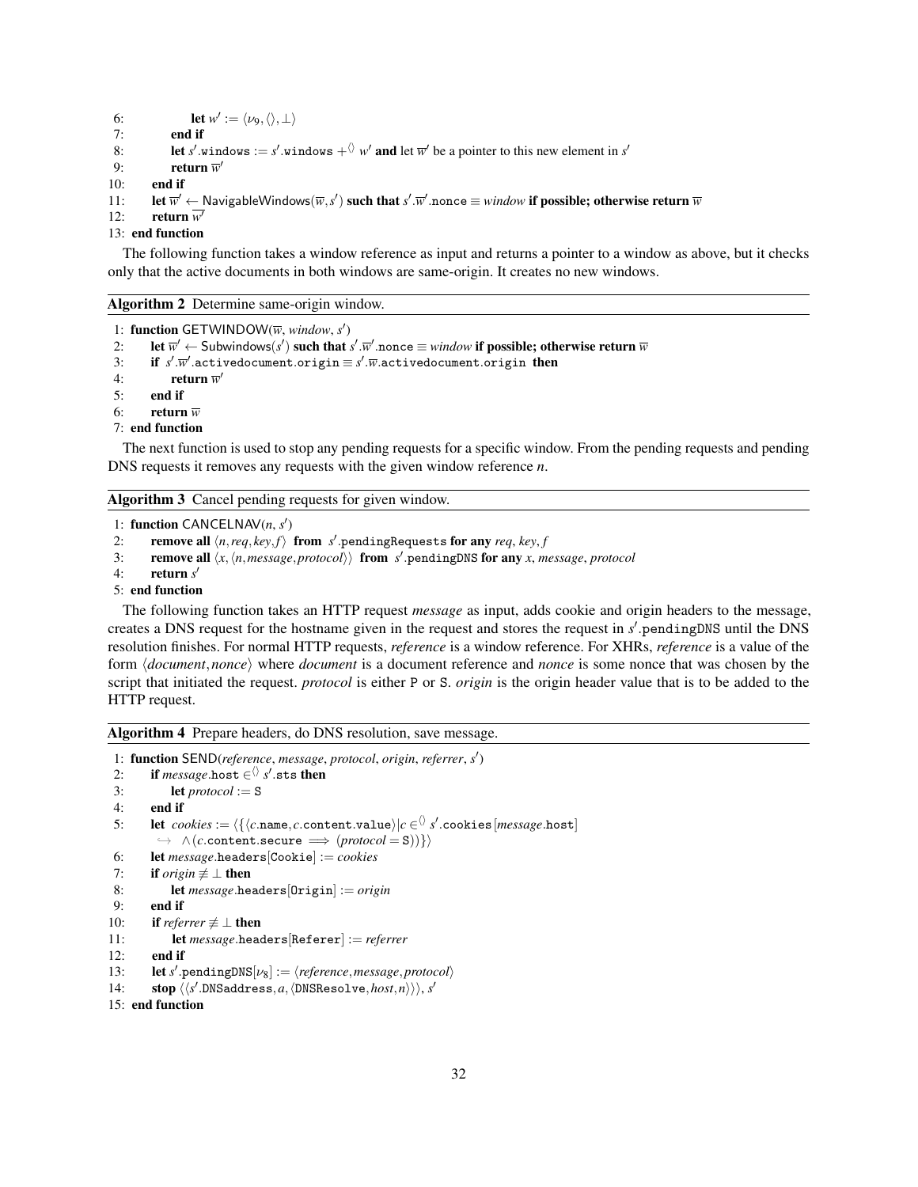```
 6:             let w' := ⟨ν9, ⟨⟩, ⊥⟩
 7:         end if
 8:         let s'.windows := s'.windows +⟨⟩ w' and let w̄' be a pointer to this new element in s'
 9:         return w̄'
10:     end if
11:     let w̄' ← NavigableWindows(w̄, s') such that s'.w̄'.nonce ≡ window if possible; otherwise return w̄
12:     return w̄'
13: end function
```

The following function takes a window reference as input and returns a pointer to a window as above, but it checks only that the active documents in both windows are same-origin. It creates no new windows.

**Algorithm 2** Determine same-origin window.

```
1: function GETWINDOW(w̄, window, s')
2:     let w̄' ← Subwindows(s') such that s'.w̄'.nonce ≡ window if possible; otherwise return w̄
3:     if s'.w̄'.activedocument.origin ≡ s'.w̄.activedocument.origin then
4:         return w̄'
5:     end if
6:     return w̄
7: end function
```

The next function is used to stop any pending requests for a specific window. From the pending requests and pending DNS requests it removes any requests with the given window reference $n$.

**Algorithm 3** Cancel pending requests for given window.

```
1: function CANCELNAV(n, s')
2:     remove all ⟨n, req, key, f⟩ from s'.pendingRequests for any req, key, f
3:     remove all ⟨x, ⟨n, message, protocol⟩⟩ from s'.pendingDNS for any x, message, protocol
4:     return s'
5: end function
```

The following function takes an HTTP request *message* as input, adds cookie and origin headers to the message, creates a DNS request for the hostname given in the request and stores the request in $s'$.pendingDNS until the DNS resolution finishes. For normal HTTP requests, *reference* is a window reference. For XHRs, *reference* is a value of the form $\langle document, nonce\rangle$ where *document* is a document reference and *nonce* is some nonce that was chosen by the script that initiated the request. *protocol* is either P or S. *origin* is the origin header value that is to be added to the HTTP request.

**Algorithm 4** Prepare headers, do DNS resolution, save message.

```
 1: function SEND(reference, message, protocol, origin, referrer, s')
 2:     if message.host ∈⟨⟩ s'.sts then
 3:         let protocol := S
 4:     end if
 5:     let cookies := ⟨{⟨c.name, c.content.value⟩ | c ∈⟨⟩ s'.cookies[message.host]
          ↪ ∧(c.content.secure ⟹ (protocol = S))}⟩
 6:     let message.headers[Cookie] := cookies
 7:     if origin ≢ ⊥ then
 8:         let message.headers[Origin] := origin
 9:     end if
10:     if referrer ≢ ⊥ then
11:         let message.headers[Referer] := referrer
12:     end if
13:     let s'.pendingDNS[ν8] := ⟨reference, message, protocol⟩
14:     stop ⟨⟨s'.DNSaddress, a, ⟨DNSResolve, host, n⟩⟩⟩, s'
15: end function
```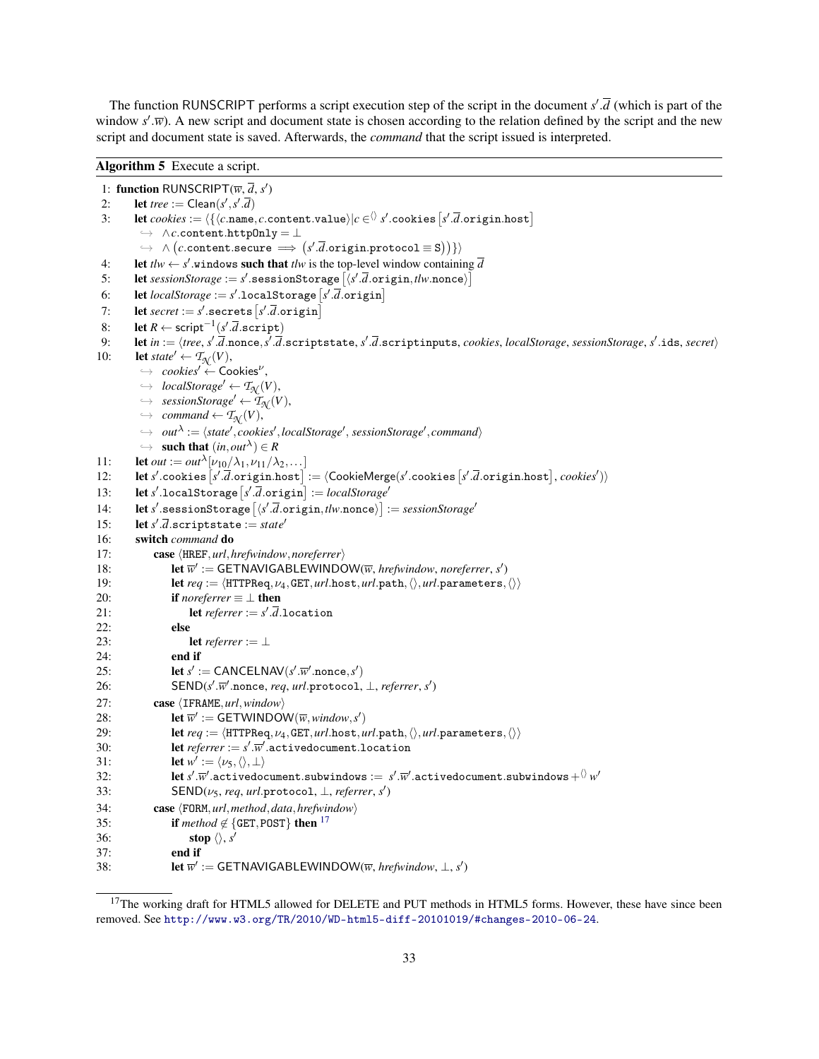The function RUNSCRIPT performs a script execution step of the script in the document $s'.\overline{d}$ (which is part of the window $s'.\overline{w}$). A new script and document state is chosen according to the relation defined by the script and the new script and document state is saved. Afterwards, the *command* that the script issued is interpreted.

**Algorithm 5** Execute a script.

1: **function** RUNSCRIPT($\overline{w}$, $\overline{d}$, $s'$)
2: &nbsp;&nbsp;&nbsp;&nbsp;**let** $tree := \mathsf{Clean}(s', s'.\overline{d})$
3: &nbsp;&nbsp;&nbsp;&nbsp;**let** $cookies := \langle\{\langle c.\mathtt{name}, c.\mathtt{content}.\mathtt{value}\rangle | c \in^{\langle\rangle} s'.\mathtt{cookies}\left[s'.\overline{d}.\mathtt{origin}.\mathtt{host}\right]$
&nbsp;&nbsp;&nbsp;&nbsp;&nbsp;&nbsp;&nbsp;&nbsp;$\hookrightarrow\ \wedge c.\mathtt{content}.\mathtt{httpOnly} = \bot$
&nbsp;&nbsp;&nbsp;&nbsp;&nbsp;&nbsp;&nbsp;&nbsp;$\hookrightarrow\ \wedge \left(c.\mathtt{content}.\mathtt{secure} \implies \left(s'.\overline{d}.\mathtt{origin}.\mathtt{protocol} \equiv \mathtt{S}\right)\right)\}\rangle$
4: &nbsp;&nbsp;&nbsp;&nbsp;**let** $tlw \leftarrow s'.\mathtt{windows}$ **such that** $tlw$ is the top-level window containing $\overline{d}$
5: &nbsp;&nbsp;&nbsp;&nbsp;**let** $sessionStorage := s'.\mathtt{sessionStorage}\left[\langle s'.\overline{d}.\mathtt{origin}, tlw.\mathtt{nonce}\rangle\right]$
6: &nbsp;&nbsp;&nbsp;&nbsp;**let** $localStorage := s'.\mathtt{localStorage}\left[s'.\overline{d}.\mathtt{origin}\right]$
7: &nbsp;&nbsp;&nbsp;&nbsp;**let** $secret := s'.\mathtt{secrets}\left[s'.\overline{d}.\mathtt{origin}\right]$
8: &nbsp;&nbsp;&nbsp;&nbsp;**let** $R \leftarrow \mathsf{script}^{-1}(s'.\overline{d}.\mathtt{script})$
9: &nbsp;&nbsp;&nbsp;&nbsp;**let** $in := \langle tree, s'.\overline{d}.\mathtt{nonce}, s'.\overline{d}.\mathtt{scriptstate}, s'.\overline{d}.\mathtt{scriptinputs}, cookies, localStorage, sessionStorage, s'.\mathtt{ids}, secret\rangle$
10: &nbsp;&nbsp;&nbsp;&nbsp;**let** $state' \leftarrow \mathcal{T}_{\mathcal{N}}(V)$,
&nbsp;&nbsp;&nbsp;&nbsp;&nbsp;&nbsp;&nbsp;&nbsp;$\hookrightarrow\ cookies' \leftarrow \mathsf{Cookies}^{\nu}$,
&nbsp;&nbsp;&nbsp;&nbsp;&nbsp;&nbsp;&nbsp;&nbsp;$\hookrightarrow\ localStorage' \leftarrow \mathcal{T}_{\mathcal{N}}(V)$,
&nbsp;&nbsp;&nbsp;&nbsp;&nbsp;&nbsp;&nbsp;&nbsp;$\hookrightarrow\ sessionStorage' \leftarrow \mathcal{T}_{\mathcal{N}}(V)$,
&nbsp;&nbsp;&nbsp;&nbsp;&nbsp;&nbsp;&nbsp;&nbsp;$\hookrightarrow\ command \leftarrow \mathcal{T}_{\mathcal{N}}(V)$,
&nbsp;&nbsp;&nbsp;&nbsp;&nbsp;&nbsp;&nbsp;&nbsp;$\hookrightarrow\ out^{\lambda} := \langle state', cookies', localStorage', sessionStorage', command\rangle$
&nbsp;&nbsp;&nbsp;&nbsp;&nbsp;&nbsp;&nbsp;&nbsp;$\hookrightarrow$ **such that** $(in, out^{\lambda}) \in R$
11: &nbsp;&nbsp;&nbsp;&nbsp;**let** $out := out^{\lambda}[\nu_{10}/\lambda_1, \nu_{11}/\lambda_2, \ldots]$
12: &nbsp;&nbsp;&nbsp;&nbsp;**let** $s'.\mathtt{cookies}\left[s'.\overline{d}.\mathtt{origin}.\mathtt{host}\right] := \langle \mathsf{CookieMerge}(s'.\mathtt{cookies}\left[s'.\overline{d}.\mathtt{origin}.\mathtt{host}\right], cookies')\rangle$
13: &nbsp;&nbsp;&nbsp;&nbsp;**let** $s'.\mathtt{localStorage}\left[s'.\overline{d}.\mathtt{origin}\right] := localStorage'$
14: &nbsp;&nbsp;&nbsp;&nbsp;**let** $s'.\mathtt{sessionStorage}\left[\langle s'.\overline{d}.\mathtt{origin}, tlw.\mathtt{nonce}\rangle\right] := sessionStorage'$
15: &nbsp;&nbsp;&nbsp;&nbsp;**let** $s'.\overline{d}.\mathtt{scriptstate} := state'$
16: &nbsp;&nbsp;&nbsp;&nbsp;**switch** $command$ **do**
17: &nbsp;&nbsp;&nbsp;&nbsp;&nbsp;&nbsp;&nbsp;&nbsp;**case** $\langle \mathtt{HREF}, url, hrefwindow, noreferrer\rangle$
18: &nbsp;&nbsp;&nbsp;&nbsp;&nbsp;&nbsp;&nbsp;&nbsp;&nbsp;&nbsp;&nbsp;&nbsp;**let** $\overline{w}' := \mathsf{GETNAVIGABLEWINDOW}(\overline{w}, hrefwindow, noreferrer, s')$
19: &nbsp;&nbsp;&nbsp;&nbsp;&nbsp;&nbsp;&nbsp;&nbsp;&nbsp;&nbsp;&nbsp;&nbsp;**let** $req := \langle \mathtt{HTTPReq}, \nu_4, \mathtt{GET}, url.\mathtt{host}, url.\mathtt{path}, \langle\rangle, url.\mathtt{parameters}, \langle\rangle\rangle$
20: &nbsp;&nbsp;&nbsp;&nbsp;&nbsp;&nbsp;&nbsp;&nbsp;&nbsp;&nbsp;&nbsp;&nbsp;**if** $noreferrer \equiv \bot$ **then**
21: &nbsp;&nbsp;&nbsp;&nbsp;&nbsp;&nbsp;&nbsp;&nbsp;&nbsp;&nbsp;&nbsp;&nbsp;&nbsp;&nbsp;&nbsp;&nbsp;**let** $referrer := s'.\overline{d}.\mathtt{location}$
22: &nbsp;&nbsp;&nbsp;&nbsp;&nbsp;&nbsp;&nbsp;&nbsp;&nbsp;&nbsp;&nbsp;&nbsp;**else**
23: &nbsp;&nbsp;&nbsp;&nbsp;&nbsp;&nbsp;&nbsp;&nbsp;&nbsp;&nbsp;&nbsp;&nbsp;&nbsp;&nbsp;&nbsp;&nbsp;**let** $referrer := \bot$
24: &nbsp;&nbsp;&nbsp;&nbsp;&nbsp;&nbsp;&nbsp;&nbsp;&nbsp;&nbsp;&nbsp;&nbsp;**end if**
25: &nbsp;&nbsp;&nbsp;&nbsp;&nbsp;&nbsp;&nbsp;&nbsp;&nbsp;&nbsp;&nbsp;&nbsp;**let** $s' := \mathsf{CANCELNAV}(s'.\overline{w}'.\mathtt{nonce}, s')$
26: &nbsp;&nbsp;&nbsp;&nbsp;&nbsp;&nbsp;&nbsp;&nbsp;&nbsp;&nbsp;&nbsp;&nbsp;$\mathsf{SEND}(s'.\overline{w}'.\mathtt{nonce}, req, url.\mathtt{protocol}, \bot, referrer, s')$
27: &nbsp;&nbsp;&nbsp;&nbsp;&nbsp;&nbsp;&nbsp;&nbsp;**case** $\langle \mathtt{IFRAME}, url, window\rangle$
28: &nbsp;&nbsp;&nbsp;&nbsp;&nbsp;&nbsp;&nbsp;&nbsp;&nbsp;&nbsp;&nbsp;&nbsp;**let** $\overline{w}' := \mathsf{GETWINDOW}(\overline{w}, window, s')$
29: &nbsp;&nbsp;&nbsp;&nbsp;&nbsp;&nbsp;&nbsp;&nbsp;&nbsp;&nbsp;&nbsp;&nbsp;**let** $req := \langle \mathtt{HTTPReq}, \nu_4, \mathtt{GET}, url.\mathtt{host}, url.\mathtt{path}, \langle\rangle, url.\mathtt{parameters}, \langle\rangle\rangle$
30: &nbsp;&nbsp;&nbsp;&nbsp;&nbsp;&nbsp;&nbsp;&nbsp;&nbsp;&nbsp;&nbsp;&nbsp;**let** $referrer := s'.\overline{w}'.\mathtt{activedocument}.\mathtt{location}$
31: &nbsp;&nbsp;&nbsp;&nbsp;&nbsp;&nbsp;&nbsp;&nbsp;&nbsp;&nbsp;&nbsp;&nbsp;**let** $w' := \langle \nu_5, \langle\rangle, \bot\rangle$
32: &nbsp;&nbsp;&nbsp;&nbsp;&nbsp;&nbsp;&nbsp;&nbsp;&nbsp;&nbsp;&nbsp;&nbsp;**let** $s'.\overline{w}'.\mathtt{activedocument}.\mathtt{subwindows} := s'.\overline{w}'.\mathtt{activedocument}.\mathtt{subwindows} +^{\langle\rangle} w'$
33: &nbsp;&nbsp;&nbsp;&nbsp;&nbsp;&nbsp;&nbsp;&nbsp;&nbsp;&nbsp;&nbsp;&nbsp;$\mathsf{SEND}(\nu_5, req, url.\mathtt{protocol}, \bot, referrer, s')$
34: &nbsp;&nbsp;&nbsp;&nbsp;&nbsp;&nbsp;&nbsp;&nbsp;**case** $\langle \mathtt{FORM}, url, method, data, hrefwindow\rangle$
35: &nbsp;&nbsp;&nbsp;&nbsp;&nbsp;&nbsp;&nbsp;&nbsp;&nbsp;&nbsp;&nbsp;&nbsp;**if** $method \notin \{\mathtt{GET}, \mathtt{POST}\}$ **then** [17]
36: &nbsp;&nbsp;&nbsp;&nbsp;&nbsp;&nbsp;&nbsp;&nbsp;&nbsp;&nbsp;&nbsp;&nbsp;&nbsp;&nbsp;&nbsp;&nbsp;**stop** $\langle\rangle, s'$
37: &nbsp;&nbsp;&nbsp;&nbsp;&nbsp;&nbsp;&nbsp;&nbsp;&nbsp;&nbsp;&nbsp;&nbsp;**end if**
38: &nbsp;&nbsp;&nbsp;&nbsp;&nbsp;&nbsp;&nbsp;&nbsp;&nbsp;&nbsp;&nbsp;&nbsp;**let** $\overline{w}' := \mathsf{GETNAVIGABLEWINDOW}(\overline{w}, hrefwindow, \bot, s')$

[17] The working draft for HTML5 allowed for DELETE and PUT methods in HTML5 forms. However, these have since been removed. See http://www.w3.org/TR/2010/WD-html5-diff-20101019/#changes-2010-06-24.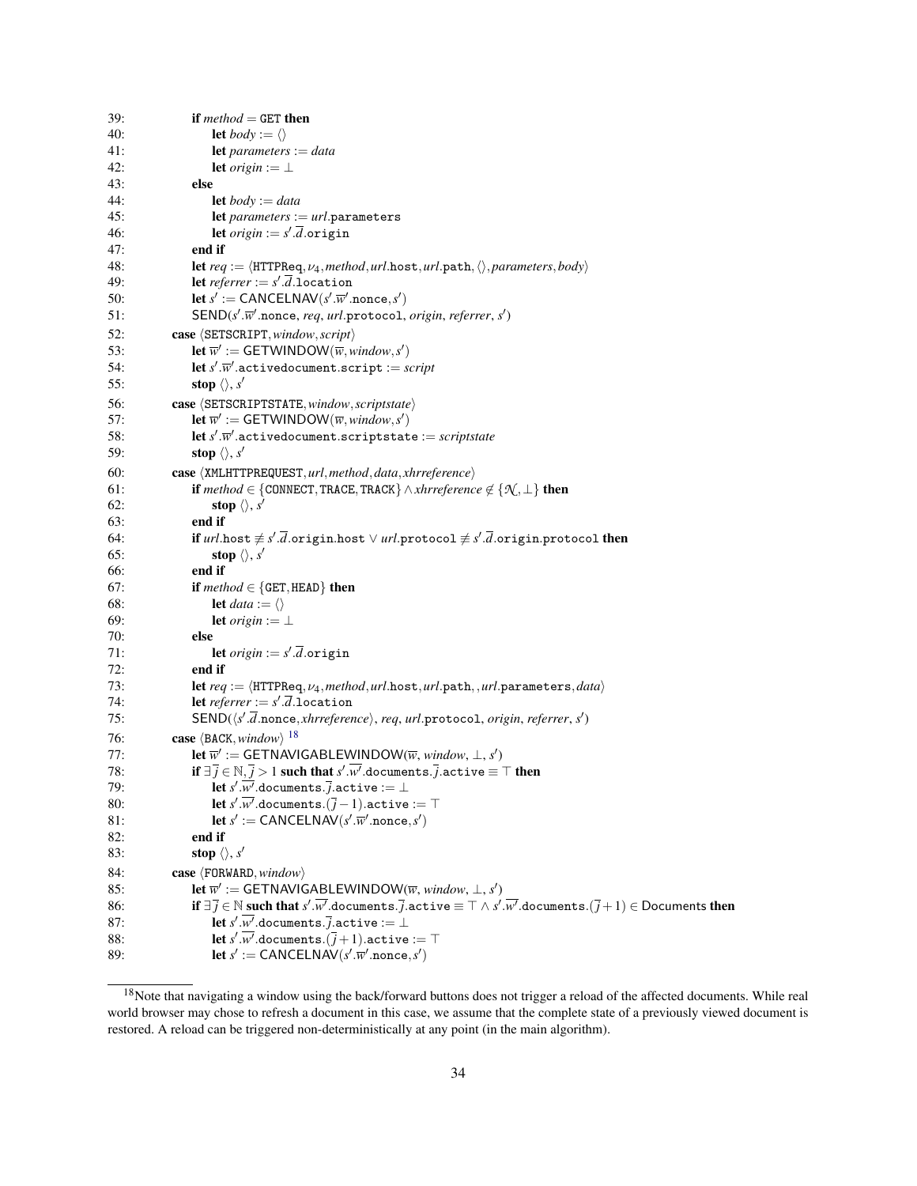```
39:       if method = GET then
40:           let body := ⟨⟩
41:           let parameters := data
42:           let origin := ⊥
43:       else
44:           let body := data
45:           let parameters := url.parameters
46:           let origin := s'.d̄.origin
47:       end if
48:       let req := ⟨HTTPReq, ν4, method, url.host, url.path, ⟨⟩, parameters, body⟩
49:       let referrer := s'.d̄.location
50:       let s' := CANCELNAV(s'.w̄'.nonce, s')
51:       SEND(s'.w̄'.nonce, req, url.protocol, origin, referrer, s')
52:     case ⟨SETSCRIPT, window, script⟩
53:       let w̄' := GETWINDOW(w̄, window, s')
54:       let s'.w̄'.activedocument.script := script
55:       stop ⟨⟩, s'
56:     case ⟨SETSCRIPTSTATE, window, scriptstate⟩
57:       let w̄' := GETWINDOW(w̄, window, s')
58:       let s'.w̄'.activedocument.scriptstate := scriptstate
59:       stop ⟨⟩, s'
60:     case ⟨XMLHTTPREQUEST, url, method, data, xhrreference⟩
61:       if method ∈ {CONNECT, TRACE, TRACK} ∧ xhrreference ∉ {𝒩, ⊥} then
62:           stop ⟨⟩, s'
63:       end if
64:       if url.host ≢ s'.d̄.origin.host ∨ url.protocol ≢ s'.d̄.origin.protocol then
65:           stop ⟨⟩, s'
66:       end if
67:       if method ∈ {GET, HEAD} then
68:           let data := ⟨⟩
69:           let origin := ⊥
70:       else
71:           let origin := s'.d̄.origin
72:       end if
73:       let req := ⟨HTTPReq, ν4, method, url.host, url.path, , url.parameters, data⟩
74:       let referrer := s'.d̄.location
75:       SEND(⟨s'.d̄.nonce, xhrreference⟩, req, url.protocol, origin, referrer, s')
76:     case ⟨BACK, window⟩ [18]
77:       let w̄' := GETNAVIGABLEWINDOW(w̄, window, ⊥, s')
78:       if ∃ j̄ ∈ ℕ, j̄ > 1 such that s'.w̄'.documents.j̄.active ≡ ⊤ then
79:           let s'.w̄'.documents.j̄.active := ⊥
80:           let s'.w̄'.documents.(j̄ − 1).active := ⊤
81:           let s' := CANCELNAV(s'.w̄'.nonce, s')
82:       end if
83:       stop ⟨⟩, s'
84:     case ⟨FORWARD, window⟩
85:       let w̄' := GETNAVIGABLEWINDOW(w̄, window, ⊥, s')
86:       if ∃ j̄ ∈ ℕ such that s'.w̄'.documents.j̄.active ≡ ⊤ ∧ s'.w̄'.documents.(j̄ + 1) ∈ Documents then
87:           let s'.w̄'.documents.j̄.active := ⊥
88:           let s'.w̄'.documents.(j̄ + 1).active := ⊤
89:           let s' := CANCELNAV(s'.w̄'.nonce, s')
```

[18] Note that navigating a window using the back/forward buttons does not trigger a reload of the affected documents. While real world browser may chose to refresh a document in this case, we assume that the complete state of a previously viewed document is restored. A reload can be triggered non-deterministically at any point (in the main algorithm).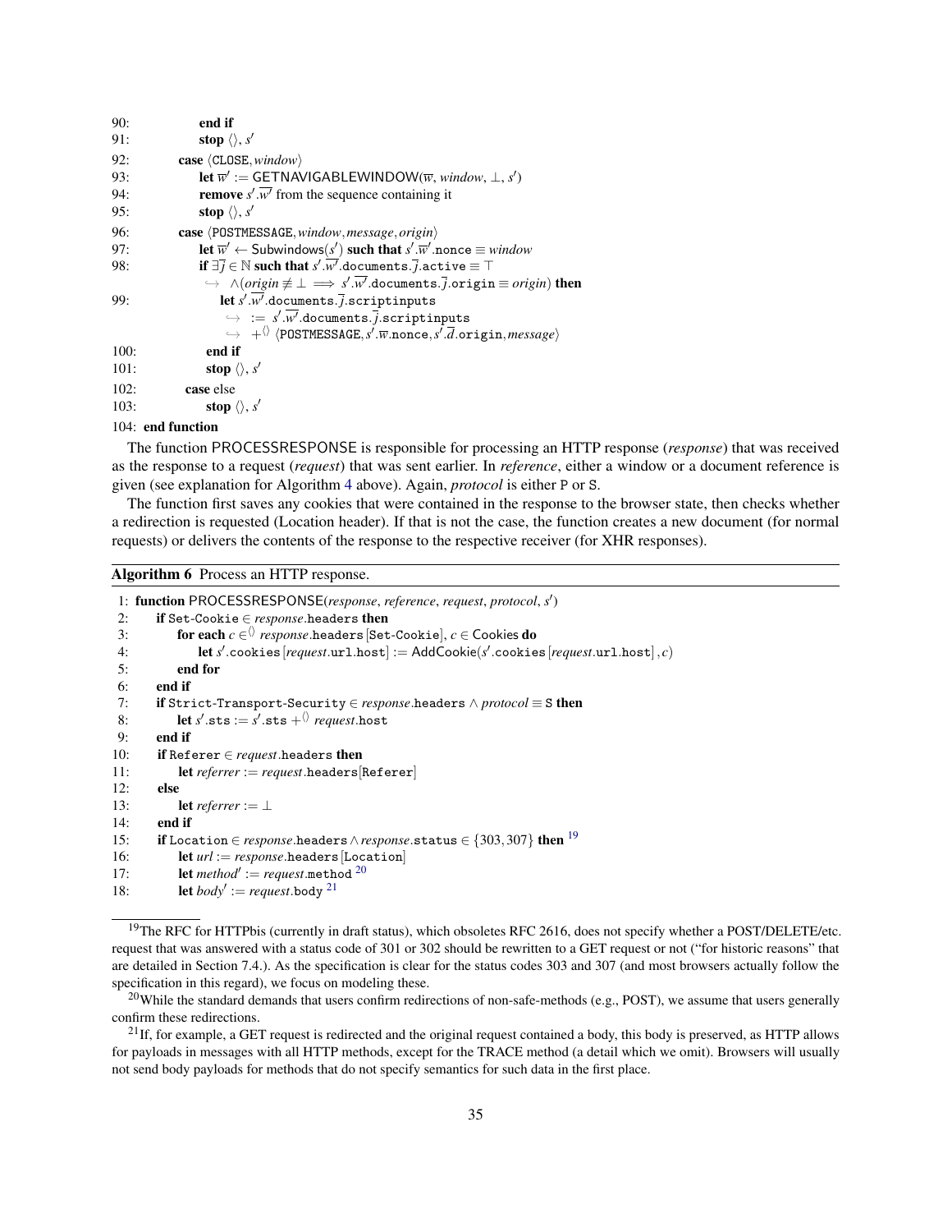```
90:          end if
91:          stop ⟨⟩, s'
92:        case ⟨CLOSE, window⟩
93:          let w̄' := GETNAVIGABLEWINDOW(w̄, window, ⊥, s')
94:          remove s'.w̄' from the sequence containing it
95:          stop ⟨⟩, s'
96:        case ⟨POSTMESSAGE, window, message, origin⟩
97:          let w̄' ← Subwindows(s') such that s'.w̄'.nonce ≡ window
98:          if ∃j̄ ∈ ℕ such that s'.w̄'.documents.j̄.active ≡ ⊤
               ↪ ∧(origin ≢ ⊥ ⟹ s'.w̄'.documents.j̄.origin ≡ origin) then
99:            let s'.w̄'.j̄.scriptinputs
                 ↪ := s'.w̄'.documents.j̄.scriptinputs
                 ↪ +⟨⟩ ⟨POSTMESSAGE, s'.w̄.nonce, s'.d̄.origin, message⟩
100:         end if
101:         stop ⟨⟩, s'
102:       case else
103:         stop ⟨⟩, s'
104: end function
```

The function PROCESSRESPONSE is responsible for processing an HTTP response (*response*) that was received as the response to a request (*request*) that was sent earlier. In *reference*, either a window or a document reference is given (see explanation for Algorithm 4 above). Again, *protocol* is either P or S.

The function first saves any cookies that were contained in the response to the browser state, then checks whether a redirection is requested (Location header). If that is not the case, the function creates a new document (for normal requests) or delivers the contents of the response to the respective receiver (for XHR responses).

**Algorithm 6** Process an HTTP response.

```
 1: function PROCESSRESPONSE(response, reference, request, protocol, s')
 2:   if Set-Cookie ∈ response.headers then
 3:     for each c ∈⟨⟩ response.headers[Set-Cookie], c ∈ Cookies do
 4:       let s'.cookies[request.url.host] := AddCookie(s'.cookies[request.url.host], c)
 5:     end for
 6:   end if
 7:   if Strict-Transport-Security ∈ response.headers ∧ protocol ≡ S then
 8:     let s'.sts := s'.sts +⟨⟩ request.host
 9:   end if
10:   if Referer ∈ request.headers then
11:     let referrer := request.headers[Referer]
12:   else
13:     let referrer := ⊥
14:   end if
15:   if Location ∈ response.headers ∧ response.status ∈ {303, 307} then [19]
16:     let url := response.headers[Location]
17:     let method' := request.method [20]
18:     let body' := request.body [21]
```

[19] The RFC for HTTPbis (currently in draft status), which obsoletes RFC 2616, does not specify whether a POST/DELETE/etc. request that was answered with a status code of 301 or 302 should be rewritten to a GET request or not ("for historic reasons" that are detailed in Section 7.4.). As the specification is clear for the status codes 303 and 307 (and most browsers actually follow the specification in this regard), we focus on modeling these.

[20] While the standard demands that users confirm redirections of non-safe-methods (e.g., POST), we assume that users generally confirm these redirections.

[21] If, for example, a GET request is redirected and the original request contained a body, this body is preserved, as HTTP allows for payloads in messages with all HTTP methods, except for the TRACE method (a detail which we omit). Browsers will usually not send body payloads for methods that do not specify semantics for such data in the first place.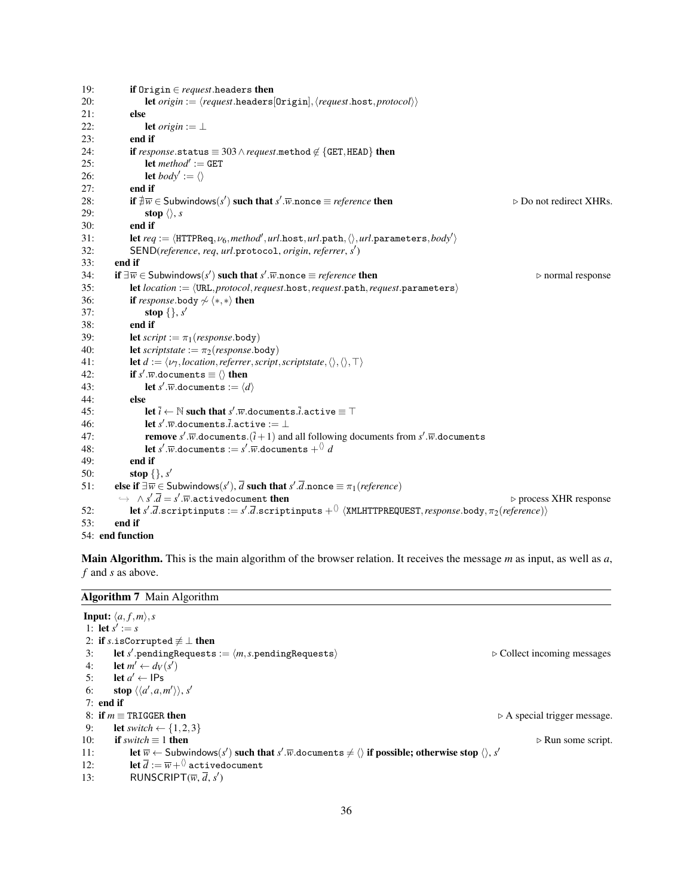```
19:         if Origin ∈ request.headers then
20:             let origin := ⟨request.headers[Origin], ⟨request.host, protocol⟩⟩
21:         else
22:             let origin := ⊥
23:         end if
24:         if response.status ≡ 303 ∧ request.method ∉ {GET, HEAD} then
25:             let method′ := GET
26:             let body′ := ⟨⟩
27:         end if
28:         if ∄w̄ ∈ Subwindows(s′) such that s′.w̄.nonce ≡ reference then        ▷ Do not redirect XHRs.
29:             stop ⟨⟩, s
30:         end if
31:         let req := ⟨HTTPReq, ν6, method′, url.host, url.path, ⟨⟩, url.parameters, body′⟩
32:         SEND(reference, req, url.protocol, origin, referrer, s′)
33:     end if
34:     if ∃w̄ ∈ Subwindows(s′) such that s′.w̄.nonce ≡ reference then        ▷ normal response
35:         let location := ⟨URL, protocol, request.host, request.path, request.parameters⟩
36:         if response.body ≁ ⟨∗, ∗⟩ then
37:             stop {}, s′
38:         end if
39:         let script := π1(response.body)
40:         let scriptstate := π2(response.body)
41:         let d := ⟨ν7, location, referrer, script, scriptstate, ⟨⟩, ⟨⟩, ⊤⟩
42:         if s′.w̄.documents ≡ ⟨⟩ then
43:             let s′.w̄.documents := ⟨d⟩
44:         else
45:             let ī ← ℕ such that s′.w̄.documents.ī.active ≡ ⊤
46:             let s′.w̄.documents.ī.active := ⊥
47:             remove s′.w̄.documents.(ī+1) and all following documents from s′.w̄.documents
48:             let s′.w̄.documents := s′.w̄.documents +⟨⟩ d
49:         end if
50:         stop {}, s′
51:     else if ∃w̄ ∈ Subwindows(s′), d̄ such that s′.d̄.nonce ≡ π1(reference)
        ↪  ∧ s′.d̄ = s′.w̄.activedocument then                               ▷ process XHR response
52:         let s′.d̄.scriptinputs := s′.d̄.scriptinputs +⟨⟩ ⟨XMLHTTPREQUEST, response.body, π2(reference)⟩
53:     end if
54: end function
```

**Main Algorithm.** This is the main algorithm of the browser relation. It receives the message $m$ as input, as well as $a$, $f$ and $s$ as above.

**Algorithm 7** Main Algorithm

```
Input: ⟨a, f, m⟩, s
 1: let s′ := s
 2: if s.isCorrupted ≢ ⊥ then
 3:     let s′.pendingRequests := ⟨m, s.pendingRequests⟩                 ▷ Collect incoming messages
 4:     let m′ ← dV(s′)
 5:     let a′ ← IPs
 6:     stop ⟨⟨a′, a, m′⟩⟩, s′
 7: end if
 8: if m ≡ TRIGGER then                                                  ▷ A special trigger message.
 9:     let switch ← {1, 2, 3}
10:     if switch ≡ 1 then                                               ▷ Run some script.
11:         let w̄ ← Subwindows(s′) such that s′.w̄.documents ≠ ⟨⟩ if possible; otherwise stop ⟨⟩, s′
12:         let d̄ := w̄ +⟨⟩ activedocument
13:         RUNSCRIPT(w̄, d̄, s′)
```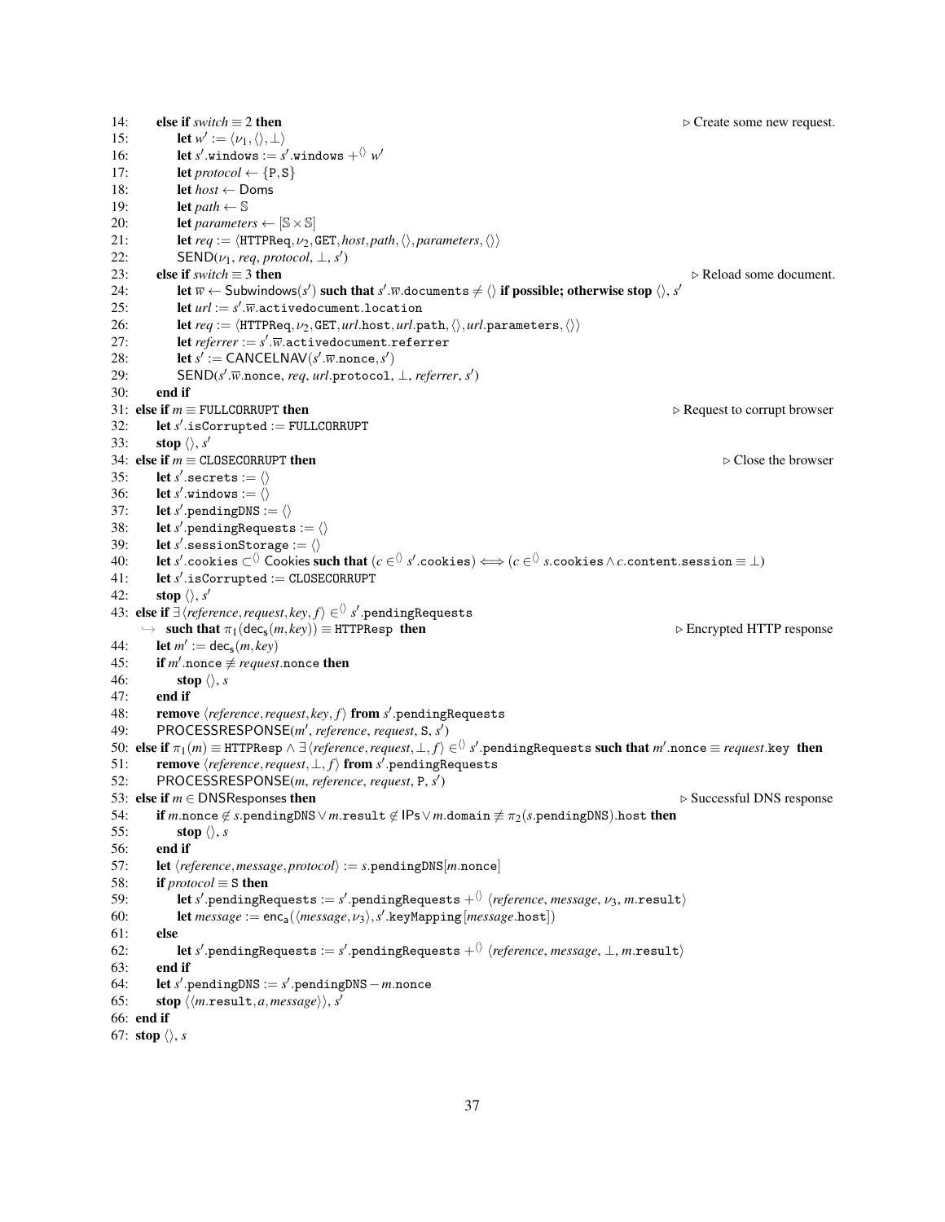14: **else if** $switch \equiv 2$ **then** ▷ Create some new request.

15: **let** $w' := \langle \nu_1, \langle\rangle, \bot \rangle$

16: **let** $s'.\texttt{windows} := s'.\texttt{windows} +^{\langle\rangle} w'$

17: **let** $protocol \leftarrow \{\texttt{P}, \texttt{S}\}$

18: **let** $host \leftarrow \mathsf{Doms}$

19: **let** $path \leftarrow \mathbb{S}$

20: **let** $parameters \leftarrow [\mathbb{S} \times \mathbb{S}]$

21: **let** $req := \langle \texttt{HTTPReq}, \nu_2, \texttt{GET}, host, path, \langle\rangle, parameters, \langle\rangle \rangle$

22: $\mathsf{SEND}(\nu_1,\ req,\ protocol,\ \bot,\ s')$

23: **else if** $switch \equiv 3$ **then** ▷ Reload some document.

24: **let** $\overline{w} \leftarrow \mathsf{Subwindows}(s')$ **such that** $s'.\overline{w}.\texttt{documents} \neq \langle\rangle$ **if possible; otherwise stop** $\langle\rangle$, $s'$

25: **let** $url := s'.\overline{w}.\texttt{activedocument.location}$

26: **let** $req := \langle \texttt{HTTPReq}, \nu_2, \texttt{GET}, url.\texttt{host}, url.\texttt{path}, \langle\rangle, url.\texttt{parameters}, \langle\rangle \rangle$

27: **let** $referrer := s'.\overline{w}.\texttt{activedocument.referrer}$

28: **let** $s' := \mathsf{CANCELNAV}(s'.\overline{w}.\texttt{nonce}, s')$

29: $\mathsf{SEND}(s'.\overline{w}.\texttt{nonce},\ req,\ url.\texttt{protocol},\ \bot,\ referrer,\ s')$

30: **end if**

31: **else if** $m \equiv \texttt{FULLCORRUPT}$ **then** ▷ Request to corrupt browser

32: **let** $s'.\texttt{isCorrupted} := \texttt{FULLCORRUPT}$

33: **stop** $\langle\rangle$, $s'$

34: **else if** $m \equiv \texttt{CLOSECORRUPT}$ **then** ▷ Close the browser

35: **let** $s'.\texttt{secrets} := \langle\rangle$

36: **let** $s'.\texttt{windows} := \langle\rangle$

37: **let** $s'.\texttt{pendingDNS} := \langle\rangle$

38: **let** $s'.\texttt{pendingRequests} := \langle\rangle$

39: **let** $s'.\texttt{sessionStorage} := \langle\rangle$

40: **let** $s'.\texttt{cookies} \subset^{\langle\rangle} \mathsf{Cookies}$ **such that** $(c \in^{\langle\rangle} s'.\texttt{cookies}) \iff (c \in^{\langle\rangle} s.\texttt{cookies} \wedge c.\texttt{content.session} \equiv \bot)$

41: **let** $s'.\texttt{isCorrupted} := \texttt{CLOSECORRUPT}$

42: **stop** $\langle\rangle$, $s'$

43: **else if** $\exists \langle reference, request, key, f \rangle \in^{\langle\rangle} s'.\texttt{pendingRequests}$
$\hookrightarrow$ **such that** $\pi_1(\mathsf{dec_s}(m, key)) \equiv \texttt{HTTPResp}$ **then** ▷ Encrypted HTTP response

44: **let** $m' := \mathsf{dec_s}(m, key)$

45: **if** $m'.\texttt{nonce} \not\equiv request.\texttt{nonce}$ **then**

46: **stop** $\langle\rangle$, $s$

47: **end if**

48: **remove** $\langle reference, request, key, f \rangle$ **from** $s'.\texttt{pendingRequests}$

49: $\mathsf{PROCESSRESPONSE}(m',\ reference,\ request,\ \texttt{S},\ s')$

50: **else if** $\pi_1(m) \equiv \texttt{HTTPResp} \wedge \exists \langle reference, request, \bot, f \rangle \in^{\langle\rangle} s'.\texttt{pendingRequests}$ **such that** $m'.\texttt{nonce} \equiv request.\texttt{key}$ **then**

51: **remove** $\langle reference, request, \bot, f \rangle$ **from** $s'.\texttt{pendingRequests}$

52: $\mathsf{PROCESSRESPONSE}(m,\ reference,\ request,\ \texttt{P},\ s')$

53: **else if** $m \in \mathsf{DNSResponses}$ **then** ▷ Successful DNS response

54: **if** $m.\texttt{nonce} \notin s.\texttt{pendingDNS} \vee m.\texttt{result} \notin \mathsf{IPs} \vee m.\texttt{domain} \not\equiv \pi_2(s.\texttt{pendingDNS}).\texttt{host}$ **then**

55: **stop** $\langle\rangle$, $s$

56: **end if**

57: **let** $\langle reference, message, protocol \rangle := s.\texttt{pendingDNS}[m.\texttt{nonce}]$

58: **if** $protocol \equiv \texttt{S}$ **then**

59: **let** $s'.\texttt{pendingRequests} := s'.\texttt{pendingRequests} +^{\langle\rangle} \langle reference,\ message,\ \nu_3,\ m.\texttt{result} \rangle$

60: **let** $message := \mathsf{enc_a}(\langle message, \nu_3 \rangle, s'.\texttt{keyMapping}[message.\texttt{host}])$

61: **else**

62: **let** $s'.\texttt{pendingRequests} := s'.\texttt{pendingRequests} +^{\langle\rangle} \langle reference,\ message,\ \bot,\ m.\texttt{result} \rangle$

63: **end if**

64: **let** $s'.\texttt{pendingDNS} := s'.\texttt{pendingDNS} - m.\texttt{nonce}$

65: **stop** $\langle \langle m.\texttt{result}, a, message \rangle \rangle$, $s'$

66: **end if**

67: **stop** $\langle\rangle$, $s$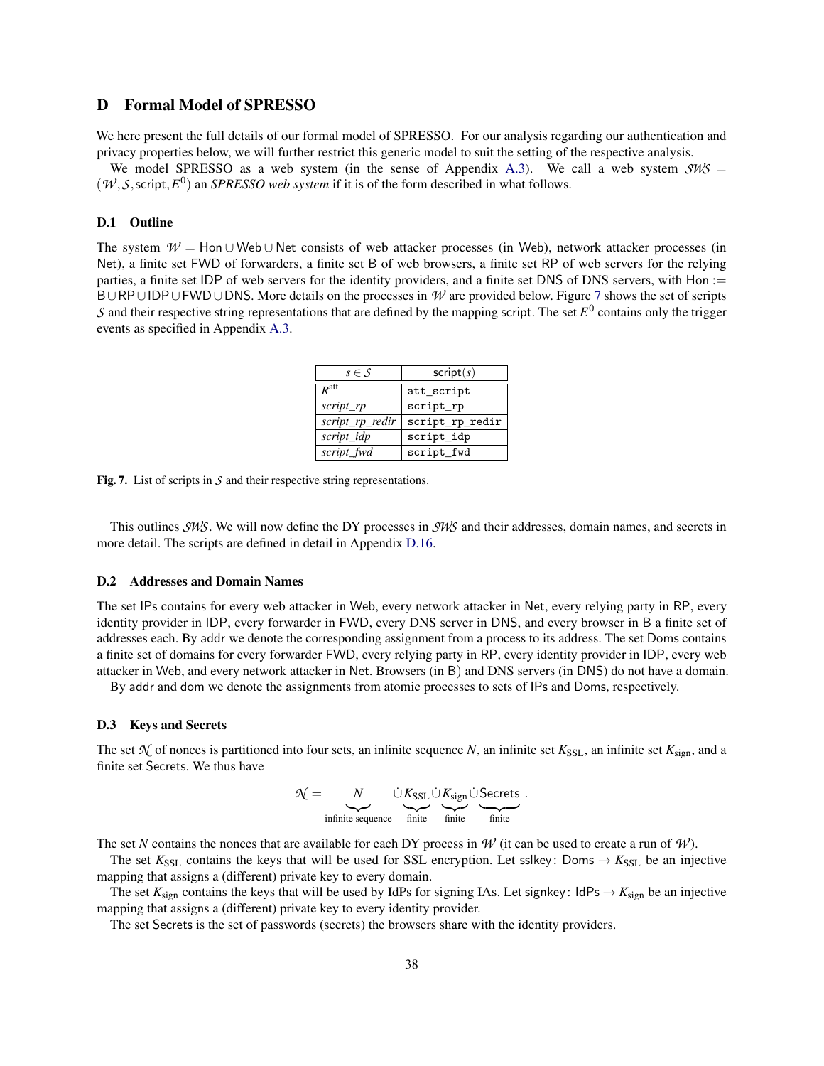# D Formal Model of SPRESSO

We here present the full details of our formal model of SPRESSO. For our analysis regarding our authentication and privacy properties below, we will further restrict this generic model to suit the setting of the respective analysis.

We model SPRESSO as a web system (in the sense of Appendix A.3). We call a web system $\mathcal{SWS} = (\mathcal{W}, \mathcal{S}, \mathsf{script}, E^0)$ an *SPRESSO web system* if it is of the form described in what follows.

## D.1 Outline

The system $\mathcal{W} = \mathsf{Hon} \cup \mathsf{Web} \cup \mathsf{Net}$ consists of web attacker processes (in $\mathsf{Web}$), network attacker processes (in $\mathsf{Net}$), a finite set $\mathsf{FWD}$ of forwarders, a finite set $\mathsf{B}$ of web browsers, a finite set $\mathsf{RP}$ of web servers for the relying parties, a finite set $\mathsf{IDP}$ of web servers for the identity providers, and a finite set $\mathsf{DNS}$ of DNS servers, with $\mathsf{Hon} := \mathsf{B} \cup \mathsf{RP} \cup \mathsf{IDP} \cup \mathsf{FWD} \cup \mathsf{DNS}$. More details on the processes in $\mathcal{W}$ are provided below. Figure 7 shows the set of scripts $\mathcal{S}$ and their respective string representations that are defined by the mapping $\mathsf{script}$. The set $E^0$ contains only the trigger events as specified in Appendix A.3.

| $s \in \mathcal{S}$ | $\mathsf{script}(s)$ |
|---|---|
| $R^{\text{att}}$ | `att_script` |
| *script_rp* | `script_rp` |
| *script_rp_redir* | `script_rp_redir` |
| *script_idp* | `script_idp` |
| *script_fwd* | `script_fwd` |

**Fig. 7.** List of scripts in $\mathcal{S}$ and their respective string representations.

This outlines $\mathcal{SWS}$. We will now define the DY processes in $\mathcal{SWS}$ and their addresses, domain names, and secrets in more detail. The scripts are defined in detail in Appendix D.16.

## D.2 Addresses and Domain Names

The set $\mathsf{IPs}$ contains for every web attacker in $\mathsf{Web}$, every network attacker in $\mathsf{Net}$, every relying party in $\mathsf{RP}$, every identity provider in $\mathsf{IDP}$, every forwarder in $\mathsf{FWD}$, every DNS server in $\mathsf{DNS}$, and every browser in $\mathsf{B}$ a finite set of addresses each. By $\mathsf{addr}$ we denote the corresponding assignment from a process to its address. The set $\mathsf{Doms}$ contains a finite set of domains for every forwarder $\mathsf{FWD}$, every relying party in $\mathsf{RP}$, every identity provider in $\mathsf{IDP}$, every web attacker in $\mathsf{Web}$, and every network attacker in $\mathsf{Net}$. Browsers (in $\mathsf{B}$) and DNS servers (in $\mathsf{DNS}$) do not have a domain.

By $\mathsf{addr}$ and $\mathsf{dom}$ we denote the assignments from atomic processes to sets of $\mathsf{IPs}$ and $\mathsf{Doms}$, respectively.

## D.3 Keys and Secrets

The set $\mathcal{N}$ of nonces is partitioned into four sets, an infinite sequence $N$, an infinite set $K_{\text{SSL}}$, an infinite set $K_{\text{sign}}$, and a finite set $\mathsf{Secrets}$. We thus have

$$\mathcal{N} = \underbrace{N}_{\text{infinite sequence}} \dot\cup \underbrace{K_{\text{SSL}}}_{\text{finite}} \dot\cup \underbrace{K_{\text{sign}}}_{\text{finite}} \dot\cup \underbrace{\mathsf{Secrets}}_{\text{finite}} .$$

The set $N$ contains the nonces that are available for each DY process in $\mathcal{W}$ (it can be used to create a run of $\mathcal{W}$).

The set $K_{\text{SSL}}$ contains the keys that will be used for SSL encryption. Let $\mathsf{sslkey}\colon \mathsf{Doms} \to K_{\text{SSL}}$ be an injective mapping that assigns a (different) private key to every domain.

The set $K_{\text{sign}}$ contains the keys that will be used by IdPs for signing IAs. Let $\mathsf{signkey}\colon \mathsf{IdPs} \to K_{\text{sign}}$ be an injective mapping that assigns a (different) private key to every identity provider.

The set $\mathsf{Secrets}$ is the set of passwords (secrets) the browsers share with the identity providers.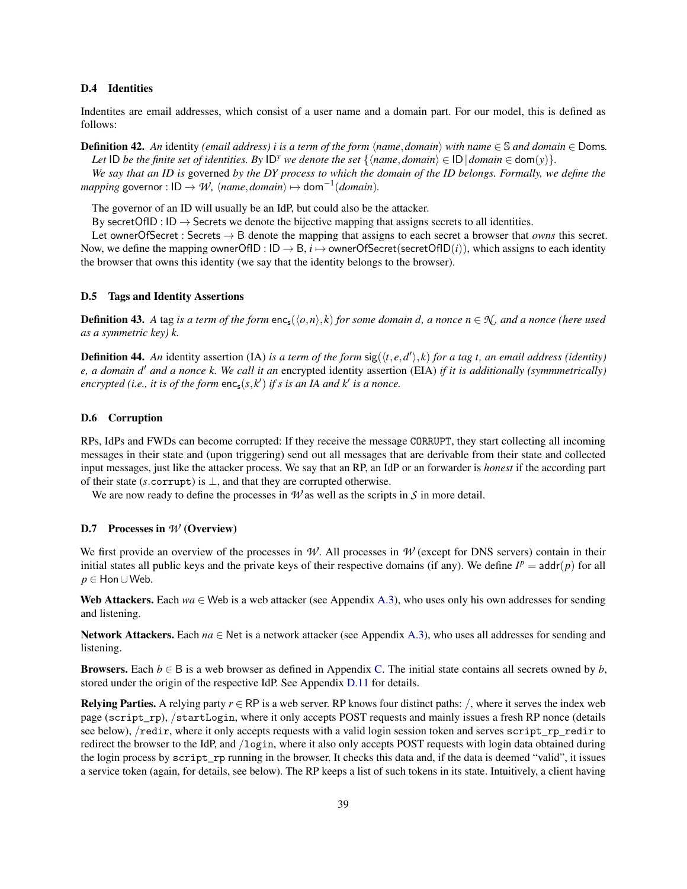### D.4 Identities

Indentites are email addresses, which consist of a user name and a domain part. For our model, this is defined as follows:

**Definition 42.** *An* identity *(email address) i is a term of the form* $\langle name, domain\rangle$ *with name* $\in \mathbb{S}$ *and domain* $\in$ Doms*. Let* ID *be the finite set of identities. By* $\mathsf{ID}^y$ *we denote the set* $\{\langle name, domain\rangle \in \mathsf{ID} \,|\, domain \in \mathsf{dom}(y)\}$*.*

*We say that an ID is* governed *by the DY process to which the domain of the ID belongs. Formally, we define the mapping* governor : $\mathsf{ID} \to \mathcal{W}$*,* $\langle name, domain\rangle \mapsto \mathsf{dom}^{-1}(domain)$*.*

The governor of an ID will usually be an IdP, but could also be the attacker.

By secretOfID : ID $\to$ Secrets we denote the bijective mapping that assigns secrets to all identities.

Let ownerOfSecret : Secrets $\to$ B denote the mapping that assigns to each secret a browser that *owns* this secret. Now, we define the mapping ownerOfID : ID $\to$ B, $i \mapsto$ ownerOfSecret(secretOfID($i$)), which assigns to each identity the browser that owns this identity (we say that the identity belongs to the browser).

### D.5 Tags and Identity Assertions

**Definition 43.** *A* tag *is a term of the form* $\mathsf{enc_s}(\langle o, n\rangle, k)$ *for some domain d, a nonce* $n \in \mathcal{N}$*, and a nonce (here used as a symmetric key) k.*

**Definition 44.** *An* identity assertion (IA) *is a term of the form* $\mathsf{sig}(\langle t, e, d'\rangle, k)$ *for a tag t, an email address (identity) e, a domain* $d'$ *and a nonce k. We call it an* encrypted identity assertion (EIA) *if it is additionally (symmmetrically) encrypted (i.e., it is of the form* $\mathsf{enc_s}(s, k')$ *if s is an IA and* $k'$ *is a nonce.*

### D.6 Corruption

RPs, IdPs and FWDs can become corrupted: If they receive the message CORRUPT, they start collecting all incoming messages in their state and (upon triggering) send out all messages that are derivable from their state and collected input messages, just like the attacker process. We say that an RP, an IdP or an forwarder is *honest* if the according part of their state ($s$.corrupt) is $\perp$, and that they are corrupted otherwise.

We are now ready to define the processes in $\mathcal{W}$ as well as the scripts in $\mathcal{S}$ in more detail.

### D.7 Processes in $\mathcal{W}$ (Overview)

We first provide an overview of the processes in $\mathcal{W}$. All processes in $\mathcal{W}$ (except for DNS servers) contain in their initial states all public keys and the private keys of their respective domains (if any). We define $I^p = \mathsf{addr}(p)$ for all $p \in \mathsf{Hon} \cup \mathsf{Web}$.

**Web Attackers.** Each $wa \in$ Web is a web attacker (see Appendix A.3), who uses only his own addresses for sending and listening.

**Network Attackers.** Each $na \in$ Net is a network attacker (see Appendix A.3), who uses all addresses for sending and listening.

**Browsers.** Each $b \in$ B is a web browser as defined in Appendix C. The initial state contains all secrets owned by $b$, stored under the origin of the respective IdP. See Appendix D.11 for details.

**Relying Parties.** A relying party $r \in$ RP is a web server. RP knows four distinct paths: /, where it serves the index web page (script_rp), /startLogin, where it only accepts POST requests and mainly issues a fresh RP nonce (details see below), /redir, where it only accepts requests with a valid login session token and serves script_rp_redir to redirect the browser to the IdP, and /login, where it also only accepts POST requests with login data obtained during the login process by script_rp running in the browser. It checks this data and, if the data is deemed "valid", it issues a service token (again, for details, see below). The RP keeps a list of such tokens in its state. Intuitively, a client having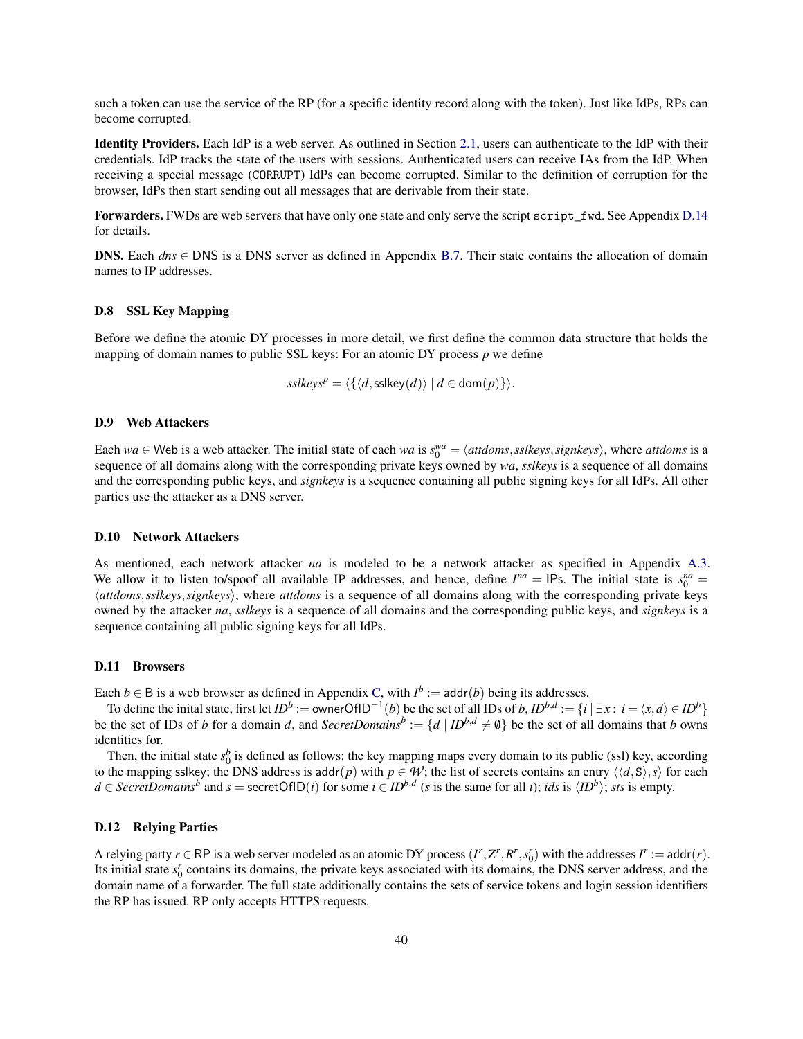such a token can use the service of the RP (for a specific identity record along with the token). Just like IdPs, RPs can become corrupted.

**Identity Providers.** Each IdP is a web server. As outlined in Section 2.1, users can authenticate to the IdP with their credentials. IdP tracks the state of the users with sessions. Authenticated users can receive IAs from the IdP. When receiving a special message (CORRUPT) IdPs can become corrupted. Similar to the definition of corruption for the browser, IdPs then start sending out all messages that are derivable from their state.

**Forwarders.** FWDs are web servers that have only one state and only serve the script `script_fwd`. See Appendix D.14 for details.

**DNS.** Each $dns \in \mathsf{DNS}$ is a DNS server as defined in Appendix B.7. Their state contains the allocation of domain names to IP addresses.

### D.8 SSL Key Mapping

Before we define the atomic DY processes in more detail, we first define the common data structure that holds the mapping of domain names to public SSL keys: For an atomic DY process $p$ we define

$$sslkeys^p = \langle \{ \langle d, \mathsf{sslkey}(d) \rangle \mid d \in \mathsf{dom}(p) \} \rangle.$$

### D.9 Web Attackers

Each $wa \in \mathsf{Web}$ is a web attacker. The initial state of each $wa$ is $s_0^{wa} = \langle attdoms, sslkeys, signkeys \rangle$, where $attdoms$ is a sequence of all domains along with the corresponding private keys owned by $wa$, $sslkeys$ is a sequence of all domains and the corresponding public keys, and $signkeys$ is a sequence containing all public signing keys for all IdPs. All other parties use the attacker as a DNS server.

### D.10 Network Attackers

As mentioned, each network attacker $na$ is modeled to be a network attacker as specified in Appendix A.3. We allow it to listen to/spoof all available IP addresses, and hence, define $I^{na} = \mathsf{IPs}$. The initial state is $s_0^{na} = \langle attdoms, sslkeys, signkeys \rangle$, where $attdoms$ is a sequence of all domains along with the corresponding private keys owned by the attacker $na$, $sslkeys$ is a sequence of all domains and the corresponding public keys, and $signkeys$ is a sequence containing all public signing keys for all IdPs.

### D.11 Browsers

Each $b \in \mathsf{B}$ is a web browser as defined in Appendix C, with $I^b := \mathsf{addr}(b)$ being its addresses.

To define the inital state, first let $ID^b := \mathsf{ownerOfID}^{-1}(b)$ be the set of all IDs of $b$, $ID^{b,d} := \{ i \mid \exists x \colon i = \langle x, d \rangle \in ID^b \}$ be the set of IDs of $b$ for a domain $d$, and $SecretDomains^b := \{ d \mid ID^{b,d} \neq \emptyset \}$ be the set of all domains that $b$ owns identities for.

Then, the initial state $s_0^b$ is defined as follows: the key mapping maps every domain to its public (ssl) key, according to the mapping $\mathsf{sslkey}$; the DNS address is $\mathsf{addr}(p)$ with $p \in \mathcal{W}$; the list of secrets contains an entry $\langle \langle d, \mathtt{S} \rangle, s \rangle$ for each $d \in SecretDomains^b$ and $s = \mathsf{secretOfID}(i)$ for some $i \in ID^{b,d}$ ($s$ is the same for all $i$); $ids$ is $\langle ID^b \rangle$; $sts$ is empty.

### D.12 Relying Parties

A relying party $r \in \mathsf{RP}$ is a web server modeled as an atomic DY process $(I^r, Z^r, R^r, s_0^r)$ with the addresses $I^r := \mathsf{addr}(r)$. Its initial state $s_0^r$ contains its domains, the private keys associated with its domains, the DNS server address, and the domain name of a forwarder. The full state additionally contains the sets of service tokens and login session identifiers the RP has issued. RP only accepts HTTPS requests.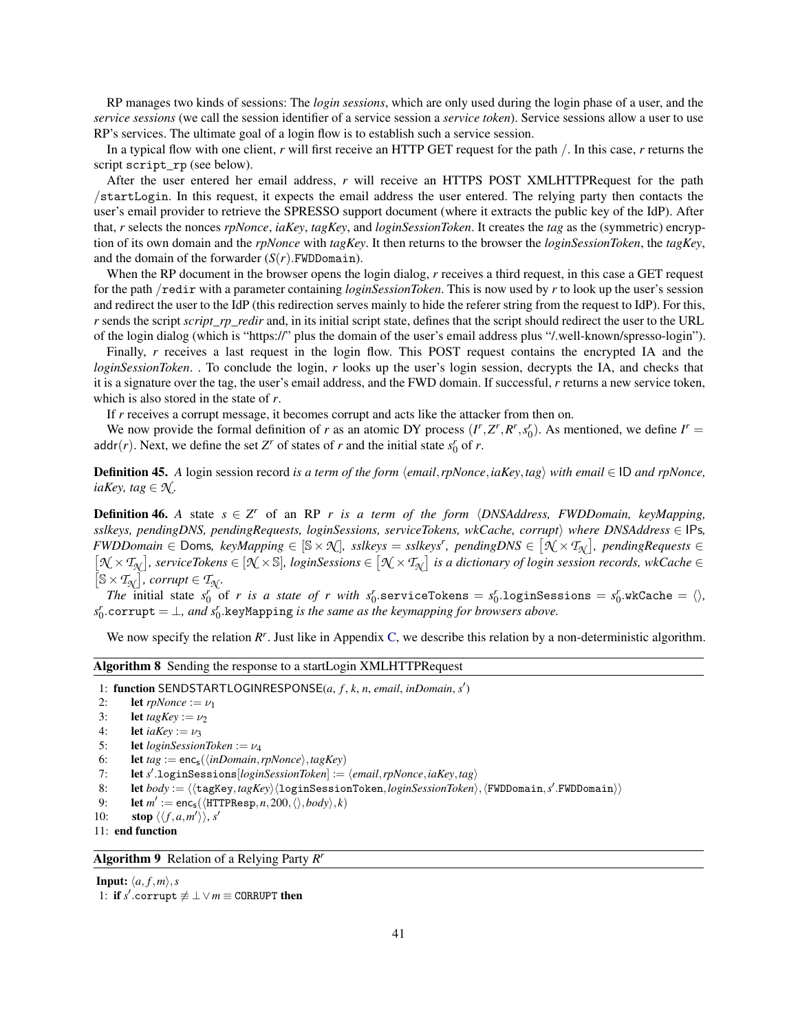RP manages two kinds of sessions: The *login sessions*, which are only used during the login phase of a user, and the *service sessions* (we call the session identifier of a service session a *service token*). Service sessions allow a user to use RP's services. The ultimate goal of a login flow is to establish such a service session.

In a typical flow with one client, $r$ will first receive an HTTP GET request for the path /. In this case, $r$ returns the script `script_rp` (see below).

After the user entered her email address, $r$ will receive an HTTPS POST XMLHTTPRequest for the path /`startLogin`. In this request, it expects the email address the user entered. The relying party then contacts the user's email provider to retrieve the SPRESSO support document (where it extracts the public key of the IdP). After that, $r$ selects the nonces *rpNonce*, *iaKey*, *tagKey*, and *loginSessionToken*. It creates the *tag* as the (symmetric) encryption of its own domain and the *rpNonce* with *tagKey*. It then returns to the browser the *loginSessionToken*, the *tagKey*, and the domain of the forwarder ($S(r)$.`FWDDomain`).

When the RP document in the browser opens the login dialog, $r$ receives a third request, in this case a GET request for the path /`redir` with a parameter containing *loginSessionToken*. This is now used by $r$ to look up the user's session and redirect the user to the IdP (this redirection serves mainly to hide the referer string from the request to IdP). For this, $r$ sends the script *script_rp_redir* and, in its initial script state, defines that the script should redirect the user to the URL of the login dialog (which is "https://" plus the domain of the user's email address plus "/.well-known/spresso-login").

Finally, $r$ receives a last request in the login flow. This POST request contains the encrypted IA and the *loginSessionToken*. . To conclude the login, $r$ looks up the user's login session, decrypts the IA, and checks that it is a signature over the tag, the user's email address, and the FWD domain. If successful, $r$ returns a new service token, which is also stored in the state of $r$.

If $r$ receives a corrupt message, it becomes corrupt and acts like the attacker from then on.

We now provide the formal definition of $r$ as an atomic DY process $(I^r, Z^r, R^r, s_0^r)$. As mentioned, we define $I^r = \mathsf{addr}(r)$. Next, we define the set $Z^r$ of states of $r$ and the initial state $s_0^r$ of $r$.

**Definition 45.** *A* login session record *is a term of the form* $\langle email, rpNonce, iaKey, tag\rangle$ *with* $email \in \mathsf{ID}$ *and* $rpNonce$, $iaKey$, $tag \in \mathcal{N}$.

**Definition 46.** *A state* $s \in Z^r$ *of an RP* $r$ *is a term of the form* $\langle$*DNSAddress, FWDDomain, keyMapping, sslkeys, pendingDNS, pendingRequests, loginSessions, serviceTokens, wkCache, corrupt*$\rangle$ *where* $DNSAddress \in \mathsf{IPs}$, $FWDDomain \in \mathsf{Doms}$, $keyMapping \in [\mathbb{S} \times \mathcal{N}]$, $sslkeys = sslkeys^r$, $pendingDNS \in [\mathcal{N} \times \mathcal{T}_{\mathcal{N}}]$, $pendingRequests \in [\mathcal{N} \times \mathcal{T}_{\mathcal{N}}]$, $serviceTokens \in [\mathcal{N} \times \mathbb{S}]$, $loginSessions \in [\mathcal{N} \times \mathcal{T}_{\mathcal{N}}]$ *is a dictionary of login session records,* $wkCache \in [\mathbb{S} \times \mathcal{T}_{\mathcal{N}}]$, $corrupt \in \mathcal{T}_{\mathcal{N}}$.

*The initial state* $s_0^r$ *of* $r$ *is a state of* $r$ *with* $s_0^r.\mathtt{serviceTokens} = s_0^r.\mathtt{loginSessions} = s_0^r.\mathtt{wkCache} = \langle\rangle$, $s_0^r.\mathtt{corrupt} = \bot$, *and* $s_0^r.\mathtt{keyMapping}$ *is the same as the keymapping for browsers above.*

We now specify the relation $R^r$. Just like in Appendix C, we describe this relation by a non-deterministic algorithm.

**Algorithm 8** Sending the response to a startLogin XMLHTTPRequest

```
1: function SENDSTARTLOGINRESPONSE(a, f, k, n, email, inDomain, s')
2:     let rpNonce := ν_1
3:     let tagKey := ν_2
4:     let iaKey := ν_3
5:     let loginSessionToken := ν_4
6:     let tag := enc_s(⟨inDomain, rpNonce⟩, tagKey)
7:     let s'.loginSessions[loginSessionToken] := ⟨email, rpNonce, iaKey, tag⟩
8:     let body := ⟨⟨tagKey, tagKey⟩⟨loginSessionToken, loginSessionToken⟩, ⟨FWDDomain, s'.FWDDomain⟩⟩
9:     let m' := enc_s(⟨HTTPResp, n, 200, ⟨⟩, body⟩, k)
10:    stop ⟨⟨f, a, m'⟩⟩, s'
11: end function
```

**Algorithm 9** Relation of a Relying Party $R^r$

```
Input: ⟨a, f, m⟩, s
1: if s'.corrupt ≢ ⊥ ∨ m ≡ CORRUPT then
```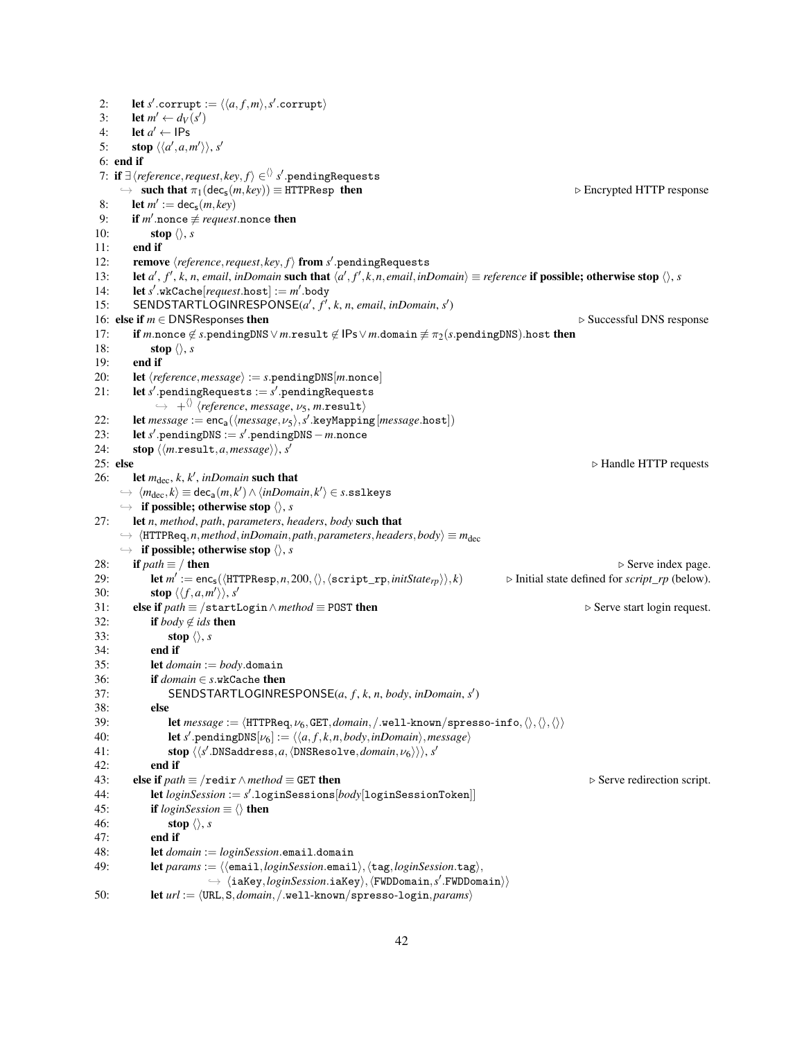2: **let** $s'.\texttt{corrupt} := \langle\langle a, f, m\rangle, s'.\texttt{corrupt}\rangle$
3: **let** $m' \leftarrow d_V(s')$
4: **let** $a' \leftarrow \mathsf{IPs}$
5: **stop** $\langle\langle a', a, m'\rangle\rangle, s'$
6: **end if**
7: **if** $\exists \langle \mathit{reference}, \mathit{request}, \mathit{key}, f\rangle \in^{\langle\rangle} s'.\texttt{pendingRequests}$ **such that** $\pi_1(\mathsf{dec_s}(m, \mathit{key})) \equiv \texttt{HTTPResp}$ **then** ▷ Encrypted HTTP response
8: **let** $m' := \mathsf{dec_s}(m, \mathit{key})$
9: **if** $m'.\texttt{nonce} \not\equiv \mathit{request}.\texttt{nonce}$ **then**
10: **stop** $\langle\rangle, s$
11: **end if**
12: **remove** $\langle \mathit{reference}, \mathit{request}, \mathit{key}, f\rangle$ **from** $s'.\texttt{pendingRequests}$
13: **let** $a'$, $f'$, $k$, $n$, $\mathit{email}$, $\mathit{inDomain}$ **such that** $\langle a', f', k, n, \mathit{email}, \mathit{inDomain}\rangle \equiv \mathit{reference}$ **if possible; otherwise stop** $\langle\rangle, s$
14: **let** $s'.\texttt{wkCache}[\mathit{request}.\texttt{host}] := m'.\texttt{body}$
15: SENDSTARTLOGINRESPONSE($a'$, $f'$, $k$, $n$, $\mathit{email}$, $\mathit{inDomain}$, $s'$)
16: **else if** $m \in \mathsf{DNSResponses}$ **then** ▷ Successful DNS response
17: **if** $m.\texttt{nonce} \notin s.\texttt{pendingDNS} \vee m.\texttt{result} \notin \mathsf{IPs} \vee m.\texttt{domain} \not\equiv \pi_2(s.\texttt{pendingDNS}).\texttt{host}$ **then**
18: **stop** $\langle\rangle, s$
19: **end if**
20: **let** $\langle \mathit{reference}, \mathit{message}\rangle := s.\texttt{pendingDNS}[m.\texttt{nonce}]$
21: **let** $s'.\texttt{pendingRequests} := s'.\texttt{pendingRequests}$ $+^{\langle\rangle} \langle \mathit{reference}, \mathit{message}, \nu_5, m.\texttt{result}\rangle$
22: **let** $\mathit{message} := \mathsf{enc_a}(\langle \mathit{message}, \nu_5\rangle, s'.\texttt{keyMapping}[\mathit{message}.\texttt{host}])$
23: **let** $s'.\texttt{pendingDNS} := s'.\texttt{pendingDNS} - m.\texttt{nonce}$
24: **stop** $\langle\langle m.\texttt{result}, a, \mathit{message}\rangle\rangle, s'$
25: **else** ▷ Handle HTTP requests
26: **let** $m_{\text{dec}}$, $k$, $k'$, $\mathit{inDomain}$ **such that** $\langle m_{\text{dec}}, k\rangle \equiv \mathsf{dec_a}(m, k') \wedge \langle \mathit{inDomain}, k'\rangle \in s.\texttt{sslkeys}$ **if possible; otherwise stop** $\langle\rangle, s$
27: **let** $n$, $\mathit{method}$, $\mathit{path}$, $\mathit{parameters}$, $\mathit{headers}$, $\mathit{body}$ **such that** $\langle \texttt{HTTPReq}, n, \mathit{method}, \mathit{inDomain}, \mathit{path}, \mathit{parameters}, \mathit{headers}, \mathit{body}\rangle \equiv m_{\text{dec}}$ **if possible; otherwise stop** $\langle\rangle, s$
28: **if** $\mathit{path} \equiv /$ **then** ▷ Serve index page.
29: **let** $m' := \mathsf{enc_s}(\langle \texttt{HTTPResp}, n, 200, \langle\rangle, \langle \texttt{script\_rp}, \mathit{initState}_{rp}\rangle\rangle, k)$ ▷ Initial state defined for *script_rp* (below).
30: **stop** $\langle\langle f, a, m'\rangle\rangle, s'$
31: **else if** $\mathit{path} \equiv /\texttt{startLogin} \wedge \mathit{method} \equiv \texttt{POST}$ **then** ▷ Serve start login request.
32: **if** $\mathit{body} \notin \mathit{ids}$ **then**
33: **stop** $\langle\rangle, s$
34: **end if**
35: **let** $\mathit{domain} := \mathit{body}.\texttt{domain}$
36: **if** $\mathit{domain} \in s.\texttt{wkCache}$ **then**
37: SENDSTARTLOGINRESPONSE($a$, $f$, $k$, $n$, $\mathit{body}$, $\mathit{inDomain}$, $s'$)
38: **else**
39: **let** $\mathit{message} := \langle \texttt{HTTPReq}, \nu_6, \texttt{GET}, \mathit{domain}, /\texttt{.well-known/spresso-info}, \langle\rangle, \langle\rangle, \langle\rangle\rangle$
40: **let** $s'.\texttt{pendingDNS}[\nu_6] := \langle\langle a, f, k, n, \mathit{body}, \mathit{inDomain}\rangle, \mathit{message}\rangle$
41: **stop** $\langle\langle s'.\texttt{DNSaddress}, a, \langle \texttt{DNSResolve}, \mathit{domain}, \nu_6\rangle\rangle\rangle, s'$
42: **end if**
43: **else if** $\mathit{path} \equiv /\texttt{redir} \wedge \mathit{method} \equiv \texttt{GET}$ **then** ▷ Serve redirection script.
44: **let** $\mathit{loginSession} := s'.\texttt{loginSessions}[\mathit{body}[\texttt{loginSessionToken}]]$
45: **if** $\mathit{loginSession} \equiv \langle\rangle$ **then**
46: **stop** $\langle\rangle, s$
47: **end if**
48: **let** $\mathit{domain} := \mathit{loginSession}.\texttt{email}.\texttt{domain}$
49: **let** $\mathit{params} := \langle\langle \texttt{email}, \mathit{loginSession}.\texttt{email}\rangle, \langle \texttt{tag}, \mathit{loginSession}.\texttt{tag}\rangle,$ $\langle \texttt{iaKey}, \mathit{loginSession}.\texttt{iaKey}\rangle, \langle \texttt{FWDDomain}, s'.\texttt{FWDDomain}\rangle\rangle$
50: **let** $\mathit{url} := \langle \texttt{URL}, \texttt{S}, \mathit{domain}, /\texttt{.well-known/spresso-login}, \mathit{params}\rangle$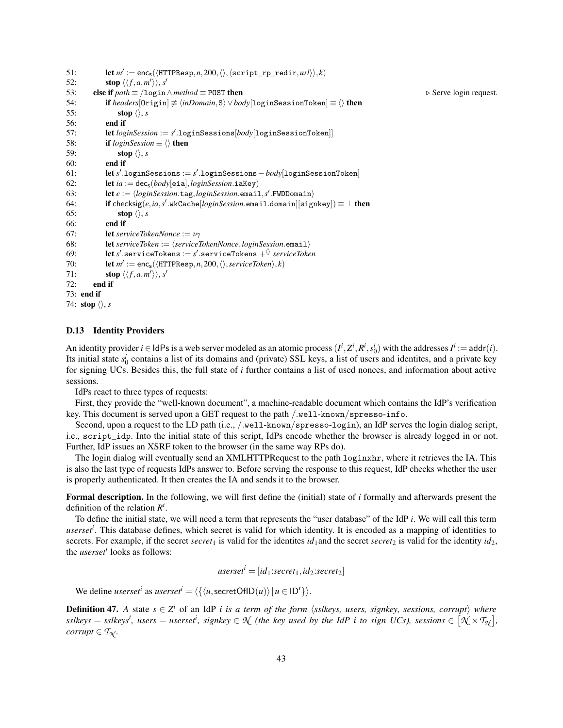```
51:         let m' := enc_s(⟨HTTPResp, n, 200, ⟨⟩, ⟨script_rp_redir, url⟩⟩, k)
52:         stop ⟨⟨f, a, m'⟩⟩, s'
53:     else if path ≡ /login ∧ method ≡ POST then                    ▷ Serve login request.
54:         if headers[Origin] ≢ ⟨inDomain, S⟩ ∨ body[loginSessionToken] ≡ ⟨⟩ then
55:             stop ⟨⟩, s
56:         end if
57:         let loginSession := s'.loginSessions[body[loginSessionToken]]
58:         if loginSession ≡ ⟨⟩ then
59:             stop ⟨⟩, s
60:         end if
61:         let s'.loginSessions := s'.loginSessions − body[loginSessionToken]
62:         let ia := dec_s(body[eia], loginSession.iaKey)
63:         let e := ⟨loginSession.tag, loginSession.email, s'.FWDDomain⟩
64:         if checksig(e, ia, s'.wkCache[loginSession.email.domain][signkey]) ≡ ⊥ then
65:             stop ⟨⟩, s
66:         end if
67:         let serviceTokenNonce := ν7
68:         let serviceToken := ⟨serviceTokenNonce, loginSession.email⟩
69:         let s'.serviceTokens := s'.serviceTokens +⟨⟩ serviceToken
70:         let m' := enc_s(⟨HTTPResp, n, 200, ⟨⟩, serviceToken⟩, k)
71:         stop ⟨⟨f, a, m'⟩⟩, s'
72:     end if
73: end if
74: stop ⟨⟩, s
```

### D.13 Identity Providers

An identity provider $i \in \mathsf{IdPs}$ is a web server modeled as an atomic process $(I^i, Z^i, R^i, s_0^i)$ with the addresses $I^i := \mathsf{addr}(i)$. Its initial state $s_0^i$ contains a list of its domains and (private) SSL keys, a list of users and identites, and a private key for signing UCs. Besides this, the full state of $i$ further contains a list of used nonces, and information about active sessions.

IdPs react to three types of requests:

First, they provide the "well-known document", a machine-readable document which contains the IdP's verification key. This document is served upon a GET request to the path `/.well-known/spresso-info`.

Second, upon a request to the LD path (i.e., `/.well-known/spresso-login`), an IdP serves the login dialog script, i.e., `script_idp`. Into the initial state of this script, IdPs encode whether the browser is already logged in or not. Further, IdP issues an XSRF token to the browser (in the same way RPs do).

The login dialog will eventually send an XMLHTTPRequest to the path `loginxhr`, where it retrieves the IA. This is also the last type of requests IdPs answer to. Before serving the response to this request, IdP checks whether the user is properly authenticated. It then creates the IA and sends it to the browser.

**Formal description.** In the following, we will first define the (initial) state of $i$ formally and afterwards present the definition of the relation $R^i$.

To define the initial state, we will need a term that represents the "user database" of the IdP $i$. We will call this term $userset^i$. This database defines, which secret is valid for which identity. It is encoded as a mapping of identities to secrets. For example, if the secret $secret_1$ is valid for the identites $id_1$and the secret $secret_2$ is valid for the identity $id_2$, the $userset^i$ looks as follows:

$$userset^i = [id_1{:}secret_1, id_2{:}secret_2]$$

We define $userset^i$ as $userset^i = \langle \{\langle u, \mathsf{secretOfID}(u)\rangle \mid u \in \mathsf{ID}^i\}\rangle$.

**Definition 47.** *A state $s \in Z^i$ of an IdP $i$ is a term of the form $\langle$sslkeys, users, signkey, sessions, corrupt$\rangle$ where sslkeys $=$ sslkeys$^i$, users $=$ userset$^i$, signkey $\in \mathcal{N}$ (the key used by the IdP $i$ to sign UCs), sessions $\in \left[\mathcal{N} \times \mathcal{T}_{\mathcal{N}}\right]$, corrupt $\in \mathcal{T}_{\mathcal{N}}$.*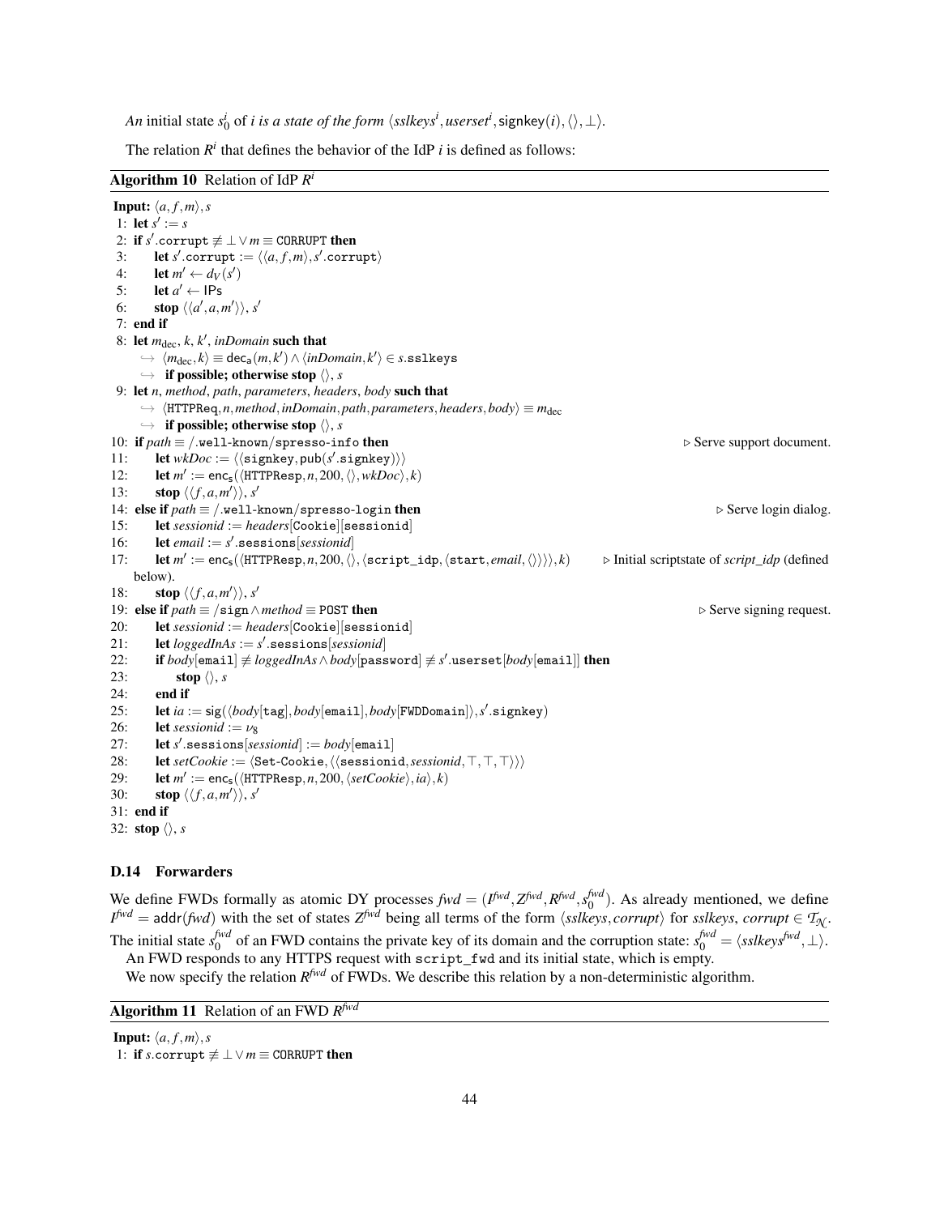*An* initial state $s_0^i$ of $i$ *is a state of the form* $\langle sslkeys^i, userset^i, \mathsf{signkey}(i), \langle\rangle, \bot\rangle$.

The relation $R^i$ that defines the behavior of the IdP $i$ is defined as follows:

**Algorithm 10** Relation of IdP $R^i$

```
Input: ⟨a, f, m⟩, s
 1: let s' := s
 2: if s'.corrupt ≢ ⊥ ∨ m ≡ CORRUPT then
 3:     let s'.corrupt := ⟨⟨a, f, m⟩, s'.corrupt⟩
 4:     let m' ← d_V(s')
 5:     let a' ← IPs
 6:     stop ⟨⟨a', a, m'⟩⟩, s'
 7: end if
 8: let m_dec, k, k', inDomain such that
    ↪ ⟨m_dec, k⟩ ≡ dec_a(m, k') ∧ ⟨inDomain, k'⟩ ∈ s.sslkeys
    ↪ if possible; otherwise stop ⟨⟩, s
 9: let n, method, path, parameters, headers, body such that
    ↪ ⟨HTTPReq, n, method, inDomain, path, parameters, headers, body⟩ ≡ m_dec
    ↪ if possible; otherwise stop ⟨⟩, s
10: if path ≡ /.well-known/spresso-info then                          ▷ Serve support document.
11:     let wkDoc := ⟨⟨signkey, pub(s'.signkey)⟩⟩
12:     let m' := enc_s(⟨HTTPResp, n, 200, ⟨⟩, wkDoc⟩, k)
13:     stop ⟨⟨f, a, m'⟩⟩, s'
14: else if path ≡ /.well-known/spresso-login then                    ▷ Serve login dialog.
15:     let sessionid := headers[Cookie][sessionid]
16:     let email := s'.sessions[sessionid]
17:     let m' := enc_s(⟨HTTPResp, n, 200, ⟨⟩, ⟨script_idp, ⟨start, email, ⟨⟩⟩⟩⟩, k)    ▷ Initial scriptstate of script_idp (defined
    below).
18:     stop ⟨⟨f, a, m'⟩⟩, s'
19: else if path ≡ /sign ∧ method ≡ POST then                          ▷ Serve signing request.
20:     let sessionid := headers[Cookie][sessionid]
21:     let loggedInAs := s'.sessions[sessionid]
22:     if body[email] ≢ loggedInAs ∧ body[password] ≢ s'.userset[body[email]] then
23:         stop ⟨⟩, s
24:     end if
25:     let ia := sig(⟨body[tag], body[email], body[FWDDomain]⟩, s'.signkey)
26:     let sessionid := ν_8
27:     let s'.sessions[sessionid] := body[email]
28:     let setCookie := ⟨Set-Cookie, ⟨⟨sessionid, sessionid, ⊤, ⊤, ⊤⟩⟩⟩
29:     let m' := enc_s(⟨HTTPResp, n, 200, ⟨setCookie⟩, ia⟩, k)
30:     stop ⟨⟨f, a, m'⟩⟩, s'
31: end if
32: stop ⟨⟩, s
```

### D.14 Forwarders

We define FWDs formally as atomic DY processes $fwd = (I^{fwd}, Z^{fwd}, R^{fwd}, s_0^{fwd})$. As already mentioned, we define $I^{fwd} = \mathsf{addr}(fwd)$ with the set of states $Z^{fwd}$ being all terms of the form $\langle sslkeys, corrupt\rangle$ for $sslkeys$, $corrupt \in \mathcal{T}_{\mathcal{N}}$. The initial state $s_0^{fwd}$ of an FWD contains the private key of its domain and the corruption state: $s_0^{fwd} = \langle sslkeys^{fwd}, \bot\rangle$.

An FWD responds to any HTTPS request with `script_fwd` and its initial state, which is empty.

We now specify the relation $R^{fwd}$ of FWDs. We describe this relation by a non-deterministic algorithm.

**Algorithm 11** Relation of an FWD $R^{fwd}$

```
Input: ⟨a, f, m⟩, s
 1: if s.corrupt ≢ ⊥ ∨ m ≡ CORRUPT then
```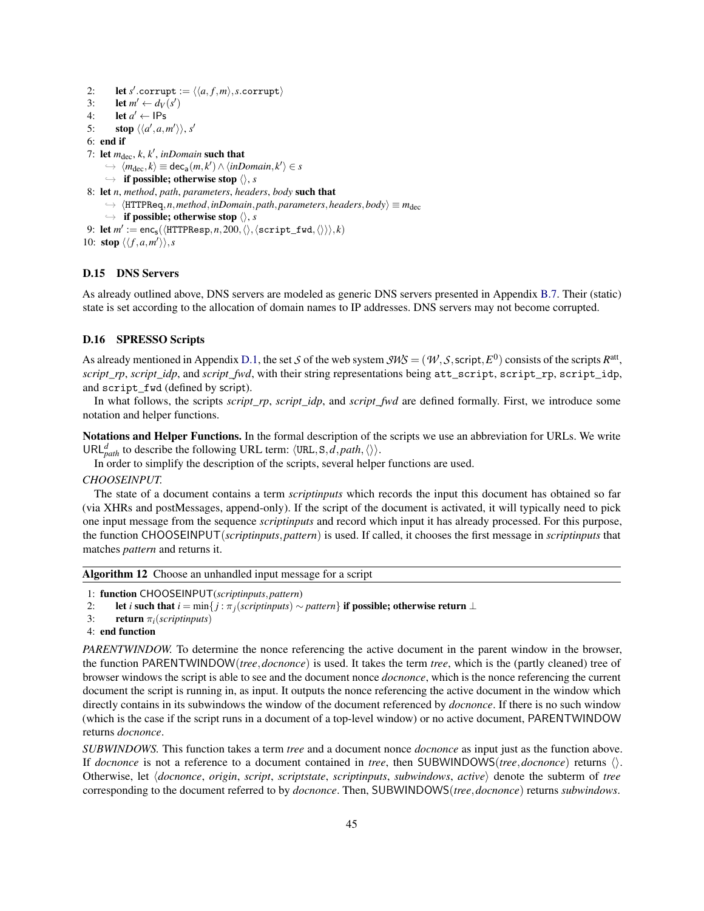2: **let** $s'.\mathtt{corrupt} := \langle\langle a, f, m\rangle, s.\mathtt{corrupt}\rangle$
3: **let** $m' \leftarrow d_V(s')$
4: **let** $a' \leftarrow \mathsf{IPs}$
5: **stop** $\langle\langle a', a, m'\rangle\rangle$, $s'$
6: **end if**
7: **let** $m_{\text{dec}}$, $k$, $k'$, *inDomain* **such that**
  $\hookrightarrow$ $\langle m_{\text{dec}}, k\rangle \equiv \mathsf{dec_a}(m, k') \wedge \langle \mathit{inDomain}, k'\rangle \in s$
  $\hookrightarrow$ **if possible; otherwise stop** $\langle\rangle$, $s$
8: **let** $n$, *method*, *path*, *parameters*, *headers*, *body* **such that**
  $\hookrightarrow$ $\langle \mathtt{HTTPReq}, n, \mathit{method}, \mathit{inDomain}, \mathit{path}, \mathit{parameters}, \mathit{headers}, \mathit{body}\rangle \equiv m_{\text{dec}}$
  $\hookrightarrow$ **if possible; otherwise stop** $\langle\rangle$, $s$
9: **let** $m' := \mathsf{enc_s}(\langle \mathtt{HTTPResp}, n, 200, \langle\rangle, \langle \mathtt{script\_fwd}, \langle\rangle\rangle\rangle, k)$
10: **stop** $\langle\langle f, a, m'\rangle\rangle$, $s$

### D.15 DNS Servers

As already outlined above, DNS servers are modeled as generic DNS servers presented in Appendix B.7. Their (static) state is set according to the allocation of domain names to IP addresses. DNS servers may not become corrupted.

### D.16 SPRESSO Scripts

As already mentioned in Appendix D.1, the set $\mathcal{S}$ of the web system $\mathcal{SWS} = (\mathcal{W}, \mathcal{S}, \mathsf{script}, E^0)$ consists of the scripts $R^{\text{att}}$, *script_rp*, *script_idp*, and *script_fwd*, with their string representations being att_script, script_rp, script_idp, and script_fwd (defined by script).

In what follows, the scripts *script_rp*, *script_idp*, and *script_fwd* are defined formally. First, we introduce some notation and helper functions.

**Notations and Helper Functions.** In the formal description of the scripts we use an abbreviation for URLs. We write $\mathsf{URL}^d_{path}$ to describe the following URL term: $\langle \mathtt{URL}, \mathtt{S}, d, \mathit{path}, \langle\rangle\rangle$.

In order to simplify the description of the scripts, several helper functions are used.

*CHOOSEINPUT.*

The state of a document contains a term *scriptinputs* which records the input this document has obtained so far (via XHRs and postMessages, append-only). If the script of the document is activated, it will typically need to pick one input message from the sequence *scriptinputs* and record which input it has already processed. For this purpose, the function CHOOSEINPUT(*scriptinputs*, *pattern*) is used. If called, it chooses the first message in *scriptinputs* that matches *pattern* and returns it.

**Algorithm 12** Choose an unhandled input message for a script

1: **function** CHOOSEINPUT(*scriptinputs*, *pattern*)
2: **let** $i$ **such that** $i = \min\{j : \pi_j(\mathit{scriptinputs}) \sim \mathit{pattern}\}$ **if possible; otherwise return** $\bot$
3: **return** $\pi_i(\mathit{scriptinputs})$
4: **end function**

*PARENTWINDOW.* To determine the nonce referencing the active document in the parent window in the browser, the function PARENTWINDOW(*tree*, *docnonce*) is used. It takes the term *tree*, which is the (partly cleaned) tree of browser windows the script is able to see and the document nonce *docnonce*, which is the nonce referencing the current document the script is running in, as input. It outputs the nonce referencing the active document in the window which directly contains in its subwindows the window of the document referenced by *docnonce*. If there is no such window (which is the case if the script runs in a document of a top-level window) or no active document, PARENTWINDOW returns *docnonce*.

*SUBWINDOWS.* This function takes a term *tree* and a document nonce *docnonce* as input just as the function above. If *docnonce* is not a reference to a document contained in *tree*, then SUBWINDOWS(*tree*, *docnonce*) returns $\langle\rangle$. Otherwise, let $\langle$*docnonce*, *origin*, *script*, *scriptstate*, *scriptinputs*, *subwindows*, *active*$\rangle$ denote the subterm of *tree* corresponding to the document referred to by *docnonce*. Then, SUBWINDOWS(*tree*, *docnonce*) returns *subwindows*.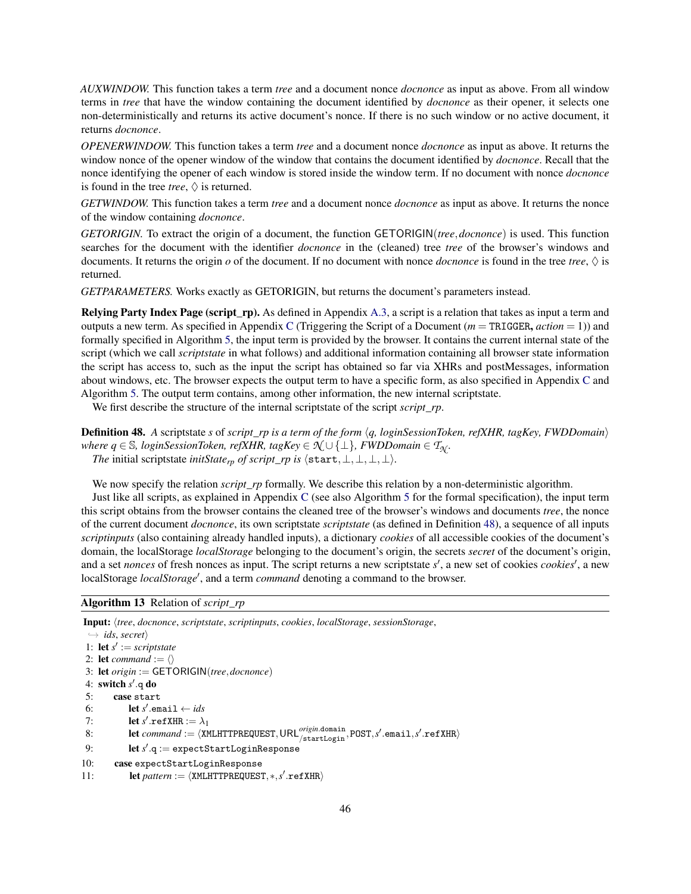*AUXWINDOW.* This function takes a term *tree* and a document nonce *docnonce* as input as above. From all window terms in *tree* that have the window containing the document identified by *docnonce* as their opener, it selects one non-deterministically and returns its active document's nonce. If there is no such window or no active document, it returns *docnonce*.

*OPENERWINDOW.* This function takes a term *tree* and a document nonce *docnonce* as input as above. It returns the window nonce of the opener window of the window that contains the document identified by *docnonce*. Recall that the nonce identifying the opener of each window is stored inside the window term. If no document with nonce *docnonce* is found in the tree *tree*, $\Diamond$ is returned.

*GETWINDOW.* This function takes a term *tree* and a document nonce *docnonce* as input as above. It returns the nonce of the window containing *docnonce*.

*GETORIGIN.* To extract the origin of a document, the function $\mathsf{GETORIGIN}(\mathit{tree}, \mathit{docnonce})$ is used. This function searches for the document with the identifier *docnonce* in the (cleaned) tree *tree* of the browser's windows and documents. It returns the origin $o$ of the document. If no document with nonce *docnonce* is found in the tree *tree*, $\Diamond$ is returned.

*GETPARAMETERS.* Works exactly as GETORIGIN, but returns the document's parameters instead.

**Relying Party Index Page (script_rp).** As defined in Appendix A.3, a script is a relation that takes as input a term and outputs a new term. As specified in Appendix C (Triggering the Script of a Document ($m = \mathtt{TRIGGER}$, $\mathit{action} = 1$)) and formally specified in Algorithm 5, the input term is provided by the browser. It contains the current internal state of the script (which we call *scriptstate* in what follows) and additional information containing all browser state information the script has access to, such as the input the script has obtained so far via XHRs and postMessages, information about windows, etc. The browser expects the output term to have a specific form, as also specified in Appendix C and Algorithm 5. The output term contains, among other information, the new internal scriptstate.

We first describe the structure of the internal scriptstate of the script *script_rp*.

**Definition 48.** *A* scriptstate $s$ *of script_rp is a term of the form* $\langle q, \mathit{loginSessionToken}, \mathit{refXHR}, \mathit{tagKey}, \mathit{FWDDomain}\rangle$ *where* $q \in \mathbb{S}$, $\mathit{loginSessionToken}, \mathit{refXHR}, \mathit{tagKey} \in \mathcal{N} \cup \{\bot\}$, $\mathit{FWDDomain} \in \mathcal{T}_{\mathcal{N}}$.

*The* initial scriptstate $\mathit{initState}_{rp}$ *of script_rp is* $\langle \mathtt{start}, \bot, \bot, \bot, \bot\rangle$.

We now specify the relation *script_rp* formally. We describe this relation by a non-deterministic algorithm.

Just like all scripts, as explained in Appendix C (see also Algorithm 5 for the formal specification), the input term this script obtains from the browser contains the cleaned tree of the browser's windows and documents *tree*, the nonce of the current document *docnonce*, its own scriptstate *scriptstate* (as defined in Definition 48), a sequence of all inputs *scriptinputs* (also containing already handled inputs), a dictionary *cookies* of all accessible cookies of the document's domain, the localStorage *localStorage* belonging to the document's origin, the secrets *secret* of the document's origin, and a set *nonces* of fresh nonces as input. The script returns a new scriptstate $s'$, a new set of cookies $\mathit{cookies}'$, a new localStorage $\mathit{localStorage}'$, and a term *command* denoting a command to the browser.

**Algorithm 13** Relation of *script_rp*

```
Input: ⟨tree, docnonce, scriptstate, scriptinputs, cookies, localStorage, sessionStorage,
   ↪ ids, secret⟩
 1: let s' := scriptstate
 2: let command := ⟨⟩
 3: let origin := GETORIGIN(tree, docnonce)
 4: switch s'.q do
 5:     case start
 6:         let s'.email ← ids
 7:         let s'.refXHR := λ_1
 8:         let command := ⟨XMLHTTPREQUEST, URL^{origin.domain}_{/startLogin}, POST, s'.email, s'.refXHR⟩
 9:         let s'.q := expectStartLoginResponse
10:     case expectStartLoginResponse
11:         let pattern := ⟨XMLHTTPREQUEST, *, s'.refXHR⟩
```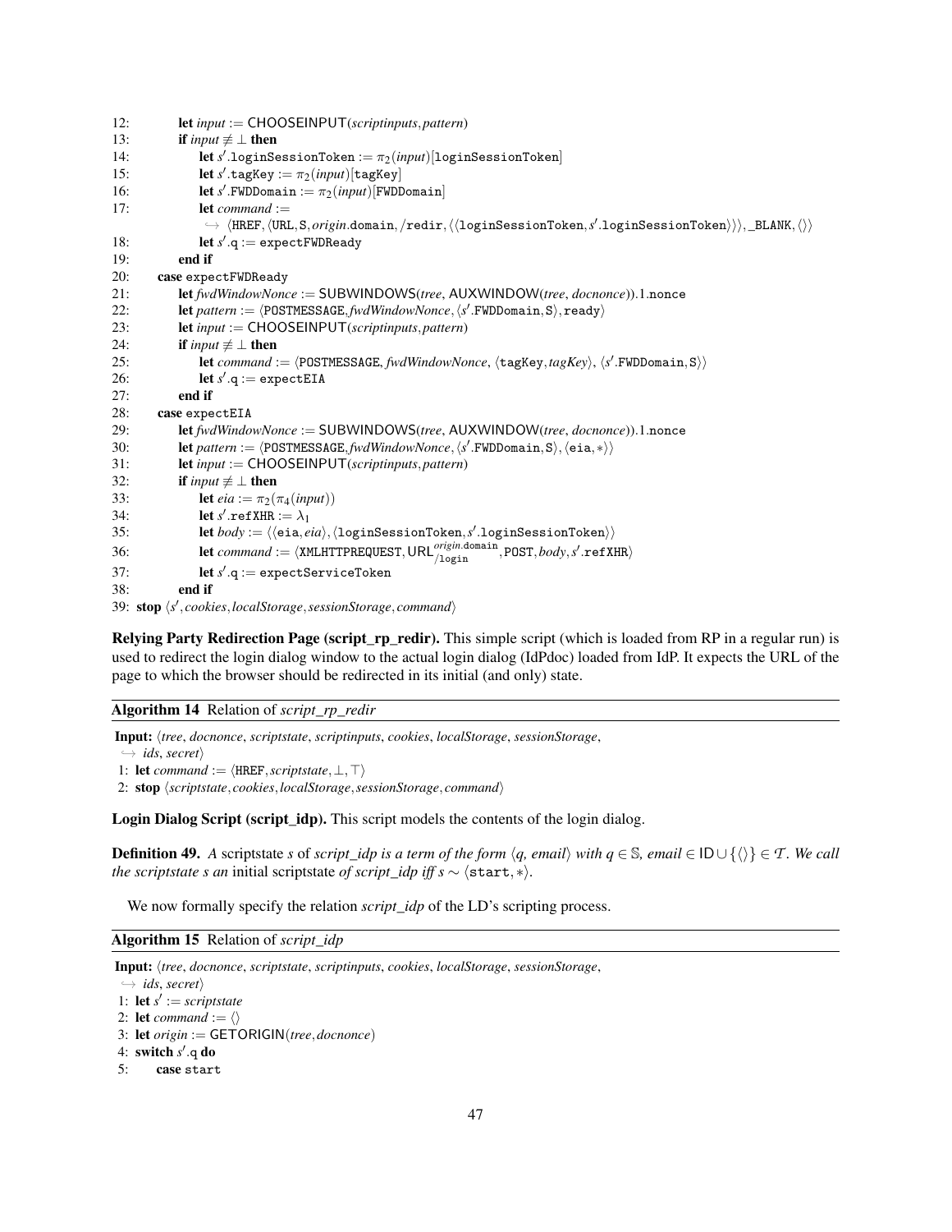```
12:         let input := CHOOSEINPUT(scriptinputs, pattern)
13:         if input ≢ ⊥ then
14:             let s'.loginSessionToken := π_2(input)[loginSessionToken]
15:             let s'.tagKey := π_2(input)[tagKey]
16:             let s'.FWDDomain := π_2(input)[FWDDomain]
17:             let command :=
                 ↪ ⟨HREF, ⟨URL, S, origin.domain, /redir, ⟨⟨loginSessionToken, s'.loginSessionToken⟩⟩⟩, _BLANK, ⟨⟩⟩
18:             let s'.q := expectFWDReady
19:         end if
20:     case expectFWDReady
21:         let fwdWindowNonce := SUBWINDOWS(tree, AUXWINDOW(tree, docnonce)).1.nonce
22:         let pattern := ⟨POSTMESSAGE, fwdWindowNonce, ⟨s'.FWDDomain, S⟩, ready⟩
23:         let input := CHOOSEINPUT(scriptinputs, pattern)
24:         if input ≢ ⊥ then
25:             let command := ⟨POSTMESSAGE, fwdWindowNonce, ⟨tagKey, tagKey⟩, ⟨s'.FWDDomain, S⟩⟩
26:             let s'.q := expectEIA
27:         end if
28:     case expectEIA
29:         let fwdWindowNonce := SUBWINDOWS(tree, AUXWINDOW(tree, docnonce)).1.nonce
30:         let pattern := ⟨POSTMESSAGE, fwdWindowNonce, ⟨s'.FWDDomain, S⟩, ⟨eia, *⟩⟩
31:         let input := CHOOSEINPUT(scriptinputs, pattern)
32:         if input ≢ ⊥ then
33:             let eia := π_2(π_4(input))
34:             let s'.refXHR := λ_1
35:             let body := ⟨⟨eia, eia⟩, ⟨loginSessionToken, s'.loginSessionToken⟩⟩
36:             let command := ⟨XMLHTTPREQUEST, URL^{origin.domain}_{/login}, POST, body, s'.refXHR⟩
37:             let s'.q := expectServiceToken
38:         end if
39: stop ⟨s', cookies, localStorage, sessionStorage, command⟩
```

**Relying Party Redirection Page (script_rp_redir).** This simple script (which is loaded from RP in a regular run) is used to redirect the login dialog window to the actual login dialog (IdPdoc) loaded from IdP. It expects the URL of the page to which the browser should be redirected in its initial (and only) state.

**Algorithm 14** Relation of *script_rp_redir*

```
Input: ⟨tree, docnonce, scriptstate, scriptinputs, cookies, localStorage, sessionStorage,
 ↪ ids, secret⟩
1: let command := ⟨HREF, scriptstate, ⊥, ⊤⟩
2: stop ⟨scriptstate, cookies, localStorage, sessionStorage, command⟩
```

**Login Dialog Script (script_idp).** This script models the contents of the login dialog.

**Definition 49.** *A* scriptstate *s* of *script_idp is a term of the form* $\langle q, email\rangle$ *with* $q \in \mathbb{S}$*,* $email \in \mathsf{ID} \cup \{\langle\rangle\} \in \mathcal{T}$*. We call the scriptstate s an* initial scriptstate *of script_idp iff* $s \sim \langle \mathtt{start}, *\rangle$*.*

We now formally specify the relation *script_idp* of the LD's scripting process.

**Algorithm 15** Relation of *script_idp*

```
Input: ⟨tree, docnonce, scriptstate, scriptinputs, cookies, localStorage, sessionStorage,
 ↪ ids, secret⟩
1: let s' := scriptstate
2: let command := ⟨⟩
3: let origin := GETORIGIN(tree, docnonce)
4: switch s'.q do
5:     case start
```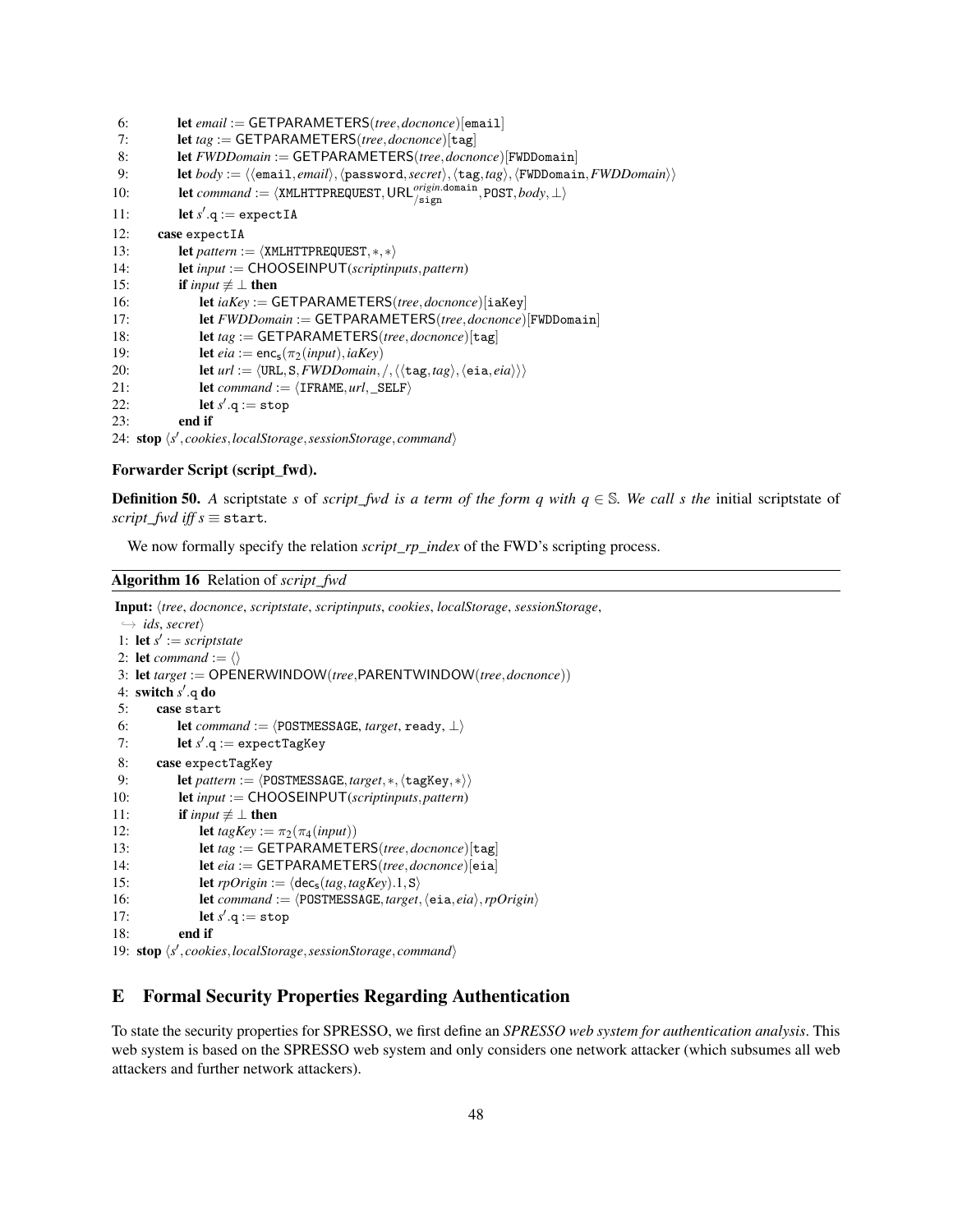```
 6:         let email := GETPARAMETERS(tree, docnonce)[email]
 7:         let tag := GETPARAMETERS(tree, docnonce)[tag]
 8:         let FWDDomain := GETPARAMETERS(tree, docnonce)[FWDDomain]
 9:         let body := ⟨⟨email, email⟩, ⟨password, secret⟩, ⟨tag, tag⟩, ⟨FWDDomain, FWDDomain⟩⟩
10:         let command := ⟨XMLHTTPREQUEST, URL^{origin.domain}_{/sign}, POST, body, ⊥⟩
11:         let s'.q := expectIA
12:     case expectIA
13:         let pattern := ⟨XMLHTTPREQUEST, *, *⟩
14:         let input := CHOOSEINPUT(scriptinputs, pattern)
15:         if input ≢ ⊥ then
16:             let iaKey := GETPARAMETERS(tree, docnonce)[iaKey]
17:             let FWDDomain := GETPARAMETERS(tree, docnonce)[FWDDomain]
18:             let tag := GETPARAMETERS(tree, docnonce)[tag]
19:             let eia := enc_s(π_2(input), iaKey)
20:             let url := ⟨URL, S, FWDDomain, /, ⟨⟨tag, tag⟩, ⟨eia, eia⟩⟩⟩
21:             let command := ⟨IFRAME, url, _SELF⟩
22:             let s'.q := stop
23:         end if
24: stop ⟨s', cookies, localStorage, sessionStorage, command⟩
```

#### Forwarder Script (script_fwd).

**Definition 50.** *A* scriptstate *s* of *script_fwd is a term of the form q with* $q \in \mathbb{S}$. *We call s the* initial scriptstate of *script_fwd iff* $s \equiv$ start.

We now formally specify the relation *script_rp_index* of the FWD's scripting process.

**Algorithm 16** Relation of *script_fwd*

```
Input: ⟨tree, docnonce, scriptstate, scriptinputs, cookies, localStorage, sessionStorage,
    ↪ ids, secret⟩
 1: let s' := scriptstate
 2: let command := ⟨⟩
 3: let target := OPENERWINDOW(tree, PARENTWINDOW(tree, docnonce))
 4: switch s'.q do
 5:     case start
 6:         let command := ⟨POSTMESSAGE, target, ready, ⊥⟩
 7:         let s'.q := expectTagKey
 8:     case expectTagKey
 9:         let pattern := ⟨POSTMESSAGE, target, *, ⟨tagKey, *⟩⟩
10:         let input := CHOOSEINPUT(scriptinputs, pattern)
11:         if input ≢ ⊥ then
12:             let tagKey := π_2(π_4(input))
13:             let tag := GETPARAMETERS(tree, docnonce)[tag]
14:             let eia := GETPARAMETERS(tree, docnonce)[eia]
15:             let rpOrigin := ⟨dec_s(tag, tagKey).1, S⟩
16:             let command := ⟨POSTMESSAGE, target, ⟨eia, eia⟩, rpOrigin⟩
17:             let s'.q := stop
18:         end if
19: stop ⟨s', cookies, localStorage, sessionStorage, command⟩
```

## E Formal Security Properties Regarding Authentication

To state the security properties for SPRESSO, we first define an *SPRESSO web system for authentication analysis*. This web system is based on the SPRESSO web system and only considers one network attacker (which subsumes all web attackers and further network attackers).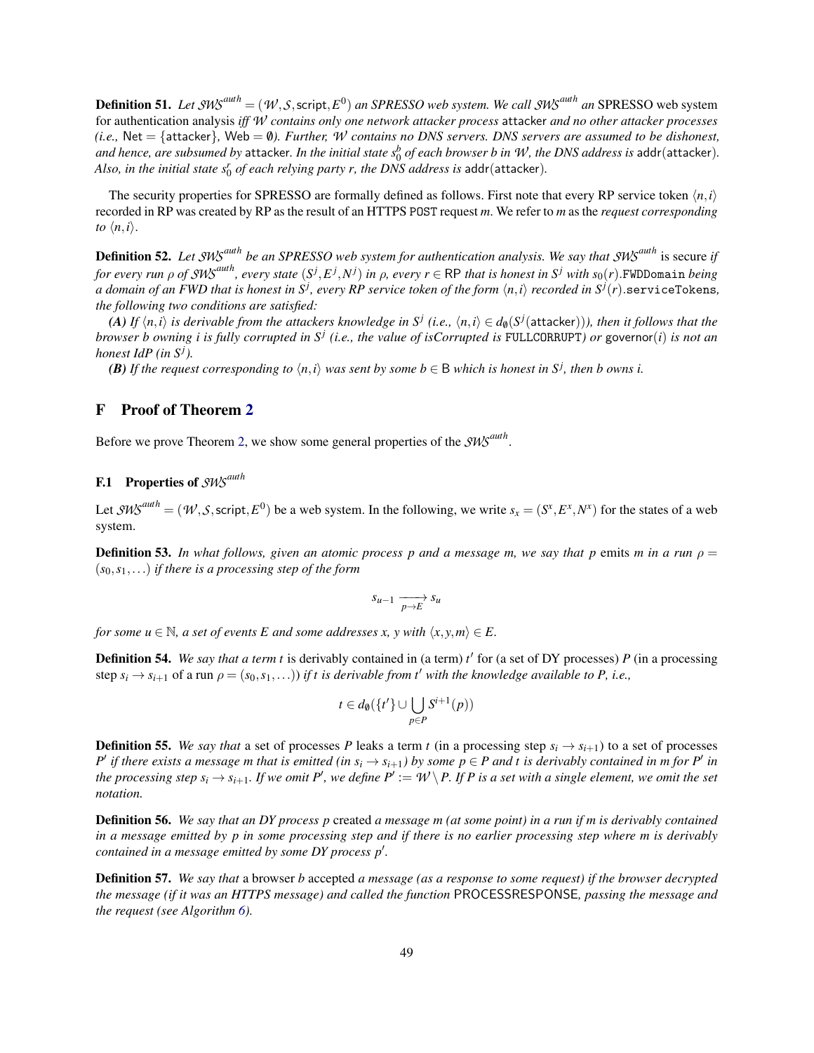**Definition 51.** *Let $\mathcal{SWS}^{auth} = (\mathcal{W}, \mathcal{S}, \mathsf{script}, E^0)$ an SPRESSO web system. We call $\mathcal{SWS}^{auth}$ an* SPRESSO web system for authentication analysis *iff $\mathcal{W}$ contains only one network attacker process* attacker *and no other attacker processes (i.e.,* $\mathsf{Net} = \{\mathsf{attacker}\}$, $\mathsf{Web} = \emptyset$*). Further, $\mathcal{W}$ contains no DNS servers. DNS servers are assumed to be dishonest, and hence, are subsumed by* attacker*. In the initial state $s_0^b$ of each browser b in $\mathcal{W}$, the DNS address is* $\mathsf{addr}(\mathsf{attacker})$*. Also, in the initial state $s_0^r$ of each relying party r, the DNS address is* $\mathsf{addr}(\mathsf{attacker})$*.*

The security properties for SPRESSO are formally defined as follows. First note that every RP service token $\langle n, i\rangle$ recorded in RP was created by RP as the result of an HTTPS POST request $m$. We refer to $m$ as the *request corresponding to* $\langle n, i\rangle$.

**Definition 52.** *Let $\mathcal{SWS}^{auth}$ be an SPRESSO web system for authentication analysis. We say that $\mathcal{SWS}^{auth}$* is secure *if for every run $\rho$ of $\mathcal{SWS}^{auth}$, every state $(S^j, E^j, N^j)$ in $\rho$, every $r \in \mathsf{RP}$ that is honest in $S^j$ with $s_0(r)$.*`FWDDomain` *being a domain of an FWD that is honest in $S^j$, every RP service token of the form $\langle n, i\rangle$ recorded in $S^j(r)$.*`serviceTokens`*, the following two conditions are satisfied:*

***(A)*** *If $\langle n, i\rangle$ is derivable from the attackers knowledge in $S^j$ (i.e., $\langle n, i\rangle \in d_\emptyset(S^j(\mathsf{attacker}))$), then it follows that the browser b owning i is fully corrupted in $S^j$ (i.e., the value of isCorrupted is* `FULLCORRUPT`*) or* $\mathsf{governor}(i)$ *is not an honest IdP (in $S^j$).*

***(B)*** *If the request corresponding to $\langle n, i\rangle$ was sent by some $b \in \mathsf{B}$ which is honest in $S^j$, then b owns i.*

## F Proof of Theorem 2

Before we prove Theorem 2, we show some general properties of the $\mathcal{SWS}^{auth}$.

### F.1 Properties of $\mathcal{SWS}^{auth}$

Let $\mathcal{SWS}^{auth} = (\mathcal{W}, \mathcal{S}, \mathsf{script}, E^0)$ be a web system. In the following, we write $s_x = (S^x, E^x, N^x)$ for the states of a web system.

**Definition 53.** *In what follows, given an atomic process p and a message m, we say that p* emits *m in a run $\rho = (s_0, s_1, \ldots)$ if there is a processing step of the form*

$$s_{u-1} \xrightarrow[p \to E]{} s_u$$

*for some $u \in \mathbb{N}$, a set of events E and some addresses x, y with $\langle x, y, m\rangle \in E$.*

**Definition 54.** *We say that a term t* is derivably contained in (a term) $t'$ for (a set of DY processes) $P$ (in a processing step $s_i \to s_{i+1}$ of a run $\rho = (s_0, s_1, \ldots)$) *if t is derivable from $t'$ with the knowledge available to P, i.e.,*

$$t \in d_\emptyset(\{t'\} \cup \bigcup_{p \in P} S^{i+1}(p))$$

**Definition 55.** *We say that* a set of processes $P$ leaks a term $t$ (in a processing step $s_i \to s_{i+1}$) to a set of processes $P'$ *if there exists a message m that is emitted (in $s_i \to s_{i+1}$) by some $p \in P$ and t is derivably contained in m for $P'$ in the processing step $s_i \to s_{i+1}$. If we omit $P'$, we define $P' := \mathcal{W} \setminus P$. If P is a set with a single element, we omit the set notation.*

**Definition 56.** *We say that an DY process p* created *a message m (at some point) in a run if m is derivably contained in a message emitted by p in some processing step and if there is no earlier processing step where m is derivably contained in a message emitted by some DY process $p'$.*

**Definition 57.** *We say that* a browser $b$ accepted *a message (as a response to some request) if the browser decrypted the message (if it was an HTTPS message) and called the function* PROCESSRESPONSE*, passing the message and the request (see Algorithm 6).*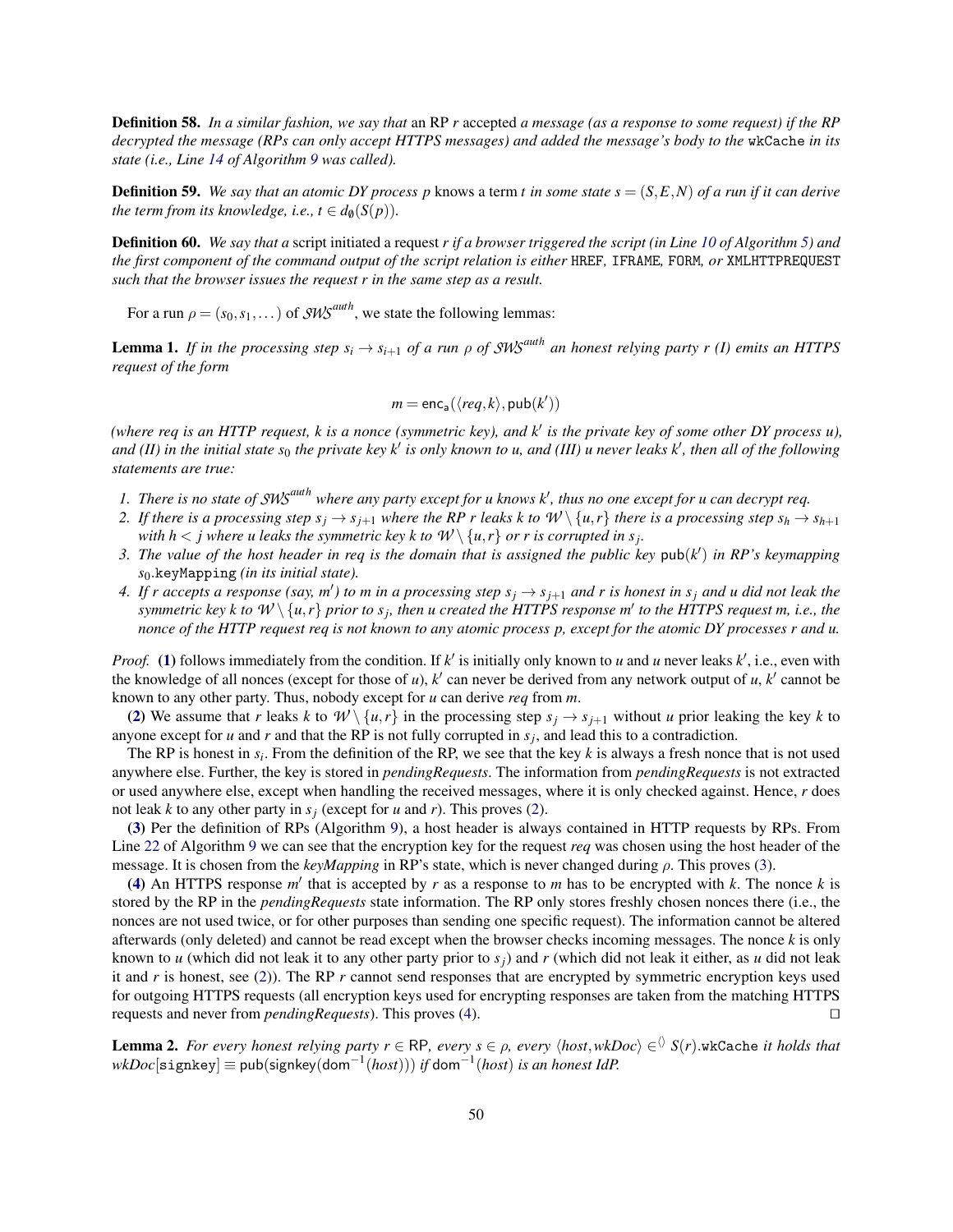**Definition 58.** *In a similar fashion, we say that* an RP $r$ accepted *a message (as a response to some request) if the RP decrypted the message (RPs can only accept HTTPS messages) and added the message's body to the* `wkCache` *in its state (i.e., Line 14 of Algorithm 9 was called).*

**Definition 59.** *We say that an atomic DY process $p$* knows *a term $t$ in some state $s = (S, E, N)$ of a run if it can derive the term from its knowledge, i.e., $t \in d_\emptyset(S(p))$.*

**Definition 60.** *We say that a* script initiated a request *$r$ if a browser triggered the script (in Line 10 of Algorithm 5) and the first component of the command output of the script relation is either* `HREF`, `IFRAME`, `FORM`, *or* `XMLHTTPREQUEST` *such that the browser issues the request $r$ in the same step as a result.*

For a run $\rho = (s_0, s_1, \dots)$ of $\mathcal{SWS}^{auth}$, we state the following lemmas:

**Lemma 1.** *If in the processing step $s_i \to s_{i+1}$ of a run $\rho$ of $\mathcal{SWS}^{auth}$ an honest relying party $r$ (I) emits an HTTPS request of the form*

$$m = \mathsf{enc_a}(\langle req, k\rangle, \mathsf{pub}(k'))$$

*(where $req$ is an HTTP request, $k$ is a nonce (symmetric key), and $k'$ is the private key of some other DY process $u$), and (II) in the initial state $s_0$ the private key $k'$ is only known to $u$, and (III) $u$ never leaks $k'$, then all of the following statements are true:*

1. *There is no state of $\mathcal{SWS}^{auth}$ where any party except for $u$ knows $k'$, thus no one except for $u$ can decrypt $req$.*
2. *If there is a processing step $s_j \to s_{j+1}$ where the RP $r$ leaks $k$ to $\mathcal{W} \setminus \{u, r\}$ there is a processing step $s_h \to s_{h+1}$ with $h < j$ where $u$ leaks the symmetric key $k$ to $\mathcal{W} \setminus \{u, r\}$ or $r$ is corrupted in $s_j$.*
3. *The value of the host header in $req$ is the domain that is assigned the public key $\mathsf{pub}(k')$ in RP's keymapping $s_0$.*`keyMapping` *(in its initial state).*
4. *If $r$ accepts a response (say, $m'$) to $m$ in a processing step $s_j \to s_{j+1}$ and $r$ is honest in $s_j$ and $u$ did not leak the symmetric key $k$ to $\mathcal{W} \setminus \{u, r\}$ prior to $s_j$, then $u$ created the HTTPS response $m'$ to the HTTPS request $m$, i.e., the nonce of the HTTP request $req$ is not known to any atomic process $p$, except for the atomic DY processes $r$ and $u$.*

*Proof.* (1) follows immediately from the condition. If $k'$ is initially only known to $u$ and $u$ never leaks $k'$, i.e., even with the knowledge of all nonces (except for those of $u$), $k'$ can never be derived from any network output of $u$, $k'$ cannot be known to any other party. Thus, nobody except for $u$ can derive $req$ from $m$.

(2) We assume that $r$ leaks $k$ to $\mathcal{W} \setminus \{u, r\}$ in the processing step $s_j \to s_{j+1}$ without $u$ prior leaking the key $k$ to anyone except for $u$ and $r$ and that the RP is not fully corrupted in $s_j$, and lead this to a contradiction.

The RP is honest in $s_i$. From the definition of the RP, we see that the key $k$ is always a fresh nonce that is not used anywhere else. Further, the key is stored in *pendingRequests*. The information from *pendingRequests* is not extracted or used anywhere else, except when handling the received messages, where it is only checked against. Hence, $r$ does not leak $k$ to any other party in $s_j$ (except for $u$ and $r$). This proves (2).

(3) Per the definition of RPs (Algorithm 9), a host header is always contained in HTTP requests by RPs. From Line 22 of Algorithm 9 we can see that the encryption key for the request $req$ was chosen using the host header of the message. It is chosen from the *keyMapping* in RP's state, which is never changed during $\rho$. This proves (3).

(4) An HTTPS response $m'$ that is accepted by $r$ as a response to $m$ has to be encrypted with $k$. The nonce $k$ is stored by the RP in the *pendingRequests* state information. The RP only stores freshly chosen nonces there (i.e., the nonces are not used twice, or for other purposes than sending one specific request). The information cannot be altered afterwards (only deleted) and cannot be read except when the browser checks incoming messages. The nonce $k$ is only known to $u$ (which did not leak it to any other party prior to $s_j$) and $r$ (which did not leak it either, as $u$ did not leak it and $r$ is honest, see (2)). The RP $r$ cannot send responses that are encrypted by symmetric encryption keys used for outgoing HTTPS requests (all encryption keys used for encrypting responses are taken from the matching HTTPS requests and never from *pendingRequests*). This proves (4). ◻

**Lemma 2.** *For every honest relying party $r \in \mathsf{RP}$, every $s \in \rho$, every $\langle host, wkDoc\rangle \in^{\langle\rangle} S(r)$.*`wkCache` *it holds that $wkDoc[\mathtt{signkey}] \equiv \mathsf{pub}(\mathsf{signkey}(\mathsf{dom}^{-1}(host)))$ if $\mathsf{dom}^{-1}(host)$ is an honest IdP.*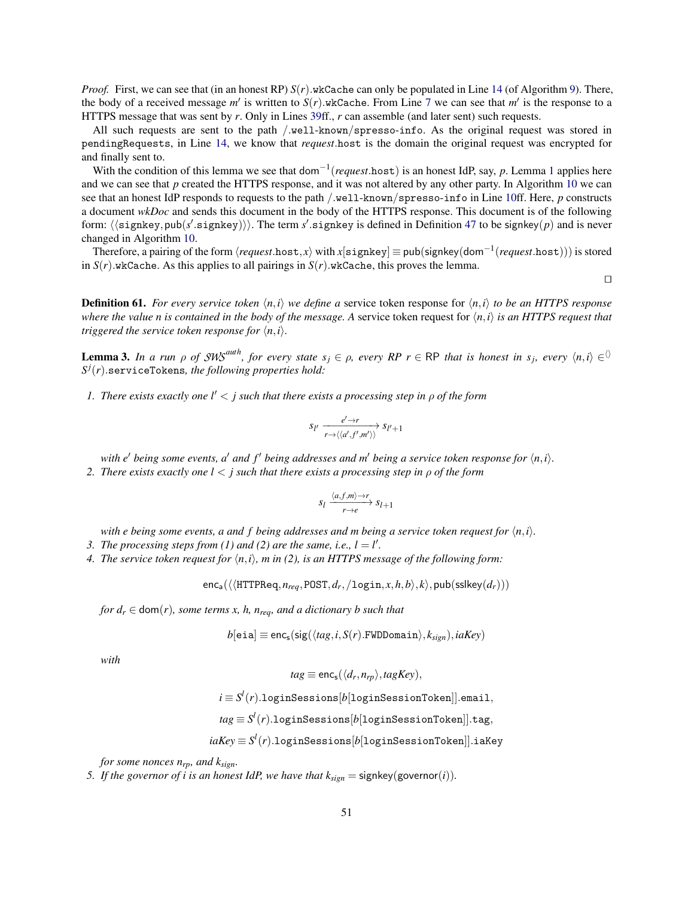*Proof.* First, we can see that (in an honest RP) $S(r)$.wkCache can only be populated in Line 14 (of Algorithm 9). There, the body of a received message $m'$ is written to $S(r)$.wkCache. From Line 7 we can see that $m'$ is the response to a HTTPS message that was sent by $r$. Only in Lines 39ff., $r$ can assemble (and later sent) such requests.

All such requests are sent to the path /.well-known/spresso-info. As the original request was stored in pendingRequests, in Line 14, we know that *request*.host is the domain the original request was encrypted for and finally sent to.

With the condition of this lemma we see that $\mathsf{dom}^{-1}(\mathit{request}.\mathtt{host})$ is an honest IdP, say, $p$. Lemma 1 applies here and we can see that $p$ created the HTTPS response, and it was not altered by any other party. In Algorithm 10 we can see that an honest IdP responds to requests to the path /.well-known/spresso-info in Line 10ff. Here, $p$ constructs a document *wkDoc* and sends this document in the body of the HTTPS response. This document is of the following form: $\langle\langle \mathtt{signkey}, \mathsf{pub}(s'.\mathtt{signkey})\rangle\rangle$. The term $s'$.signkey is defined in Definition 47 to be $\mathsf{signkey}(p)$ and is never changed in Algorithm 10.

Therefore, a pairing of the form $\langle \mathit{request}.\mathtt{host}, x\rangle$ with $x[\mathtt{signkey}] \equiv \mathsf{pub}(\mathsf{signkey}(\mathsf{dom}^{-1}(\mathit{request}.\mathtt{host})))$ is stored in $S(r)$.wkCache. As this applies to all pairings in $S(r)$.wkCache, this proves the lemma.

□

**Definition 61.** *For every service token $\langle n,i\rangle$ we define a* service token response for $\langle n,i\rangle$ *to be an HTTPS response where the value $n$ is contained in the body of the message. A* service token request for $\langle n,i\rangle$ *is an HTTPS request that triggered the service token response for $\langle n,i\rangle$.*

**Lemma 3.** *In a run $\rho$ of $\mathcal{SWS}^{auth}$, for every state $s_j \in \rho$, every RP $r \in \mathsf{RP}$ that is honest in $s_j$, every $\langle n,i\rangle \in^{\langle\rangle} S^j(r).\mathtt{serviceTokens}$, the following properties hold:*

1. *There exists exactly one $l' < j$ such that there exists a processing step in $\rho$ of the form*

$$s_{l'} \xrightarrow[r \to \langle\langle a', f', m'\rangle\rangle]{e' \to r} s_{l'+1}$$

   *with $e'$ being some events, $a'$ and $f'$ being addresses and $m'$ being a service token response for $\langle n,i\rangle$.*

2. *There exists exactly one $l < j$ such that there exists a processing step in $\rho$ of the form*

$$s_l \xrightarrow[r \to e]{\langle a, f, m\rangle \to r} s_{l+1}$$

   *with $e$ being some events, $a$ and $f$ being addresses and $m$ being a service token request for $\langle n,i\rangle$.*

3. *The processing steps from (1) and (2) are the same, i.e., $l = l'$.*
4. *The service token request for $\langle n,i\rangle$, $m$ in (2), is an HTTPS message of the following form:*

$$\mathsf{enc_a}(\langle\langle \mathtt{HTTPReq}, n_{req}, \mathtt{POST}, d_r, \mathtt{/login}, x, h, b\rangle, k\rangle, \mathsf{pub}(\mathsf{sslkey}(d_r)))$$

   *for $d_r \in \mathsf{dom}(r)$, some terms $x$, $h$, $n_{req}$, and a dictionary $b$ such that*

$$b[\mathtt{eia}] \equiv \mathsf{enc_s}(\mathsf{sig}(\langle tag, i, S(r).\mathtt{FWDDomain}\rangle, k_{sign}), iaKey)$$

   *with*

$$tag \equiv \mathsf{enc_s}(\langle d_r, n_{rp}\rangle, tagKey),$$

$$i \equiv S^l(r).\mathtt{loginSessions}[b[\mathtt{loginSessionToken}]].\mathtt{email},$$

$$tag \equiv S^l(r).\mathtt{loginSessions}[b[\mathtt{loginSessionToken}]].\mathtt{tag},$$

$$iaKey \equiv S^l(r).\mathtt{loginSessions}[b[\mathtt{loginSessionToken}]].\mathtt{iaKey}$$

   *for some nonces $n_{rp}$, and $k_{sign}$.*

5. *If the governor of $i$ is an honest IdP, we have that $k_{sign} = \mathsf{signkey}(\mathsf{governor}(i))$.*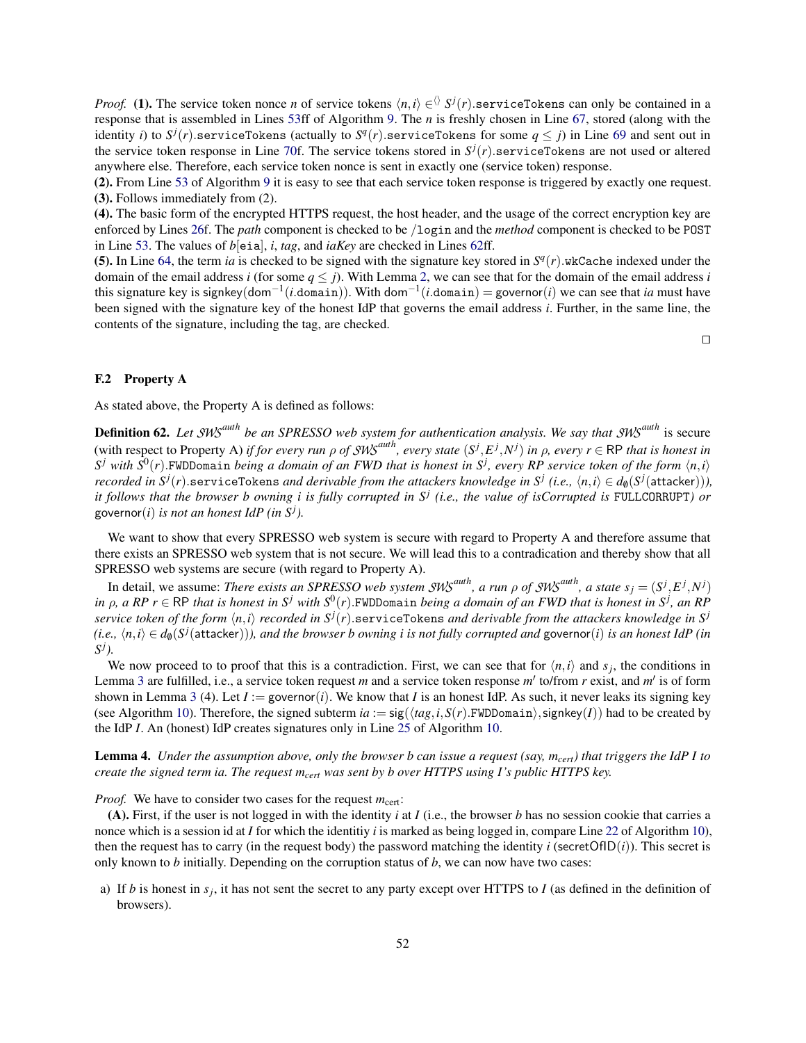*Proof.* **(1).** The service token nonce $n$ of service tokens $\langle n,i\rangle \in^{\langle\rangle} S^j(r).\mathtt{serviceTokens}$ can only be contained in a response that is assembled in Lines 53ff of Algorithm 9. The $n$ is freshly chosen in Line 67, stored (along with the identity $i$) to $S^j(r).\mathtt{serviceTokens}$ (actually to $S^q(r).\mathtt{serviceTokens}$ for some $q \leq j$) in Line 69 and sent out in the service token response in Line 70f. The service tokens stored in $S^j(r).\mathtt{serviceTokens}$ are not used or altered anywhere else. Therefore, each service token nonce is sent in exactly one (service token) response.

**(2).** From Line 53 of Algorithm 9 it is easy to see that each service token response is triggered by exactly one request.

**(3).** Follows immediately from (2).

**(4).** The basic form of the encrypted HTTPS request, the host header, and the usage of the correct encryption key are enforced by Lines 26f. The *path* component is checked to be `/login` and the *method* component is checked to be `POST` in Line 53. The values of $b[\mathtt{eia}]$, $i$, *tag*, and *iaKey* are checked in Lines 62ff.

**(5).** In Line 64, the term *ia* is checked to be signed with the signature key stored in $S^q(r).\mathtt{wkCache}$ indexed under the domain of the email address $i$ (for some $q \leq j$). With Lemma 2, we can see that for the domain of the email address $i$ this signature key is $\mathsf{signkey}(\mathsf{dom}^{-1}(i.\mathtt{domain}))$. With $\mathsf{dom}^{-1}(i.\mathtt{domain}) = \mathsf{governor}(i)$ we can see that *ia* must have been signed with the signature key of the honest IdP that governs the email address $i$. Further, in the same line, the contents of the signature, including the tag, are checked. $\square$

### F.2 Property A

As stated above, the Property A is defined as follows:

**Definition 62.** *Let $\mathcal{SWS}^{auth}$ be an SPRESSO web system for authentication analysis. We say that $\mathcal{SWS}^{auth}$ is secure (with respect to Property A) if for every run $\rho$ of $\mathcal{SWS}^{auth}$, every state $(S^j, E^j, N^j)$ in $\rho$, every $r \in \mathsf{RP}$ that is honest in $S^j$ with $S^0(r).\mathtt{FWDDomain}$ being a domain of an FWD that is honest in $S^j$, every RP service token of the form $\langle n,i\rangle$ recorded in $S^j(r).\mathtt{serviceTokens}$ and derivable from the attackers knowledge in $S^j$ (i.e., $\langle n,i\rangle \in d_\emptyset(S^j(\mathsf{attacker}))$), it follows that the browser $b$ owning $i$ is fully corrupted in $S^j$ (i.e., the value of isCorrupted is* `FULLCORRUPT`*) or* $\mathsf{governor}(i)$ *is not an honest IdP (in $S^j$).*

We want to show that every SPRESSO web system is secure with regard to Property A and therefore assume that there exists an SPRESSO web system that is not secure. We will lead this to a contradication and thereby show that all SPRESSO web systems are secure (with regard to Property A).

In detail, we assume: *There exists an SPRESSO web system $\mathcal{SWS}^{auth}$, a run $\rho$ of $\mathcal{SWS}^{auth}$, a state $s_j = (S^j, E^j, N^j)$ in $\rho$, a RP $r \in \mathsf{RP}$ that is honest in $S^j$ with $S^0(r).\mathtt{FWDDomain}$ being a domain of an FWD that is honest in $S^j$, an RP service token of the form $\langle n,i\rangle$ recorded in $S^j(r).\mathtt{serviceTokens}$ and derivable from the attackers knowledge in $S^j$ (i.e., $\langle n,i\rangle \in d_\emptyset(S^j(\mathsf{attacker}))$), and the browser $b$ owning $i$ is not fully corrupted and* $\mathsf{governor}(i)$ *is an honest IdP (in $S^j$).*

We now proceed to to proof that this is a contradiction. First, we can see that for $\langle n,i\rangle$ and $s_j$, the conditions in Lemma 3 are fulfilled, i.e., a service token request $m$ and a service token response $m'$ to/from $r$ exist, and $m'$ is of form shown in Lemma 3 (4). Let $I := \mathsf{governor}(i)$. We know that $I$ is an honest IdP. As such, it never leaks its signing key (see Algorithm 10). Therefore, the signed subterm $ia := \mathsf{sig}(\langle tag, i, S(r).\mathtt{FWDDomain}\rangle, \mathsf{signkey}(I))$ had to be created by the IdP $I$. An (honest) IdP creates signatures only in Line 25 of Algorithm 10.

**Lemma 4.** *Under the assumption above, only the browser $b$ can issue a request (say, $m_{cert}$) that triggers the IdP $I$ to create the signed term ia. The request $m_{cert}$ was sent by $b$ over HTTPS using $I$'s public HTTPS key.*

*Proof.* We have to consider two cases for the request $m_{\text{cert}}$:

**(A).** First, if the user is not logged in with the identity $i$ at $I$ (i.e., the browser $b$ has no session cookie that carries a nonce which is a session id at $I$ for which the identitiy $i$ is marked as being logged in, compare Line 22 of Algorithm 10), then the request has to carry (in the request body) the password matching the identity $i$ ($\mathsf{secretOfID}(i)$). This secret is only known to $b$ initially. Depending on the corruption status of $b$, we can now have two cases:

a) If $b$ is honest in $s_j$, it has not sent the secret to any party except over HTTPS to $I$ (as defined in the definition of browsers).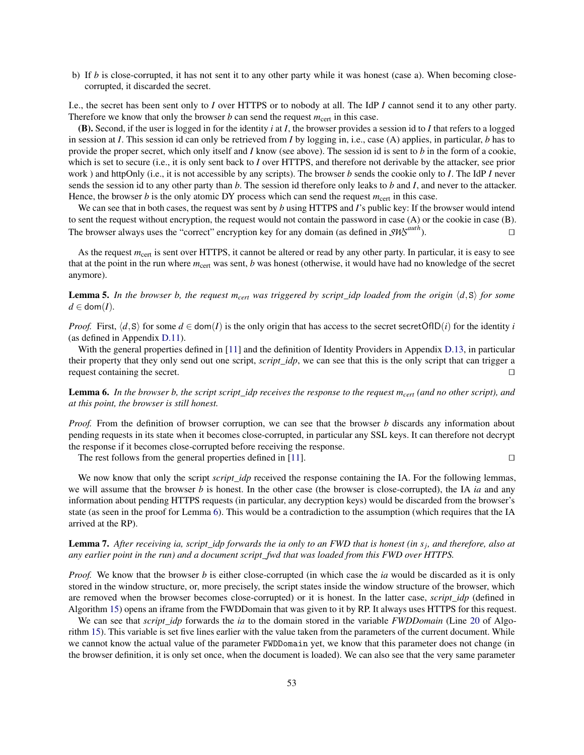b) If $b$ is close-corrupted, it has not sent it to any other party while it was honest (case a). When becoming close-corrupted, it discarded the secret.

I.e., the secret has been sent only to $I$ over HTTPS or to nobody at all. The IdP $I$ cannot send it to any other party. Therefore we know that only the browser $b$ can send the request $m_{\text{cert}}$ in this case.

**(B).** Second, if the user is logged in for the identity $i$ at $I$, the browser provides a session id to $I$ that refers to a logged in session at $I$. This session id can only be retrieved from $I$ by logging in, i.e., case (A) applies, in particular, $b$ has to provide the proper secret, which only itself and $I$ know (see above). The session id is sent to $b$ in the form of a cookie, which is set to secure (i.e., it is only sent back to $I$ over HTTPS, and therefore not derivable by the attacker, see prior work ) and httpOnly (i.e., it is not accessible by any scripts). The browser $b$ sends the cookie only to $I$. The IdP $I$ never sends the session id to any other party than $b$. The session id therefore only leaks to $b$ and $I$, and never to the attacker. Hence, the browser $b$ is the only atomic DY process which can send the request $m_{\text{cert}}$ in this case.

We can see that in both cases, the request was sent by $b$ using HTTPS and $I$'s public key: If the browser would intend to sent the request without encryption, the request would not contain the password in case (A) or the cookie in case (B). The browser always uses the "correct" encryption key for any domain (as defined in $\mathcal{SWS}^{auth}$). □

As the request $m_{\text{cert}}$ is sent over HTTPS, it cannot be altered or read by any other party. In particular, it is easy to see that at the point in the run where $m_{\text{cert}}$ was sent, $b$ was honest (otherwise, it would have had no knowledge of the secret anymore).

**Lemma 5.** *In the browser b, the request $m_{cert}$ was triggered by script_idp loaded from the origin $\langle d, \mathtt{S}\rangle$ for some $d \in \mathsf{dom}(I)$.*

*Proof.* First, $\langle d, \mathtt{S}\rangle$ for some $d \in \mathsf{dom}(I)$ is the only origin that has access to the secret $\mathsf{secretOfID}(i)$ for the identity $i$ (as defined in Appendix D.11).

With the general properties defined in [11] and the definition of Identity Providers in Appendix D.13, in particular their property that they only send out one script, *script_idp*, we can see that this is the only script that can trigger a request containing the secret. □

**Lemma 6.** *In the browser b, the script script_idp receives the response to the request $m_{cert}$ (and no other script), and at this point, the browser is still honest.*

*Proof.* From the definition of browser corruption, we can see that the browser $b$ discards any information about pending requests in its state when it becomes close-corrupted, in particular any SSL keys. It can therefore not decrypt the response if it becomes close-corrupted before receiving the response.

The rest follows from the general properties defined in [11]. □

We now know that only the script *script_idp* received the response containing the IA. For the following lemmas, we will assume that the browser $b$ is honest. In the other case (the browser is close-corrupted), the IA *ia* and any information about pending HTTPS requests (in particular, any decryption keys) would be discarded from the browser's state (as seen in the proof for Lemma 6). This would be a contradiction to the assumption (which requires that the IA arrived at the RP).

**Lemma 7.** *After receiving ia, script_idp forwards the ia only to an FWD that is honest (in $s_j$, and therefore, also at any earlier point in the run) and a document script_fwd that was loaded from this FWD over HTTPS.*

*Proof.* We know that the browser $b$ is either close-corrupted (in which case the *ia* would be discarded as it is only stored in the window structure, or, more precisely, the script states inside the window structure of the browser, which are removed when the browser becomes close-corrupted) or it is honest. In the latter case, *script_idp* (defined in Algorithm 15) opens an iframe from the FWDDomain that was given to it by RP. It always uses HTTPS for this request.

We can see that *script_idp* forwards the *ia* to the domain stored in the variable *FWDDomain* (Line 20 of Algorithm 15). This variable is set five lines earlier with the value taken from the parameters of the current document. While we cannot know the actual value of the parameter `FWDDomain` yet, we know that this parameter does not change (in the browser definition, it is only set once, when the document is loaded). We can also see that the very same parameter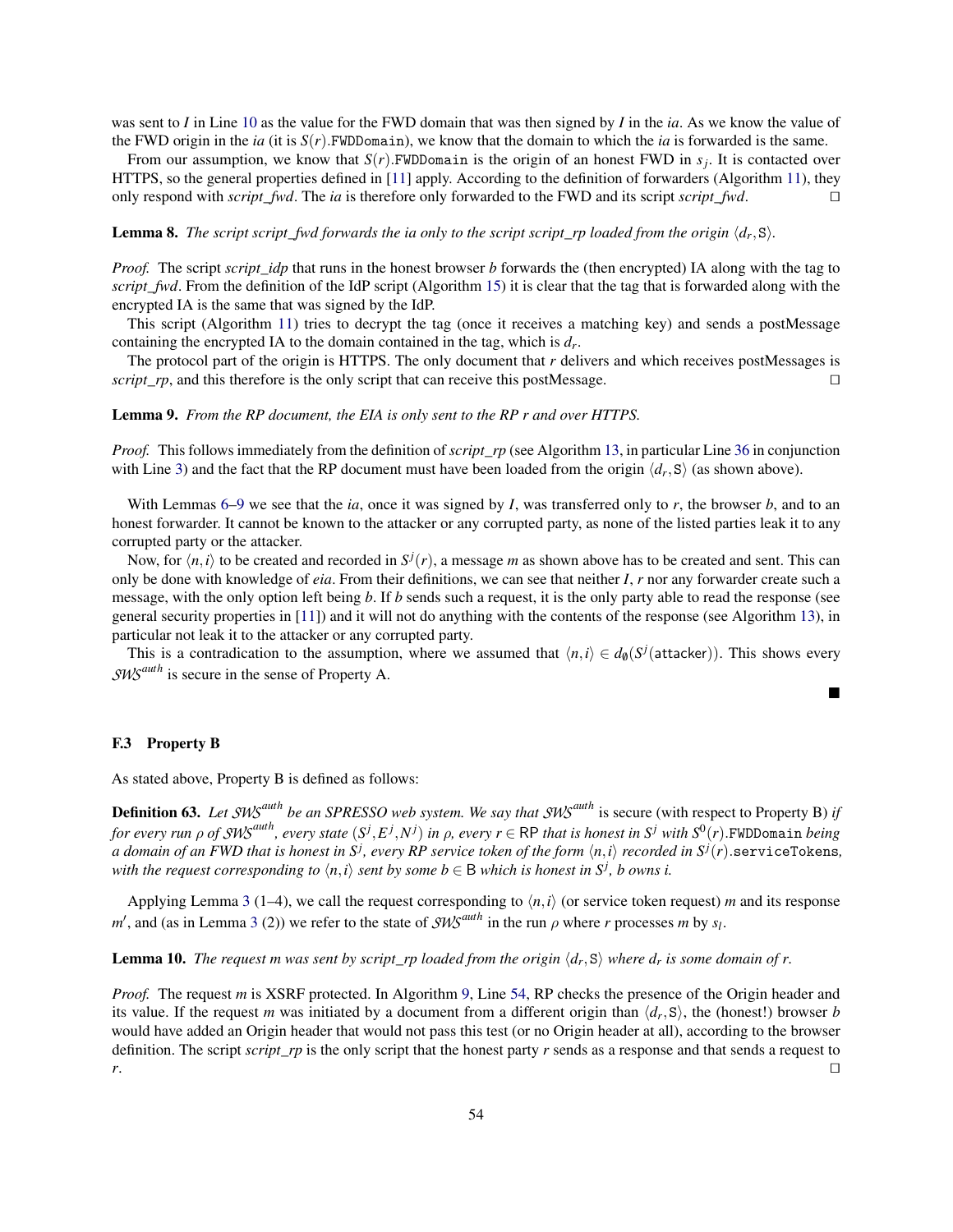was sent to $I$ in Line 10 as the value for the FWD domain that was then signed by $I$ in the *ia*. As we know the value of the FWD origin in the *ia* (it is $S(r)$.FWDDomain), we know that the domain to which the *ia* is forwarded is the same.

From our assumption, we know that $S(r)$.FWDDomain is the origin of an honest FWD in $s_j$. It is contacted over HTTPS, so the general properties defined in [11] apply. According to the definition of forwarders (Algorithm 11), they only respond with *script_fwd*. The *ia* is therefore only forwarded to the FWD and its script *script_fwd*. ◻

**Lemma 8.** *The script script_fwd forwards the ia only to the script script_rp loaded from the origin* $\langle d_r, \mathtt{S}\rangle$.

*Proof.* The script *script_idp* that runs in the honest browser $b$ forwards the (then encrypted) IA along with the tag to *script_fwd*. From the definition of the IdP script (Algorithm 15) it is clear that the tag that is forwarded along with the encrypted IA is the same that was signed by the IdP.

This script (Algorithm 11) tries to decrypt the tag (once it receives a matching key) and sends a postMessage containing the encrypted IA to the domain contained in the tag, which is $d_r$.

The protocol part of the origin is HTTPS. The only document that $r$ delivers and which receives postMessages is *script_rp*, and this therefore is the only script that can receive this postMessage. ◻

**Lemma 9.** *From the RP document, the EIA is only sent to the RP r and over HTTPS.*

*Proof.* This follows immediately from the definition of *script_rp* (see Algorithm 13, in particular Line 36 in conjunction with Line 3) and the fact that the RP document must have been loaded from the origin $\langle d_r, \mathtt{S}\rangle$ (as shown above).

With Lemmas 6–9 we see that the *ia*, once it was signed by $I$, was transferred only to $r$, the browser $b$, and to an honest forwarder. It cannot be known to the attacker or any corrupted party, as none of the listed parties leak it to any corrupted party or the attacker.

Now, for $\langle n,i\rangle$ to be created and recorded in $S^j(r)$, a message $m$ as shown above has to be created and sent. This can only be done with knowledge of *eia*. From their definitions, we can see that neither $I$, $r$ nor any forwarder create such a message, with the only option left being $b$. If $b$ sends such a request, it is the only party able to read the response (see general security properties in [11]) and it will not do anything with the contents of the response (see Algorithm 13), in particular not leak it to the attacker or any corrupted party.

This is a contradaction to the assumption, where we assumed that $\langle n,i\rangle \in d_\emptyset(S^j(\mathsf{attacker}))$. This shows every $\mathcal{SWS}^{auth}$ is secure in the sense of Property A.

■

### F.3 Property B

As stated above, Property B is defined as follows:

**Definition 63.** *Let $\mathcal{SWS}^{auth}$ be an SPRESSO web system. We say that $\mathcal{SWS}^{auth}$* is secure (with respect to Property B) *if for every run $\rho$ of $\mathcal{SWS}^{auth}$, every state $(S^j, E^j, N^j)$ in $\rho$, every $r \in \mathsf{RP}$ that is honest in $S^j$ with $S^0(r)$.FWDDomain being a domain of an FWD that is honest in $S^j$, every RP service token of the form $\langle n,i\rangle$ recorded in $S^j(r)$.serviceTokens, with the request corresponding to $\langle n,i\rangle$ sent by some $b \in \mathsf{B}$ which is honest in $S^j$, $b$ owns $i$.*

Applying Lemma 3 (1–4), we call the request corresponding to $\langle n,i\rangle$ (or service token request) $m$ and its response $m'$, and (as in Lemma 3 (2)) we refer to the state of $\mathcal{SWS}^{auth}$ in the run $\rho$ where $r$ processes $m$ by $s_l$.

**Lemma 10.** *The request m was sent by script_rp loaded from the origin $\langle d_r, \mathtt{S}\rangle$ where $d_r$ is some domain of r.*

*Proof.* The request $m$ is XSRF protected. In Algorithm 9, Line 54, RP checks the presence of the Origin header and its value. If the request $m$ was initiated by a document from a different origin than $\langle d_r, \mathtt{S}\rangle$, the (honest!) browser $b$ would have added an Origin header that would not pass this test (or no Origin header at all), according to the browser definition. The script *script_rp* is the only script that the honest party $r$ sends as a response and that sends a request to $r$. ◻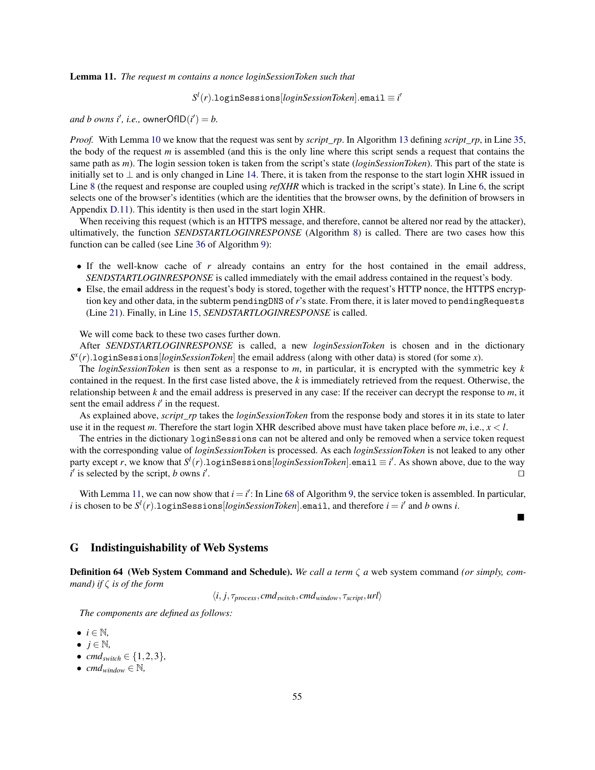**Lemma 11.** *The request m contains a nonce loginSessionToken such that*

$$S^l(r).\mathtt{loginSessions}[\mathit{loginSessionToken}].\mathtt{email} \equiv i'$$

*and b owns $i'$, i.e.,* $\mathsf{ownerOfID}(i') = b$*.*

*Proof.* With Lemma 10 we know that the request was sent by *script_rp*. In Algorithm 13 defining *script_rp*, in Line 35, the body of the request $m$ is assembled (and this is the only line where this script sends a request that contains the same path as $m$). The login session token is taken from the script's state (*loginSessionToken*). This part of the state is initially set to $\perp$ and is only changed in Line 14. There, it is taken from the response to the start login XHR issued in Line 8 (the request and response are coupled using *refXHR* which is tracked in the script's state). In Line 6, the script selects one of the browser's identities (which are the identities that the browser owns, by the definition of browsers in Appendix D.11). This identity is then used in the start login XHR.

When receiving this request (which is an HTTPS message, and therefore, cannot be altered nor read by the attacker), ultimatively, the function *SENDSTARTLOGINRESPONSE* (Algorithm 8) is called. There are two cases how this function can be called (see Line 36 of Algorithm 9):

- If the well-know cache of $r$ already contains an entry for the host contained in the email address, *SENDSTARTLOGINRESPONSE* is called immediately with the email address contained in the request's body.
- Else, the email address in the request's body is stored, together with the request's HTTP nonce, the HTTPS encryption key and other data, in the subterm `pendingDNS` of $r$'s state. From there, it is later moved to `pendingRequests` (Line 21). Finally, in Line 15, *SENDSTARTLOGINRESPONSE* is called.

We will come back to these two cases further down.

After *SENDSTARTLOGINRESPONSE* is called, a new *loginSessionToken* is chosen and in the dictionary $S^x(r).\mathtt{loginSessions}[\mathit{loginSessionToken}]$ the email address (along with other data) is stored (for some $x$).

The *loginSessionToken* is then sent as a response to $m$, in particular, it is encrypted with the symmetric key $k$ contained in the request. In the first case listed above, the $k$ is immediately retrieved from the request. Otherwise, the relationship between $k$ and the email address is preserved in any case: If the receiver can decrypt the response to $m$, it sent the email address $i'$ in the request.

As explained above, *script_rp* takes the *loginSessionToken* from the response body and stores it in its state to later use it in the request $m$. Therefore the start login XHR described above must have taken place before $m$, i.e., $x < l$.

The entries in the dictionary `loginSessions` can not be altered and only be removed when a service token request with the corresponding value of *loginSessionToken* is processed. As each *loginSessionToken* is not leaked to any other party except $r$, we know that $S^l(r).\mathtt{loginSessions}[\mathit{loginSessionToken}].\mathtt{email} \equiv i'$. As shown above, due to the way $i'$ is selected by the script, $b$ owns $i'$. $\square$

With Lemma 11, we can now show that $i = i'$: In Line 68 of Algorithm 9, the service token is assembled. In particular, $i$ is chosen to be $S^l(r).\mathtt{loginSessions}[\mathit{loginSessionToken}].\mathtt{email}$, and therefore $i = i'$ and $b$ owns $i$.

$\blacksquare$

## G Indistinguishability of Web Systems

**Definition 64 (Web System Command and Schedule).** *We call a term $\zeta$ a* web system command *(or simply, command) if $\zeta$ is of the form*

$$\langle i, j, \tau_{process}, cmd_{switch}, cmd_{window}, \tau_{script}, url \rangle$$

*The components are defined as follows:*

- $i \in \mathbb{N}$,
- $j \in \mathbb{N}$,
- $cmd_{switch} \in \{1, 2, 3\}$,
- $cmd_{window} \in \mathbb{N}$,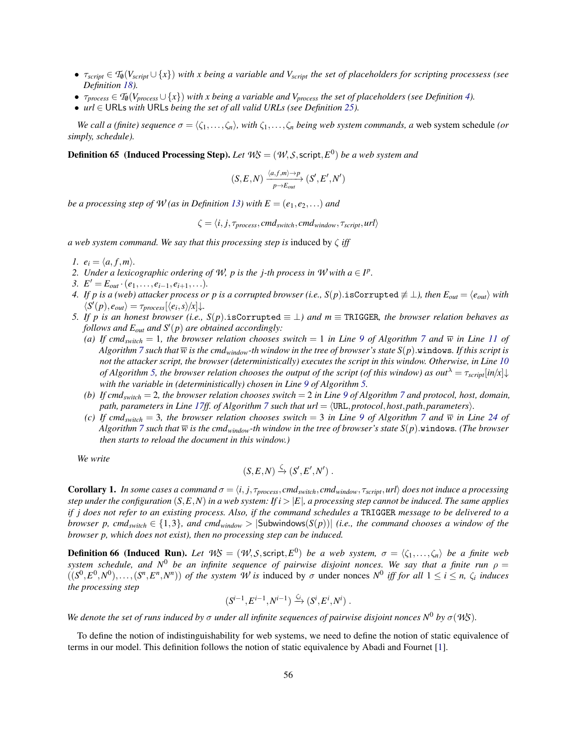- $\tau_{script} \in \mathcal{T}_\emptyset(V_{script} \cup \{x\})$ *with* $x$ *being a variable and* $V_{script}$ *the set of placeholders for scripting processess (see Definition 18).*
- $\tau_{process} \in \mathcal{T}_\emptyset(V_{process} \cup \{x\})$ *with* $x$ *being a variable and* $V_{process}$ *the set of placeholders (see Definition 4).*
- $url \in \mathsf{URLs}$ *with* $\mathsf{URLs}$ *being the set of all valid URLs (see Definition 25).*

*We call a (finite) sequence* $\sigma = \langle \zeta_1, \ldots, \zeta_n \rangle$*, with* $\zeta_1, \ldots, \zeta_n$ *being web system commands, a* web system schedule *(or simply, schedule).*

**Definition 65 (Induced Processing Step).** *Let* $\mathcal{WS} = (\mathcal{W}, \mathcal{S}, \mathsf{script}, E^0)$ *be a web system and*

$$(S, E, N) \xrightarrow[p \to E_{out}]{\langle a, f, m \rangle \to p} (S', E', N')$$

*be a processing step of* $\mathcal{W}$ *(as in Definition 13) with* $E = (e_1, e_2, \ldots)$ *and*

$$\zeta = \langle i, j, \tau_{process}, cmd_{switch}, cmd_{window}, \tau_{script}, url \rangle$$

*a web system command. We say that this processing step is* induced *by* $\zeta$ *iff*

1. $e_i = \langle a, f, m \rangle$.
2. *Under a lexicographic ordering of* $\mathcal{W}$*,* $p$ *is the* $j$*-th process in* $\mathcal{W}$ *with* $a \in I^p$.
3. $E' = E_{out} \cdot (e_1, \ldots, e_{i-1}, e_{i+1}, \ldots)$.
4. *If* $p$ *is a (web) attacker process or* $p$ *is a corrupted browser (i.e.,* $S(p).\mathtt{isCorrupted} \not\equiv \bot$*), then* $E_{out} = \langle e_{out} \rangle$ *with* $\langle S'(p), e_{out} \rangle = \tau_{process}[\langle e_i, s \rangle / x]\downarrow$.
5. *If* $p$ *is an honest browser (i.e.,* $S(p).\mathtt{isCorrupted} \equiv \bot$*) and* $m \equiv \mathtt{TRIGGER}$*, the browser relation behaves as follows and* $E_{out}$ *and* $S'(p)$ *are obtained accordingly:*
   (a) *If* $cmd_{switch} = 1$*, the browser relation chooses switch* $= 1$ *in Line 9 of Algorithm 7 and* $\overline{w}$ *in Line 11 of Algorithm 7 such that* $\overline{w}$ *is the* $cmd_{window}$*-th window in the tree of browser's state* $S(p).\mathtt{windows}$*. If this script is not the attacker script, the browser (deterministically) executes the script in this window. Otherwise, in Line 10 of Algorithm 5, the browser relation chooses the output of the script (of this window) as* $out^\lambda = \tau_{script}[in/x]\downarrow$ *with the variable in (deterministically) chosen in Line 9 of Algorithm 5.*
   (b) *If* $cmd_{switch} = 2$*, the browser relation chooses switch* $= 2$ *in Line 9 of Algorithm 7 and protocol, host, domain, path, parameters in Line 17ff. of Algorithm 7 such that* $url = \langle \mathtt{URL}, protocol, host, path, parameters \rangle$.
   (c) *If* $cmd_{switch} = 3$*, the browser relation chooses switch* $= 3$ *in Line 9 of Algorithm 7 and* $\overline{w}$ *in Line 24 of Algorithm 7 such that* $\overline{w}$ *is the* $cmd_{window}$*-th window in the tree of browser's state* $S(p).\mathtt{windows}$*. (The browser then starts to reload the document in this window.)*

*We write*

$$(S, E, N) \xrightarrow{\zeta} (S', E', N') \ .$$

**Corollary 1.** *In some cases a command* $\sigma = \langle i, j, \tau_{process}, cmd_{switch}, cmd_{window}, \tau_{script}, url \rangle$ *does not induce a processing step under the configuration* $(S, E, N)$ *in a web system: If* $i > |E|$*, a processing step cannot be induced. The same applies if* $j$ *does not refer to an existing process. Also, if the command schedules a* $\mathtt{TRIGGER}$ *message to be delivered to a browser* $p$*,* $cmd_{switch} \in \{1, 3\}$*, and* $cmd_{window} > |\mathsf{Subwindows}(S(p))|$ *(i.e., the command chooses a window of the browser* $p$*, which does not exist), then no processing step can be induced.*

**Definition 66 (Induced Run).** *Let* $\mathcal{WS} = (\mathcal{W}, \mathcal{S}, \mathsf{script}, E^0)$ *be a web system,* $\sigma = \langle \zeta_1, \ldots, \zeta_n \rangle$ *be a finite web system schedule, and* $N^0$ *be an infinite sequence of pairwise disjoint nonces. We say that a finite run* $\rho = ((S^0, E^0, N^0), \ldots, (S^n, E^n, N^n))$ *of the system* $\mathcal{W}$ *is* induced by $\sigma$ under nonces $N^0$ *iff for all* $1 \le i \le n$*,* $\zeta_i$ *induces the processing step*

$$(S^{i-1}, E^{i-1}, N^{i-1}) \xrightarrow{\zeta_i} (S^i, E^i, N^i) \ .$$

*We denote the set of runs induced by* $\sigma$ *under all infinite sequences of pairwise disjoint nonces* $N^0$ *by* $\sigma(\mathcal{WS})$.

To define the notion of indistinguishability for web systems, we need to define the notion of static equivalence of terms in our model. This definition follows the notion of static equivalence by Abadi and Fournet [1].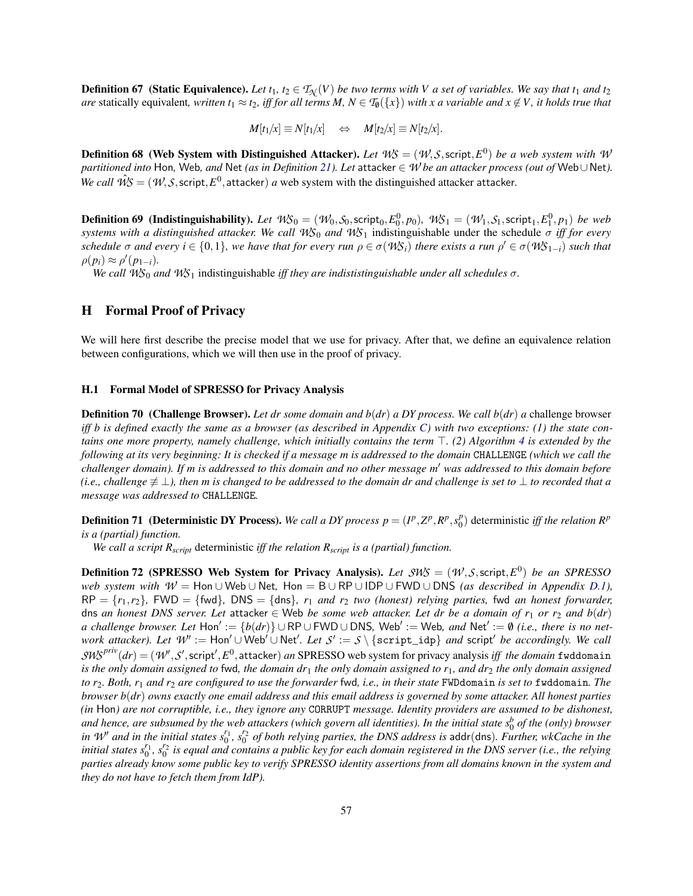**Definition 67 (Static Equivalence).** *Let $t_1$, $t_2 \in \mathcal{T}_{\mathcal{N}}(V)$ be two terms with $V$ a set of variables. We say that $t_1$ and $t_2$ are* statically equivalent*, written $t_1 \approx t_2$, iff for all terms $M$, $N \in \mathcal{T}_{\emptyset}(\{x\})$ with $x$ a variable and $x \notin V$, it holds true that*

$$M[t_1/x] \equiv N[t_1/x] \quad \Leftrightarrow \quad M[t_2/x] \equiv N[t_2/x].$$

**Definition 68 (Web System with Distinguished Attacker).** *Let $\mathcal{WS} = (\mathcal{W}, \mathcal{S}, \mathsf{script}, E^0)$ be a web system with $\mathcal{W}$ partitioned into* Hon*,* Web*, and* Net *(as in Definition 21). Let* $\mathsf{attacker} \in \mathcal{W}$ *be an attacker process (out of* Web $\cup$ Net*). We call $\hat{\mathcal{WS}} = (\mathcal{W}, \mathcal{S}, \mathsf{script}, E^0, \mathsf{attacker})$ a* web system with the distinguished attacker attacker.

**Definition 69 (Indistinguishability).** *Let $\mathcal{WS}_0 = (\mathcal{W}_0, \mathcal{S}_0, \mathsf{script}_0, E^0_0, p_0)$, $\mathcal{WS}_1 = (\mathcal{W}_1, \mathcal{S}_1, \mathsf{script}_1, E^0_1, p_1)$ be web systems with a distinguished attacker. We call $\mathcal{WS}_0$ and $\mathcal{WS}_1$* indistinguishable under the schedule $\sigma$ *iff for every schedule $\sigma$ and every $i \in \{0,1\}$, we have that for every run $\rho \in \sigma(\mathcal{WS}_i)$ there exists a run $\rho' \in \sigma(\mathcal{WS}_{1-i})$ such that $\rho(p_i) \approx \rho'(p_{1-i})$.*

*We call $\mathcal{WS}_0$ and $\mathcal{WS}_1$* indistinguishable *iff they are indististinguishable under all schedules $\sigma$.*

## H Formal Proof of Privacy

We will here first describe the precise model that we use for privacy. After that, we define an equivalence relation between configurations, which we will then use in the proof of privacy.

### H.1 Formal Model of SPRESSO for Privacy Analysis

**Definition 70 (Challenge Browser).** *Let $dr$ some domain and $b(dr)$ a DY process. We call $b(dr)$ a* challenge browser *iff $b$ is defined exactly the same as a browser (as described in Appendix C) with two exceptions: (1) the state contains one more property, namely challenge, which initially contains the term $\top$. (2) Algorithm 4 is extended by the following at its very beginning: It is checked if a message $m$ is addressed to the domain* `CHALLENGE` *(which we call the challenger domain). If $m$ is addressed to this domain and no other message $m'$ was addressed to this domain before (i.e., challenge $\not\equiv \bot$), then $m$ is changed to be addressed to the domain $dr$ and challenge is set to $\bot$ to recorded that a message was addressed to* `CHALLENGE`*.*

**Definition 71 (Deterministic DY Process).** *We call a DY process $p = (I^p, Z^p, R^p, s^p_0)$* deterministic *iff the relation $R^p$ is a (partial) function.*

*We call a script $R_{script}$* deterministic *iff the relation $R_{script}$ is a (partial) function.*

**Definition 72 (SPRESSO Web System for Privacy Analysis).** *Let $\mathcal{SWS} = (\mathcal{W}, \mathcal{S}, \mathsf{script}, E^0)$ be an SPRESSO web system with $\mathcal{W} = \mathsf{Hon} \cup \mathsf{Web} \cup \mathsf{Net}$, $\mathsf{Hon} = \mathsf{B} \cup \mathsf{RP} \cup \mathsf{IDP} \cup \mathsf{FWD} \cup \mathsf{DNS}$ (as described in Appendix D.1), $\mathsf{RP} = \{r_1, r_2\}$, $\mathsf{FWD} = \{\mathsf{fwd}\}$, $\mathsf{DNS} = \{\mathsf{dns}\}$, $r_1$ and $r_2$ two (honest) relying parties,* fwd *an honest forwarder,* dns *an honest DNS server. Let* $\mathsf{attacker} \in \mathsf{Web}$ *be some web attacker. Let $dr$ be a domain of $r_1$ or $r_2$ and $b(dr)$ a challenge browser. Let $\mathsf{Hon}' := \{b(dr)\} \cup \mathsf{RP} \cup \mathsf{FWD} \cup \mathsf{DNS}$, $\mathsf{Web}' := \mathsf{Web}$, and $\mathsf{Net}' := \emptyset$ (i.e., there is no network attacker). Let $\mathcal{W}' := \mathsf{Hon}' \cup \mathsf{Web}' \cup \mathsf{Net}'$. Let $\mathcal{S}' := \mathcal{S} \setminus \{\mathtt{script\_idp}\}$ and $\mathsf{script}'$ be accordingly. We call $\mathcal{SWS}^{priv}(dr) = (\mathcal{W}', \mathcal{S}', \mathsf{script}', E^0, \mathsf{attacker})$ an* SPRESSO web system for privacy analysis *iff the domain* `fwddomain` *is the only domain assigned to* fwd*, the domain $dr_1$ the only domain assigned to $r_1$, and $dr_2$ the only domain assigned to $r_2$. Both, $r_1$ and $r_2$ are configured to use the forwarder* fwd*, i.e., in their state* `FWDdomain` *is set to* `fwddomain`*. The browser $b(dr)$ owns exactly one email address and this email address is governed by some attacker. All honest parties (in* Hon*) are not corruptible, i.e., they ignore any* `CORRUPT` *message. Identity providers are assumed to be dishonest, and hence, are subsumed by the web attackers (which govern all identities). In the initial state $s^b_0$ of the (only) browser in $\mathcal{W}'$ and in the initial states $s^{r_1}_0$, $s^{r_2}_0$ of both relying parties, the DNS address is* $\mathsf{addr}(\mathsf{dns})$*. Further, wkCache in the initial states $s^{r_1}_0$, $s^{r_2}_0$ is equal and contains a public key for each domain registered in the DNS server (i.e., the relying parties already know some public key to verify SPRESSO identity assertions from all domains known in the system and they do not have to fetch them from IdP).*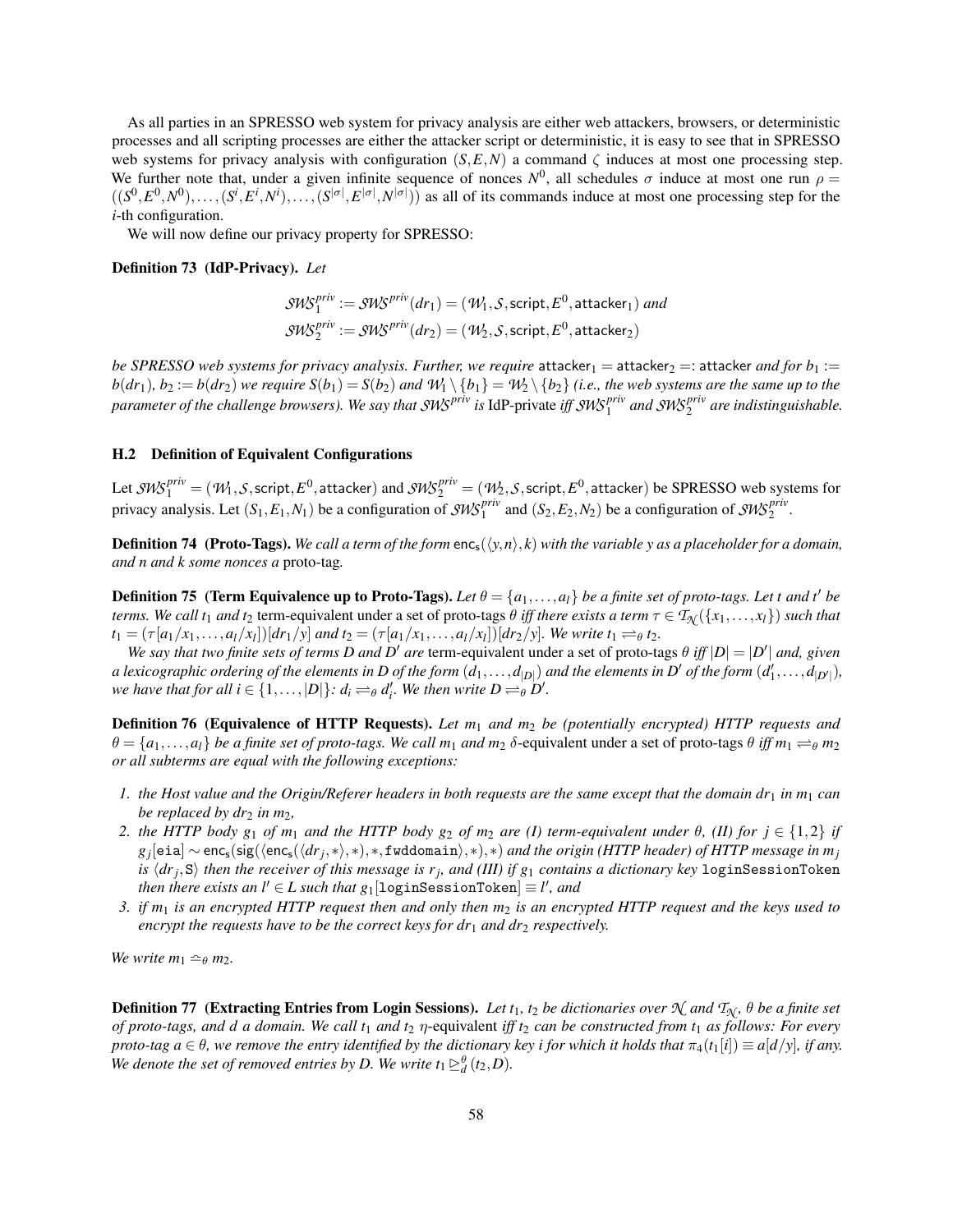As all parties in an SPRESSO web system for privacy analysis are either web attackers, browsers, or deterministic processes and all scripting processes are either the attacker script or deterministic, it is easy to see that in SPRESSO web systems for privacy analysis with configuration $(S,E,N)$ a command $\zeta$ induces at most one processing step. We further note that, under a given infinite sequence of nonces $N^0$, all schedules $\sigma$ induce at most one run $\rho = ((S^0,E^0,N^0),\dots,(S^i,E^i,N^i),\dots,(S^{|\sigma|},E^{|\sigma|},N^{|\sigma|}))$ as all of its commands induce at most one processing step for the $i$-th configuration.

We will now define our privacy property for SPRESSO:

**Definition 73 (IdP-Privacy).** *Let*

$$\mathcal{SWS}_1^{priv} := \mathcal{SWS}^{priv}(dr_1) = (\mathcal{W}_1, \mathcal{S}, \mathsf{script}, E^0, \mathsf{attacker}_1) \textit{ and}$$
$$\mathcal{SWS}_2^{priv} := \mathcal{SWS}^{priv}(dr_2) = (\mathcal{W}_2, \mathcal{S}, \mathsf{script}, E^0, \mathsf{attacker}_2)$$

*be SPRESSO web systems for privacy analysis. Further, we require* $\mathsf{attacker}_1 = \mathsf{attacker}_2 =: \mathsf{attacker}$ *and for* $b_1 := b(dr_1)$, $b_2 := b(dr_2)$ *we require* $S(b_1) = S(b_2)$ *and* $\mathcal{W}_1 \setminus \{b_1\} = \mathcal{W}_2 \setminus \{b_2\}$ *(i.e., the web systems are the same up to the parameter of the challenge browsers). We say that* $\mathcal{SWS}^{priv}$ *is* IdP-private *iff* $\mathcal{SWS}_1^{priv}$ *and* $\mathcal{SWS}_2^{priv}$ *are indistinguishable.*

### H.2 Definition of Equivalent Configurations

Let $\mathcal{SWS}_1^{priv} = (\mathcal{W}_1, \mathcal{S}, \mathsf{script}, E^0, \mathsf{attacker})$ and $\mathcal{SWS}_2^{priv} = (\mathcal{W}_2, \mathcal{S}, \mathsf{script}, E^0, \mathsf{attacker})$ be SPRESSO web systems for privacy analysis. Let $(S_1,E_1,N_1)$ be a configuration of $\mathcal{SWS}_1^{priv}$ and $(S_2,E_2,N_2)$ be a configuration of $\mathcal{SWS}_2^{priv}$.

**Definition 74 (Proto-Tags).** *We call a term of the form* $\mathsf{enc_s}(\langle y,n\rangle,k)$ *with the variable* $y$ *as a placeholder for a domain, and* $n$ *and* $k$ *some nonces a* proto-tag*.*

**Definition 75 (Term Equivalence up to Proto-Tags).** *Let* $\theta = \{a_1,\dots,a_l\}$ *be a finite set of proto-tags. Let* $t$ *and* $t'$ *be terms. We call* $t_1$ *and* $t_2$ term-equivalent under a set of proto-tags $\theta$ *iff there exists a term* $\tau \in \mathcal{T}_{\mathcal{N}}(\{x_1,\dots,x_l\})$ *such that* $t_1 = (\tau[a_1/x_1,\dots,a_l/x_l])[dr_1/y]$ *and* $t_2 = (\tau[a_1/x_1,\dots,a_l/x_l])[dr_2/y]$*. We write* $t_1 \rightleftharpoons_\theta t_2$*.*

*We say that two finite sets of terms* $D$ *and* $D'$ *are* term-equivalent under a set of proto-tags $\theta$ *iff* $|D| = |D'|$ *and, given a lexicographic ordering of the elements in* $D$ *of the form* $(d_1,\dots,d_{|D|})$ *and the elements in* $D'$ *of the form* $(d'_1,\dots,d_{|D'|})$*, we have that for all* $i \in \{1,\dots,|D|\}$*:* $d_i \rightleftharpoons_\theta d'_i$*. We then write* $D \rightleftharpoons_\theta D'$*.*

**Definition 76 (Equivalence of HTTP Requests).** *Let* $m_1$ *and* $m_2$ *be (potentially encrypted) HTTP requests and* $\theta = \{a_1,\dots,a_l\}$ *be a finite set of proto-tags. We call* $m_1$ *and* $m_2$ $\delta$-equivalent under a set of proto-tags $\theta$ *iff* $m_1 \rightleftharpoons_\theta m_2$ *or all subterms are equal with the following exceptions:*

1. *the Host value and the Origin/Referer headers in both requests are the same except that the domain* $dr_1$ *in* $m_1$ *can be replaced by* $dr_2$ *in* $m_2$*,*
2. *the HTTP body* $g_1$ *of* $m_1$ *and the HTTP body* $g_2$ *of* $m_2$ *are (I) term-equivalent under* $\theta$*, (II) for* $j \in \{1,2\}$ *if* $g_j[\mathtt{eia}] \sim \mathsf{enc_s}(\mathsf{sig}(\langle \mathsf{enc_s}(\langle dr_j,*\rangle,*),*,\mathtt{fwddomain}\rangle,*),*)$ *and the origin (HTTP header) of HTTP message in* $m_j$ *is* $\langle dr_j, \mathtt{S}\rangle$ *then the receiver of this message is* $r_j$*, and (III) if* $g_1$ *contains a dictionary key* `loginSessionToken` *then there exists an* $l' \in L$ *such that* $g_1[\mathtt{loginSessionToken}] \equiv l'$*, and*
3. *if* $m_1$ *is an encrypted HTTP request then and only then* $m_2$ *is an encrypted HTTP request and the keys used to encrypt the requests have to be the correct keys for* $dr_1$ *and* $dr_2$ *respectively.*

*We write* $m_1 \simeq_\theta m_2$*.*

**Definition 77 (Extracting Entries from Login Sessions).** *Let* $t_1$*,* $t_2$ *be dictionaries over* $\mathcal{N}$ *and* $\mathcal{T}_{\mathcal{N}}$*,* $\theta$ *be a finite set of proto-tags, and* $d$ *a domain. We call* $t_1$ *and* $t_2$ $\eta$-equivalent *iff* $t_2$ *can be constructed from* $t_1$ *as follows: For every proto-tag* $a \in \theta$*, we remove the entry identified by the dictionary key* $i$ *for which it holds that* $\pi_4(t_1[i]) \equiv a[d/y]$*, if any. We denote the set of removed entries by* $D$*. We write* $t_1 \trianglerighteq_d^\theta (t_2, D)$*.*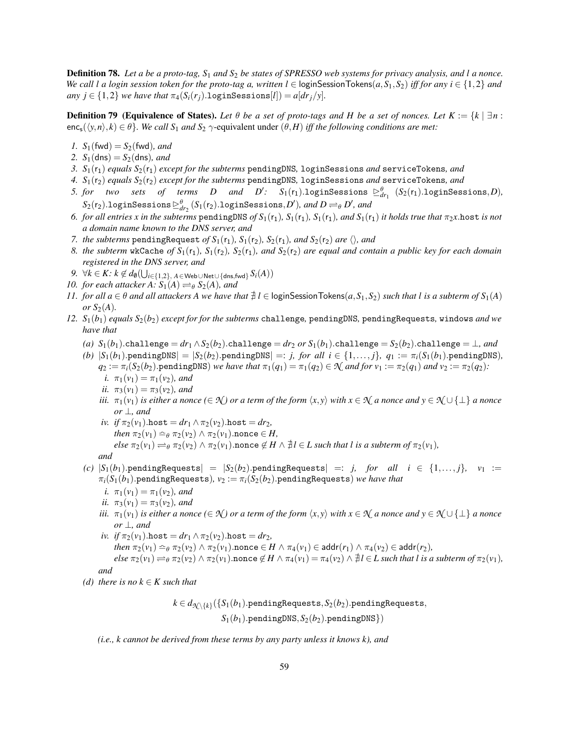**Definition 78.** *Let a be a proto-tag, $S_1$ and $S_2$ be states of SPRESSO web systems for privacy analysis, and l a nonce. We call l a login session token for the proto-tag a, written $l \in \mathsf{loginSessionTokens}(a, S_1, S_2)$ iff for any $i \in \{1,2\}$ and any $j \in \{1,2\}$ we have that $\pi_4(S_i(r_j).\mathtt{loginSessions}[l]) = a[dr_j/y]$.*

**Definition 79 (Equivalence of States).** *Let $\theta$ be a set of proto-tags and H be a set of nonces. Let $K := \{k \mid \exists n : \mathsf{enc_s}(\langle y, n\rangle, k) \in \theta\}$. We call $S_1$ and $S_2$ $\gamma$-equivalent under $(\theta, H)$ iff the following conditions are met:*

1. *$S_1(\mathsf{fwd}) = S_2(\mathsf{fwd})$, and*
2. *$S_1(\mathsf{dns}) = S_2(\mathsf{dns})$, and*
3. *$S_1(\mathsf{r}_1)$ equals $S_2(\mathsf{r}_1)$ except for the subterms* `pendingDNS`, `loginSessions` *and* `serviceTokens`, *and*
4. *$S_1(\mathsf{r}_2)$ equals $S_2(\mathsf{r}_2)$ except for the subterms* `pendingDNS`, `loginSessions` *and* `serviceTokens`, *and*
5. *for two sets of terms D and $D'$: $S_1(\mathsf{r}_1).\mathtt{loginSessions} \trianglerighteq^{\theta}_{dr_1} (S_2(\mathsf{r}_1).\mathtt{loginSessions}, D)$, $S_2(\mathsf{r}_2).\mathtt{loginSessions} \trianglerighteq^{\theta}_{dr_2} (S_1(\mathsf{r}_2).\mathtt{loginSessions}, D')$, and $D \rightleftharpoons_\theta D'$, and*
6. *for all entries x in the subterms* `pendingDNS` *of $S_1(\mathsf{r}_1)$, $S_1(\mathsf{r}_1)$, $S_1(\mathsf{r}_1)$, and $S_1(\mathsf{r}_1)$ it holds true that $\pi_2 x.\mathtt{host}$ is not a domain name known to the DNS server, and*
7. *the subterms* `pendingRequest` *of $S_1(\mathsf{r}_1)$, $S_1(\mathsf{r}_2)$, $S_2(\mathsf{r}_1)$, and $S_2(\mathsf{r}_2)$ are $\langle\rangle$, and*
8. *the subterm* `wkCache` *of $S_1(\mathsf{r}_1)$, $S_1(\mathsf{r}_2)$, $S_2(\mathsf{r}_1)$, and $S_2(\mathsf{r}_2)$ are equal and contain a public key for each domain registered in the DNS server, and*
9. *$\forall k \in K$: $k \notin d_\emptyset(\bigcup_{i\in\{1,2\},\, A\in \mathsf{Web}\cup\mathsf{Net}\cup\{\mathsf{dns},\mathsf{fwd}\}} S_i(A))$*
10. *for each attacker A: $S_1(A) \rightleftharpoons_\theta S_2(A)$, and*
11. *for all $a \in \theta$ and all attackers A we have that $\nexists\, l \in \mathsf{loginSessionTokens}(a, S_1, S_2)$ such that l is a subterm of $S_1(A)$ or $S_2(A)$.*
12. *$S_1(b_1)$ equals $S_2(b_2)$ except for for the subterms* `challenge`, `pendingDNS`, `pendingRequests`, `windows` *and we have that*
    (a) *$S_1(b_1).\mathtt{challenge} = dr_1 \wedge S_2(b_2).\mathtt{challenge} = dr_2$ or $S_1(b_1).\mathtt{challenge} = S_2(b_2).\mathtt{challenge} = \bot$, and*
    (b) *$|S_1(b_1).\mathtt{pendingDNS}| = |S_2(b_2).\mathtt{pendingDNS}| =: j$, for all $i \in \{1,\dots,j\}$, $q_1 := \pi_i(S_1(b_1).\mathtt{pendingDNS})$, $q_2 := \pi_i(S_2(b_2).\mathtt{pendingDNS})$ we have that $\pi_1(q_1) = \pi_1(q_2) \in \mathcal{N}$ and for $v_1 := \pi_2(q_1)$ and $v_2 := \pi_2(q_2)$:*
        i. *$\pi_1(v_1) = \pi_1(v_2)$, and*
        ii. *$\pi_3(v_1) = \pi_3(v_2)$, and*
        iii. *$\pi_1(v_1)$ is either a nonce ($\in \mathcal{N}$) or a term of the form $\langle x, y\rangle$ with $x \in \mathcal{N}$ a nonce and $y \in \mathcal{N} \cup \{\bot\}$ a nonce or $\bot$, and*
        iv. *if $\pi_2(v_1).\mathtt{host} = dr_1 \wedge \pi_2(v_2).\mathtt{host} = dr_2$,*
        *then $\pi_2(v_1) \doteqdot_\theta \pi_2(v_2) \wedge \pi_2(v_1).\mathtt{nonce} \in H$,*
        *else $\pi_2(v_1) \rightleftharpoons_\theta \pi_2(v_2) \wedge \pi_2(v_1).\mathtt{nonce} \notin H \wedge \nexists\, l \in L$ such that l is a subterm of $\pi_2(v_1)$,*
        
        *and*
    (c) *$|S_1(b_1).\mathtt{pendingRequests}| = |S_2(b_2).\mathtt{pendingRequests}| =: j$, for all $i \in \{1,\dots,j\}$, $v_1 := \pi_i(S_1(b_1).\mathtt{pendingRequests})$, $v_2 := \pi_i(S_2(b_2).\mathtt{pendingRequests})$ we have that*
        i. *$\pi_1(v_1) = \pi_1(v_2)$, and*
        ii. *$\pi_3(v_1) = \pi_3(v_2)$, and*
        iii. *$\pi_1(v_1)$ is either a nonce ($\in \mathcal{N}$) or a term of the form $\langle x, y\rangle$ with $x \in \mathcal{N}$ a nonce and $y \in \mathcal{N} \cup \{\bot\}$ a nonce or $\bot$, and*
        iv. *if $\pi_2(v_1).\mathtt{host} = dr_1 \wedge \pi_2(v_2).\mathtt{host} = dr_2$,*
        *then $\pi_2(v_1) \doteqdot_\theta \pi_2(v_2) \wedge \pi_2(v_1).\mathtt{nonce} \in H \wedge \pi_4(v_1) \in \mathsf{addr}(r_1) \wedge \pi_4(v_2) \in \mathsf{addr}(r_2)$,*
        *else $\pi_2(v_1) \rightleftharpoons_\theta \pi_2(v_2) \wedge \pi_2(v_1).\mathtt{nonce} \notin H \wedge \pi_4(v_1) = \pi_4(v_2) \wedge \nexists\, l \in L$ such that l is a subterm of $\pi_2(v_1)$,*
        
        *and*
    (d) *there is no $k \in K$ such that*
    
    $$k \in d_{\mathcal{N}\setminus\{k\}}(\{S_1(b_1).\mathtt{pendingRequests}, S_2(b_2).\mathtt{pendingRequests}, S_1(b_1).\mathtt{pendingDNS}, S_2(b_2).\mathtt{pendingDNS}\})$$
    
    *(i.e., k cannot be derived from these terms by any party unless it knows k), and*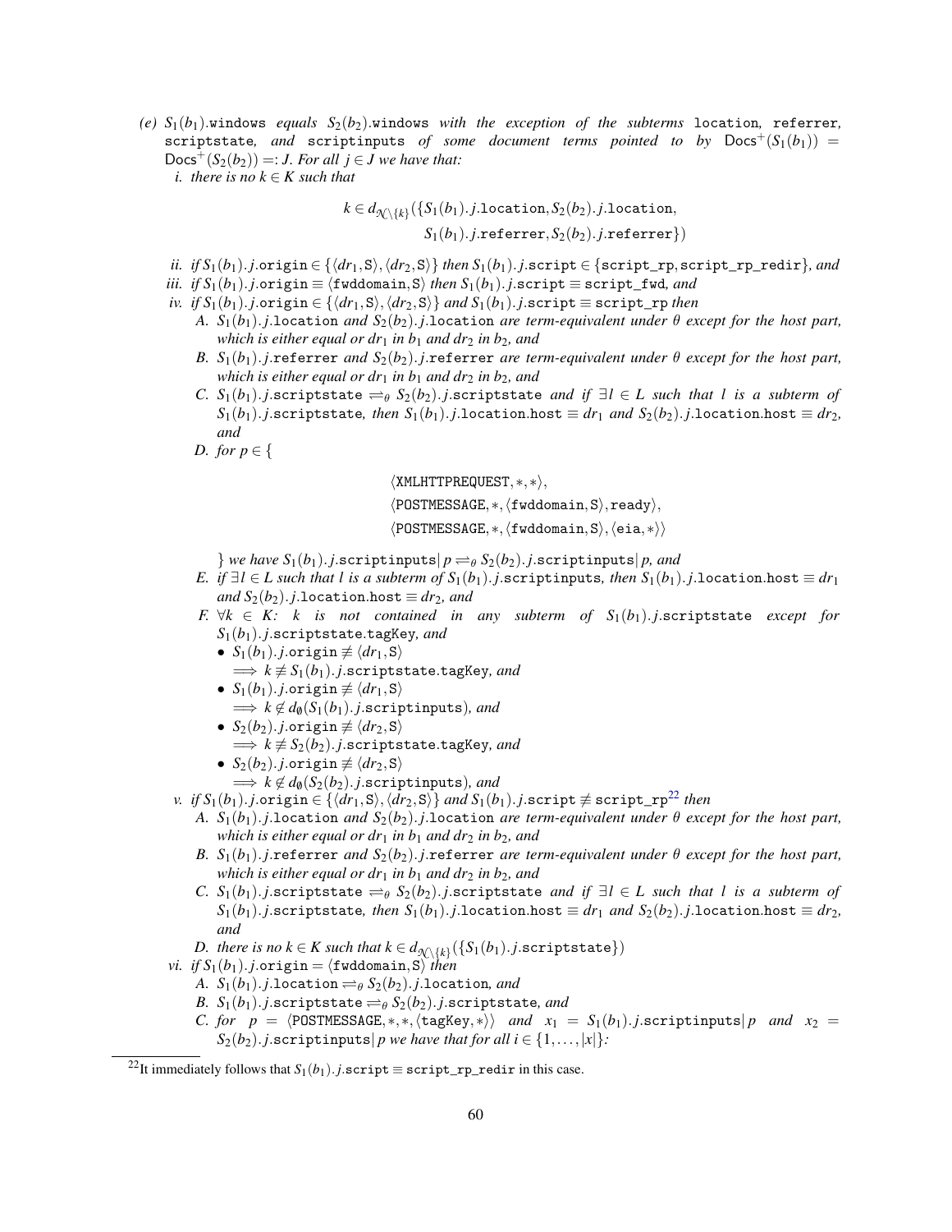(e) $S_1(b_1)$.windows *equals* $S_2(b_2)$.windows *with the exception of the subterms* location, referrer, scriptstate, *and* scriptinputs *of some document terms pointed to by* $\mathsf{Docs}^+(S_1(b_1)) = \mathsf{Docs}^+(S_2(b_2)) =: J$. *For all* $j \in J$ *we have that:*

  i. *there is no* $k \in K$ *such that*

$$k \in d_{\mathcal{N}\setminus\{k\}}(\{S_1(b_1).j.\mathtt{location}, S_2(b_2).j.\mathtt{location}, S_1(b_1).j.\mathtt{referrer}, S_2(b_2).j.\mathtt{referrer}\})$$

  ii. *if* $S_1(b_1).j.\mathtt{origin} \in \{\langle dr_1, \mathtt{S}\rangle, \langle dr_2, \mathtt{S}\rangle\}$ *then* $S_1(b_1).j.\mathtt{script} \in \{\mathtt{script\_rp}, \mathtt{script\_rp\_redir}\}$*, and*

  iii. *if* $S_1(b_1).j.\mathtt{origin} \equiv \langle \mathtt{fwddomain}, \mathtt{S}\rangle$ *then* $S_1(b_1).j.\mathtt{script} \equiv \mathtt{script\_fwd}$*, and*

  iv. *if* $S_1(b_1).j.\mathtt{origin} \in \{\langle dr_1, \mathtt{S}\rangle, \langle dr_2, \mathtt{S}\rangle\}$ *and* $S_1(b_1).j.\mathtt{script} \equiv \mathtt{script\_rp}$ *then*

    A. $S_1(b_1).j.\mathtt{location}$ *and* $S_2(b_2).j.\mathtt{location}$ *are term-equivalent under* $\theta$ *except for the host part, which is either equal or* $dr_1$ *in* $b_1$ *and* $dr_2$ *in* $b_2$*, and*

    B. $S_1(b_1).j.\mathtt{referrer}$ *and* $S_2(b_2).j.\mathtt{referrer}$ *are term-equivalent under* $\theta$ *except for the host part, which is either equal or* $dr_1$ *in* $b_1$ *and* $dr_2$ *in* $b_2$*, and*

    C. $S_1(b_1).j.\mathtt{scriptstate} \rightleftharpoons_\theta S_2(b_2).j.\mathtt{scriptstate}$ *and if* $\exists l \in L$ *such that* $l$ *is a subterm of* $S_1(b_1).j.\mathtt{scriptstate}$*, then* $S_1(b_1).j.\mathtt{location.host} \equiv dr_1$ *and* $S_2(b_2).j.\mathtt{location.host} \equiv dr_2$*, and*

    D. *for* $p \in \{$

$$\langle \mathtt{XMLHTTPREQUEST}, *, *\rangle,$$
$$\langle \mathtt{POSTMESSAGE}, *, \langle \mathtt{fwddomain}, \mathtt{S}\rangle, \mathtt{ready}\rangle,$$
$$\langle \mathtt{POSTMESSAGE}, *, \langle \mathtt{fwddomain}, \mathtt{S}\rangle, \langle \mathtt{eia}, *\rangle\rangle$$

    $\}$ *we have* $S_1(b_1).j.\mathtt{scriptinputs}|\,p \rightleftharpoons_\theta S_2(b_2).j.\mathtt{scriptinputs}|\,p$*, and*

    E. *if* $\exists l \in L$ *such that* $l$ *is a subterm of* $S_1(b_1).j.\mathtt{scriptinputs}$*, then* $S_1(b_1).j.\mathtt{location.host} \equiv dr_1$ *and* $S_2(b_2).j.\mathtt{location.host} \equiv dr_2$*, and*

    F. $\forall k \in K$*:* $k$ *is not contained in any subterm of* $S_1(b_1).j.\mathtt{scriptstate}$ *except for* $S_1(b_1).j.\mathtt{scriptstate.tagKey}$*, and*

    - $S_1(b_1).j.\mathtt{origin} \not\equiv \langle dr_1, \mathtt{S}\rangle$ $\implies k \not\equiv S_1(b_1).j.\mathtt{scriptstate.tagKey}$*, and*
    - $S_1(b_1).j.\mathtt{origin} \not\equiv \langle dr_1, \mathtt{S}\rangle$ $\implies k \notin d_\emptyset(S_1(b_1).j.\mathtt{scriptinputs})$*, and*
    - $S_2(b_2).j.\mathtt{origin} \not\equiv \langle dr_2, \mathtt{S}\rangle$ $\implies k \not\equiv S_2(b_2).j.\mathtt{scriptstate.tagKey}$*, and*
    - $S_2(b_2).j.\mathtt{origin} \not\equiv \langle dr_2, \mathtt{S}\rangle$ $\implies k \notin d_\emptyset(S_2(b_2).j.\mathtt{scriptinputs})$*, and*

  v. *if* $S_1(b_1).j.\mathtt{origin} \in \{\langle dr_1, \mathtt{S}\rangle, \langle dr_2, \mathtt{S}\rangle\}$ *and* $S_1(b_1).j.\mathtt{script} \not\equiv \mathtt{script\_rp}$[22] *then*

    A. $S_1(b_1).j.\mathtt{location}$ *and* $S_2(b_2).j.\mathtt{location}$ *are term-equivalent under* $\theta$ *except for the host part, which is either equal or* $dr_1$ *in* $b_1$ *and* $dr_2$ *in* $b_2$*, and*

    B. $S_1(b_1).j.\mathtt{referrer}$ *and* $S_2(b_2).j.\mathtt{referrer}$ *are term-equivalent under* $\theta$ *except for the host part, which is either equal or* $dr_1$ *in* $b_1$ *and* $dr_2$ *in* $b_2$*, and*

    C. $S_1(b_1).j.\mathtt{scriptstate} \rightleftharpoons_\theta S_2(b_2).j.\mathtt{scriptstate}$ *and if* $\exists l \in L$ *such that* $l$ *is a subterm of* $S_1(b_1).j.\mathtt{scriptstate}$*, then* $S_1(b_1).j.\mathtt{location.host} \equiv dr_1$ *and* $S_2(b_2).j.\mathtt{location.host} \equiv dr_2$*, and*

    D. *there is no* $k \in K$ *such that* $k \in d_{\mathcal{N}\setminus\{k\}}(\{S_1(b_1).j.\mathtt{scriptstate}\})$

  vi. *if* $S_1(b_1).j.\mathtt{origin} = \langle \mathtt{fwddomain}, \mathtt{S}\rangle$ *then*

    A. $S_1(b_1).j.\mathtt{location} \rightleftharpoons_\theta S_2(b_2).j.\mathtt{location}$*, and*

    B. $S_1(b_1).j.\mathtt{scriptstate} \rightleftharpoons_\theta S_2(b_2).j.\mathtt{scriptstate}$*, and*

    C. *for* $p = \langle \mathtt{POSTMESSAGE}, *, *, \langle \mathtt{tagKey}, *\rangle\rangle$ *and* $x_1 = S_1(b_1).j.\mathtt{scriptinputs}|\,p$ *and* $x_2 = S_2(b_2).j.\mathtt{scriptinputs}|\,p$ *we have that for all* $i \in \{1, \ldots, |x|\}$*:*

---

[22] It immediately follows that $S_1(b_1).j.\mathtt{script} \equiv \mathtt{script\_rp\_redir}$ in this case.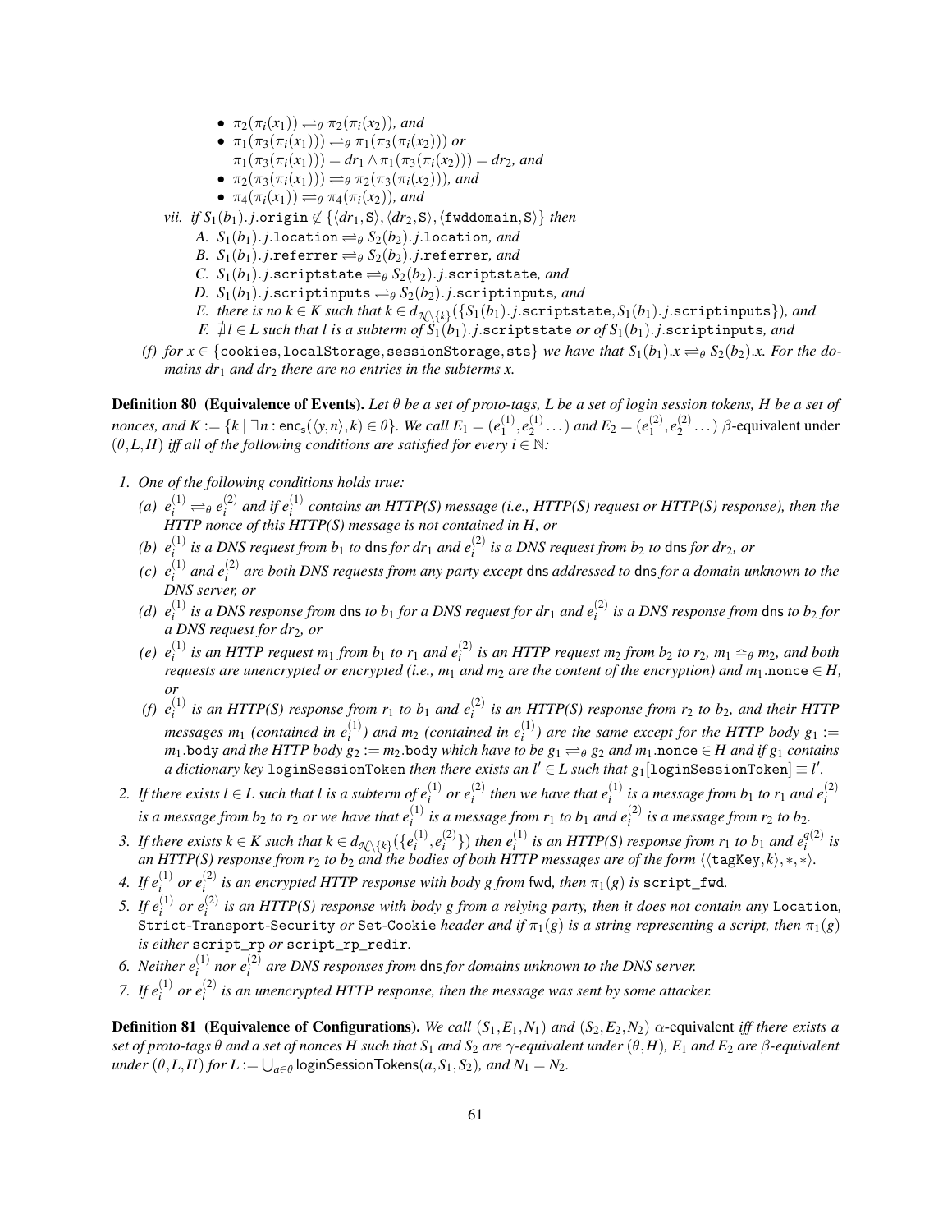- $\pi_2(\pi_i(x_1)) \rightleftharpoons_\theta \pi_2(\pi_i(x_2))$, *and*
- $\pi_1(\pi_3(\pi_i(x_1))) \rightleftharpoons_\theta \pi_1(\pi_3(\pi_i(x_2)))$ *or* $\pi_1(\pi_3(\pi_i(x_1))) = dr_1 \wedge \pi_1(\pi_3(\pi_i(x_2))) = dr_2$, *and*
- $\pi_2(\pi_3(\pi_i(x_1))) \rightleftharpoons_\theta \pi_2(\pi_3(\pi_i(x_2)))$, *and*
- $\pi_4(\pi_i(x_1)) \rightleftharpoons_\theta \pi_4(\pi_i(x_2))$, *and*

*vii. if* $S_1(b_1).j.\mathtt{origin} \notin \{\langle dr_1, \mathtt{S}\rangle, \langle dr_2, \mathtt{S}\rangle, \langle \mathtt{fwddomain}, \mathtt{S}\rangle\}$ *then*

*A.* $S_1(b_1).j.\mathtt{location} \rightleftharpoons_\theta S_2(b_2).j.\mathtt{location}$, *and*

*B.* $S_1(b_1).j.\mathtt{referrer} \rightleftharpoons_\theta S_2(b_2).j.\mathtt{referrer}$, *and*

*C.* $S_1(b_1).j.\mathtt{scriptstate} \rightleftharpoons_\theta S_2(b_2).j.\mathtt{scriptstate}$, *and*

*D.* $S_1(b_1).j.\mathtt{scriptinputs} \rightleftharpoons_\theta S_2(b_2).j.\mathtt{scriptinputs}$, *and*

*E. there is no* $k \in K$ *such that* $k \in d_{\mathcal{N}\setminus\{k\}}(\{S_1(b_1).j.\mathtt{scriptstate}, S_1(b_1).j.\mathtt{scriptinputs}\})$, *and*

*F.* $\nexists l \in L$ *such that* $l$ *is a subterm of* $S_1(b_1).j.\mathtt{scriptstate}$ *or of* $S_1(b_1).j.\mathtt{scriptinputs}$, *and*

*(f) for* $x \in \{\mathtt{cookies}, \mathtt{localStorage}, \mathtt{sessionStorage}, \mathtt{sts}\}$ *we have that* $S_1(b_1).x \rightleftharpoons_\theta S_2(b_2).x$. *For the domains* $dr_1$ *and* $dr_2$ *there are no entries in the subterms* $x$.

**Definition 80 (Equivalence of Events).** *Let* $\theta$ *be a set of proto-tags,* $L$ *be a set of login session tokens,* $H$ *be a set of nonces, and* $K := \{k \mid \exists n : \mathsf{enc_s}(\langle y, n\rangle, k) \in \theta\}$. *We call* $E_1 = (e_1^{(1)}, e_2^{(1)} \dots)$ *and* $E_2 = (e_1^{(2)}, e_2^{(2)} \dots)$ $\beta$-equivalent under $(\theta, L, H)$ *iff all of the following conditions are satisfied for every* $i \in \mathbb{N}$:

1. *One of the following conditions holds true:*
   *(a)* $e_i^{(1)} \rightleftharpoons_\theta e_i^{(2)}$ *and if* $e_i^{(1)}$ *contains an HTTP(S) message (i.e., HTTP(S) request or HTTP(S) response), then the HTTP nonce of this HTTP(S) message is not contained in* $H$, *or*
   *(b)* $e_i^{(1)}$ *is a DNS request from* $b_1$ *to* $\mathsf{dns}$ *for* $dr_1$ *and* $e_i^{(2)}$ *is a DNS request from* $b_2$ *to* $\mathsf{dns}$ *for* $dr_2$, *or*
   *(c)* $e_i^{(1)}$ *and* $e_i^{(2)}$ *are both DNS requests from any party except* $\mathsf{dns}$ *addressed to* $\mathsf{dns}$ *for a domain unknown to the DNS server, or*
   *(d)* $e_i^{(1)}$ *is a DNS response from* $\mathsf{dns}$ *to* $b_1$ *for a DNS request for* $dr_1$ *and* $e_i^{(2)}$ *is a DNS response from* $\mathsf{dns}$ *to* $b_2$ *for a DNS request for* $dr_2$, *or*
   *(e)* $e_i^{(1)}$ *is an HTTP request* $m_1$ *from* $b_1$ *to* $r_1$ *and* $e_i^{(2)}$ *is an HTTP request* $m_2$ *from* $b_2$ *to* $r_2$, $m_1 \doteqdot_\theta m_2$, *and both requests are unencrypted or encrypted (i.e.,* $m_1$ *and* $m_2$ *are the content of the encryption) and* $m_1.\mathtt{nonce} \in H$, *or*
   *(f)* $e_i^{(1)}$ *is an HTTP(S) response from* $r_1$ *to* $b_1$ *and* $e_i^{(2)}$ *is an HTTP(S) response from* $r_2$ *to* $b_2$, *and their HTTP messages* $m_1$ *(contained in* $e_i^{(1)}$*) and* $m_2$ *(contained in* $e_i^{(1)}$*) are the same except for the HTTP body* $g_1 := m_1.\mathtt{body}$ *and the HTTP body* $g_2 := m_2.\mathtt{body}$ *which have to be* $g_1 \rightleftharpoons_\theta g_2$ *and* $m_1.\mathtt{nonce} \in H$ *and if* $g_1$ *contains a dictionary key* $\mathtt{loginSessionToken}$ *then there exists an* $l' \in L$ *such that* $g_1[\mathtt{loginSessionToken}] \equiv l'$.
2. *If there exists* $l \in L$ *such that* $l$ *is a subterm of* $e_i^{(1)}$ *or* $e_i^{(2)}$ *then we have that* $e_i^{(1)}$ *is a message from* $b_1$ *to* $r_1$ *and* $e_i^{(2)}$ *is a message from* $b_2$ *to* $r_2$ *or we have that* $e_i^{(1)}$ *is a message from* $r_1$ *to* $b_1$ *and* $e_i^{(2)}$ *is a message from* $r_2$ *to* $b_2$.
3. *If there exists* $k \in K$ *such that* $k \in d_{\mathcal{N}\setminus\{k\}}(\{e_i^{(1)}, e_i^{(2)}\})$ *then* $e_i^{(1)}$ *is an HTTP(S) response from* $r_1$ *to* $b_1$ *and* $e_i^{q(2)}$ *is an HTTP(S) response from* $r_2$ *to* $b_2$ *and the bodies of both HTTP messages are of the form* $\langle\langle \mathtt{tagKey}, k\rangle, *, *\rangle$.
4. *If* $e_i^{(1)}$ *or* $e_i^{(2)}$ *is an encrypted HTTP response with body* $g$ *from* $\mathsf{fwd}$, *then* $\pi_1(g)$ *is* $\mathtt{script\_fwd}$.
5. *If* $e_i^{(1)}$ *or* $e_i^{(2)}$ *is an HTTP(S) response with body* $g$ *from a relying party, then it does not contain any* `Location`, `Strict-Transport-Security` *or* `Set-Cookie` *header and if* $\pi_1(g)$ *is a string representing a script, then* $\pi_1(g)$ *is either* `script_rp` *or* `script_rp_redir`.
6. *Neither* $e_i^{(1)}$ *nor* $e_i^{(2)}$ *are DNS responses from* $\mathsf{dns}$ *for domains unknown to the DNS server.*
7. *If* $e_i^{(1)}$ *or* $e_i^{(2)}$ *is an unencrypted HTTP response, then the message was sent by some attacker.*

**Definition 81 (Equivalence of Configurations).** *We call* $(S_1, E_1, N_1)$ *and* $(S_2, E_2, N_2)$ $\alpha$-equivalent *iff there exists a set of proto-tags* $\theta$ *and a set of nonces* $H$ *such that* $S_1$ *and* $S_2$ *are* $\gamma$*-equivalent under* $(\theta, H)$, $E_1$ *and* $E_2$ *are* $\beta$*-equivalent under* $(\theta, L, H)$ *for* $L := \bigcup_{a \in \theta} \mathsf{loginSessionTokens}(a, S_1, S_2)$, *and* $N_1 = N_2$.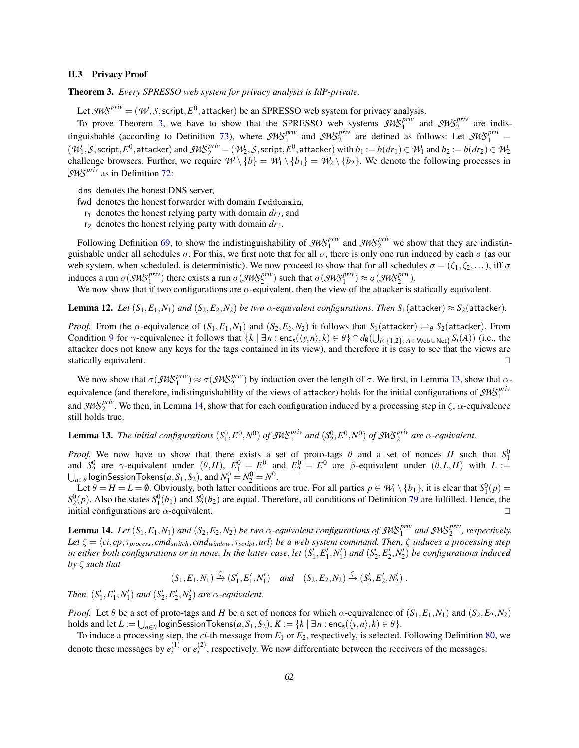### H.3 Privacy Proof

**Theorem 3.** *Every SPRESSO web system for privacy analysis is IdP-private.*

Let $\mathcal{SWS}^{priv} = (\mathcal{W}, \mathcal{S}, \mathsf{script}, E^0, \mathsf{attacker})$ be an SPRESSO web system for privacy analysis.

To prove Theorem 3, we have to show that the SPRESSO web systems $\mathcal{SWS}_1^{priv}$ and $\mathcal{SWS}_2^{priv}$ are indistinguishable (according to Definition 73), where $\mathcal{SWS}_1^{priv}$ and $\mathcal{SWS}_2^{priv}$ are defined as follows: Let $\mathcal{SWS}_1^{priv} = (\mathcal{W}_1, \mathcal{S}, \mathsf{script}, E^0, \mathsf{attacker})$ and $\mathcal{SWS}_2^{priv} = (\mathcal{W}_2, \mathcal{S}, \mathsf{script}, E^0, \mathsf{attacker})$ with $b_1 := b(dr_1) \in \mathcal{W}_1$ and $b_2 := b(dr_2) \in \mathcal{W}_2$ challenge browsers. Further, we require $\mathcal{W} \setminus \{b\} = \mathcal{W}_1 \setminus \{b_1\} = \mathcal{W}_2 \setminus \{b_2\}$. We denote the following processes in $\mathcal{SWS}^{priv}$ as in Definition 72:

- $\mathsf{dns}$ denotes the honest DNS server,
- $\mathsf{fwd}$ denotes the honest forwarder with domain `fwddomain`,
- $\mathsf{r}_1$ denotes the honest relying party with domain $dr_1$, and
- $\mathsf{r}_2$ denotes the honest relying party with domain $dr_2$.

Following Definition 69, to show the indistinguishability of $\mathcal{SWS}_1^{priv}$ and $\mathcal{SWS}_2^{priv}$ we show that they are indistinguishable under all schedules $\sigma$. For this, we first note that for all $\sigma$, there is only one run induced by each $\sigma$ (as our web system, when scheduled, is deterministic). We now proceed to show that for all schedules $\sigma = (\zeta_1, \zeta_2, \dots)$, iff $\sigma$ induces a run $\sigma(\mathcal{SWS}_1^{priv})$ there exists a run $\sigma(\mathcal{SWS}_2^{priv})$ such that $\sigma(\mathcal{SWS}_1^{priv}) \approx \sigma(\mathcal{SWS}_2^{priv})$.

We now show that if two configurations are $\alpha$-equivalent, then the view of the attacker is statically equivalent.

**Lemma 12.** *Let $(S_1, E_1, N_1)$ and $(S_2, E_2, N_2)$ be two $\alpha$-equivalent configurations. Then $S_1(\mathsf{attacker}) \approx S_2(\mathsf{attacker})$.*

*Proof.* From the $\alpha$-equivalence of $(S_1, E_1, N_1)$ and $(S_2, E_2, N_2)$ it follows that $S_1(\mathsf{attacker}) \rightleftharpoons_\theta S_2(\mathsf{attacker})$. From Condition 9 for $\gamma$-equivalence it follows that $\{k \mid \exists n : \mathsf{enc_s}(\langle y, n\rangle, k) \in \theta\} \cap d_\emptyset(\bigcup_{i \in \{1,2\},\, A \in \mathsf{Web} \cup \mathsf{Net}} S_i(A))$ (i.e., the attacker does not know any keys for the tags contained in its view), and therefore it is easy to see that the views are statically equivalent. $\square$

We now show that $\sigma(\mathcal{SWS}_1^{priv}) \approx \sigma(\mathcal{SWS}_2^{priv})$ by induction over the length of $\sigma$. We first, in Lemma 13, show that $\alpha$-equivalence (and therefore, indistinguishability of the views of $\mathsf{attacker}$) holds for the initial configurations of $\mathcal{SWS}_1^{priv}$ and $\mathcal{SWS}_2^{priv}$. We then, in Lemma 14, show that for each configuration induced by a processing step in $\zeta$, $\alpha$-equivalence still holds true.

**Lemma 13.** *The initial configurations $(S_1^0, E^0, N^0)$ of $\mathcal{SWS}_1^{priv}$ and $(S_2^0, E^0, N^0)$ of $\mathcal{SWS}_2^{priv}$ are $\alpha$-equivalent.*

*Proof.* We now have to show that there exists a set of proto-tags $\theta$ and a set of nonces $H$ such that $S_1^0$ and $S_2^0$ are $\gamma$-equivalent under $(\theta, H)$, $E_1^0 = E^0$ and $E_2^0 = E^0$ are $\beta$-equivalent under $(\theta, L, H)$ with $L := \bigcup_{a \in \theta} \mathsf{loginSessionTokens}(a, S_1, S_2)$, and $N_1^0 = N_2^0 = N^0$.

Let $\theta = H = L = \emptyset$. Obviously, both latter conditions are true. For all parties $p \in \mathcal{W}_1 \setminus \{b_1\}$, it is clear that $S_1^0(p) = S_2^0(p)$. Also the states $S_1^0(b_1)$ and $S_2^0(b_2)$ are equal. Therefore, all conditions of Definition 79 are fulfilled. Hence, the initial configurations are $\alpha$-equivalent. $\square$

**Lemma 14.** *Let $(S_1, E_1, N_1)$ and $(S_2, E_2, N_2)$ be two $\alpha$-equivalent configurations of $\mathcal{SWS}_1^{priv}$ and $\mathcal{SWS}_2^{priv}$, respectively. Let $\zeta = \langle ci, cp, \tau_{process}, cmd_{switch}, cmd_{window}, \tau_{script}, url\rangle$ be a web system command. Then, $\zeta$ induces a processing step in either both configurations or in none. In the latter case, let $(S_1', E_1', N_1')$ and $(S_2', E_2', N_2')$ be configurations induced by $\zeta$ such that*

$$(S_1, E_1, N_1) \xrightarrow{\zeta} (S_1', E_1', N_1') \quad \text{and} \quad (S_2, E_2, N_2) \xrightarrow{\zeta} (S_2', E_2', N_2')\ .$$

*Then, $(S_1', E_1', N_1')$ and $(S_2', E_2', N_2')$ are $\alpha$-equivalent.*

*Proof.* Let $\theta$ be a set of proto-tags and $H$ be a set of nonces for which $\alpha$-equivalence of $(S_1, E_1, N_1)$ and $(S_2, E_2, N_2)$ holds and let $L := \bigcup_{a \in \theta} \mathsf{loginSessionTokens}(a, S_1, S_2)$, $K := \{k \mid \exists n : \mathsf{enc_s}(\langle y, n\rangle, k) \in \theta\}$.

To induce a processing step, the $ci$-th message from $E_1$ or $E_2$, respectively, is selected. Following Definition 80, we denote these messages by $e_i^{(1)}$ or $e_i^{(2)}$, respectively. We now differentiate between the receivers of the messages.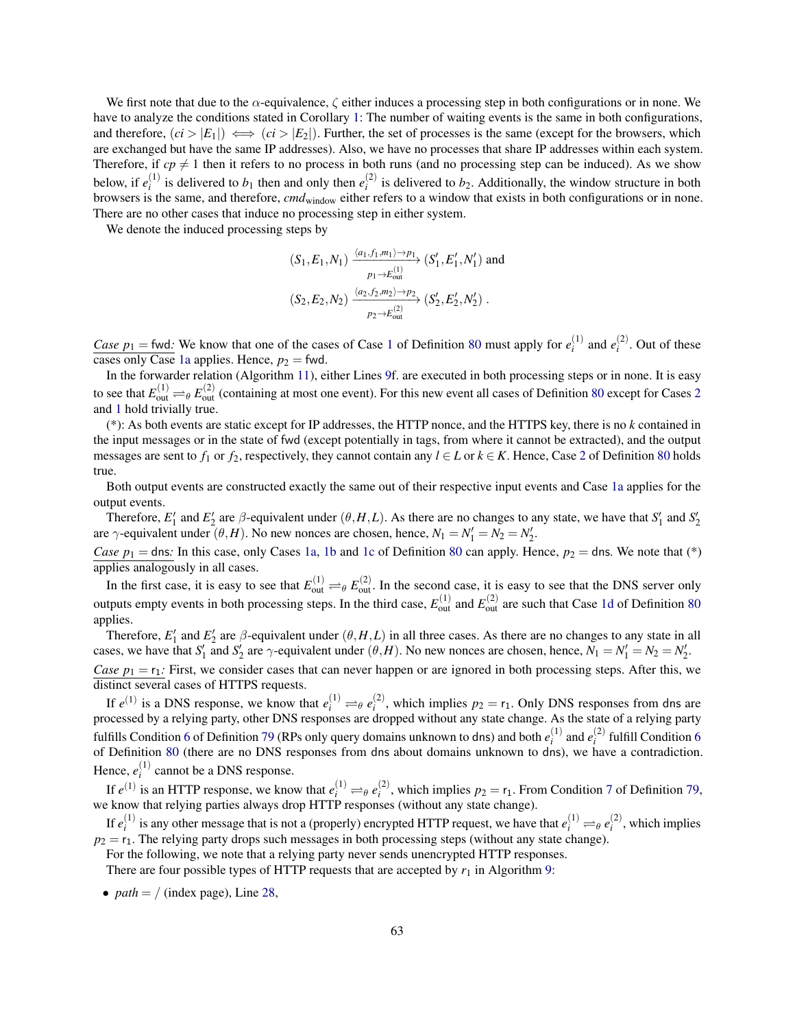We first note that due to the $\alpha$-equivalence, $\zeta$ either induces a processing step in both configurations or in none. We have to analyze the conditions stated in Corollary 1: The number of waiting events is the same in both configurations, and therefore, $(ci > |E_1|) \iff (ci > |E_2|)$. Further, the set of processes is the same (except for the browsers, which are exchanged but have the same IP addresses). Also, we have no processes that share IP addresses within each system. Therefore, if $cp \neq 1$ then it refers to no process in both runs (and no processing step can be induced). As we show below, if $e_i^{(1)}$ is delivered to $b_1$ then and only then $e_i^{(2)}$ is delivered to $b_2$. Additionally, the window structure in both browsers is the same, and therefore, $cmd_{\text{window}}$ either refers to a window that exists in both configurations or in none. There are no other cases that induce no processing step in either system.

We denote the induced processing steps by

$$(S_1, E_1, N_1) \xrightarrow[p_1 \to E_{\text{out}}^{(1)}]{\langle a_1, f_1, m_1 \rangle \to p_1} (S_1', E_1', N_1') \text{ and}$$
$$(S_2, E_2, N_2) \xrightarrow[p_2 \to E_{\text{out}}^{(2)}]{\langle a_2, f_2, m_2 \rangle \to p_2} (S_2', E_2', N_2') \,.$$

*Case $p_1 = \mathsf{fwd}$:* We know that one of the cases of Case 1 of Definition 80 must apply for $e_i^{(1)}$ and $e_i^{(2)}$. Out of these cases only Case 1a applies. Hence, $p_2 = \mathsf{fwd}$.

In the forwarder relation (Algorithm 11), either Lines 9f. are executed in both processing steps or in none. It is easy to see that $E_{\text{out}}^{(1)} \rightleftharpoons_\theta E_{\text{out}}^{(2)}$ (containing at most one event). For this new event all cases of Definition 80 except for Cases 2 and 1 hold trivially true.

(*): As both events are static except for IP addresses, the HTTP nonce, and the HTTPS key, there is no $k$ contained in the input messages or in the state of fwd (except potentially in tags, from where it cannot be extracted), and the output messages are sent to $f_1$ or $f_2$, respectively, they cannot contain any $l \in L$ or $k \in K$. Hence, Case 2 of Definition 80 holds true.

Both output events are constructed exactly the same out of their respective input events and Case 1a applies for the output events.

Therefore, $E_1'$ and $E_2'$ are $\beta$-equivalent under $(\theta, H, L)$. As there are no changes to any state, we have that $S_1'$ and $S_2'$ are $\gamma$-equivalent under $(\theta, H)$. No new nonces are chosen, hence, $N_1 = N_1' = N_2 = N_2'$.

*Case $p_1 = \mathsf{dns}$:* In this case, only Cases 1a, 1b and 1c of Definition 80 can apply. Hence, $p_2 = \mathsf{dns}$. We note that (*) applies analogously in all cases.

In the first case, it is easy to see that $E_{\text{out}}^{(1)} \rightleftharpoons_\theta E_{\text{out}}^{(2)}$. In the second case, it is easy to see that the DNS server only outputs empty events in both processing steps. In the third case, $E_{\text{out}}^{(1)}$ and $E_{\text{out}}^{(2)}$ are such that Case 1d of Definition 80 applies.

Therefore, $E_1'$ and $E_2'$ are $\beta$-equivalent under $(\theta, H, L)$ in all three cases. As there are no changes to any state in all cases, we have that $S_1'$ and $S_2'$ are $\gamma$-equivalent under $(\theta, H)$. No new nonces are chosen, hence, $N_1 = N_1' = N_2 = N_2'$.

*Case $p_1 = \mathsf{r}_1$:* First, we consider cases that can never happen or are ignored in both processing steps. After this, we distinct several cases of HTTPS requests.

If $e^{(1)}$ is a DNS response, we know that $e_i^{(1)} \rightleftharpoons_\theta e_i^{(2)}$, which implies $p_2 = \mathsf{r}_1$. Only DNS responses from dns are processed by a relying party, other DNS responses are dropped without any state change. As the state of a relying party fulfills Condition 6 of Definition 79 (RPs only query domains unknown to dns) and both $e_i^{(1)}$ and $e_i^{(2)}$ fulfill Condition 6 of Definition 80 (there are no DNS responses from dns about domains unknown to dns), we have a contradiction. Hence, $e_i^{(1)}$ cannot be a DNS response.

If $e^{(1)}$ is an HTTP response, we know that $e_i^{(1)} \rightleftharpoons_\theta e_i^{(2)}$, which implies $p_2 = \mathsf{r}_1$. From Condition 7 of Definition 79, we know that relying parties always drop HTTP responses (without any state change).

If $e_i^{(1)}$ is any other message that is not a (properly) encrypted HTTP request, we have that $e_i^{(1)} \rightleftharpoons_\theta e_i^{(2)}$, which implies $p_2 = \mathsf{r}_1$. The relying party drops such messages in both processing steps (without any state change).

For the following, we note that a relying party never sends unencrypted HTTP responses.

There are four possible types of HTTP requests that are accepted by $r_1$ in Algorithm 9:

- $path = /$ (index page), Line 28,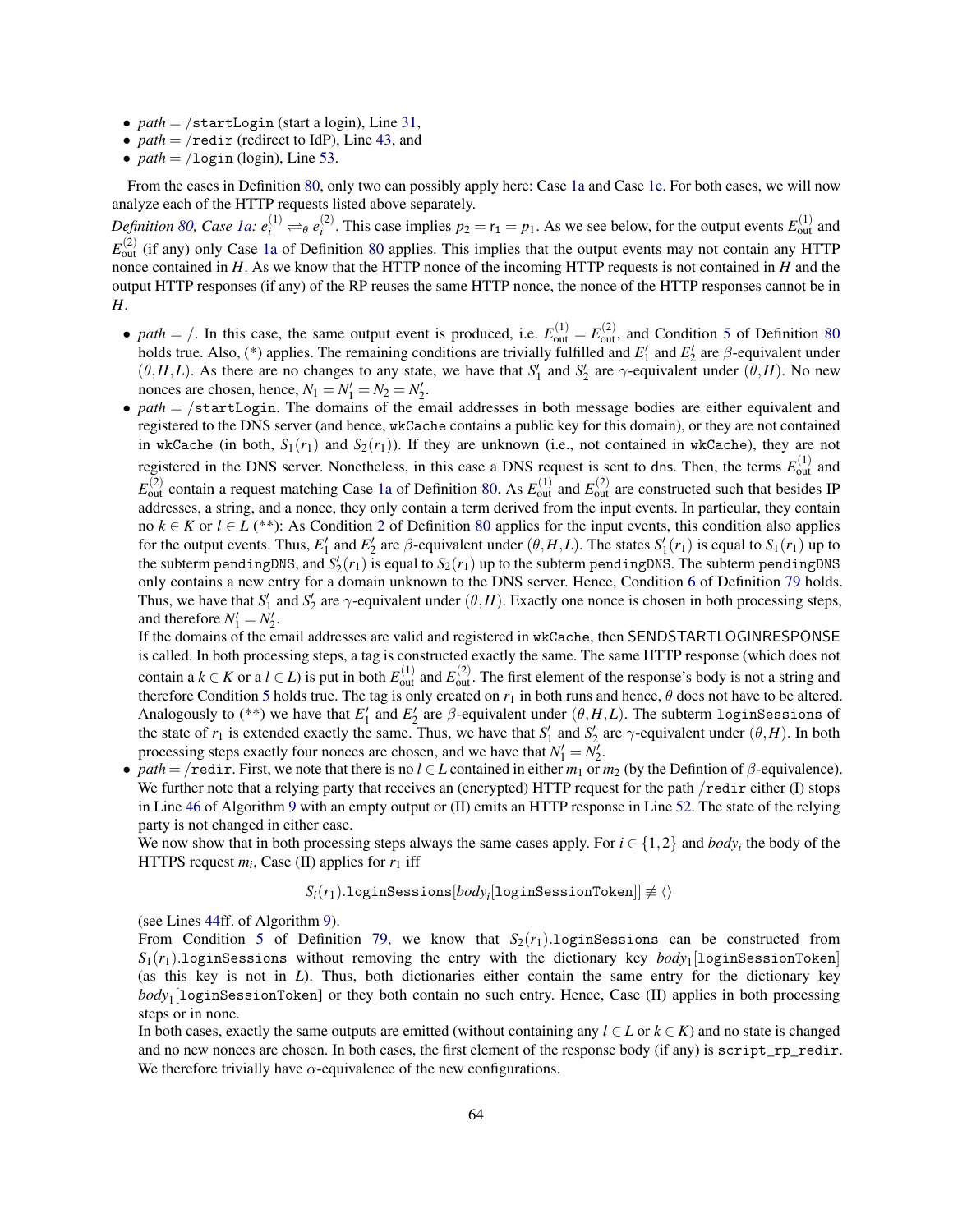- $path = /$startLogin (start a login), Line 31,
- $path = /$redir (redirect to IdP), Line 43, and
- $path = /$login (login), Line 53.

From the cases in Definition 80, only two can possibly apply here: Case 1a and Case 1e. For both cases, we will now analyze each of the HTTP requests listed above separately.

*Definition 80, Case 1a:* $e_i^{(1)} \rightleftharpoons_\theta e_i^{(2)}$. This case implies $p_2 = \mathsf{r}_1 = p_1$. As we see below, for the output events $E_{\text{out}}^{(1)}$ and $E_{\text{out}}^{(2)}$ (if any) only Case 1a of Definition 80 applies. This implies that the output events may not contain any HTTP nonce contained in $H$. As we know that the HTTP nonce of the incoming HTTP requests is not contained in $H$ and the output HTTP responses (if any) of the RP reuses the same HTTP nonce, the nonce of the HTTP responses cannot be in $H$.

- $path = /$. In this case, the same output event is produced, i.e. $E_{\text{out}}^{(1)} = E_{\text{out}}^{(2)}$, and Condition 5 of Definition 80 holds true. Also, (*) applies. The remaining conditions are trivially fulfilled and $E_1'$ and $E_2'$ are $\beta$-equivalent under $(\theta, H, L)$. As there are no changes to any state, we have that $S_1'$ and $S_2'$ are $\gamma$-equivalent under $(\theta, H)$. No new nonces are chosen, hence, $N_1 = N_1' = N_2 = N_2'$.
- $path = /$startLogin. The domains of the email addresses in both message bodies are either equivalent and registered to the DNS server (and hence, wkCache contains a public key for this domain), or they are not contained in wkCache (in both, $S_1(r_1)$ and $S_2(r_1)$). If they are unknown (i.e., not contained in wkCache), they are not registered in the DNS server. Nonetheless, in this case a DNS request is sent to dns. Then, the terms $E_{\text{out}}^{(1)}$ and $E_{\text{out}}^{(2)}$ contain a request matching Case 1a of Definition 80. As $E_{\text{out}}^{(1)}$ and $E_{\text{out}}^{(2)}$ are constructed such that besides IP addresses, a string, and a nonce, they only contain a term derived from the input events. In particular, they contain no $k \in K$ or $l \in L$ (**): As Condition 2 of Definition 80 applies for the input events, this condition also applies for the output events. Thus, $E_1'$ and $E_2'$ are $\beta$-equivalent under $(\theta, H, L)$. The states $S_1'(r_1)$ is equal to $S_1(r_1)$ up to the subterm pendingDNS, and $S_2'(r_1)$ is equal to $S_2(r_1)$ up to the subterm pendingDNS. The subterm pendingDNS only contains a new entry for a domain unknown to the DNS server. Hence, Condition 6 of Definition 79 holds. Thus, we have that $S_1'$ and $S_2'$ are $\gamma$-equivalent under $(\theta, H)$. Exactly one nonce is chosen in both processing steps, and therefore $N_1' = N_2'$.
  If the domains of the email addresses are valid and registered in wkCache, then SENDSTARTLOGINRESPONSE is called. In both processing steps, a tag is constructed exactly the same. The same HTTP response (which does not contain a $k \in K$ or a $l \in L$) is put in both $E_{\text{out}}^{(1)}$ and $E_{\text{out}}^{(2)}$. The first element of the response's body is not a string and therefore Condition 5 holds true. The tag is only created on $r_1$ in both runs and hence, $\theta$ does not have to be altered. Analogously to (**) we have that $E_1'$ and $E_2'$ are $\beta$-equivalent under $(\theta, H, L)$. The subterm loginSessions of the state of $r_1$ is extended exactly the same. Thus, we have that $S_1'$ and $S_2'$ are $\gamma$-equivalent under $(\theta, H)$. In both processing steps exactly four nonces are chosen, and we have that $N_1' = N_2'$.
- $path = /$redir. First, we note that there is no $l \in L$ contained in either $m_1$ or $m_2$ (by the Defintion of $\beta$-equivalence). We further note that a relying party that receives an (encrypted) HTTP request for the path $/$redir either (I) stops in Line 46 of Algorithm 9 with an empty output or (II) emits an HTTP response in Line 52. The state of the relying party is not changed in either case.
  We now show that in both processing steps always the same cases apply. For $i \in \{1,2\}$ and $body_i$ the body of the HTTPS request $m_i$, Case (II) applies for $r_1$ iff

  $$S_i(r_1).\texttt{loginSessions}[body_i[\texttt{loginSessionToken}]] \not\equiv \langle\rangle$$

  (see Lines 44ff. of Algorithm 9).
  From Condition 5 of Definition 79, we know that $S_2(r_1)$.loginSessions can be constructed from $S_1(r_1)$.loginSessions without removing the entry with the dictionary key $body_1$[loginSessionToken] (as this key is not in $L$). Thus, both dictionaries either contain the same entry for the dictionary key $body_1$[loginSessionToken] or they both contain no such entry. Hence, Case (II) applies in both processing steps or in none.
  In both cases, exactly the same outputs are emitted (without containing any $l \in L$ or $k \in K$) and no state is changed and no new nonces are chosen. In both cases, the first element of the response body (if any) is script_rp_redir. We therefore trivially have $\alpha$-equivalence of the new configurations.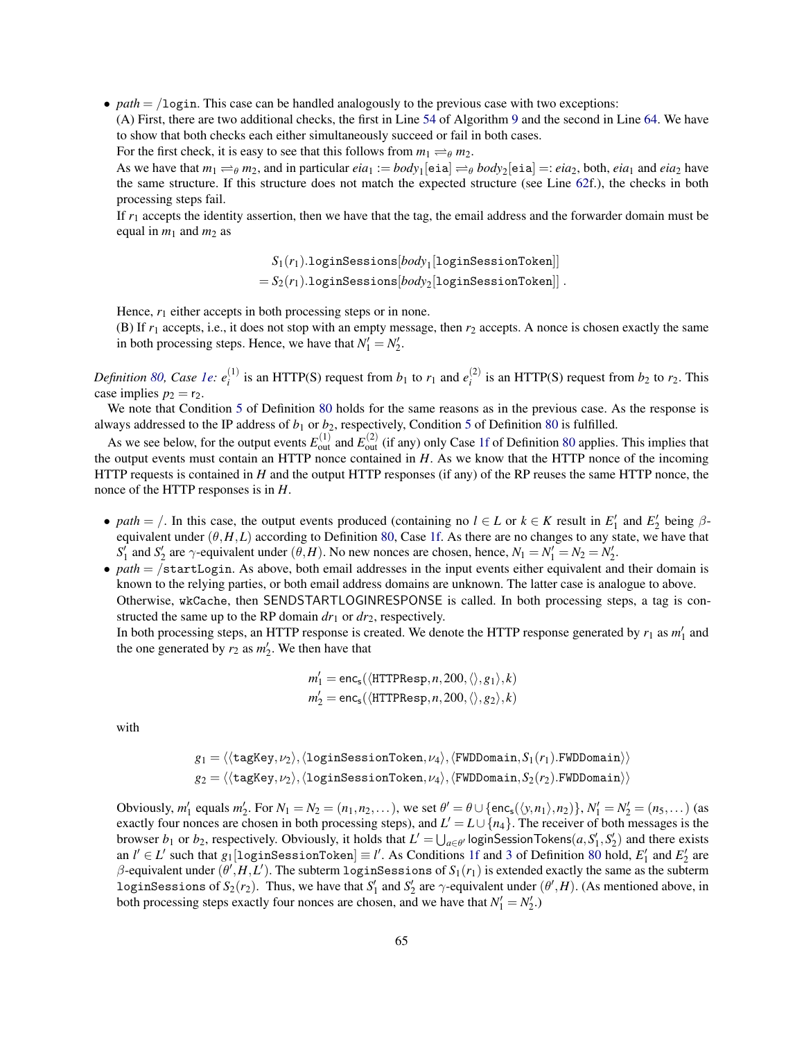- $path = $ /login. This case can be handled analogously to the previous case with two exceptions:
  (A) First, there are two additional checks, the first in Line 54 of Algorithm 9 and the second in Line 64. We have to show that both checks each either simultaneously succeed or fail in both cases.
  For the first check, it is easy to see that this follows from $m_1 \rightleftharpoons_\theta m_2$.
  As we have that $m_1 \rightleftharpoons_\theta m_2$, and in particular $eia_1 := body_1[\texttt{eia}] \rightleftharpoons_\theta body_2[\texttt{eia}] =: eia_2$, both, $eia_1$ and $eia_2$ have the same structure. If this structure does not match the expected structure (see Line 62f.), the checks in both processing steps fail.
  If $r_1$ accepts the identity assertion, then we have that the tag, the email address and the forwarder domain must be equal in $m_1$ and $m_2$ as

$$S_1(r_1).\texttt{loginSessions}[body_1[\texttt{loginSessionToken}]]$$
$$= S_2(r_1).\texttt{loginSessions}[body_2[\texttt{loginSessionToken}]]\ .$$

  Hence, $r_1$ either accepts in both processing steps or in none.
  (B) If $r_1$ accepts, i.e., it does not stop with an empty message, then $r_2$ accepts. A nonce is chosen exactly the same in both processing steps. Hence, we have that $N_1' = N_2'$.

*Definition 80, Case 1e:* $e_i^{(1)}$ is an HTTP(S) request from $b_1$ to $r_1$ and $e_i^{(2)}$ is an HTTP(S) request from $b_2$ to $r_2$. This case implies $p_2 = \mathsf{r}_2$.

We note that Condition 5 of Definition 80 holds for the same reasons as in the previous case. As the response is always addressed to the IP address of $b_1$ or $b_2$, respectively, Condition 5 of Definition 80 is fulfilled.

As we see below, for the output events $E_{\text{out}}^{(1)}$ and $E_{\text{out}}^{(2)}$ (if any) only Case 1f of Definition 80 applies. This implies that the output events must contain an HTTP nonce contained in $H$. As we know that the HTTP nonce of the incoming HTTP requests is contained in $H$ and the output HTTP responses (if any) of the RP reuses the same HTTP nonce, the nonce of the HTTP responses is in $H$.

- $path = /$. In this case, the output events produced (containing no $l \in L$ or $k \in K$ result in $E_1'$ and $E_2'$ being $\beta$-equivalent under $(\theta, H, L)$ according to Definition 80, Case 1f. As there are no changes to any state, we have that $S_1'$ and $S_2'$ are $\gamma$-equivalent under $(\theta, H)$. No new nonces are chosen, hence, $N_1 = N_1' = N_2 = N_2'$.
- $path = $ /startLogin. As above, both email addresses in the input events either equivalent and their domain is known to the relying parties, or both email address domains are unknown. The latter case is analogue to above.
  Otherwise, wkCache, then SENDSTARTLOGINRESPONSE is called. In both processing steps, a tag is constructed the same up to the RP domain $dr_1$ or $dr_2$, respectively.
  In both processing steps, an HTTP response is created. We denote the HTTP response generated by $r_1$ as $m_1'$ and the one generated by $r_2$ as $m_2'$. We then have that

$$m_1' = \mathsf{enc_s}(\langle \texttt{HTTPResp}, n, 200, \langle\rangle, g_1\rangle, k)$$
$$m_2' = \mathsf{enc_s}(\langle \texttt{HTTPResp}, n, 200, \langle\rangle, g_2\rangle, k)$$

  with

$$g_1 = \langle\langle \texttt{tagKey}, \nu_2\rangle, \langle \texttt{loginSessionToken}, \nu_4\rangle, \langle \texttt{FWDDomain}, S_1(r_1).\texttt{FWDDomain}\rangle\rangle$$
$$g_2 = \langle\langle \texttt{tagKey}, \nu_2\rangle, \langle \texttt{loginSessionToken}, \nu_4\rangle, \langle \texttt{FWDDomain}, S_2(r_2).\texttt{FWDDomain}\rangle\rangle$$

  Obviously, $m_1'$ equals $m_2'$. For $N_1 = N_2 = (n_1, n_2, \dots)$, we set $\theta' = \theta \cup \{\mathsf{enc_s}(\langle y, n_1\rangle, n_2)\}$, $N_1' = N_2' = (n_5, \dots)$ (as exactly four nonces are chosen in both processing steps), and $L' = L \cup \{n_4\}$. The receiver of both messages is the browser $b_1$ or $b_2$, respectively. Obviously, it holds that $L' = \bigcup_{a \in \theta'} \mathsf{loginSessionTokens}(a, S_1', S_2')$ and there exists an $l' \in L'$ such that $g_1[\texttt{loginSessionToken}] \equiv l'$. As Conditions 1f and 3 of Definition 80 hold, $E_1'$ and $E_2'$ are $\beta$-equivalent under $(\theta', H, L')$. The subterm loginSessions of $S_1(r_1)$ is extended exactly the same as the subterm loginSessions of $S_2(r_2)$. Thus, we have that $S_1'$ and $S_2'$ are $\gamma$-equivalent under $(\theta', H)$. (As mentioned above, in both processing steps exactly four nonces are chosen, and we have that $N_1' = N_2'$.)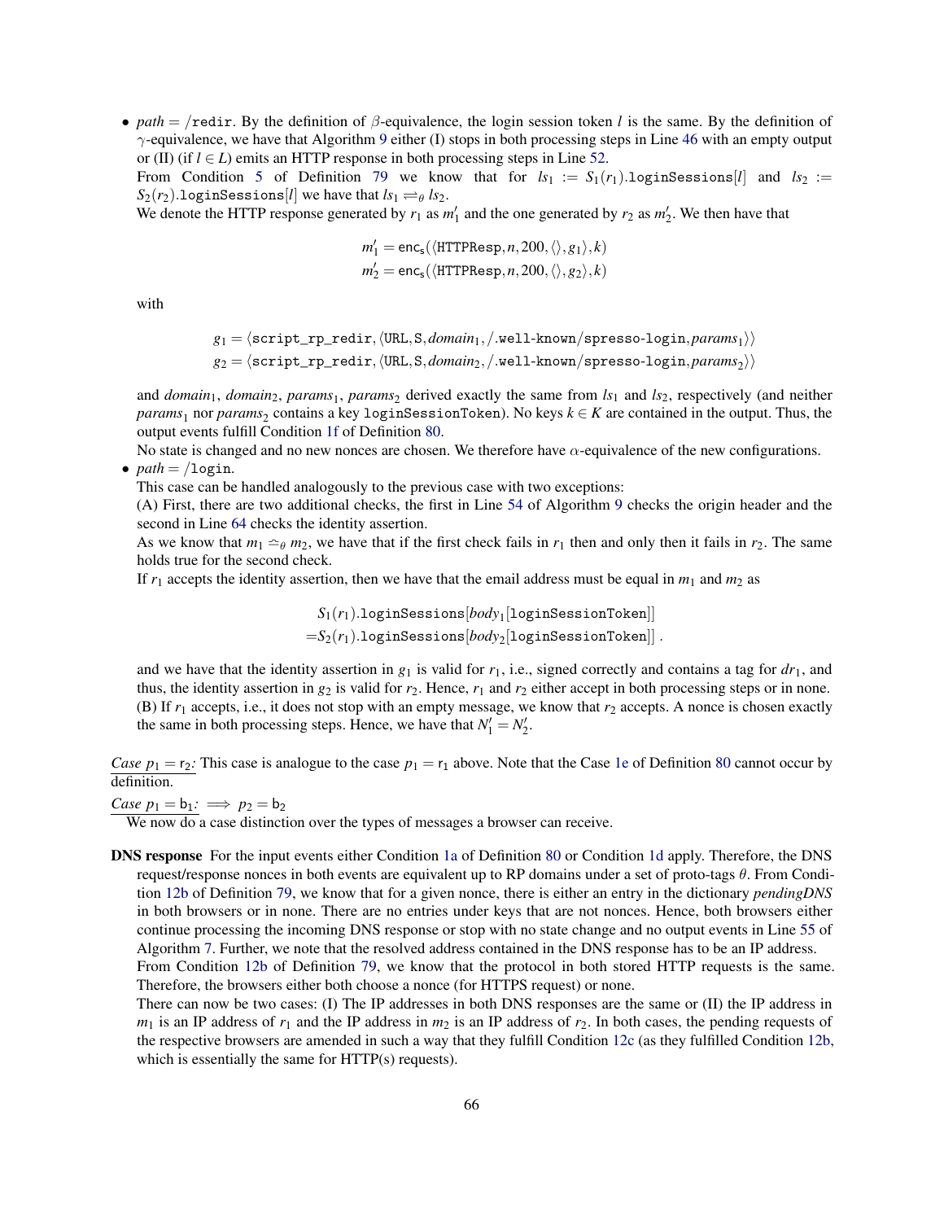- $path = $ `/redir`. By the definition of $\beta$-equivalence, the login session token $l$ is the same. By the definition of $\gamma$-equivalence, we have that Algorithm 9 either (I) stops in both processing steps in Line 46 with an empty output or (II) (if $l \in L$) emits an HTTP response in both processing steps in Line 52.
  From Condition 5 of Definition 79 we know that for $ls_1 := S_1(r_1)$.`loginSessions`$[l]$ and $ls_2 := S_2(r_2)$.`loginSessions`$[l]$ we have that $ls_1 \rightleftharpoons_\theta ls_2$.
  We denote the HTTP response generated by $r_1$ as $m'_1$ and the one generated by $r_2$ as $m'_2$. We then have that

$$m'_1 = \mathsf{enc_s}(\langle \mathtt{HTTPResp}, n, 200, \langle\rangle, g_1\rangle, k)$$
$$m'_2 = \mathsf{enc_s}(\langle \mathtt{HTTPResp}, n, 200, \langle\rangle, g_2\rangle, k)$$

  with

$$g_1 = \langle \mathtt{script\_rp\_redir}, \langle \mathtt{URL}, \mathtt{S}, domain_1, \mathtt{/.well\text{-}known/spresso\text{-}login}, params_1\rangle\rangle$$
$$g_2 = \langle \mathtt{script\_rp\_redir}, \langle \mathtt{URL}, \mathtt{S}, domain_2, \mathtt{/.well\text{-}known/spresso\text{-}login}, params_2\rangle\rangle$$

  and $domain_1$, $domain_2$, $params_1$, $params_2$ derived exactly the same from $ls_1$ and $ls_2$, respectively (and neither $params_1$ nor $params_2$ contains a key `loginSessionToken`). No keys $k \in K$ are contained in the output. Thus, the output events fulfill Condition 1f of Definition 80.
  No state is changed and no new nonces are chosen. We therefore have $\alpha$-equivalence of the new configurations.
- $path = $ `/login`.
  This case can be handled analogously to the previous case with two exceptions:
  (A) First, there are two additional checks, the first in Line 54 of Algorithm 9 checks the origin header and the second in Line 64 checks the identity assertion.
  As we know that $m_1 \simeq_\theta m_2$, we have that if the first check fails in $r_1$ then and only then it fails in $r_2$. The same holds true for the second check.
  If $r_1$ accepts the identity assertion, then we have that the email address must be equal in $m_1$ and $m_2$ as

$$\begin{aligned} &S_1(r_1).\mathtt{loginSessions}[body_1[\mathtt{loginSessionToken}]] \\ =&S_2(r_1).\mathtt{loginSessions}[body_2[\mathtt{loginSessionToken}]] . \end{aligned}$$

  and we have that the identity assertion in $g_1$ is valid for $r_1$, i.e., signed correctly and contains a tag for $dr_1$, and thus, the identity assertion in $g_2$ is valid for $r_2$. Hence, $r_1$ and $r_2$ either accept in both processing steps or in none.
  (B) If $r_1$ accepts, i.e., it does not stop with an empty message, we know that $r_2$ accepts. A nonce is chosen exactly the same in both processing steps. Hence, we have that $N'_1 = N'_2$.

<u>*Case* $p_1 = \mathsf{r}_2$*:*</u> This case is analogue to the case $p_1 = \mathsf{r}_1$ above. Note that the Case 1e of Definition 80 cannot occur by definition.

<u>*Case* $p_1 = \mathsf{b}_1$*:*</u> $\implies p_2 = \mathsf{b}_2$
We now do a case distinction over the types of messages a browser can receive.

**DNS response** For the input events either Condition 1a of Definition 80 or Condition 1d apply. Therefore, the DNS request/response nonces in both events are equivalent up to RP domains under a set of proto-tags $\theta$. From Condition 12b of Definition 79, we know that for a given nonce, there is either an entry in the dictionary *pendingDNS* in both browsers or in none. There are no entries under keys that are not nonces. Hence, both browsers either continue processing the incoming DNS response or stop with no state change and no output events in Line 55 of Algorithm 7. Further, we note that the resolved address contained in the DNS response has to be an IP address.
From Condition 12b of Definition 79, we know that the protocol in both stored HTTP requests is the same. Therefore, the browsers either both choose a nonce (for HTTPS request) or none.
There can now be two cases: (I) The IP addresses in both DNS responses are the same or (II) the IP address in $m_1$ is an IP address of $r_1$ and the IP address in $m_2$ is an IP address of $r_2$. In both cases, the pending requests of the respective browsers are amended in such a way that they fulfill Condition 12c (as they fulfilled Condition 12b, which is essentially the same for HTTP(s) requests).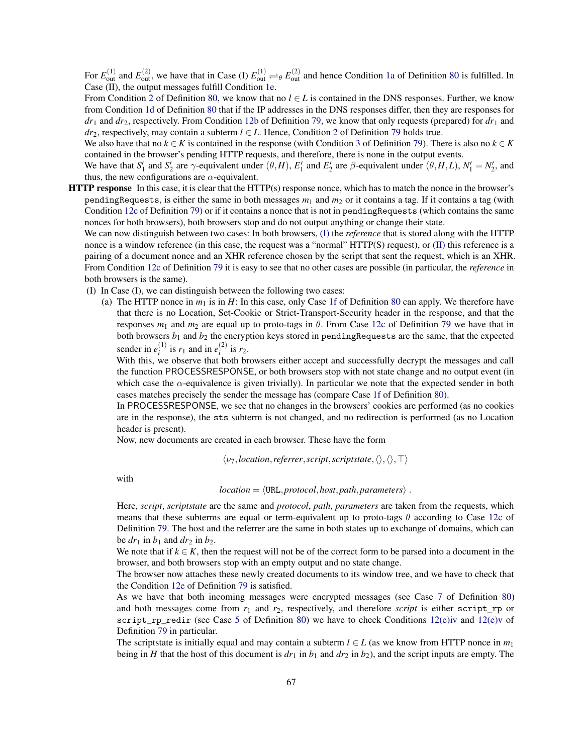For $E^{(1)}_{\text{out}}$ and $E^{(2)}_{\text{out}}$, we have that in Case (I) $E^{(1)}_{\text{out}} \rightleftharpoons_\theta E^{(2)}_{\text{out}}$ and hence Condition 1a of Definition 80 is fulfilled. In Case (II), the output messages fulfill Condition 1e.

From Condition 2 of Definition 80, we know that no $l \in L$ is contained in the DNS responses. Further, we know from Condition 1d of Definition 80 that if the IP addresses in the DNS responses differ, then they are responses for $dr_1$ and $dr_2$, respectively. From Condition 12b of Definition 79, we know that only requests (prepared) for $dr_1$ and $dr_2$, respectively, may contain a subterm $l \in L$. Hence, Condition 2 of Definition 79 holds true.

We also have that no $k \in K$ is contained in the response (with Condition 3 of Definition 79). There is also no $k \in K$ contained in the browser's pending HTTP requests, and therefore, there is none in the output events.

We have that $S'_1$ and $S'_2$ are $\gamma$-equivalent under $(\theta, H)$, $E'_1$ and $E'_2$ are $\beta$-equivalent under $(\theta, H, L)$, $N'_1 = N'_2$, and thus, the new configurations are $\alpha$-equivalent.

**HTTP response** In this case, it is clear that the HTTP(s) response nonce, which has to match the nonce in the browser's `pendingRequests`, is either the same in both messages $m_1$ and $m_2$ or it contains a tag. If it contains a tag (with Condition 12c of Definition 79) or if it contains a nonce that is not in `pendingRequests` (which contains the same nonces for both browsers), both browsers stop and do not output anything or change their state.

We can now distinguish between two cases: In both browsers, (I) the *reference* that is stored along with the HTTP nonce is a window reference (in this case, the request was a "normal" HTTP(S) request), or (II) this reference is a pairing of a document nonce and an XHR reference chosen by the script that sent the request, which is an XHR. From Condition 12c of Definition 79 it is easy to see that no other cases are possible (in particular, the *reference* in both browsers is the same).

(I) In Case (I), we can distinguish between the following two cases:

(a) The HTTP nonce in $m_1$ is in $H$: In this case, only Case 1f of Definition 80 can apply. We therefore have that there is no Location, Set-Cookie or Strict-Transport-Security header in the response, and that the responses $m_1$ and $m_2$ are equal up to proto-tags in $\theta$. From Case 12c of Definition 79 we have that in both browsers $b_1$ and $b_2$ the encryption keys stored in `pendingRequests` are the same, that the expected sender in $e^{(1)}_i$ is $r_1$ and in $e^{(2)}_i$ is $r_2$.

With this, we observe that both browsers either accept and successfully decrypt the messages and call the function PROCESSRESPONSE, or both browsers stop with not state change and no output event (in which case the $\alpha$-equivalence is given trivially). In particular we note that the expected sender in both cases matches precisely the sender the message has (compare Case 1f of Definition 80).

In PROCESSRESPONSE, we see that no changes in the browsers' cookies are performed (as no cookies are in the response), the `sts` subterm is not changed, and no redirection is performed (as no Location header is present).

Now, new documents are created in each browser. These have the form

$$\langle \nu_7, \mathit{location}, \mathit{referrer}, \mathit{script}, \mathit{scriptstate}, \langle\rangle, \langle\rangle, \top \rangle$$

with

$$\mathit{location} = \langle \texttt{URL}, \mathit{protocol}, \mathit{host}, \mathit{path}, \mathit{parameters} \rangle\ .$$

Here, *script*, *scriptstate* are the same and *protocol*, *path*, *parameters* are taken from the requests, which means that these subterms are equal or term-equivalent up to proto-tags $\theta$ according to Case 12c of Definition 79. The host and the referrer are the same in both states up to exchange of domains, which can be $dr_1$ in $b_1$ and $dr_2$ in $b_2$.

We note that if $k \in K$, then the request will not be of the correct form to be parsed into a document in the browser, and both browsers stop with an empty output and no state change.

The browser now attaches these newly created documents to its window tree, and we have to check that the Condition 12e of Definition 79 is satisfied.

As we have that both incoming messages were encrypted messages (see Case 7 of Definition 80) and both messages come from $r_1$ and $r_2$, respectively, and therefore *script* is either `script_rp` or `script_rp_redir` (see Case 5 of Definition 80) we have to check Conditions 12(e)iv and 12(e)v of Definition 79 in particular.

The scriptstate is initially equal and may contain a subterm $l \in L$ (as we know from HTTP nonce in $m_1$ being in $H$ that the host of this document is $dr_1$ in $b_1$ and $dr_2$ in $b_2$), and the script inputs are empty. The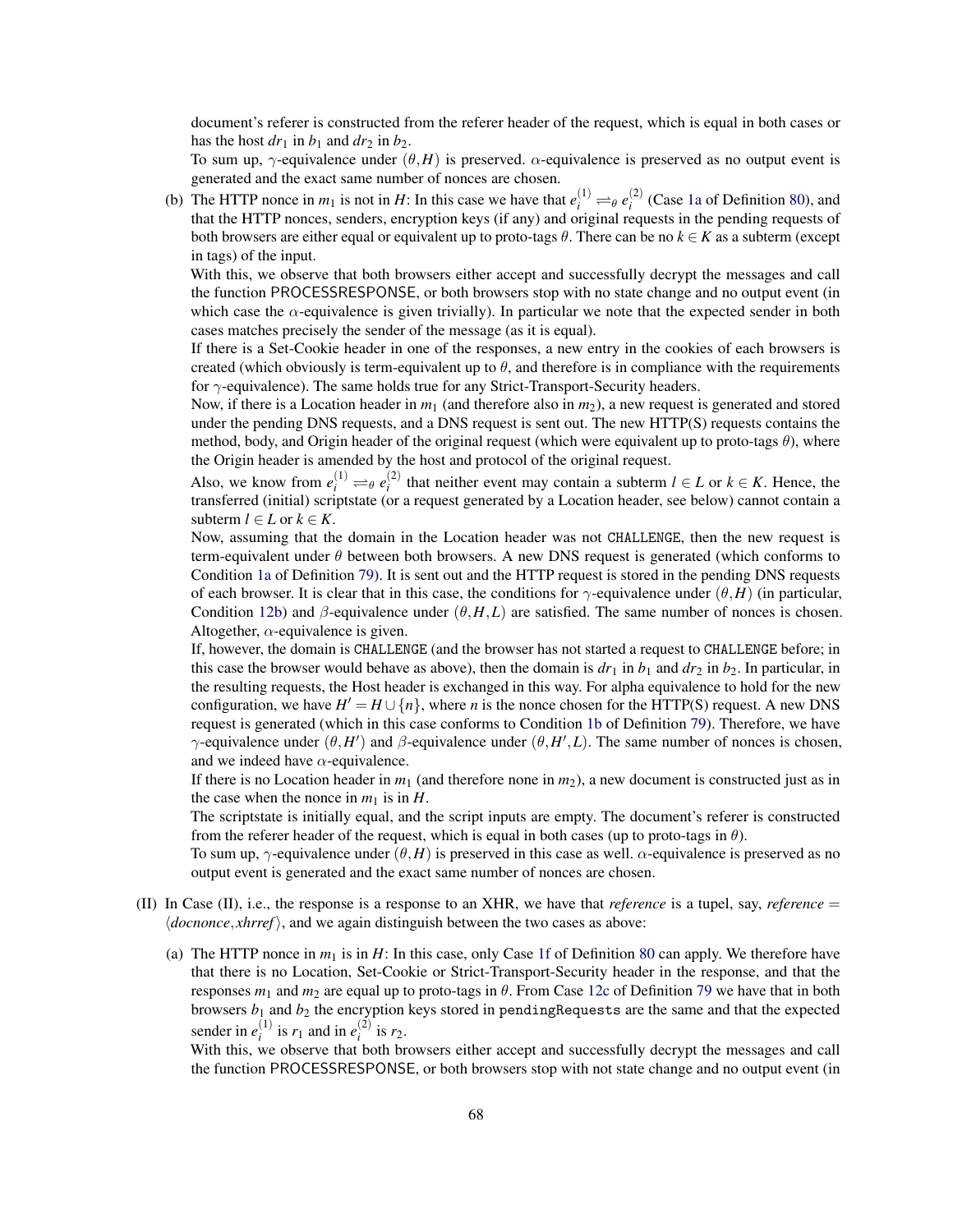document's referer is constructed from the referer header of the request, which is equal in both cases or has the host $dr_1$ in $b_1$ and $dr_2$ in $b_2$.

To sum up, $\gamma$-equivalence under $(\theta, H)$ is preserved. $\alpha$-equivalence is preserved as no output event is generated and the exact same number of nonces are chosen.

(b) The HTTP nonce in $m_1$ is not in $H$: In this case we have that $e_i^{(1)} \rightleftharpoons_\theta e_i^{(2)}$ (Case 1a of Definition 80), and that the HTTP nonces, senders, encryption keys (if any) and original requests in the pending requests of both browsers are either equal or equivalent up to proto-tags $\theta$. There can be no $k \in K$ as a subterm (except in tags) of the input.

With this, we observe that both browsers either accept and successfully decrypt the messages and call the function PROCESSRESPONSE, or both browsers stop with no state change and no output event (in which case the $\alpha$-equivalence is given trivially). In particular we note that the expected sender in both cases matches precisely the sender of the message (as it is equal).

If there is a Set-Cookie header in one of the responses, a new entry in the cookies of each browsers is created (which obviously is term-equivalent up to $\theta$, and therefore is in compliance with the requirements for $\gamma$-equivalence). The same holds true for any Strict-Transport-Security headers.

Now, if there is a Location header in $m_1$ (and therefore also in $m_2$), a new request is generated and stored under the pending DNS requests, and a DNS request is sent out. The new HTTP(S) requests contains the method, body, and Origin header of the original request (which were equivalent up to proto-tags $\theta$), where the Origin header is amended by the host and protocol of the original request.

Also, we know from $e_i^{(1)} \rightleftharpoons_\theta e_i^{(2)}$ that neither event may contain a subterm $l \in L$ or $k \in K$. Hence, the transferred (initial) scriptstate (or a request generated by a Location header, see below) cannot contain a subterm $l \in L$ or $k \in K$.

Now, assuming that the domain in the Location header was not CHALLENGE, then the new request is term-equivalent under $\theta$ between both browsers. A new DNS request is generated (which conforms to Condition 1a of Definition 79). It is sent out and the HTTP request is stored in the pending DNS requests of each browser. It is clear that in this case, the conditions for $\gamma$-equivalence under $(\theta, H)$ (in particular, Condition 12b) and $\beta$-equivalence under $(\theta, H, L)$ are satisfied. The same number of nonces is chosen. Altogether, $\alpha$-equivalence is given.

If, however, the domain is CHALLENGE (and the browser has not started a request to CHALLENGE before; in this case the browser would behave as above), then the domain is $dr_1$ in $b_1$ and $dr_2$ in $b_2$. In particular, in the resulting requests, the Host header is exchanged in this way. For alpha equivalence to hold for the new configuration, we have $H' = H \cup \{n\}$, where $n$ is the nonce chosen for the HTTP(S) request. A new DNS request is generated (which in this case conforms to Condition 1b of Definition 79). Therefore, we have $\gamma$-equivalence under $(\theta, H')$ and $\beta$-equivalence under $(\theta, H', L)$. The same number of nonces is chosen, and we indeed have $\alpha$-equivalence.

If there is no Location header in $m_1$ (and therefore none in $m_2$), a new document is constructed just as in the case when the nonce in $m_1$ is in $H$.

The scriptstate is initially equal, and the script inputs are empty. The document's referer is constructed from the referer header of the request, which is equal in both cases (up to proto-tags in $\theta$).

To sum up, $\gamma$-equivalence under $(\theta, H)$ is preserved in this case as well. $\alpha$-equivalence is preserved as no output event is generated and the exact same number of nonces are chosen.

(II) In Case (II), i.e., the response is a response to an XHR, we have that *reference* is a tupel, say, *reference* $= \langle docnonce, xhrref \rangle$, and we again distinguish between the two cases as above:

(a) The HTTP nonce in $m_1$ is in $H$: In this case, only Case 1f of Definition 80 can apply. We therefore have that there is no Location, Set-Cookie or Strict-Transport-Security header in the response, and that the responses $m_1$ and $m_2$ are equal up to proto-tags in $\theta$. From Case 12c of Definition 79 we have that in both browsers $b_1$ and $b_2$ the encryption keys stored in `pendingRequests` are the same and that the expected sender in $e_i^{(1)}$ is $r_1$ and in $e_i^{(2)}$ is $r_2$.

With this, we observe that both browsers either accept and successfully decrypt the messages and call the function PROCESSRESPONSE, or both browsers stop with not state change and no output event (in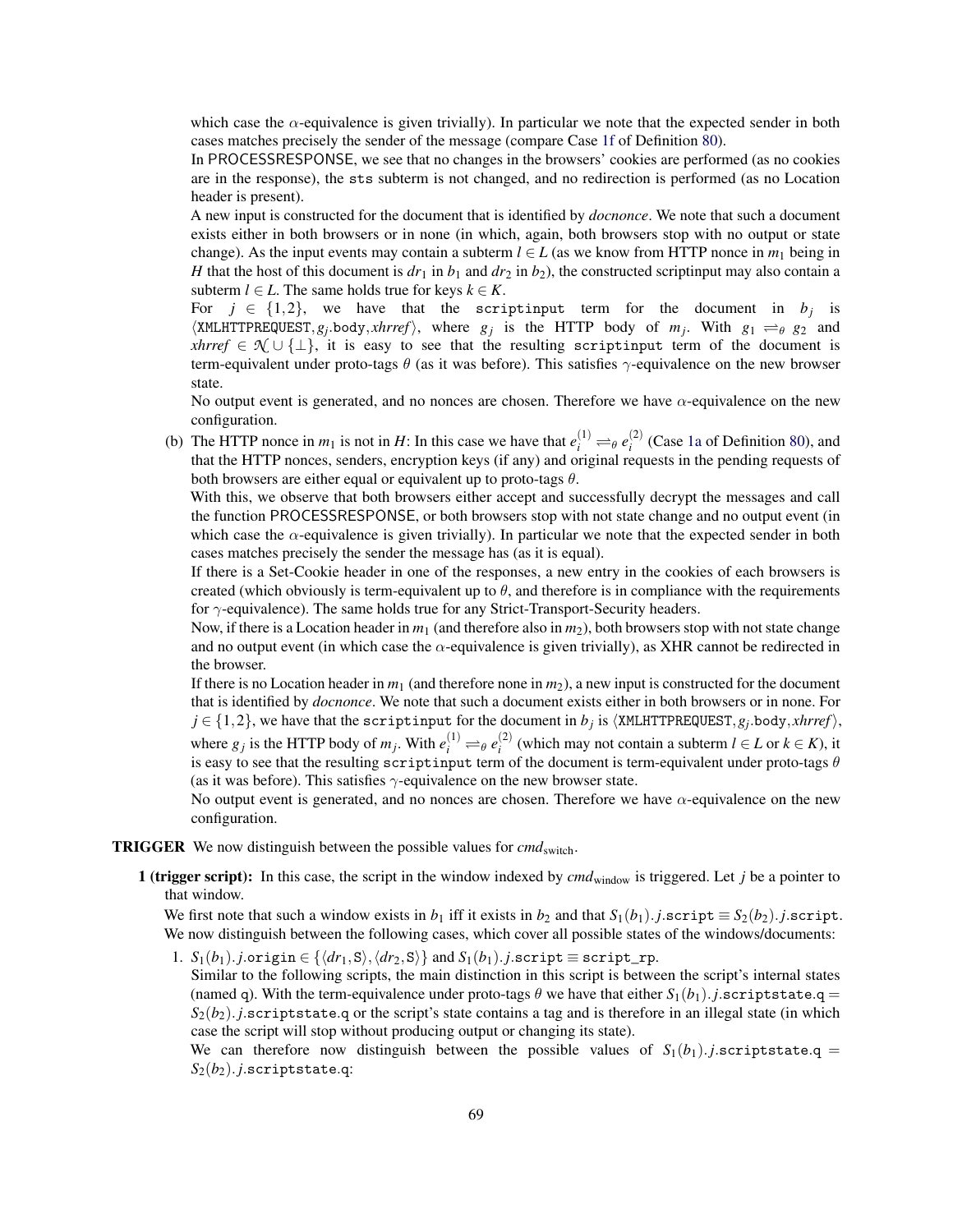which case the $\alpha$-equivalence is given trivially). In particular we note that the expected sender in both cases matches precisely the sender of the message (compare Case 1f of Definition 80).

In PROCESSRESPONSE, we see that no changes in the browsers' cookies are performed (as no cookies are in the response), the sts subterm is not changed, and no redirection is performed (as no Location header is present).

A new input is constructed for the document that is identified by *docnonce*. We note that such a document exists either in both browsers or in none (in which, again, both browsers stop with no output or state change). As the input events may contain a subterm $l \in L$ (as we know from HTTP nonce in $m_1$ being in $H$ that the host of this document is $dr_1$ in $b_1$ and $dr_2$ in $b_2$), the constructed scriptinput may also contain a subterm $l \in L$. The same holds true for keys $k \in K$.

For $j \in \{1,2\}$, we have that the scriptinput term for the document in $b_j$ is $\langle \texttt{XMLHTTPREQUEST}, g_j.\texttt{body}, \mathit{xhrref} \rangle$, where $g_j$ is the HTTP body of $m_j$. With $g_1 \rightleftharpoons_\theta g_2$ and $\mathit{xhrref} \in \mathcal{N} \cup \{\bot\}$, it is easy to see that the resulting scriptinput term of the document is term-equivalent under proto-tags $\theta$ (as it was before). This satisfies $\gamma$-equivalence on the new browser state.

No output event is generated, and no nonces are chosen. Therefore we have $\alpha$-equivalence on the new configuration.

(b) The HTTP nonce in $m_1$ is not in $H$: In this case we have that $e_i^{(1)} \rightleftharpoons_\theta e_i^{(2)}$ (Case 1a of Definition 80), and that the HTTP nonces, senders, encryption keys (if any) and original requests in the pending requests of both browsers are either equal or equivalent up to proto-tags $\theta$.

With this, we observe that both browsers either accept and successfully decrypt the messages and call the function PROCESSRESPONSE, or both browsers stop with not state change and no output event (in which case the $\alpha$-equivalence is given trivially). In particular we note that the expected sender in both cases matches precisely the sender the message has (as it is equal).

If there is a Set-Cookie header in one of the responses, a new entry in the cookies of each browsers is created (which obviously is term-equivalent up to $\theta$, and therefore is in compliance with the requirements for $\gamma$-equivalence). The same holds true for any Strict-Transport-Security headers.

Now, if there is a Location header in $m_1$ (and therefore also in $m_2$), both browsers stop with not state change and no output event (in which case the $\alpha$-equivalence is given trivially), as XHR cannot be redirected in the browser.

If there is no Location header in $m_1$ (and therefore none in $m_2$), a new input is constructed for the document that is identified by *docnonce*. We note that such a document exists either in both browsers or in none. For $j \in \{1,2\}$, we have that the scriptinput for the document in $b_j$ is $\langle \texttt{XMLHTTPREQUEST}, g_j.\texttt{body}, \mathit{xhrref} \rangle$, where $g_j$ is the HTTP body of $m_j$. With $e_i^{(1)} \rightleftharpoons_\theta e_i^{(2)}$ (which may not contain a subterm $l \in L$ or $k \in K$), it is easy to see that the resulting scriptinput term of the document is term-equivalent under proto-tags $\theta$ (as it was before). This satisfies $\gamma$-equivalence on the new browser state.

No output event is generated, and no nonces are chosen. Therefore we have $\alpha$-equivalence on the new configuration.

**TRIGGER** We now distinguish between the possible values for $\mathit{cmd}_{\text{switch}}$.

**1 (trigger script):** In this case, the script in the window indexed by $\mathit{cmd}_{\text{window}}$ is triggered. Let $j$ be a pointer to that window.

We first note that such a window exists in $b_1$ iff it exists in $b_2$ and that $S_1(b_1).j.\texttt{script} \equiv S_2(b_2).j.\texttt{script}$. We now distinguish between the following cases, which cover all possible states of the windows/documents:

1. $S_1(b_1).j.\texttt{origin} \in \{\langle dr_1, \texttt{S}\rangle, \langle dr_2, \texttt{S}\rangle\}$ and $S_1(b_1).j.\texttt{script} \equiv \texttt{script\_rp}$.

   Similar to the following scripts, the main distinction in this script is between the script's internal states (named q). With the term-equivalence under proto-tags $\theta$ we have that either $S_1(b_1).j.\texttt{scriptstate.q} = S_2(b_2).j.\texttt{scriptstate.q}$ or the script's state contains a tag and is therefore in an illegal state (in which case the script will stop without producing output or changing its state).

   We can therefore now distinguish between the possible values of $S_1(b_1).j.\texttt{scriptstate.q} = S_2(b_2).j.\texttt{scriptstate.q}$: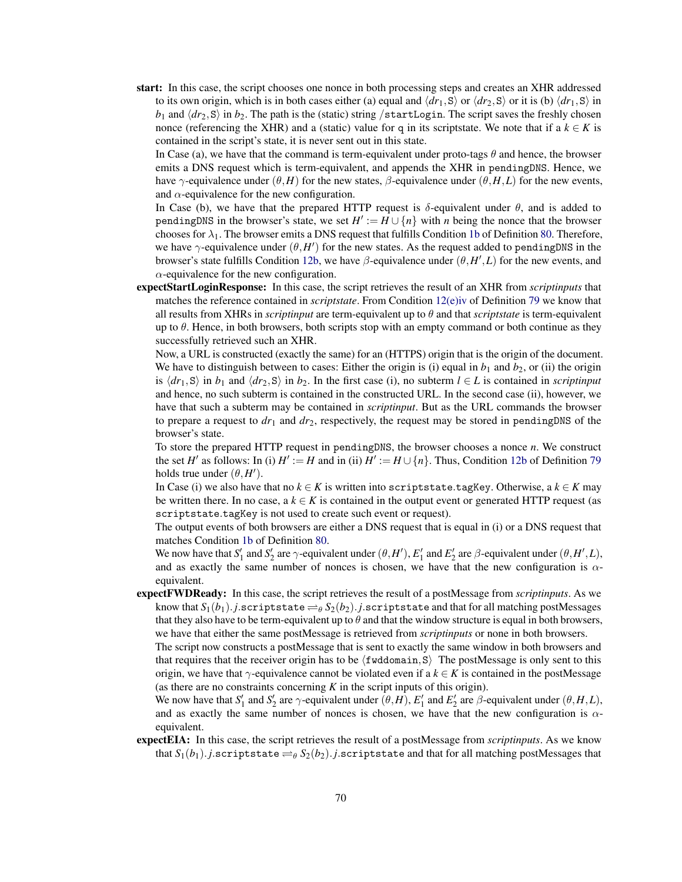**start:** In this case, the script chooses one nonce in both processing steps and creates an XHR addressed to its own origin, which is in both cases either (a) equal and $\langle dr_1, \mathtt{S}\rangle$ or $\langle dr_2, \mathtt{S}\rangle$ or it is (b) $\langle dr_1, \mathtt{S}\rangle$ in $b_1$ and $\langle dr_2, \mathtt{S}\rangle$ in $b_2$. The path is the (static) string /startLogin. The script saves the freshly chosen nonce (referencing the XHR) and a (static) value for q in its scriptstate. We note that if a $k \in K$ is contained in the script's state, it is never sent out in this state.

In Case (a), we have that the command is term-equivalent under proto-tags $\theta$ and hence, the browser emits a DNS request which is term-equivalent, and appends the XHR in pendingDNS. Hence, we have $\gamma$-equivalence under $(\theta, H)$ for the new states, $\beta$-equivalence under $(\theta, H, L)$ for the new events, and $\alpha$-equivalence for the new configuration.

In Case (b), we have that the prepared HTTP request is $\delta$-equivalent under $\theta$, and is added to pendingDNS in the browser's state, we set $H' := H \cup \{n\}$ with $n$ being the nonce that the browser chooses for $\lambda_1$. The browser emits a DNS request that fulfills Condition 1b of Definition 80. Therefore, we have $\gamma$-equivalence under $(\theta, H')$ for the new states. As the request added to pendingDNS in the browser's state fulfills Condition 12b, we have $\beta$-equivalence under $(\theta, H', L)$ for the new events, and $\alpha$-equivalence for the new configuration.

**expectStartLoginResponse:** In this case, the script retrieves the result of an XHR from *scriptinputs* that matches the reference contained in *scriptstate*. From Condition 12(e)iv of Definition 79 we know that all results from XHRs in *scriptinput* are term-equivalent up to $\theta$ and that *scriptstate* is term-equivalent up to $\theta$. Hence, in both browsers, both scripts stop with an empty command or both continue as they successfully retrieved such an XHR.

Now, a URL is constructed (exactly the same) for an (HTTPS) origin that is the origin of the document. We have to distinguish between to cases: Either the origin is (i) equal in $b_1$ and $b_2$, or (ii) the origin is $\langle dr_1, \mathtt{S}\rangle$ in $b_1$ and $\langle dr_2, \mathtt{S}\rangle$ in $b_2$. In the first case (i), no subterm $l \in L$ is contained in *scriptinput* and hence, no such subterm is contained in the constructed URL. In the second case (ii), however, we have that such a subterm may be contained in *scriptinput*. But as the URL commands the browser to prepare a request to $dr_1$ and $dr_2$, respectively, the request may be stored in pendingDNS of the browser's state.

To store the prepared HTTP request in pendingDNS, the browser chooses a nonce $n$. We construct the set $H'$ as follows: In (i) $H' := H$ and in (ii) $H' := H \cup \{n\}$. Thus, Condition 12b of Definition 79 holds true under $(\theta, H')$.

In Case (i) we also have that no $k \in K$ is written into scriptstate.tagKey. Otherwise, a $k \in K$ may be written there. In no case, a $k \in K$ is contained in the output event or generated HTTP request (as scriptstate.tagKey is not used to create such event or request).

The output events of both browsers are either a DNS request that is equal in (i) or a DNS request that matches Condition 1b of Definition 80.

We now have that $S_1'$ and $S_2'$ are $\gamma$-equivalent under $(\theta, H')$, $E_1'$ and $E_2'$ are $\beta$-equivalent under $(\theta, H', L)$, and as exactly the same number of nonces is chosen, we have that the new configuration is $\alpha$-equivalent.

**expectFWDReady:** In this case, the script retrieves the result of a postMessage from *scriptinputs*. As we know that $S_1(b_1).j.\mathtt{scriptstate} \rightleftharpoons_\theta S_2(b_2).j.\mathtt{scriptstate}$ and that for all matching postMessages that they also have to be term-equivalent up to $\theta$ and that the window structure is equal in both browsers, we have that either the same postMessage is retrieved from *scriptinputs* or none in both browsers.

The script now constructs a postMessage that is sent to exactly the same window in both browsers and that requires that the receiver origin has to be $\langle \mathtt{fwddomain}, \mathtt{S}\rangle$ The postMessage is only sent to this origin, we have that $\gamma$-equivalence cannot be violated even if a $k \in K$ is contained in the postMessage (as there are no constraints concerning $K$ in the script inputs of this origin).

We now have that $S_1'$ and $S_2'$ are $\gamma$-equivalent under $(\theta, H)$, $E_1'$ and $E_2'$ are $\beta$-equivalent under $(\theta, H, L)$, and as exactly the same number of nonces is chosen, we have that the new configuration is $\alpha$-equivalent.

**expectEIA:** In this case, the script retrieves the result of a postMessage from *scriptinputs*. As we know that $S_1(b_1).j.\mathtt{scriptstate} \rightleftharpoons_\theta S_2(b_2).j.\mathtt{scriptstate}$ and that for all matching postMessages that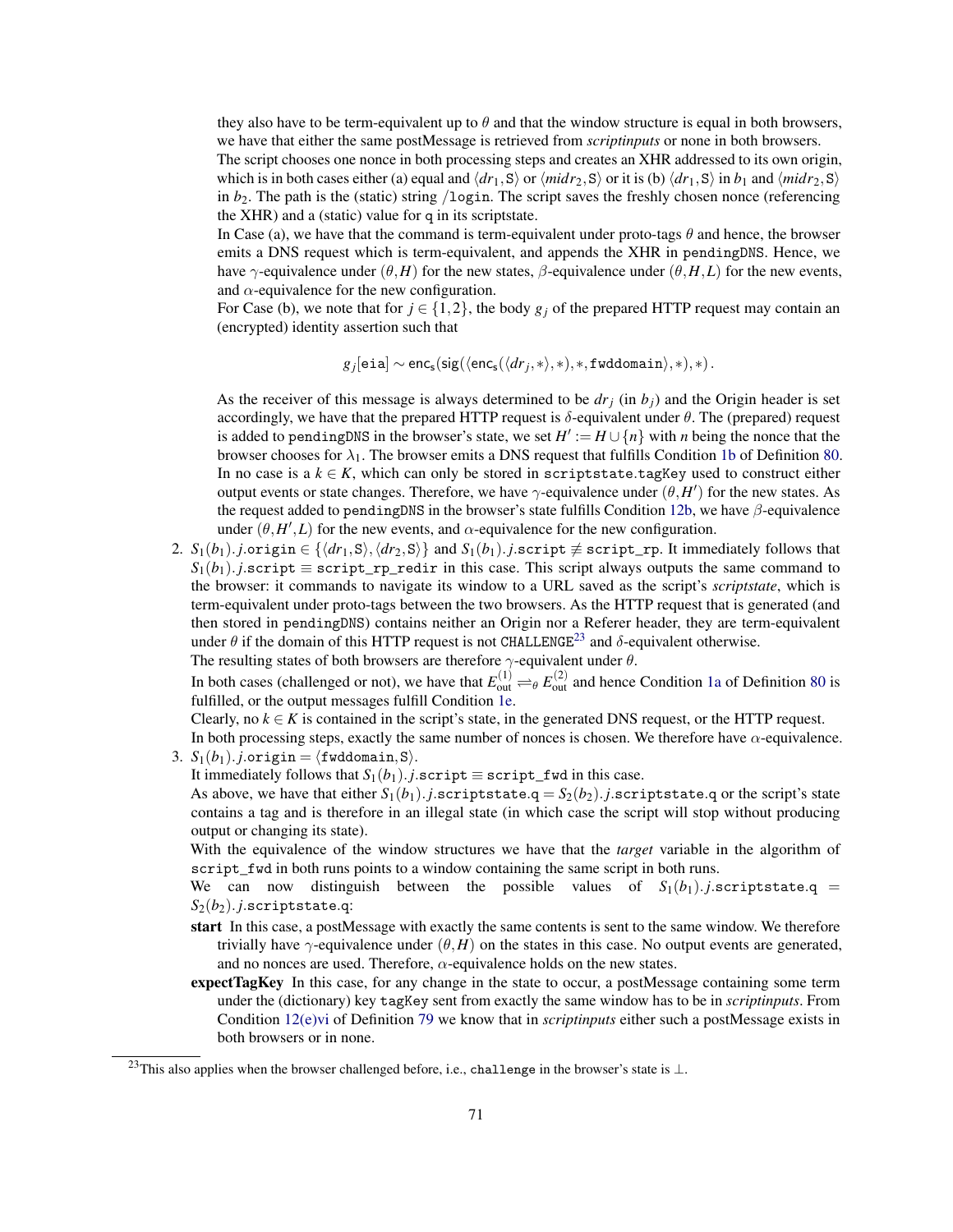they also have to be term-equivalent up to $\theta$ and that the window structure is equal in both browsers, we have that either the same postMessage is retrieved from *scriptinputs* or none in both browsers.

The script chooses one nonce in both processing steps and creates an XHR addressed to its own origin, which is in both cases either (a) equal and $\langle dr_1, \mathtt{S}\rangle$ or $\langle midr_2, \mathtt{S}\rangle$ or it is (b) $\langle dr_1, \mathtt{S}\rangle$ in $b_1$ and $\langle midr_2, \mathtt{S}\rangle$ in $b_2$. The path is the (static) string `/login`. The script saves the freshly chosen nonce (referencing the XHR) and a (static) value for `q` in its scriptstate.

In Case (a), we have that the command is term-equivalent under proto-tags $\theta$ and hence, the browser emits a DNS request which is term-equivalent, and appends the XHR in `pendingDNS`. Hence, we have $\gamma$-equivalence under $(\theta, H)$ for the new states, $\beta$-equivalence under $(\theta, H, L)$ for the new events, and $\alpha$-equivalence for the new configuration.

For Case (b), we note that for $j \in \{1,2\}$, the body $g_j$ of the prepared HTTP request may contain an (encrypted) identity assertion such that

$$g_j[\mathtt{eia}] \sim \mathsf{enc_s}(\mathsf{sig}(\langle \mathsf{enc_s}(\langle dr_j, *\rangle, *), *, \mathtt{fwddomain}\rangle, *), *) .$$

As the receiver of this message is always determined to be $dr_j$ (in $b_j$) and the Origin header is set accordingly, we have that the prepared HTTP request is $\delta$-equivalent under $\theta$. The (prepared) request is added to `pendingDNS` in the browser's state, we set $H' := H \cup \{n\}$ with $n$ being the nonce that the browser chooses for $\lambda_1$. The browser emits a DNS request that fulfills Condition 1b of Definition 80. In no case is a $k \in K$, which can only be stored in `scriptstate.tagKey` used to construct either output events or state changes. Therefore, we have $\gamma$-equivalence under $(\theta, H')$ for the new states. As the request added to `pendingDNS` in the browser's state fulfills Condition 12b, we have $\beta$-equivalence under $(\theta, H', L)$ for the new events, and $\alpha$-equivalence for the new configuration.

2. $S_1(b_1).j.\mathtt{origin} \in \{\langle dr_1, \mathtt{S}\rangle, \langle dr_2, \mathtt{S}\rangle\}$ and $S_1(b_1).j.\mathtt{script} \not\equiv \mathtt{script\_rp}$. It immediately follows that $S_1(b_1).j.\mathtt{script} \equiv \mathtt{script\_rp\_redir}$ in this case. This script always outputs the same command to the browser: it commands to navigate its window to a URL saved as the script's *scriptstate*, which is term-equivalent under proto-tags between the two browsers. As the HTTP request that is generated (and then stored in `pendingDNS`) contains neither an Origin nor a Referer header, they are term-equivalent under $\theta$ if the domain of this HTTP request is not `CHALLENGE`[23] and $\delta$-equivalent otherwise.

   The resulting states of both browsers are therefore $\gamma$-equivalent under $\theta$.

   In both cases (challenged or not), we have that $E^{(1)}_{\text{out}} \rightleftharpoons_\theta E^{(2)}_{\text{out}}$ and hence Condition 1a of Definition 80 is fulfilled, or the output messages fulfill Condition 1e.

   Clearly, no $k \in K$ is contained in the script's state, in the generated DNS request, or the HTTP request.

   In both processing steps, exactly the same number of nonces is chosen. We therefore have $\alpha$-equivalence.

3. $S_1(b_1).j.\mathtt{origin} = \langle \mathtt{fwddomain}, \mathtt{S}\rangle$.

   It immediately follows that $S_1(b_1).j.\mathtt{script} \equiv \mathtt{script\_fwd}$ in this case.

   As above, we have that either $S_1(b_1).j.\mathtt{scriptstate.q} = S_2(b_2).j.\mathtt{scriptstate.q}$ or the script's state contains a tag and is therefore in an illegal state (in which case the script will stop without producing output or changing its state).

   With the equivalence of the window structures we have that the *target* variable in the algorithm of `script_fwd` in both runs points to a window containing the same script in both runs.

   We can now distinguish between the possible values of $S_1(b_1).j.\mathtt{scriptstate.q} = S_2(b_2).j.\mathtt{scriptstate.q}$:

   **start** In this case, a postMessage with exactly the same contents is sent to the same window. We therefore trivially have $\gamma$-equivalence under $(\theta, H)$ on the states in this case. No output events are generated, and no nonces are used. Therefore, $\alpha$-equivalence holds on the new states.

   **expectTagKey** In this case, for any change in the state to occur, a postMessage containing some term under the (dictionary) key `tagKey` sent from exactly the same window has to be in *scriptinputs*. From Condition 12(e)vi of Definition 79 we know that in *scriptinputs* either such a postMessage exists in both browsers or in none.

[23] This also applies when the browser challenged before, i.e., `challenge` in the browser's state is $\perp$.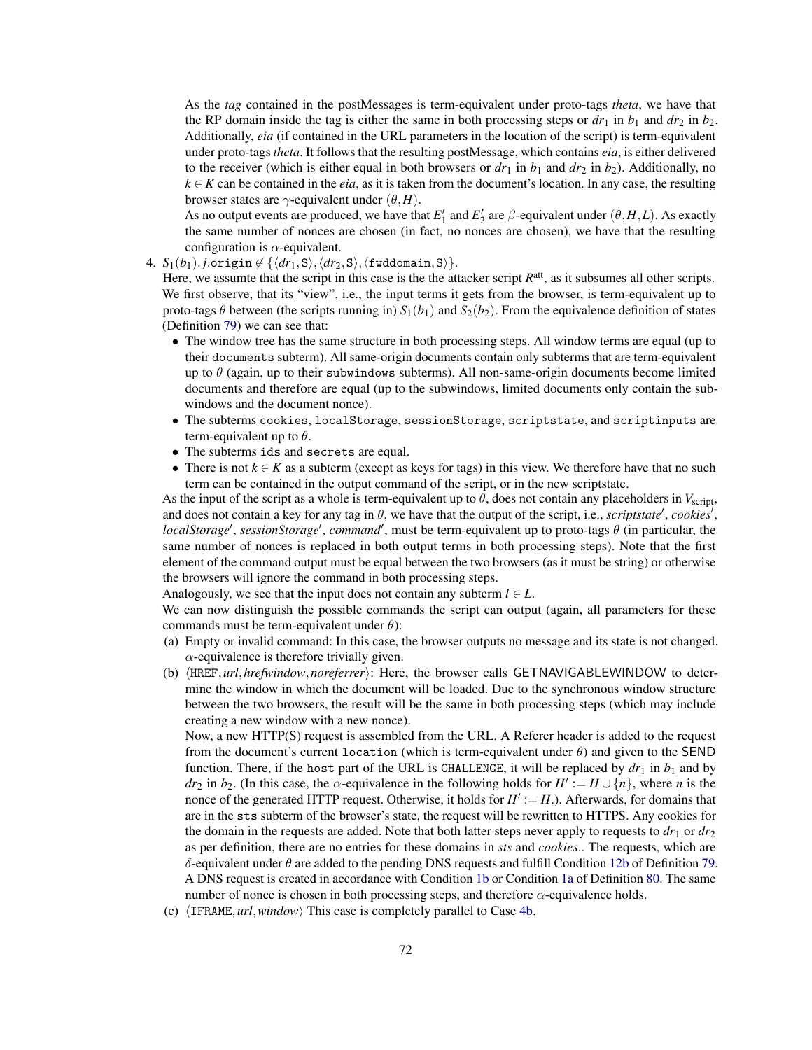As the *tag* contained in the postMessages is term-equivalent under proto-tags *theta*, we have that the RP domain inside the tag is either the same in both processing steps or $dr_1$ in $b_1$ and $dr_2$ in $b_2$. Additionally, *eia* (if contained in the URL parameters in the location of the script) is term-equivalent under proto-tags *theta*. It follows that the resulting postMessage, which contains *eia*, is either delivered to the receiver (which is either equal in both browsers or $dr_1$ in $b_1$ and $dr_2$ in $b_2$). Additionally, no $k \in K$ can be contained in the *eia*, as it is taken from the document's location. In any case, the resulting browser states are $\gamma$-equivalent under $(\theta, H)$.

As no output events are produced, we have that $E'_1$ and $E'_2$ are $\beta$-equivalent under $(\theta, H, L)$. As exactly the same number of nonces are chosen (in fact, no nonces are chosen), we have that the resulting configuration is $\alpha$-equivalent.

4. $S_1(b_1).j.\mathtt{origin} \notin \{\langle dr_1, \mathtt{S}\rangle, \langle dr_2, \mathtt{S}\rangle, \langle \mathtt{fwddomain}, \mathtt{S}\rangle\}$.

   Here, we assumte that the script in this case is the the attacker script $R^{\text{att}}$, as it subsumes all other scripts. We first observe, that its "view", i.e., the input terms it gets from the browser, is term-equivalent up to proto-tags $\theta$ between (the scripts running in) $S_1(b_1)$ and $S_2(b_2)$. From the equivalence definition of states (Definition 79) we can see that:

   - The window tree has the same structure in both processing steps. All window terms are equal (up to their `documents` subterm). All same-origin documents contain only subterms that are term-equivalent up to $\theta$ (again, up to their `subwindows` subterms). All non-same-origin documents become limited documents and therefore are equal (up to the subwindows, limited documents only contain the subwindows and the document nonce).
   - The subterms `cookies`, `localStorage`, `sessionStorage`, `scriptstate`, and `scriptinputs` are term-equivalent up to $\theta$.
   - The subterms `ids` and `secrets` are equal.
   - There is not $k \in K$ as a subterm (except as keys for tags) in this view. We therefore have that no such term can be contained in the output command of the script, or in the new scriptstate.

   As the input of the script as a whole is term-equivalent up to $\theta$, does not contain any placeholders in $V_{\text{script}}$, and does not contain a key for any tag in $\theta$, we have that the output of the script, i.e., *scriptstate*$'$, *cookies*$'$, *localStorage*$'$, *sessionStorage*$'$, *command*$'$, must be term-equivalent up to proto-tags $\theta$ (in particular, the same number of nonces is replaced in both output terms in both processing steps). Note that the first element of the command output must be equal between the two browsers (as it must be string) or otherwise the browsers will ignore the command in both processing steps.

   Analogously, we see that the input does not contain any subterm $l \in L$.

   We can now distinguish the possible commands the script can output (again, all parameters for these commands must be term-equivalent under $\theta$):

   (a) Empty or invalid command: In this case, the browser outputs no message and its state is not changed. $\alpha$-equivalence is therefore trivially given.

   (b) $\langle \mathtt{HREF}, url, hrefwindow, noreferrer\rangle$: Here, the browser calls GETNAVIGABLEWINDOW to determine the window in which the document will be loaded. Due to the synchronous window structure between the two browsers, the result will be the same in both processing steps (which may include creating a new window with a new nonce).

   Now, a new HTTP(S) request is assembled from the URL. A Referer header is added to the request from the document's current `location` (which is term-equivalent under $\theta$) and given to the SEND function. There, if the `host` part of the URL is `CHALLENGE`, it will be replaced by $dr_1$ in $b_1$ and by $dr_2$ in $b_2$. (In this case, the $\alpha$-equivalence in the following holds for $H' := H \cup \{n\}$, where $n$ is the nonce of the generated HTTP request. Otherwise, it holds for $H' := H$.). Afterwards, for domains that are in the `sts` subterm of the browser's state, the request will be rewritten to HTTPS. Any cookies for the domain in the requests are added. Note that both latter steps never apply to requests to $dr_1$ or $dr_2$ as per definition, there are no entries for these domains in *sts* and *cookies*.. The requests, which are $\delta$-equivalent under $\theta$ are added to the pending DNS requests and fulfill Condition 12b of Definition 79. A DNS request is created in accordance with Condition 1b or Condition 1a of Definition 80. The same number of nonce is chosen in both processing steps, and therefore $\alpha$-equivalence holds.

   (c) $\langle \mathtt{IFRAME}, url, window\rangle$ This case is completely parallel to Case 4b.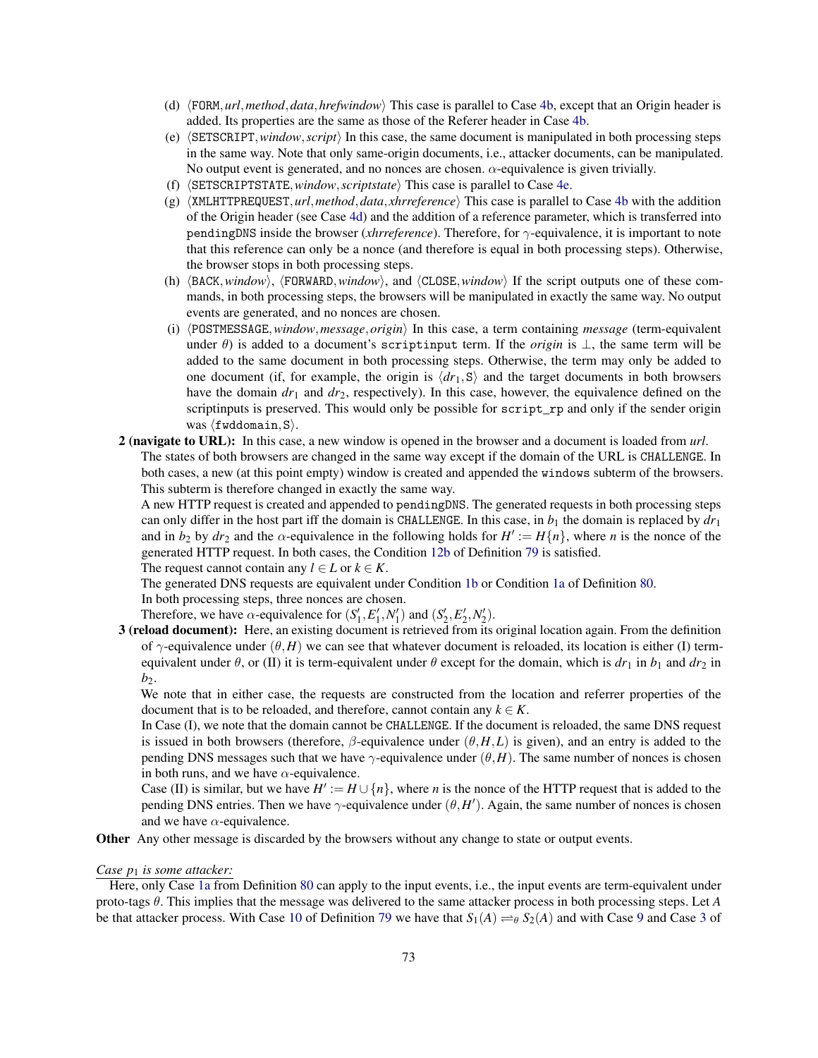(d) $\langle \texttt{FORM}, url, method, data, hrefwindow\rangle$ This case is parallel to Case 4b, except that an Origin header is added. Its properties are the same as those of the Referer header in Case 4b.

(e) $\langle \texttt{SETSCRIPT}, window, script\rangle$ In this case, the same document is manipulated in both processing steps in the same way. Note that only same-origin documents, i.e., attacker documents, can be manipulated. No output event is generated, and no nonces are chosen. $\alpha$-equivalence is given trivially.

(f) $\langle \texttt{SETSCRIPTSTATE}, window, scriptstate\rangle$ This case is parallel to Case 4e.

(g) $\langle \texttt{XMLHTTPREQUEST}, url, method, data, xhrreference\rangle$ This case is parallel to Case 4b with the addition of the Origin header (see Case 4d) and the addition of a reference parameter, which is transferred into `pendingDNS` inside the browser (*xhrreference*). Therefore, for $\gamma$-equivalence, it is important to note that this reference can only be a nonce (and therefore is equal in both processing steps). Otherwise, the browser stops in both processing steps.

(h) $\langle \texttt{BACK}, window\rangle$, $\langle \texttt{FORWARD}, window\rangle$, and $\langle \texttt{CLOSE}, window\rangle$ If the script outputs one of these commands, in both processing steps, the browsers will be manipulated in exactly the same way. No output events are generated, and no nonces are chosen.

(i) $\langle \texttt{POSTMESSAGE}, window, message, origin\rangle$ In this case, a term containing *message* (term-equivalent under $\theta$) is added to a document's `scriptinput` term. If the *origin* is $\perp$, the same term will be added to the same document in both processing steps. Otherwise, the term may only be added to one document (if, for example, the origin is $\langle dr_1, \texttt{S}\rangle$ and the target documents in both browsers have the domain $dr_1$ and $dr_2$, respectively). In this case, however, the equivalence defined on the scriptinputs is preserved. This would only be possible for `script_rp` and only if the sender origin was $\langle \texttt{fwddomain}, \texttt{S}\rangle$.

**2 (navigate to URL):** In this case, a new window is opened in the browser and a document is loaded from *url*. The states of both browsers are changed in the same way except if the domain of the URL is `CHALLENGE`. In both cases, a new (at this point empty) window is created and appended the `windows` subterm of the browsers. This subterm is therefore changed in exactly the same way.

A new HTTP request is created and appended to `pendingDNS`. The generated requests in both processing steps can only differ in the host part iff the domain is `CHALLENGE`. In this case, in $b_1$ the domain is replaced by $dr_1$ and in $b_2$ by $dr_2$ and the $\alpha$-equivalence in the following holds for $H' := H\{n\}$, where $n$ is the nonce of the generated HTTP request. In both cases, the Condition 12b of Definition 79 is satisfied.

The request cannot contain any $l \in L$ or $k \in K$.

The generated DNS requests are equivalent under Condition 1b or Condition 1a of Definition 80.

In both processing steps, three nonces are chosen.

Therefore, we have $\alpha$-equivalence for $(S_1', E_1', N_1')$ and $(S_2', E_2', N_2')$.

**3 (reload document):** Here, an existing document is retrieved from its original location again. From the definition of $\gamma$-equivalence under $(\theta, H)$ we can see that whatever document is reloaded, its location is either (I) term-equivalent under $\theta$, or (II) it is term-equivalent under $\theta$ except for the domain, which is $dr_1$ in $b_1$ and $dr_2$ in $b_2$.

We note that in either case, the requests are constructed from the location and referrer properties of the document that is to be reloaded, and therefore, cannot contain any $k \in K$.

In Case (I), we note that the domain cannot be `CHALLENGE`. If the document is reloaded, the same DNS request is issued in both browsers (therefore, $\beta$-equivalence under $(\theta, H, L)$ is given), and an entry is added to the pending DNS messages such that we have $\gamma$-equivalence under $(\theta, H)$. The same number of nonces is chosen in both runs, and we have $\alpha$-equivalence.

Case (II) is similar, but we have $H' := H \cup \{n\}$, where $n$ is the nonce of the HTTP request that is added to the pending DNS entries. Then we have $\gamma$-equivalence under $(\theta, H')$. Again, the same number of nonces is chosen and we have $\alpha$-equivalence.

**Other** Any other message is discarded by the browsers without any change to state or output events.

*Case $p_1$ is some attacker:*

Here, only Case 1a from Definition 80 can apply to the input events, i.e., the input events are term-equivalent under proto-tags $\theta$. This implies that the message was delivered to the same attacker process in both processing steps. Let $A$ be that attacker process. With Case 10 of Definition 79 we have that $S_1(A) \rightleftharpoons_\theta S_2(A)$ and with Case 9 and Case 3 of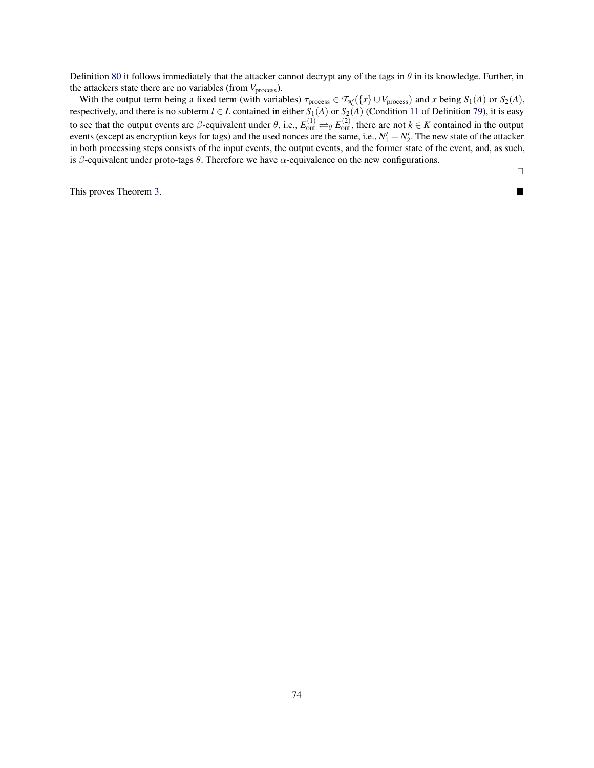Definition 80 it follows immediately that the attacker cannot decrypt any of the tags in $\theta$ in its knowledge. Further, in the attackers state there are no variables (from $V_{\text{process}}$).

With the output term being a fixed term (with variables) $\tau_{\text{process}} \in \mathcal{T}_{\mathcal{N}}(\{x\} \cup V_{\text{process}})$ and $x$ being $S_1(A)$ or $S_2(A)$, respectively, and there is no subterm $l \in L$ contained in either $S_1(A)$ or $S_2(A)$ (Condition 11 of Definition 79), it is easy to see that the output events are $\beta$-equivalent under $\theta$, i.e., $E_{\text{out}}^{(1)} \rightleftharpoons_\theta E_{\text{out}}^{(2)}$, there are not $k \in K$ contained in the output events (except as encryption keys for tags) and the used nonces are the same, i.e., $N'_1 = N'_2$. The new state of the attacker in both processing steps consists of the input events, the output events, and the former state of the event, and, as such, is $\beta$-equivalent under proto-tags $\theta$. Therefore we have $\alpha$-equivalence on the new configurations.

□

This proves Theorem 3. ■